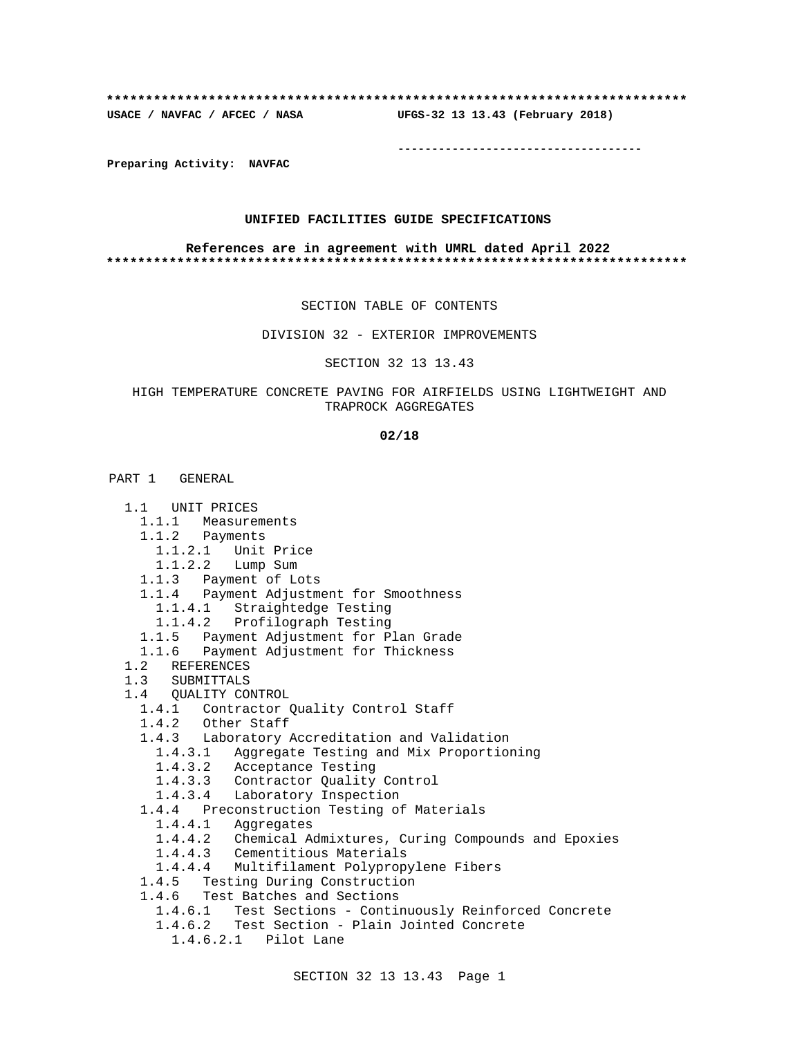**************************************************************************

**USACE / NAVFAC / AFCEC / NASA UFGS-32 13 13.43 (February 2018)**

-----------------------------------

**Preparing Activity: NAVFAC**

**UNIFIED FACILITIES GUIDE SPECIFICATIONS**

**References are in agreement with UMRL dated April 2022**

**************************************************************************

SECTION TABLE OF CONTENTS

DIVISION 32 - EXTERIOR IMPROVEMENTS

SECTION 32 13 13.43

HIGH TEMPERATURE CONCRETE PAVING FOR AIRFIELDS USING LIGHTWEIGHT AND TRAPROCK AGGREGATES

**02/18**

PART 1 GENERAL

- 1.1 UNIT PRICES
  - 1.1.1 Measurements
  - 1.1.2 Payments
    - 1.1.2.1 Unit Price
    - 1.1.2.2 Lump Sum
  - 1.1.3 Payment of Lots
  - 1.1.4 Payment Adjustment for Smoothness
    - 1.1.4.1 Straightedge Testing
    - 1.1.4.2 Profilograph Testing
  - 1.1.5 Payment Adjustment for Plan Grade
  - 1.1.6 Payment Adjustment for Thickness
- 1.2 REFERENCES
- 1.3 SUBMITTALS
- 1.4 QUALITY CONTROL
  - 1.4.1 Contractor Quality Control Staff
  - 1.4.2 Other Staff
  - 1.4.3 Laboratory Accreditation and Validation
    - 1.4.3.1 Aggregate Testing and Mix Proportioning
    - 1.4.3.2 Acceptance Testing
    - 1.4.3.3 Contractor Quality Control
    - 1.4.3.4 Laboratory Inspection
  - 1.4.4 Preconstruction Testing of Materials
    - 1.4.4.1 Aggregates
    - 1.4.4.2 Chemical Admixtures, Curing Compounds and Epoxies
    - 1.4.4.3 Cementitious Materials
    - 1.4.4.4 Multifilament Polypropylene Fibers
  - 1.4.5 Testing During Construction
  - 1.4.6 Test Batches and Sections
    - 1.4.6.1 Test Sections - Continuously Reinforced Concrete
    - 1.4.6.2 Test Section - Plain Jointed Concrete
      - 1.4.6.2.1 Pilot Lane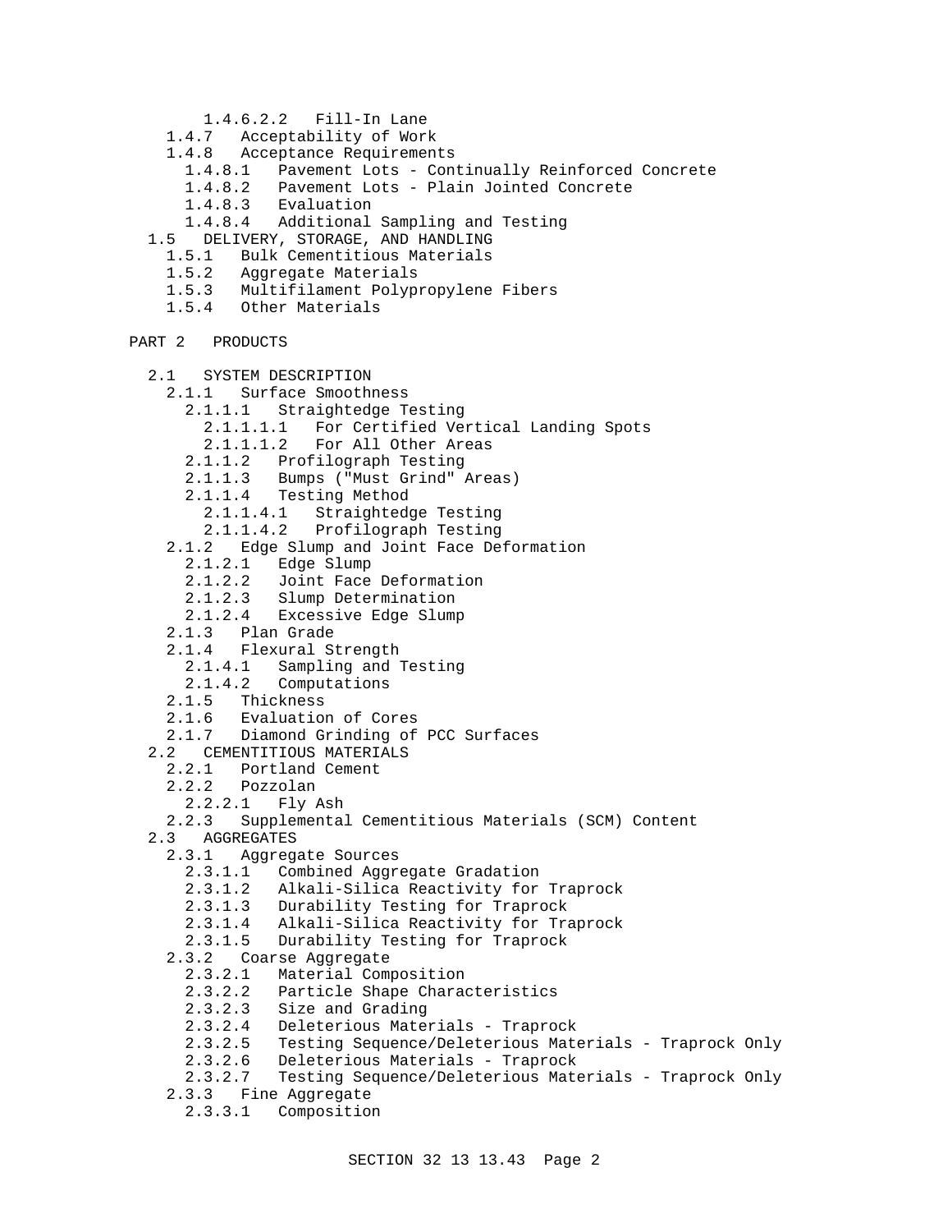1.4.6.2.2 Fill-In Lane
- 1.4.7 Acceptability of Work
- 1.4.8 Acceptance Requirements
  - 1.4.8.1 Pavement Lots - Continually Reinforced Concrete
  - 1.4.8.2 Pavement Lots - Plain Jointed Concrete
  - 1.4.8.3 Evaluation
  - 1.4.8.4 Additional Sampling and Testing
- 1.5 DELIVERY, STORAGE, AND HANDLING
  - 1.5.1 Bulk Cementitious Materials
  - 1.5.2 Aggregate Materials
  - 1.5.3 Multifilament Polypropylene Fibers
  - 1.5.4 Other Materials

PART 2 PRODUCTS

- 2.1 SYSTEM DESCRIPTION
  - 2.1.1 Surface Smoothness
    - 2.1.1.1 Straightedge Testing
      - 2.1.1.1.1 For Certified Vertical Landing Spots
      - 2.1.1.1.2 For All Other Areas
    - 2.1.1.2 Profilograph Testing
    - 2.1.1.3 Bumps ("Must Grind" Areas)
    - 2.1.1.4 Testing Method
      - 2.1.1.4.1 Straightedge Testing
      - 2.1.1.4.2 Profilograph Testing
  - 2.1.2 Edge Slump and Joint Face Deformation
    - 2.1.2.1 Edge Slump
    - 2.1.2.2 Joint Face Deformation
    - 2.1.2.3 Slump Determination
    - 2.1.2.4 Excessive Edge Slump
  - 2.1.3 Plan Grade
  - 2.1.4 Flexural Strength
    - 2.1.4.1 Sampling and Testing
    - 2.1.4.2 Computations
  - 2.1.5 Thickness
  - 2.1.6 Evaluation of Cores
  - 2.1.7 Diamond Grinding of PCC Surfaces
- 2.2 CEMENTITIOUS MATERIALS
  - 2.2.1 Portland Cement
  - 2.2.2 Pozzolan
    - 2.2.2.1 Fly Ash
  - 2.2.3 Supplemental Cementitious Materials (SCM) Content
- 2.3 AGGREGATES
  - 2.3.1 Aggregate Sources
    - 2.3.1.1 Combined Aggregate Gradation
    - 2.3.1.2 Alkali-Silica Reactivity for Traprock
    - 2.3.1.3 Durability Testing for Traprock
    - 2.3.1.4 Alkali-Silica Reactivity for Traprock
    - 2.3.1.5 Durability Testing for Traprock
  - 2.3.2 Coarse Aggregate
    - 2.3.2.1 Material Composition
    - 2.3.2.2 Particle Shape Characteristics
    - 2.3.2.3 Size and Grading
    - 2.3.2.4 Deleterious Materials - Traprock
    - 2.3.2.5 Testing Sequence/Deleterious Materials - Traprock Only
    - 2.3.2.6 Deleterious Materials - Traprock
    - 2.3.2.7 Testing Sequence/Deleterious Materials - Traprock Only
  - 2.3.3 Fine Aggregate
    - 2.3.3.1 Composition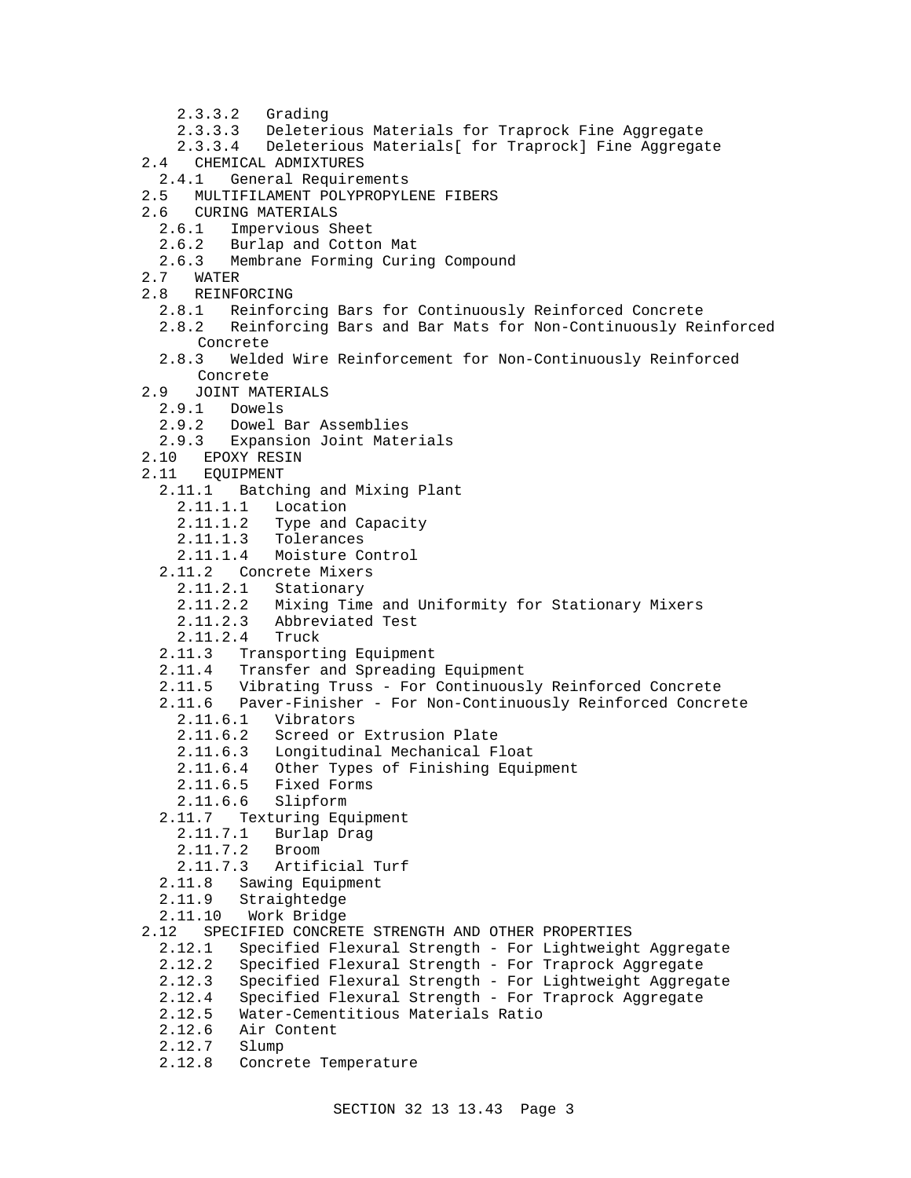2.3.3.2   Grading
    2.3.3.3   Deleterious Materials for Traprock Fine Aggregate
    2.3.3.4   Deleterious Materials[ for Traprock] Fine Aggregate
  2.4   CHEMICAL ADMIXTURES
    2.4.1   General Requirements
  2.5   MULTIFILAMENT POLYPROPYLENE FIBERS
  2.6   CURING MATERIALS
    2.6.1   Impervious Sheet
    2.6.2   Burlap and Cotton Mat
    2.6.3   Membrane Forming Curing Compound
  2.7   WATER
  2.8   REINFORCING
    2.8.1   Reinforcing Bars for Continuously Reinforced Concrete
    2.8.2   Reinforcing Bars and Bar Mats for Non-Continuously Reinforced Concrete
    2.8.3   Welded Wire Reinforcement for Non-Continuously Reinforced Concrete
  2.9   JOINT MATERIALS
    2.9.1   Dowels
    2.9.2   Dowel Bar Assemblies
    2.9.3   Expansion Joint Materials
  2.10   EPOXY RESIN
  2.11   EQUIPMENT
    2.11.1   Batching and Mixing Plant
      2.11.1.1   Location
      2.11.1.2   Type and Capacity
      2.11.1.3   Tolerances
      2.11.1.4   Moisture Control
    2.11.2   Concrete Mixers
      2.11.2.1   Stationary
      2.11.2.2   Mixing Time and Uniformity for Stationary Mixers
      2.11.2.3   Abbreviated Test
      2.11.2.4   Truck
    2.11.3   Transporting Equipment
    2.11.4   Transfer and Spreading Equipment
    2.11.5   Vibrating Truss - For Continuously Reinforced Concrete
    2.11.6   Paver-Finisher - For Non-Continuously Reinforced Concrete
      2.11.6.1   Vibrators
      2.11.6.2   Screed or Extrusion Plate
      2.11.6.3   Longitudinal Mechanical Float
      2.11.6.4   Other Types of Finishing Equipment
      2.11.6.5   Fixed Forms
      2.11.6.6   Slipform
    2.11.7   Texturing Equipment
      2.11.7.1   Burlap Drag
      2.11.7.2   Broom
      2.11.7.3   Artificial Turf
    2.11.8   Sawing Equipment
    2.11.9   Straightedge
    2.11.10   Work Bridge
  2.12   SPECIFIED CONCRETE STRENGTH AND OTHER PROPERTIES
    2.12.1   Specified Flexural Strength - For Lightweight Aggregate
    2.12.2   Specified Flexural Strength - For Traprock Aggregate
    2.12.3   Specified Flexural Strength - For Lightweight Aggregate
    2.12.4   Specified Flexural Strength - For Traprock Aggregate
    2.12.5   Water-Cementitious Materials Ratio
    2.12.6   Air Content
    2.12.7   Slump
    2.12.8   Concrete Temperature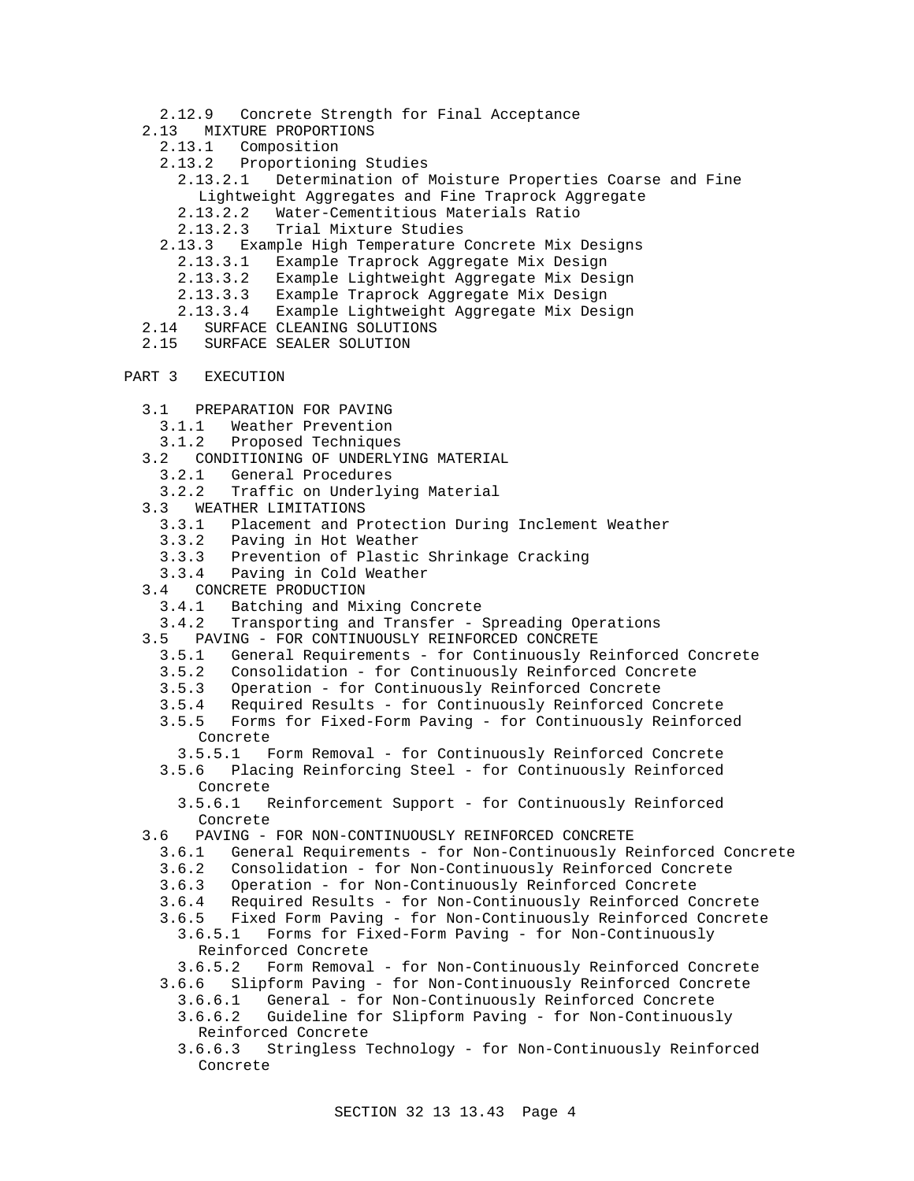2.12.9 Concrete Strength for Final Acceptance

2.13 MIXTURE PROPORTIONS

2.13.1 Composition

2.13.2 Proportioning Studies

2.13.2.1 Determination of Moisture Properties Coarse and Fine Lightweight Aggregates and Fine Traprock Aggregate

2.13.2.2 Water-Cementitious Materials Ratio

2.13.2.3 Trial Mixture Studies

2.13.3 Example High Temperature Concrete Mix Designs

2.13.3.1 Example Traprock Aggregate Mix Design

2.13.3.2 Example Lightweight Aggregate Mix Design

2.13.3.3 Example Traprock Aggregate Mix Design

2.13.3.4 Example Lightweight Aggregate Mix Design

2.14 SURFACE CLEANING SOLUTIONS

2.15 SURFACE SEALER SOLUTION

PART 3 EXECUTION

3.1 PREPARATION FOR PAVING

3.1.1 Weather Prevention

3.1.2 Proposed Techniques

3.2 CONDITIONING OF UNDERLYING MATERIAL

3.2.1 General Procedures

3.2.2 Traffic on Underlying Material

3.3 WEATHER LIMITATIONS

3.3.1 Placement and Protection During Inclement Weather

3.3.2 Paving in Hot Weather

3.3.3 Prevention of Plastic Shrinkage Cracking

3.3.4 Paving in Cold Weather

3.4 CONCRETE PRODUCTION

3.4.1 Batching and Mixing Concrete

3.4.2 Transporting and Transfer - Spreading Operations

3.5 PAVING - FOR CONTINUOUSLY REINFORCED CONCRETE

3.5.1 General Requirements - for Continuously Reinforced Concrete

3.5.2 Consolidation - for Continuously Reinforced Concrete

3.5.3 Operation - for Continuously Reinforced Concrete

3.5.4 Required Results - for Continuously Reinforced Concrete

3.5.5 Forms for Fixed-Form Paving - for Continuously Reinforced Concrete

3.5.5.1 Form Removal - for Continuously Reinforced Concrete

3.5.6 Placing Reinforcing Steel - for Continuously Reinforced Concrete

3.5.6.1 Reinforcement Support - for Continuously Reinforced Concrete

3.6 PAVING - FOR NON-CONTINUOUSLY REINFORCED CONCRETE

3.6.1 General Requirements - for Non-Continuously Reinforced Concrete

3.6.2 Consolidation - for Non-Continuously Reinforced Concrete

3.6.3 Operation - for Non-Continuously Reinforced Concrete

3.6.4 Required Results - for Non-Continuously Reinforced Concrete

3.6.5 Fixed Form Paving - for Non-Continuously Reinforced Concrete

3.6.5.1 Forms for Fixed-Form Paving - for Non-Continuously Reinforced Concrete

3.6.5.2 Form Removal - for Non-Continuously Reinforced Concrete

3.6.6 Slipform Paving - for Non-Continuously Reinforced Concrete

3.6.6.1 General - for Non-Continuously Reinforced Concrete

3.6.6.2 Guideline for Slipform Paving - for Non-Continuously Reinforced Concrete

3.6.6.3 Stringless Technology - for Non-Continuously Reinforced Concrete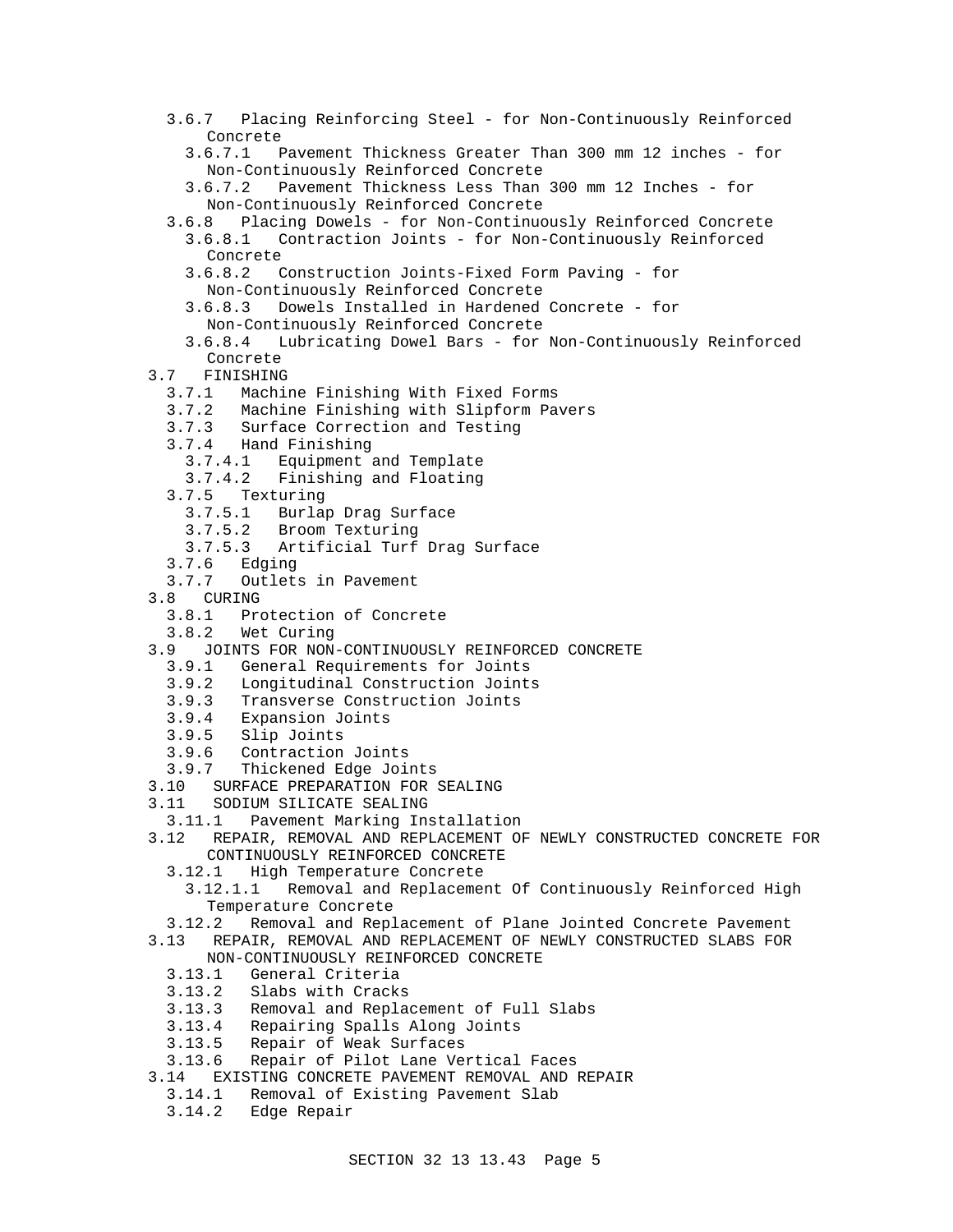- 3.6.7 Placing Reinforcing Steel - for Non-Continuously Reinforced Concrete
  - 3.6.7.1 Pavement Thickness Greater Than 300 mm 12 inches - for Non-Continuously Reinforced Concrete
  - 3.6.7.2 Pavement Thickness Less Than 300 mm 12 Inches - for Non-Continuously Reinforced Concrete
- 3.6.8 Placing Dowels - for Non-Continuously Reinforced Concrete
  - 3.6.8.1 Contraction Joints - for Non-Continuously Reinforced Concrete
  - 3.6.8.2 Construction Joints-Fixed Form Paving - for Non-Continuously Reinforced Concrete
  - 3.6.8.3 Dowels Installed in Hardened Concrete - for Non-Continuously Reinforced Concrete
  - 3.6.8.4 Lubricating Dowel Bars - for Non-Continuously Reinforced Concrete

3.7 FINISHING
- 3.7.1 Machine Finishing With Fixed Forms
- 3.7.2 Machine Finishing with Slipform Pavers
- 3.7.3 Surface Correction and Testing
- 3.7.4 Hand Finishing
  - 3.7.4.1 Equipment and Template
  - 3.7.4.2 Finishing and Floating
- 3.7.5 Texturing
  - 3.7.5.1 Burlap Drag Surface
  - 3.7.5.2 Broom Texturing
  - 3.7.5.3 Artificial Turf Drag Surface
- 3.7.6 Edging
- 3.7.7 Outlets in Pavement

3.8 CURING
- 3.8.1 Protection of Concrete
- 3.8.2 Wet Curing

3.9 JOINTS FOR NON-CONTINUOUSLY REINFORCED CONCRETE
- 3.9.1 General Requirements for Joints
- 3.9.2 Longitudinal Construction Joints
- 3.9.3 Transverse Construction Joints
- 3.9.4 Expansion Joints
- 3.9.5 Slip Joints
- 3.9.6 Contraction Joints
- 3.9.7 Thickened Edge Joints

3.10 SURFACE PREPARATION FOR SEALING

3.11 SODIUM SILICATE SEALING
- 3.11.1 Pavement Marking Installation

3.12 REPAIR, REMOVAL AND REPLACEMENT OF NEWLY CONSTRUCTED CONCRETE FOR CONTINUOUSLY REINFORCED CONCRETE
- 3.12.1 High Temperature Concrete
  - 3.12.1.1 Removal and Replacement Of Continuously Reinforced High Temperature Concrete
- 3.12.2 Removal and Replacement of Plane Jointed Concrete Pavement

3.13 REPAIR, REMOVAL AND REPLACEMENT OF NEWLY CONSTRUCTED SLABS FOR NON-CONTINUOUSLY REINFORCED CONCRETE
- 3.13.1 General Criteria
- 3.13.2 Slabs with Cracks
- 3.13.3 Removal and Replacement of Full Slabs
- 3.13.4 Repairing Spalls Along Joints
- 3.13.5 Repair of Weak Surfaces
- 3.13.6 Repair of Pilot Lane Vertical Faces

3.14 EXISTING CONCRETE PAVEMENT REMOVAL AND REPAIR
- 3.14.1 Removal of Existing Pavement Slab
- 3.14.2 Edge Repair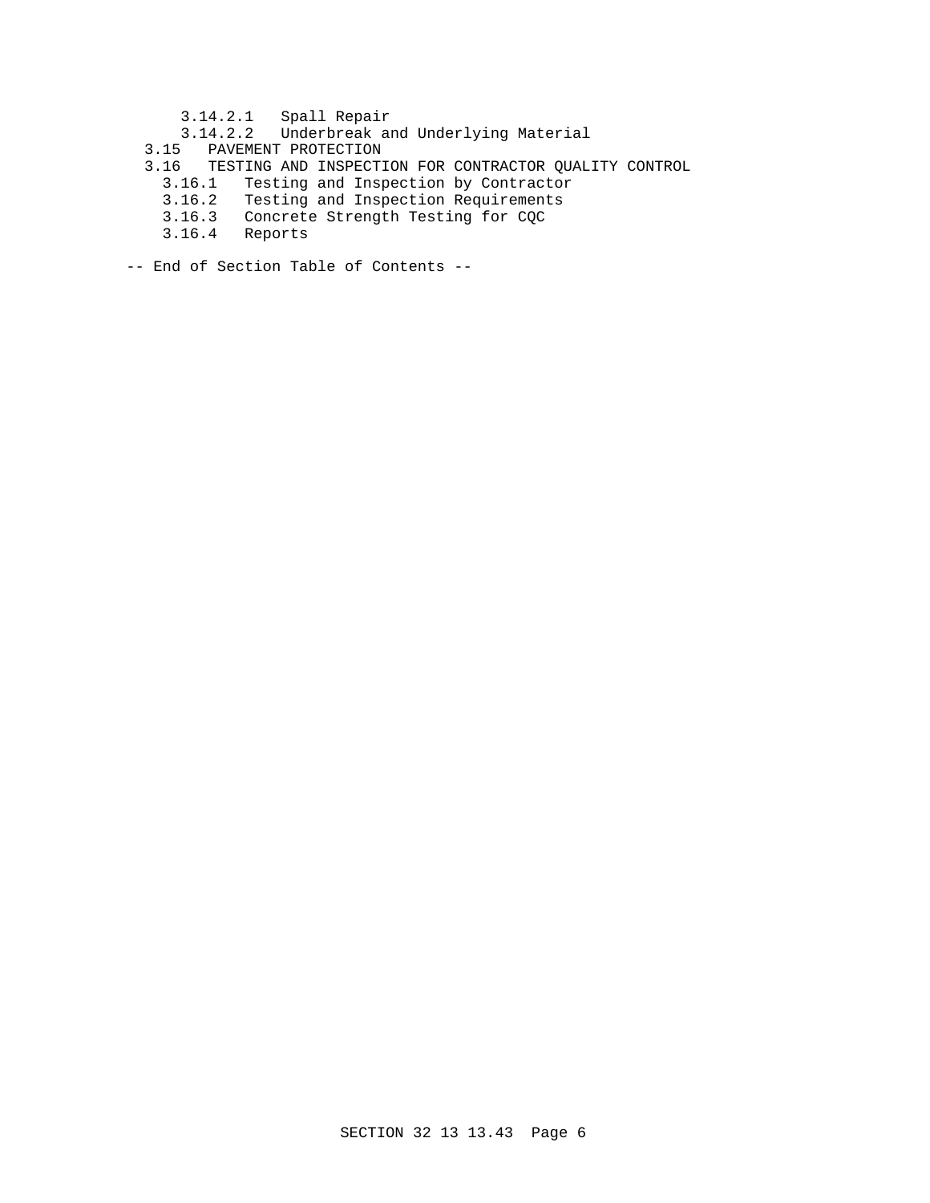3.14.2.1 Spall Repair
3.14.2.2 Underbreak and Underlying Material
3.15 PAVEMENT PROTECTION
3.16 TESTING AND INSPECTION FOR CONTRACTOR QUALITY CONTROL
3.16.1 Testing and Inspection by Contractor
3.16.2 Testing and Inspection Requirements
3.16.3 Concrete Strength Testing for CQC
3.16.4 Reports

-- End of Section Table of Contents --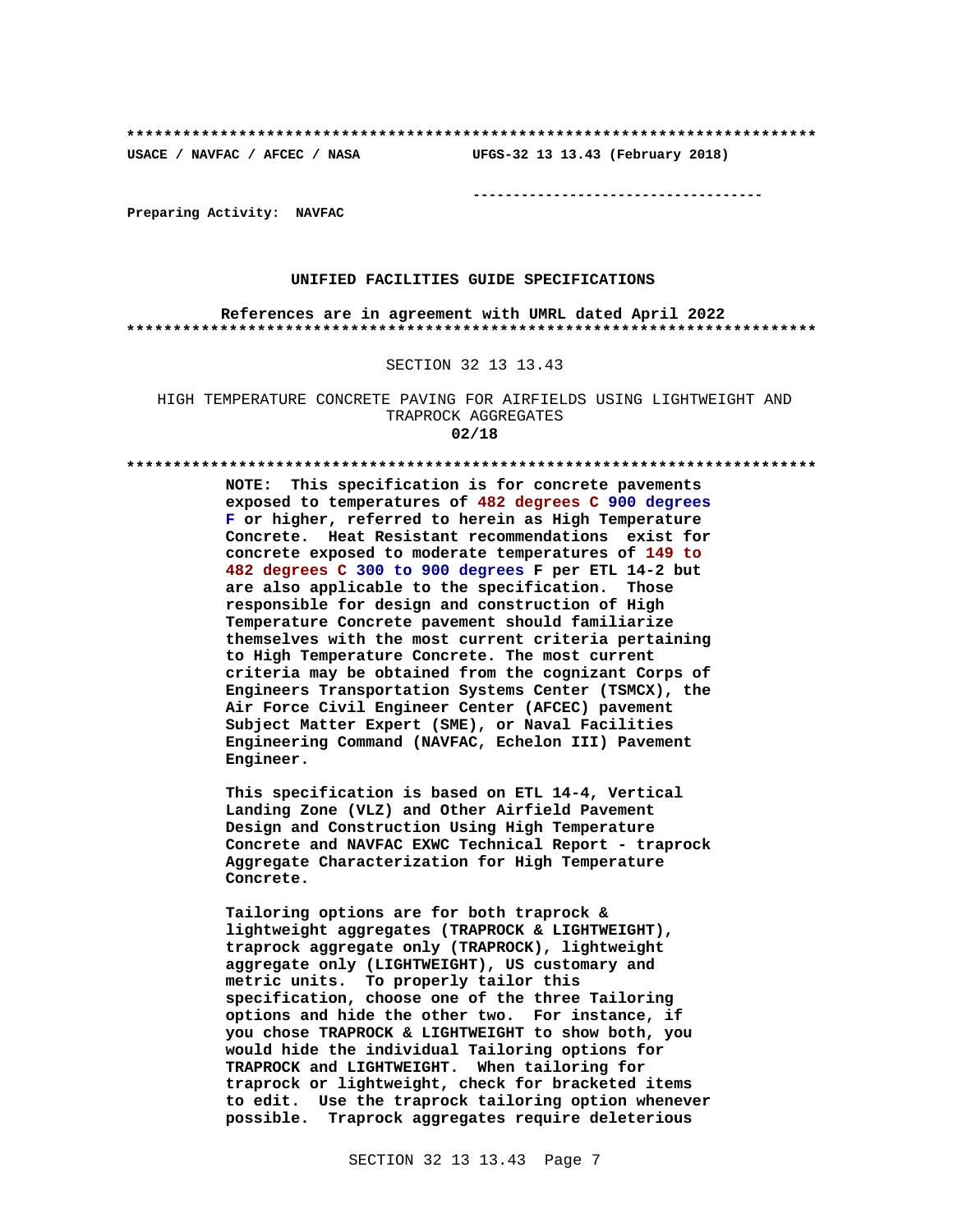**************************************************************************

USACE / NAVFAC / AFCEC / NASA UFGS-32 13 13.43 (February 2018)

-----------------------------------

Preparing Activity: NAVFAC

UNIFIED FACILITIES GUIDE SPECIFICATIONS

References are in agreement with UMRL dated April 2022

**************************************************************************

SECTION 32 13 13.43

HIGH TEMPERATURE CONCRETE PAVING FOR AIRFIELDS USING LIGHTWEIGHT AND TRAPROCK AGGREGATES

**02/18**

**************************************************************************

**NOTE: This specification is for concrete pavements exposed to temperatures of 482 degrees C 900 degrees F or higher, referred to herein as High Temperature Concrete. Heat Resistant recommendations exist for concrete exposed to moderate temperatures of 149 to 482 degrees C 300 to 900 degrees F per ETL 14-2 but are also applicable to the specification. Those responsible for design and construction of High Temperature Concrete pavement should familiarize themselves with the most current criteria pertaining to High Temperature Concrete. The most current criteria may be obtained from the cognizant Corps of Engineers Transportation Systems Center (TSMCX), the Air Force Civil Engineer Center (AFCEC) pavement Subject Matter Expert (SME), or Naval Facilities Engineering Command (NAVFAC, Echelon III) Pavement Engineer.**

**This specification is based on ETL 14-4, Vertical Landing Zone (VLZ) and Other Airfield Pavement Design and Construction Using High Temperature Concrete and NAVFAC EXWC Technical Report - traprock Aggregate Characterization for High Temperature Concrete.**

**Tailoring options are for both traprock & lightweight aggregates (TRAPROCK & LIGHTWEIGHT), traprock aggregate only (TRAPROCK), lightweight aggregate only (LIGHTWEIGHT), US customary and metric units. To properly tailor this specification, choose one of the three Tailoring options and hide the other two. For instance, if you chose TRAPROCK & LIGHTWEIGHT to show both, you would hide the individual Tailoring options for TRAPROCK and LIGHTWEIGHT. When tailoring for traprock or lightweight, check for bracketed items to edit. Use the traprock tailoring option whenever possible. Traprock aggregates require deleterious**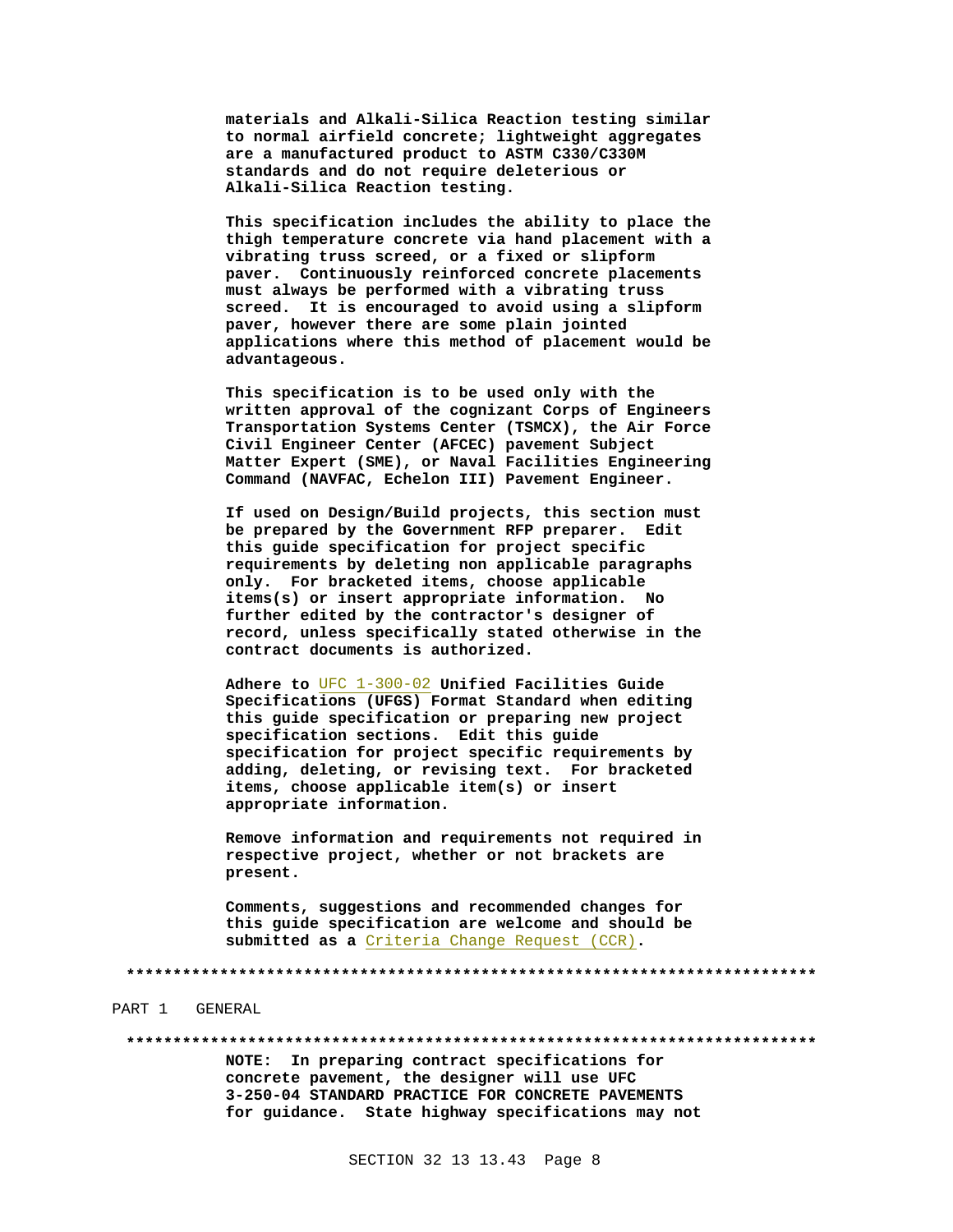**materials and Alkali-Silica Reaction testing similar to normal airfield concrete; lightweight aggregates are a manufactured product to ASTM C330/C330M standards and do not require deleterious or Alkali-Silica Reaction testing.**

**This specification includes the ability to place the thigh temperature concrete via hand placement with a vibrating truss screed, or a fixed or slipform paver. Continuously reinforced concrete placements must always be performed with a vibrating truss screed. It is encouraged to avoid using a slipform paver, however there are some plain jointed applications where this method of placement would be advantageous.**

**This specification is to be used only with the written approval of the cognizant Corps of Engineers Transportation Systems Center (TSMCX), the Air Force Civil Engineer Center (AFCEC) pavement Subject Matter Expert (SME), or Naval Facilities Engineering Command (NAVFAC, Echelon III) Pavement Engineer.**

**If used on Design/Build projects, this section must be prepared by the Government RFP preparer. Edit this guide specification for project specific requirements by deleting non applicable paragraphs only. For bracketed items, choose applicable items(s) or insert appropriate information. No further edited by the contractor's designer of record, unless specifically stated otherwise in the contract documents is authorized.**

**Adhere to** UFC 1-300-02 **Unified Facilities Guide Specifications (UFGS) Format Standard when editing this guide specification or preparing new project specification sections. Edit this guide specification for project specific requirements by adding, deleting, or revising text. For bracketed items, choose applicable item(s) or insert appropriate information.**

**Remove information and requirements not required in respective project, whether or not brackets are present.**

**Comments, suggestions and recommended changes for this guide specification are welcome and should be submitted as a** Criteria Change Request (CCR)**.**

**************************************************************************

PART 1 GENERAL

**************************************************************************

**NOTE: In preparing contract specifications for concrete pavement, the designer will use UFC 3-250-04 STANDARD PRACTICE FOR CONCRETE PAVEMENTS for guidance. State highway specifications may not**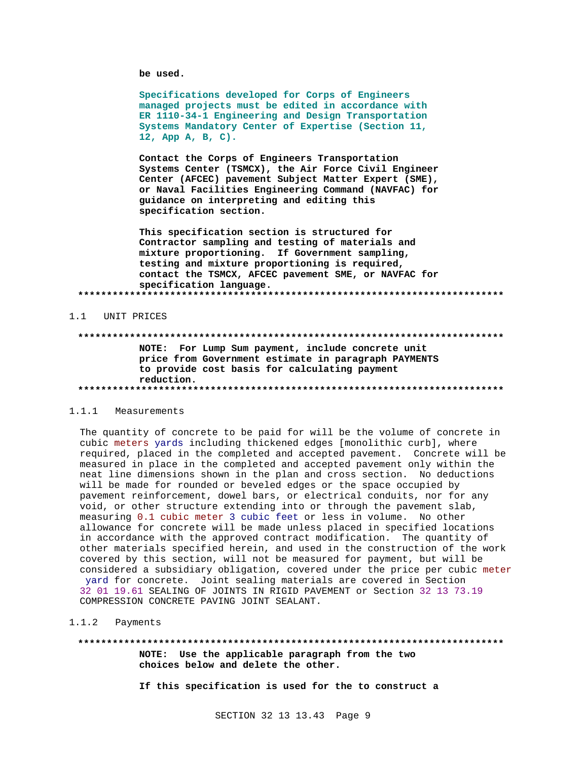**be used.**

**Specifications developed for Corps of Engineers managed projects must be edited in accordance with ER 1110-34-1 Engineering and Design Transportation Systems Mandatory Center of Expertise (Section 11, 12, App A, B, C).**

**Contact the Corps of Engineers Transportation Systems Center (TSMCX), the Air Force Civil Engineer Center (AFCEC) pavement Subject Matter Expert (SME), or Naval Facilities Engineering Command (NAVFAC) for guidance on interpreting and editing this specification section.**

**This specification section is structured for Contractor sampling and testing of materials and mixture proportioning. If Government sampling, testing and mixture proportioning is required, contact the TSMCX, AFCEC pavement SME, or NAVFAC for specification language.**

**************************************************************************

## 1.1 UNIT PRICES

**************************************************************************

**NOTE: For Lump Sum payment, include concrete unit price from Government estimate in paragraph PAYMENTS to provide cost basis for calculating payment reduction.**

**************************************************************************

### 1.1.1 Measurements

The quantity of concrete to be paid for will be the volume of concrete in cubic meters yards including thickened edges [monolithic curb], where required, placed in the completed and accepted pavement. Concrete will be measured in place in the completed and accepted pavement only within the neat line dimensions shown in the plan and cross section. No deductions will be made for rounded or beveled edges or the space occupied by pavement reinforcement, dowel bars, or electrical conduits, nor for any void, or other structure extending into or through the pavement slab, measuring 0.1 cubic meter 3 cubic feet or less in volume. No other allowance for concrete will be made unless placed in specified locations in accordance with the approved contract modification. The quantity of other materials specified herein, and used in the construction of the work covered by this section, will not be measured for payment, but will be considered a subsidiary obligation, covered under the price per cubic meter yard for concrete. Joint sealing materials are covered in Section 32 01 19.61 SEALING OF JOINTS IN RIGID PAVEMENT or Section 32 13 73.19 COMPRESSION CONCRETE PAVING JOINT SEALANT.

### 1.1.2 Payments

**************************************************************************

**NOTE: Use the applicable paragraph from the two choices below and delete the other.**

**If this specification is used for the to construct a**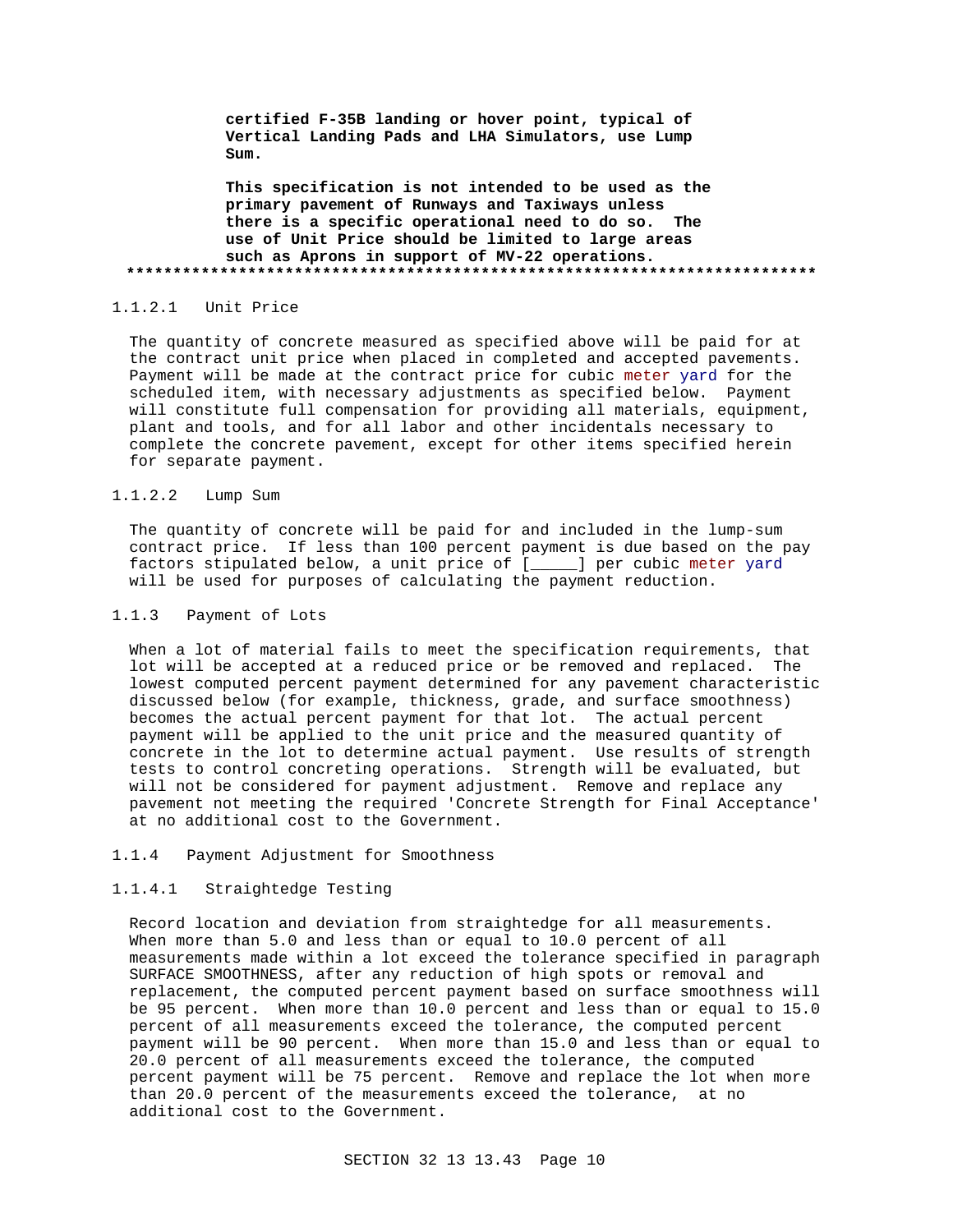**certified F-35B landing or hover point, typical of Vertical Landing Pads and LHA Simulators, use Lump Sum.**

**This specification is not intended to be used as the primary pavement of Runways and Taxiways unless there is a specific operational need to do so. The use of Unit Price should be limited to large areas such as Aprons in support of MV-22 operations.**

**************************************************************************

#### 1.1.2.1 Unit Price

The quantity of concrete measured as specified above will be paid for at the contract unit price when placed in completed and accepted pavements. Payment will be made at the contract price for cubic meter yard for the scheduled item, with necessary adjustments as specified below. Payment will constitute full compensation for providing all materials, equipment, plant and tools, and for all labor and other incidentals necessary to complete the concrete pavement, except for other items specified herein for separate payment.

#### 1.1.2.2 Lump Sum

The quantity of concrete will be paid for and included in the lump-sum contract price. If less than 100 percent payment is due based on the pay factors stipulated below, a unit price of [_____] per cubic meter yard will be used for purposes of calculating the payment reduction.

### 1.1.3 Payment of Lots

When a lot of material fails to meet the specification requirements, that lot will be accepted at a reduced price or be removed and replaced. The lowest computed percent payment determined for any pavement characteristic discussed below (for example, thickness, grade, and surface smoothness) becomes the actual percent payment for that lot. The actual percent payment will be applied to the unit price and the measured quantity of concrete in the lot to determine actual payment. Use results of strength tests to control concreting operations. Strength will be evaluated, but will not be considered for payment adjustment. Remove and replace any pavement not meeting the required 'Concrete Strength for Final Acceptance' at no additional cost to the Government.

### 1.1.4 Payment Adjustment for Smoothness

#### 1.1.4.1 Straightedge Testing

Record location and deviation from straightedge for all measurements. When more than 5.0 and less than or equal to 10.0 percent of all measurements made within a lot exceed the tolerance specified in paragraph SURFACE SMOOTHNESS, after any reduction of high spots or removal and replacement, the computed percent payment based on surface smoothness will be 95 percent. When more than 10.0 percent and less than or equal to 15.0 percent of all measurements exceed the tolerance, the computed percent payment will be 90 percent. When more than 15.0 and less than or equal to 20.0 percent of all measurements exceed the tolerance, the computed percent payment will be 75 percent. Remove and replace the lot when more than 20.0 percent of the measurements exceed the tolerance, at no additional cost to the Government.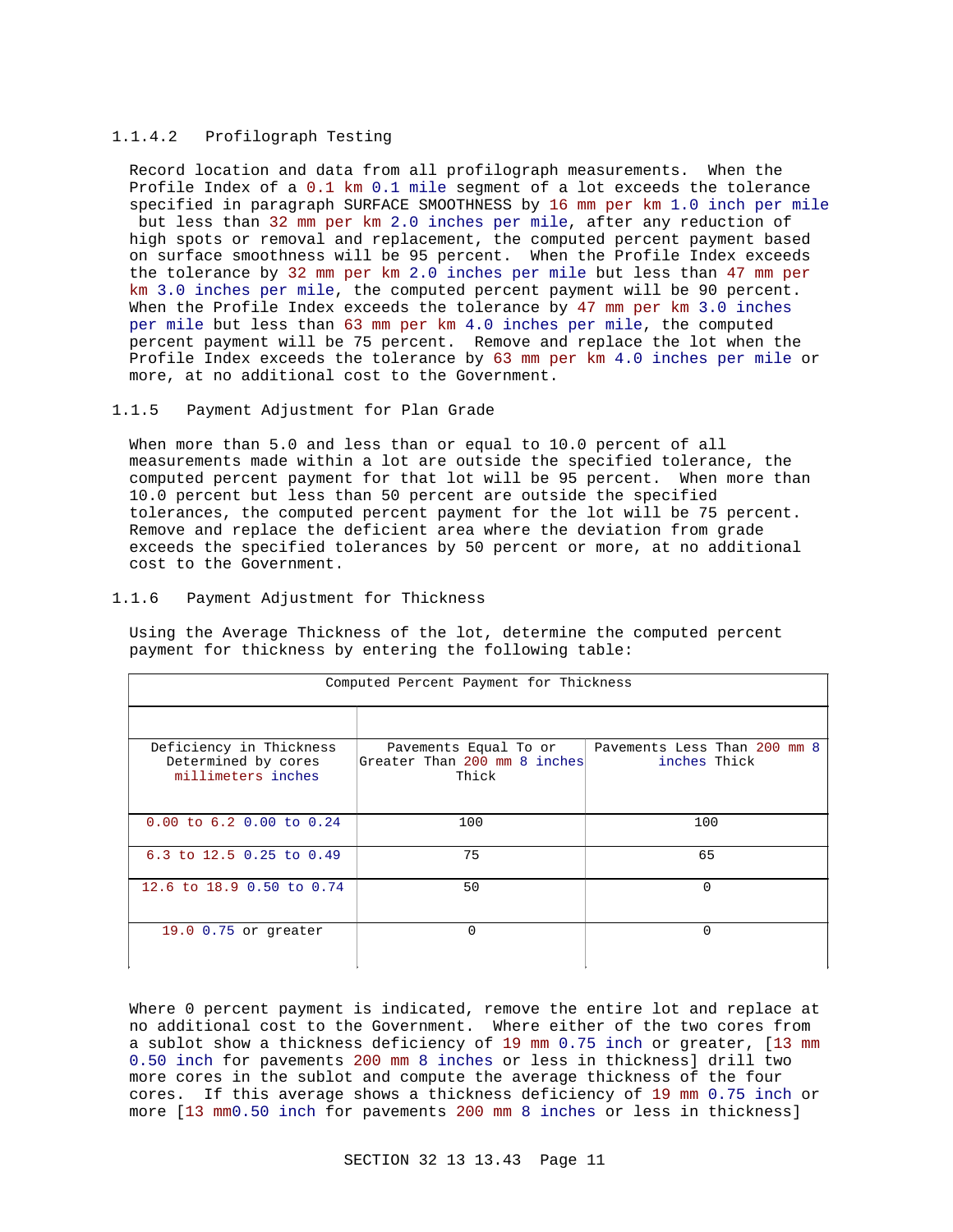#### 1.1.4.2 Profilograph Testing

Record location and data from all profilograph measurements. When the Profile Index of a 0.1 km 0.1 mile segment of a lot exceeds the tolerance specified in paragraph SURFACE SMOOTHNESS by 16 mm per km 1.0 inch per mile but less than 32 mm per km 2.0 inches per mile, after any reduction of high spots or removal and replacement, the computed percent payment based on surface smoothness will be 95 percent. When the Profile Index exceeds the tolerance by 32 mm per km 2.0 inches per mile but less than 47 mm per km 3.0 inches per mile, the computed percent payment will be 90 percent. When the Profile Index exceeds the tolerance by 47 mm per km 3.0 inches per mile but less than 63 mm per km 4.0 inches per mile, the computed percent payment will be 75 percent. Remove and replace the lot when the Profile Index exceeds the tolerance by 63 mm per km 4.0 inches per mile or more, at no additional cost to the Government.

### 1.1.5 Payment Adjustment for Plan Grade

When more than 5.0 and less than or equal to 10.0 percent of all measurements made within a lot are outside the specified tolerance, the computed percent payment for that lot will be 95 percent. When more than 10.0 percent but less than 50 percent are outside the specified tolerances, the computed percent payment for the lot will be 75 percent. Remove and replace the deficient area where the deviation from grade exceeds the specified tolerances by 50 percent or more, at no additional cost to the Government.

### 1.1.6 Payment Adjustment for Thickness

Using the Average Thickness of the lot, determine the computed percent payment for thickness by entering the following table:

| Computed Percent Payment for Thickness | | |
|---|---|---|
| Deficiency in Thickness Determined by cores millimeters inches | Pavements Equal To or Greater Than 200 mm 8 inches Thick | Pavements Less Than 200 mm 8 inches Thick |
| 0.00 to 6.2 0.00 to 0.24 | 100 | 100 |
| 6.3 to 12.5 0.25 to 0.49 | 75 | 65 |
| 12.6 to 18.9 0.50 to 0.74 | 50 | 0 |
| 19.0 0.75 or greater | 0 | 0 |

Where 0 percent payment is indicated, remove the entire lot and replace at no additional cost to the Government. Where either of the two cores from a sublot show a thickness deficiency of 19 mm 0.75 inch or greater, [13 mm 0.50 inch for pavements 200 mm 8 inches or less in thickness] drill two more cores in the sublot and compute the average thickness of the four cores. If this average shows a thickness deficiency of 19 mm 0.75 inch or more [13 mm0.50 inch for pavements 200 mm 8 inches or less in thickness]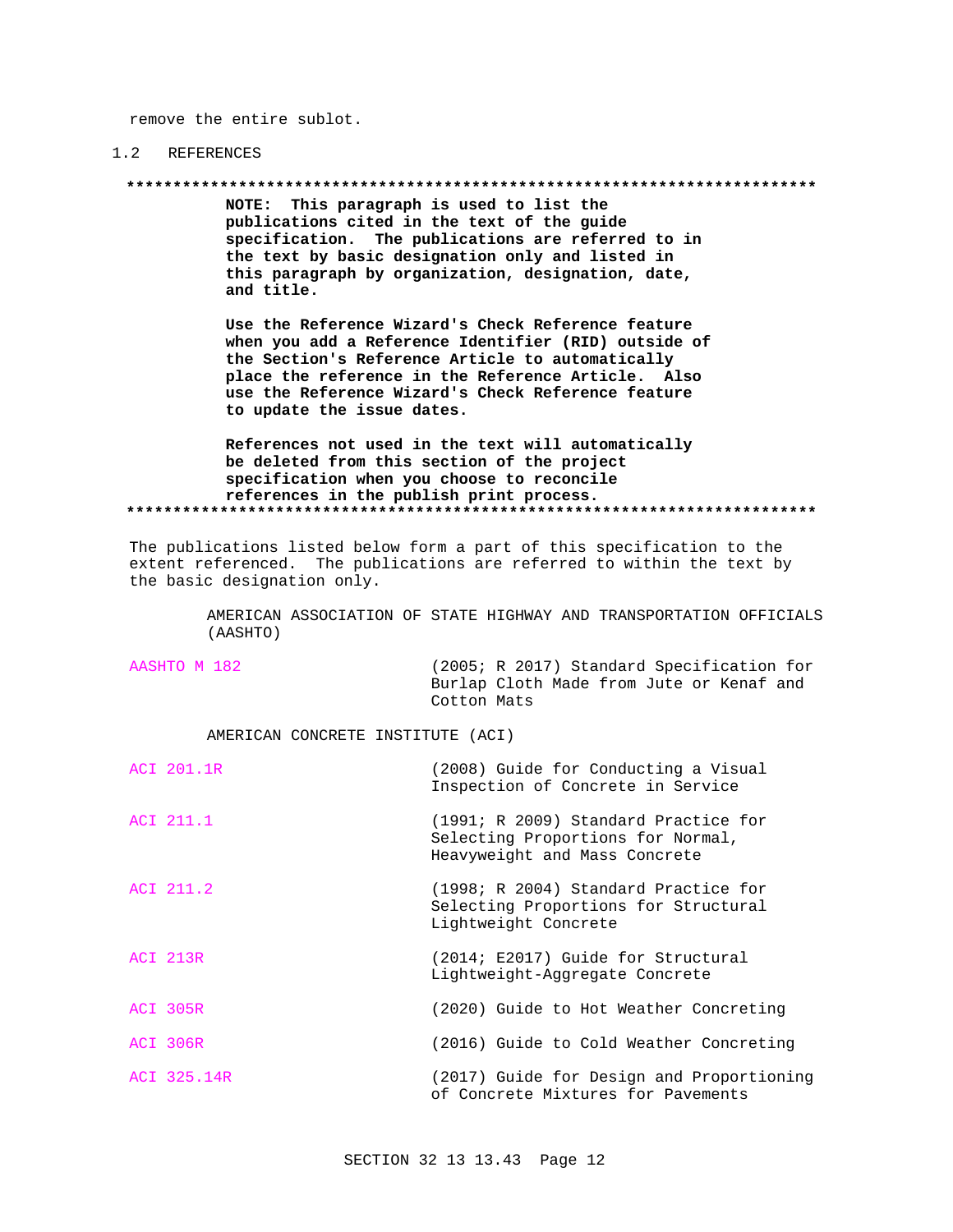remove the entire sublot.

## 1.2 REFERENCES

**************************************************************************

**NOTE: This paragraph is used to list the publications cited in the text of the guide specification. The publications are referred to in the text by basic designation only and listed in this paragraph by organization, designation, date, and title.**

**Use the Reference Wizard's Check Reference feature when you add a Reference Identifier (RID) outside of the Section's Reference Article to automatically place the reference in the Reference Article. Also use the Reference Wizard's Check Reference feature to update the issue dates.**

**References not used in the text will automatically be deleted from this section of the project specification when you choose to reconcile references in the publish print process.**

**************************************************************************

The publications listed below form a part of this specification to the extent referenced. The publications are referred to within the text by the basic designation only.

AMERICAN ASSOCIATION OF STATE HIGHWAY AND TRANSPORTATION OFFICIALS (AASHTO)

AASHTO M 182 (2005; R 2017) Standard Specification for Burlap Cloth Made from Jute or Kenaf and Cotton Mats

AMERICAN CONCRETE INSTITUTE (ACI)

ACI 201.1R (2008) Guide for Conducting a Visual Inspection of Concrete in Service

ACI 211.1 (1991; R 2009) Standard Practice for Selecting Proportions for Normal, Heavyweight and Mass Concrete

ACI 211.2 (1998; R 2004) Standard Practice for Selecting Proportions for Structural Lightweight Concrete

ACI 213R (2014; E2017) Guide for Structural Lightweight-Aggregate Concrete

ACI 305R (2020) Guide to Hot Weather Concreting

ACI 306R (2016) Guide to Cold Weather Concreting

ACI 325.14R (2017) Guide for Design and Proportioning of Concrete Mixtures for Pavements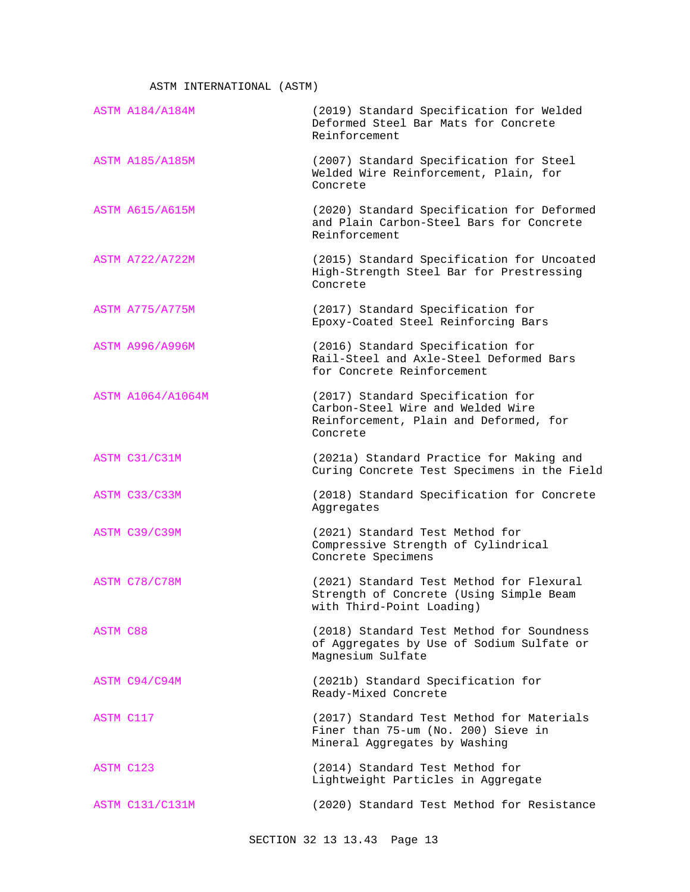ASTM INTERNATIONAL (ASTM)

| | |
|---|---|
| ASTM A184/A184M | (2019) Standard Specification for Welded Deformed Steel Bar Mats for Concrete Reinforcement |
| ASTM A185/A185M | (2007) Standard Specification for Steel Welded Wire Reinforcement, Plain, for Concrete |
| ASTM A615/A615M | (2020) Standard Specification for Deformed and Plain Carbon-Steel Bars for Concrete Reinforcement |
| ASTM A722/A722M | (2015) Standard Specification for Uncoated High-Strength Steel Bar for Prestressing Concrete |
| ASTM A775/A775M | (2017) Standard Specification for Epoxy-Coated Steel Reinforcing Bars |
| ASTM A996/A996M | (2016) Standard Specification for Rail-Steel and Axle-Steel Deformed Bars for Concrete Reinforcement |
| ASTM A1064/A1064M | (2017) Standard Specification for Carbon-Steel Wire and Welded Wire Reinforcement, Plain and Deformed, for Concrete |
| ASTM C31/C31M | (2021a) Standard Practice for Making and Curing Concrete Test Specimens in the Field |
| ASTM C33/C33M | (2018) Standard Specification for Concrete Aggregates |
| ASTM C39/C39M | (2021) Standard Test Method for Compressive Strength of Cylindrical Concrete Specimens |
| ASTM C78/C78M | (2021) Standard Test Method for Flexural Strength of Concrete (Using Simple Beam with Third-Point Loading) |
| ASTM C88 | (2018) Standard Test Method for Soundness of Aggregates by Use of Sodium Sulfate or Magnesium Sulfate |
| ASTM C94/C94M | (2021b) Standard Specification for Ready-Mixed Concrete |
| ASTM C117 | (2017) Standard Test Method for Materials Finer than 75-um (No. 200) Sieve in Mineral Aggregates by Washing |
| ASTM C123 | (2014) Standard Test Method for Lightweight Particles in Aggregate |
| ASTM C131/C131M | (2020) Standard Test Method for Resistance |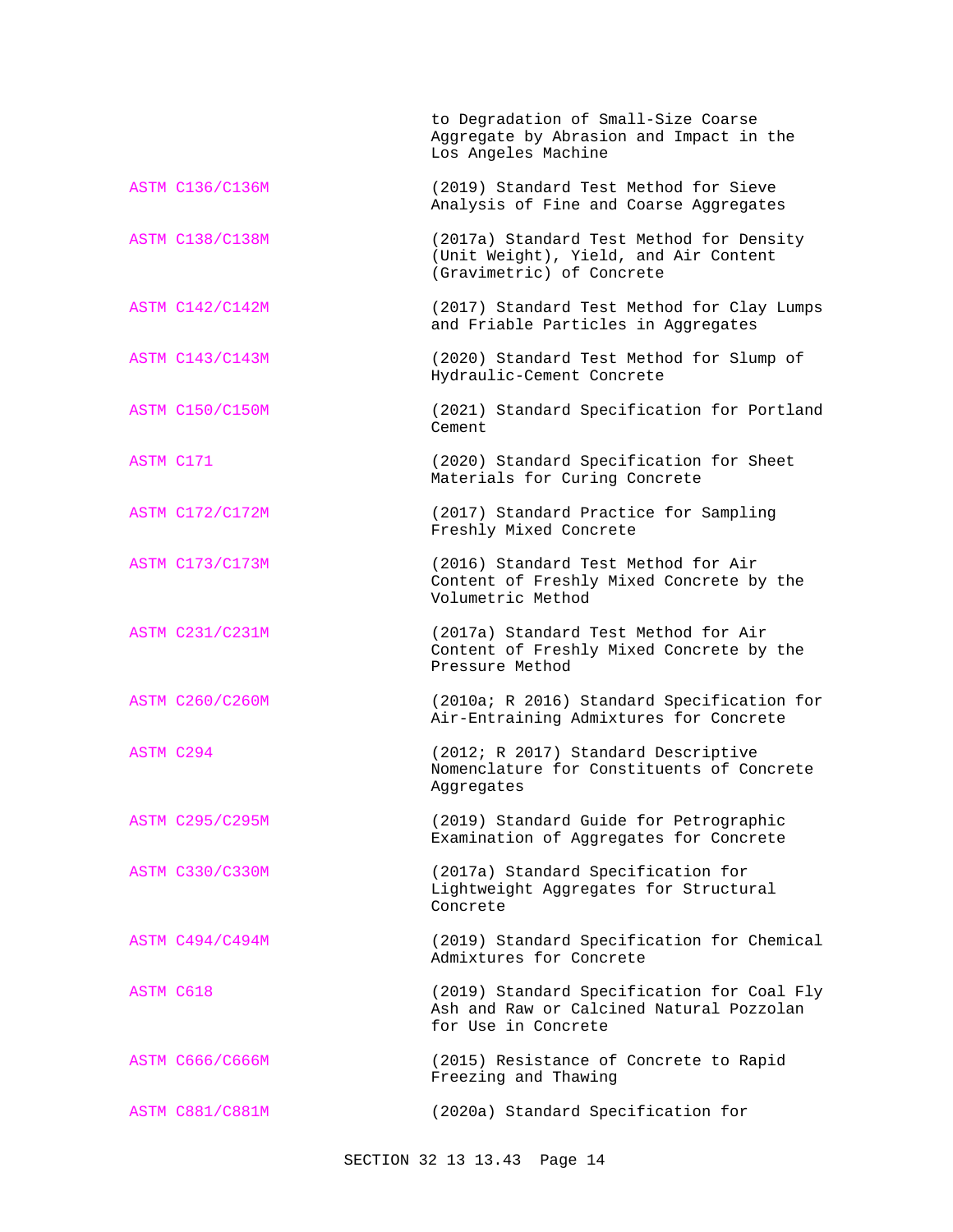to Degradation of Small-Size Coarse Aggregate by Abrasion and Impact in the Los Angeles Machine

ASTM C136/C136M (2019) Standard Test Method for Sieve Analysis of Fine and Coarse Aggregates

ASTM C138/C138M (2017a) Standard Test Method for Density (Unit Weight), Yield, and Air Content (Gravimetric) of Concrete

ASTM C142/C142M (2017) Standard Test Method for Clay Lumps and Friable Particles in Aggregates

ASTM C143/C143M (2020) Standard Test Method for Slump of Hydraulic-Cement Concrete

ASTM C150/C150M (2021) Standard Specification for Portland Cement

ASTM C171 (2020) Standard Specification for Sheet Materials for Curing Concrete

ASTM C172/C172M (2017) Standard Practice for Sampling Freshly Mixed Concrete

ASTM C173/C173M (2016) Standard Test Method for Air Content of Freshly Mixed Concrete by the Volumetric Method

ASTM C231/C231M (2017a) Standard Test Method for Air Content of Freshly Mixed Concrete by the Pressure Method

ASTM C260/C260M (2010a; R 2016) Standard Specification for Air-Entraining Admixtures for Concrete

ASTM C294 (2012; R 2017) Standard Descriptive Nomenclature for Constituents of Concrete Aggregates

ASTM C295/C295M (2019) Standard Guide for Petrographic Examination of Aggregates for Concrete

ASTM C330/C330M (2017a) Standard Specification for Lightweight Aggregates for Structural Concrete

ASTM C494/C494M (2019) Standard Specification for Chemical Admixtures for Concrete

ASTM C618 (2019) Standard Specification for Coal Fly Ash and Raw or Calcined Natural Pozzolan for Use in Concrete

ASTM C666/C666M (2015) Resistance of Concrete to Rapid Freezing and Thawing

ASTM C881/C881M (2020a) Standard Specification for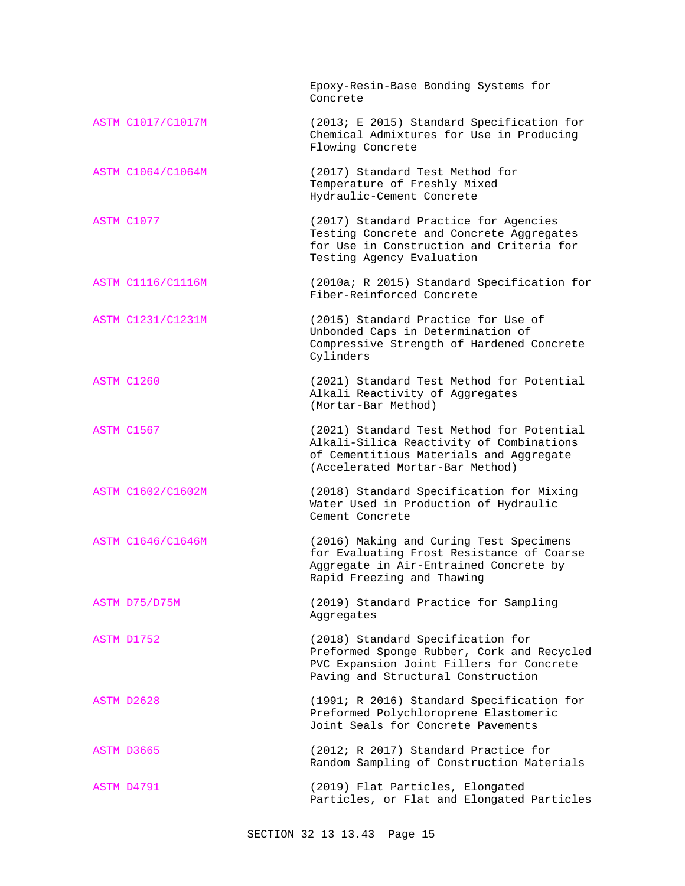| | |
|---|---|
| | Epoxy-Resin-Base Bonding Systems for Concrete |
| ASTM C1017/C1017M | (2013; E 2015) Standard Specification for Chemical Admixtures for Use in Producing Flowing Concrete |
| ASTM C1064/C1064M | (2017) Standard Test Method for Temperature of Freshly Mixed Hydraulic-Cement Concrete |
| ASTM C1077 | (2017) Standard Practice for Agencies Testing Concrete and Concrete Aggregates for Use in Construction and Criteria for Testing Agency Evaluation |
| ASTM C1116/C1116M | (2010a; R 2015) Standard Specification for Fiber-Reinforced Concrete |
| ASTM C1231/C1231M | (2015) Standard Practice for Use of Unbonded Caps in Determination of Compressive Strength of Hardened Concrete Cylinders |
| ASTM C1260 | (2021) Standard Test Method for Potential Alkali Reactivity of Aggregates (Mortar-Bar Method) |
| ASTM C1567 | (2021) Standard Test Method for Potential Alkali-Silica Reactivity of Combinations of Cementitious Materials and Aggregate (Accelerated Mortar-Bar Method) |
| ASTM C1602/C1602M | (2018) Standard Specification for Mixing Water Used in Production of Hydraulic Cement Concrete |
| ASTM C1646/C1646M | (2016) Making and Curing Test Specimens for Evaluating Frost Resistance of Coarse Aggregate in Air-Entrained Concrete by Rapid Freezing and Thawing |
| ASTM D75/D75M | (2019) Standard Practice for Sampling Aggregates |
| ASTM D1752 | (2018) Standard Specification for Preformed Sponge Rubber, Cork and Recycled PVC Expansion Joint Fillers for Concrete Paving and Structural Construction |
| ASTM D2628 | (1991; R 2016) Standard Specification for Preformed Polychloroprene Elastomeric Joint Seals for Concrete Pavements |
| ASTM D3665 | (2012; R 2017) Standard Practice for Random Sampling of Construction Materials |
| ASTM D4791 | (2019) Flat Particles, Elongated Particles, or Flat and Elongated Particles |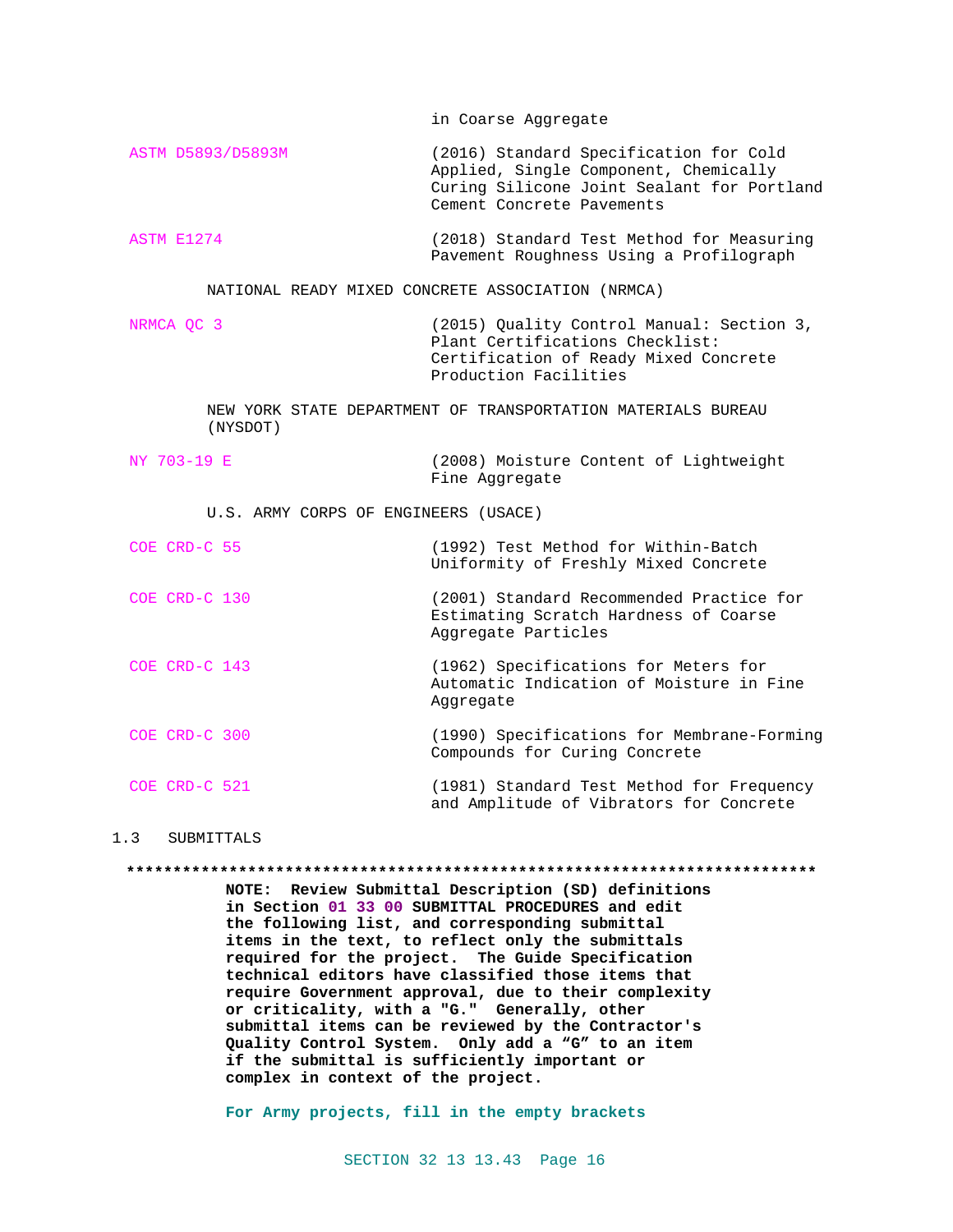in Coarse Aggregate

ASTM D5893/D5893M (2016) Standard Specification for Cold Applied, Single Component, Chemically Curing Silicone Joint Sealant for Portland Cement Concrete Pavements

ASTM E1274 (2018) Standard Test Method for Measuring Pavement Roughness Using a Profilograph

NATIONAL READY MIXED CONCRETE ASSOCIATION (NRMCA)

NRMCA QC 3 (2015) Quality Control Manual: Section 3, Plant Certifications Checklist: Certification of Ready Mixed Concrete Production Facilities

NEW YORK STATE DEPARTMENT OF TRANSPORTATION MATERIALS BUREAU (NYSDOT)

NY 703-19 E (2008) Moisture Content of Lightweight Fine Aggregate

U.S. ARMY CORPS OF ENGINEERS (USACE)

COE CRD-C 55 (1992) Test Method for Within-Batch Uniformity of Freshly Mixed Concrete

COE CRD-C 130 (2001) Standard Recommended Practice for Estimating Scratch Hardness of Coarse Aggregate Particles

COE CRD-C 143 (1962) Specifications for Meters for Automatic Indication of Moisture in Fine Aggregate

COE CRD-C 300 (1990) Specifications for Membrane-Forming Compounds for Curing Concrete

COE CRD-C 521 (1981) Standard Test Method for Frequency and Amplitude of Vibrators for Concrete

## 1.3 SUBMITTALS

**************************************************************************

**NOTE: Review Submittal Description (SD) definitions in Section 01 33 00 SUBMITTAL PROCEDURES and edit the following list, and corresponding submittal items in the text, to reflect only the submittals required for the project. The Guide Specification technical editors have classified those items that require Government approval, due to their complexity or criticality, with a "G." Generally, other submittal items can be reviewed by the Contractor's Quality Control System. Only add a “G” to an item if the submittal is sufficiently important or complex in context of the project.**

**For Army projects, fill in the empty brackets**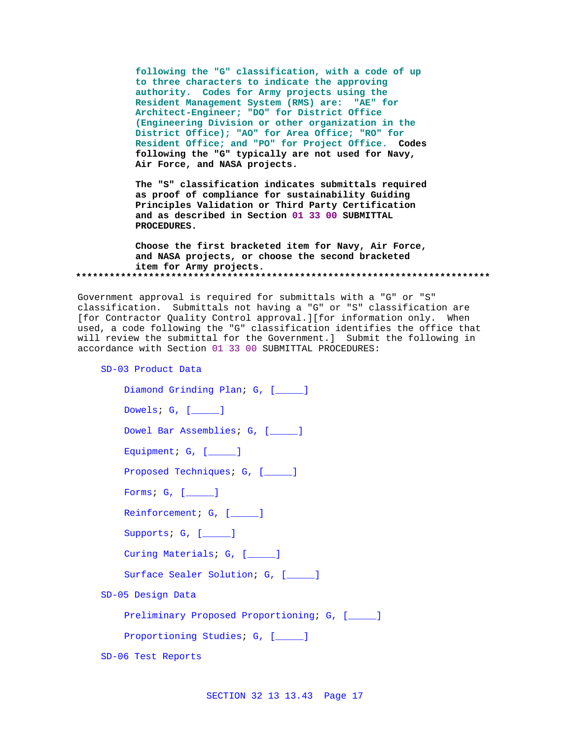following the "G" classification, with a code of up to three characters to indicate the approving authority. Codes for Army projects using the Resident Management System (RMS) are: "AE" for Architect-Engineer; "DO" for District Office (Engineering Division or other organization in the District Office); "AO" for Area Office; "RO" for Resident Office; and "PO" for Project Office. **Codes following the "G" typically are not used for Navy, Air Force, and NASA projects.**

**The "S" classification indicates submittals required as proof of compliance for sustainability Guiding Principles Validation or Third Party Certification and as described in Section 01 33 00 SUBMITTAL PROCEDURES.**

**Choose the first bracketed item for Navy, Air Force, and NASA projects, or choose the second bracketed item for Army projects.**

**************************************************************************

Government approval is required for submittals with a "G" or "S" classification. Submittals not having a "G" or "S" classification are [for Contractor Quality Control approval.][for information only. When used, a code following the "G" classification identifies the office that will review the submittal for the Government.] Submit the following in accordance with Section 01 33 00 SUBMITTAL PROCEDURES:

SD-03 Product Data

Diamond Grinding Plan; G, [_____]

Dowels; G, [_____]

Dowel Bar Assemblies; G, [_____]

Equipment; G, [_____]

Proposed Techniques; G, [_____]

Forms; G, [_____]

Reinforcement; G, [_____]

Supports; G, [_____]

Curing Materials; G, [_____]

Surface Sealer Solution; G, [_____]

SD-05 Design Data

Preliminary Proposed Proportioning; G, [_____]

Proportioning Studies; G, [_____]

SD-06 Test Reports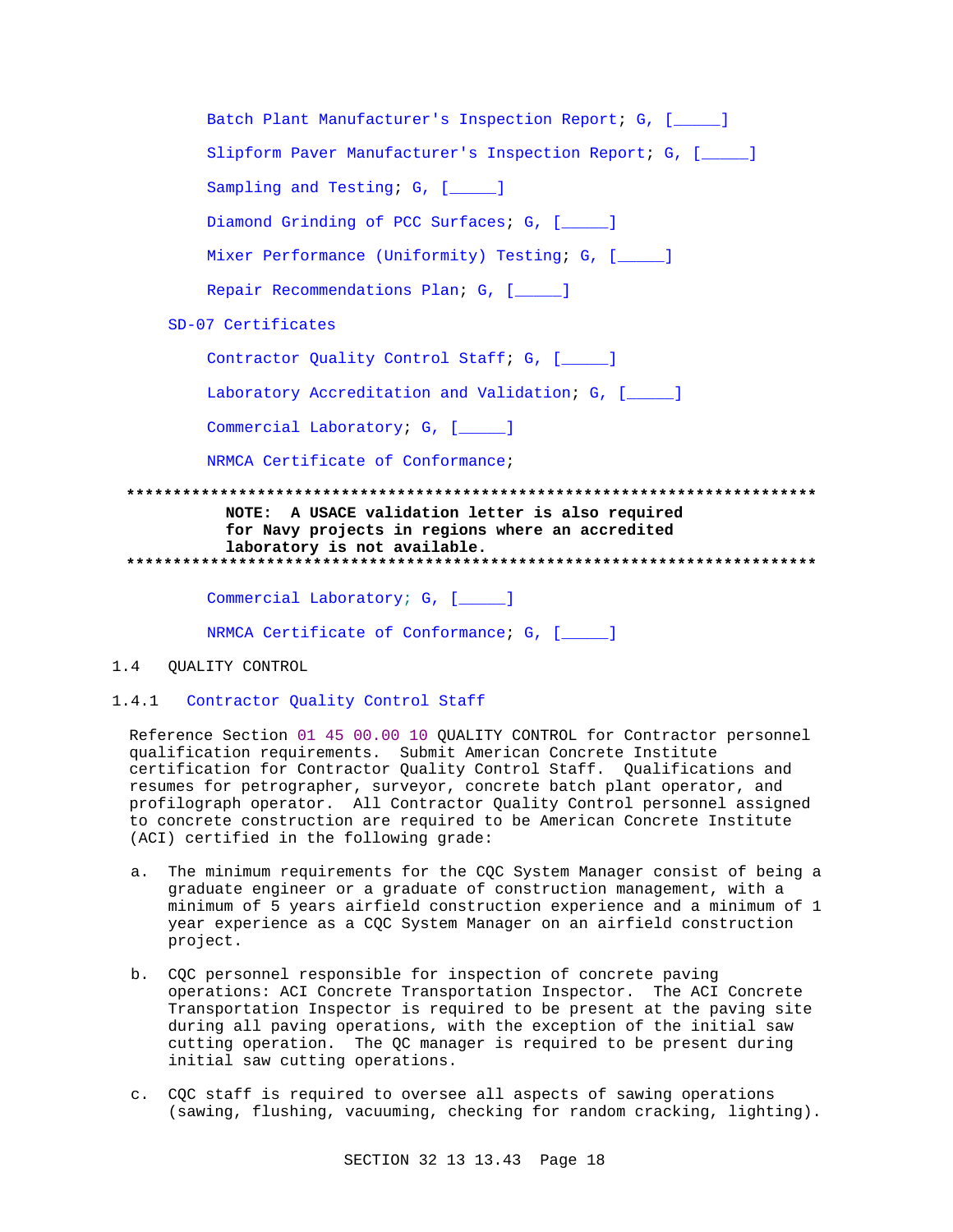Batch Plant Manufacturer's Inspection Report; G, [_____]

Slipform Paver Manufacturer's Inspection Report; G, [_____]

Sampling and Testing; G, [_____]

Diamond Grinding of PCC Surfaces; G, [_____]

Mixer Performance (Uniformity) Testing; G, [_____]

Repair Recommendations Plan; G, [_____]

SD-07 Certificates

Contractor Quality Control Staff; G, [_____]

Laboratory Accreditation and Validation; G, [_____]

Commercial Laboratory; G, [_____]

NRMCA Certificate of Conformance;

**************************************************************************

**NOTE: A USACE validation letter is also required for Navy projects in regions where an accredited laboratory is not available.**

**************************************************************************

Commercial Laboratory; G, [_____]

NRMCA Certificate of Conformance; G, [_____]

## 1.4 QUALITY CONTROL

### 1.4.1 Contractor Quality Control Staff

Reference Section 01 45 00.00 10 QUALITY CONTROL for Contractor personnel qualification requirements. Submit American Concrete Institute certification for Contractor Quality Control Staff. Qualifications and resumes for petrographer, surveyor, concrete batch plant operator, and profilograph operator. All Contractor Quality Control personnel assigned to concrete construction are required to be American Concrete Institute (ACI) certified in the following grade:

a. The minimum requirements for the CQC System Manager consist of being a graduate engineer or a graduate of construction management, with a minimum of 5 years airfield construction experience and a minimum of 1 year experience as a CQC System Manager on an airfield construction project.

b. CQC personnel responsible for inspection of concrete paving operations: ACI Concrete Transportation Inspector. The ACI Concrete Transportation Inspector is required to be present at the paving site during all paving operations, with the exception of the initial saw cutting operation. The QC manager is required to be present during initial saw cutting operations.

c. CQC staff is required to oversee all aspects of sawing operations (sawing, flushing, vacuuming, checking for random cracking, lighting).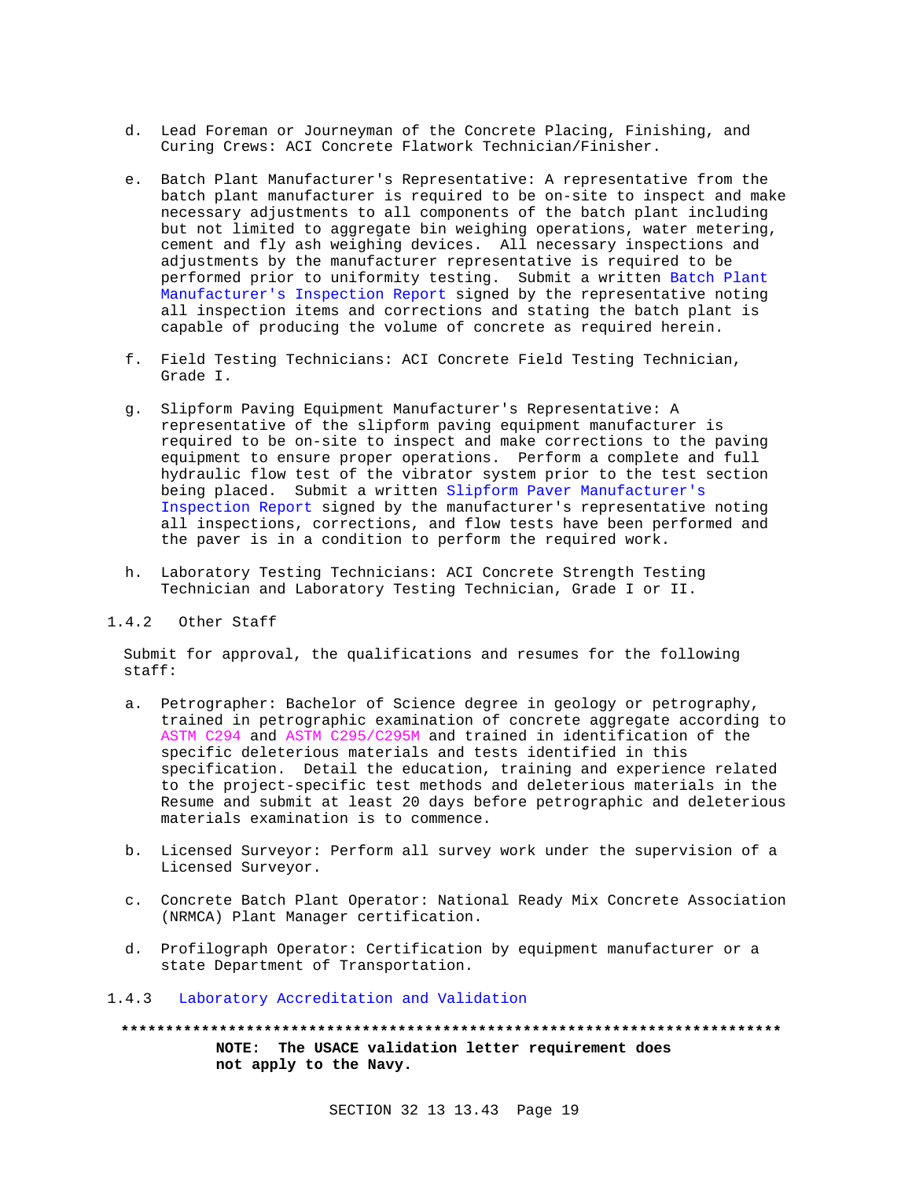d. Lead Foreman or Journeyman of the Concrete Placing, Finishing, and Curing Crews: ACI Concrete Flatwork Technician/Finisher.

e. Batch Plant Manufacturer's Representative: A representative from the batch plant manufacturer is required to be on-site to inspect and make necessary adjustments to all components of the batch plant including but not limited to aggregate bin weighing operations, water metering, cement and fly ash weighing devices. All necessary inspections and adjustments by the manufacturer representative is required to be performed prior to uniformity testing. Submit a written Batch Plant Manufacturer's Inspection Report signed by the representative noting all inspection items and corrections and stating the batch plant is capable of producing the volume of concrete as required herein.

f. Field Testing Technicians: ACI Concrete Field Testing Technician, Grade I.

g. Slipform Paving Equipment Manufacturer's Representative: A representative of the slipform paving equipment manufacturer is required to be on-site to inspect and make corrections to the paving equipment to ensure proper operations. Perform a complete and full hydraulic flow test of the vibrator system prior to the test section being placed. Submit a written Slipform Paver Manufacturer's Inspection Report signed by the manufacturer's representative noting all inspections, corrections, and flow tests have been performed and the paver is in a condition to perform the required work.

h. Laboratory Testing Technicians: ACI Concrete Strength Testing Technician and Laboratory Testing Technician, Grade I or II.

### 1.4.2 Other Staff

Submit for approval, the qualifications and resumes for the following staff:

a. Petrographer: Bachelor of Science degree in geology or petrography, trained in petrographic examination of concrete aggregate according to ASTM C294 and ASTM C295/C295M and trained in identification of the specific deleterious materials and tests identified in this specification. Detail the education, training and experience related to the project-specific test methods and deleterious materials in the Resume and submit at least 20 days before petrographic and deleterious materials examination is to commence.

b. Licensed Surveyor: Perform all survey work under the supervision of a Licensed Surveyor.

c. Concrete Batch Plant Operator: National Ready Mix Concrete Association (NRMCA) Plant Manager certification.

d. Profilograph Operator: Certification by equipment manufacturer or a state Department of Transportation.

### 1.4.3 Laboratory Accreditation and Validation

**************************************************************************

**NOTE: The USACE validation letter requirement does not apply to the Navy.**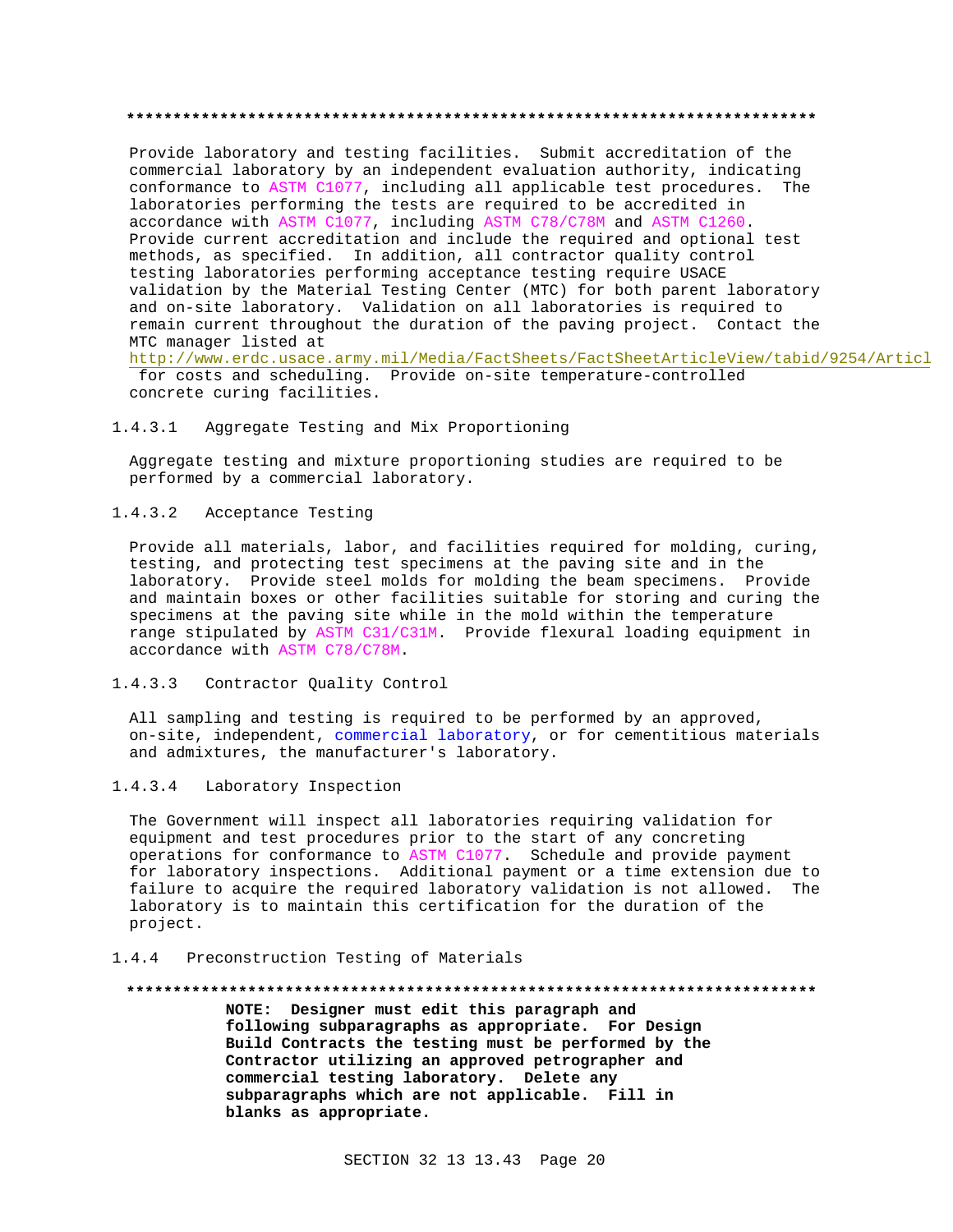**************************************************************************

Provide laboratory and testing facilities. Submit accreditation of the commercial laboratory by an independent evaluation authority, indicating conformance to ASTM C1077, including all applicable test procedures. The laboratories performing the tests are required to be accredited in accordance with ASTM C1077, including ASTM C78/C78M and ASTM C1260. Provide current accreditation and include the required and optional test methods, as specified. In addition, all contractor quality control testing laboratories performing acceptance testing require USACE validation by the Material Testing Center (MTC) for both parent laboratory and on-site laboratory. Validation on all laboratories is required to remain current throughout the duration of the paving project. Contact the MTC manager listed at http://www.erdc.usace.army.mil/Media/FactSheets/FactSheetArticleView/tabid/9254/Articl for costs and scheduling. Provide on-site temperature-controlled concrete curing facilities.

#### 1.4.3.1 Aggregate Testing and Mix Proportioning

Aggregate testing and mixture proportioning studies are required to be performed by a commercial laboratory.

#### 1.4.3.2 Acceptance Testing

Provide all materials, labor, and facilities required for molding, curing, testing, and protecting test specimens at the paving site and in the laboratory. Provide steel molds for molding the beam specimens. Provide and maintain boxes or other facilities suitable for storing and curing the specimens at the paving site while in the mold within the temperature range stipulated by ASTM C31/C31M. Provide flexural loading equipment in accordance with ASTM C78/C78M.

#### 1.4.3.3 Contractor Quality Control

All sampling and testing is required to be performed by an approved, on-site, independent, commercial laboratory, or for cementitious materials and admixtures, the manufacturer's laboratory.

#### 1.4.3.4 Laboratory Inspection

The Government will inspect all laboratories requiring validation for equipment and test procedures prior to the start of any concreting operations for conformance to ASTM C1077. Schedule and provide payment for laboratory inspections. Additional payment or a time extension due to failure to acquire the required laboratory validation is not allowed. The laboratory is to maintain this certification for the duration of the project.

### 1.4.4 Preconstruction Testing of Materials

**************************************************************************

**NOTE: Designer must edit this paragraph and following subparagraphs as appropriate. For Design Build Contracts the testing must be performed by the Contractor utilizing an approved petrographer and commercial testing laboratory. Delete any subparagraphs which are not applicable. Fill in blanks as appropriate.**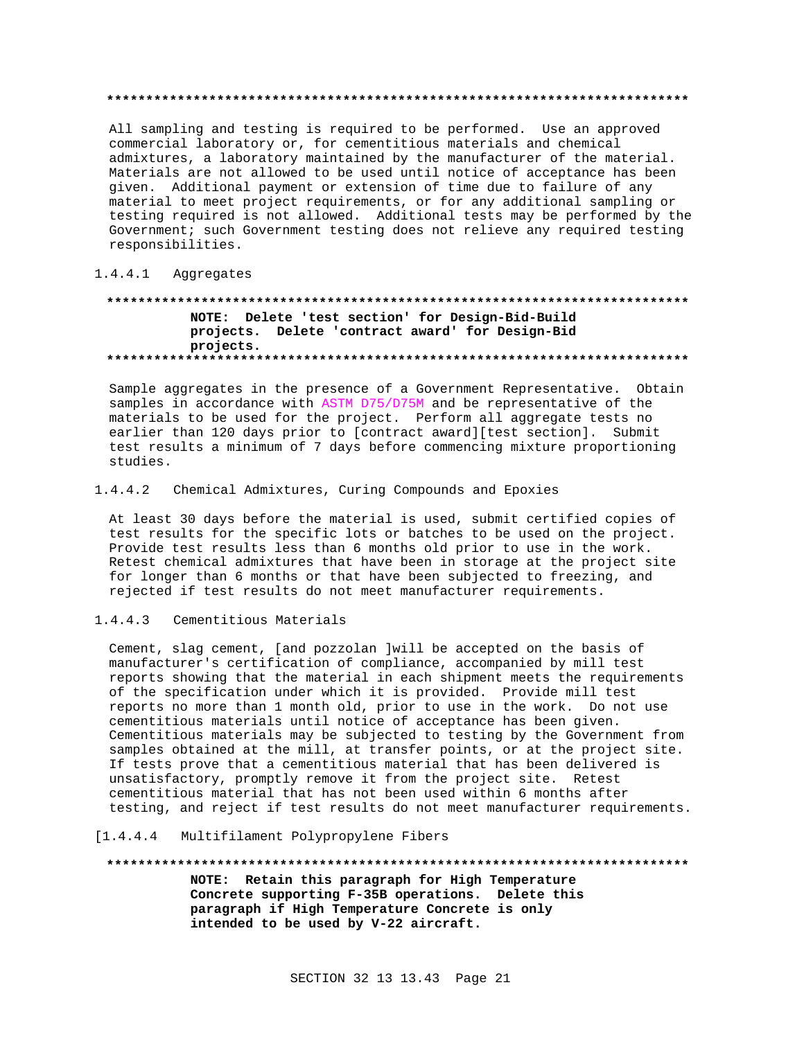**************************************************************************

All sampling and testing is required to be performed. Use an approved commercial laboratory or, for cementitious materials and chemical admixtures, a laboratory maintained by the manufacturer of the material. Materials are not allowed to be used until notice of acceptance has been given. Additional payment or extension of time due to failure of any material to meet project requirements, or for any additional sampling or testing required is not allowed. Additional tests may be performed by the Government; such Government testing does not relieve any required testing responsibilities.

#### 1.4.4.1 Aggregates

**************************************************************************
**NOTE: Delete 'test section' for Design-Bid-Build projects. Delete 'contract award' for Design-Bid projects.**
**************************************************************************

Sample aggregates in the presence of a Government Representative. Obtain samples in accordance with ASTM D75/D75M and be representative of the materials to be used for the project. Perform all aggregate tests no earlier than 120 days prior to [contract award][test section]. Submit test results a minimum of 7 days before commencing mixture proportioning studies.

#### 1.4.4.2 Chemical Admixtures, Curing Compounds and Epoxies

At least 30 days before the material is used, submit certified copies of test results for the specific lots or batches to be used on the project. Provide test results less than 6 months old prior to use in the work. Retest chemical admixtures that have been in storage at the project site for longer than 6 months or that have been subjected to freezing, and rejected if test results do not meet manufacturer requirements.

#### 1.4.4.3 Cementitious Materials

Cement, slag cement, [and pozzolan ]will be accepted on the basis of manufacturer's certification of compliance, accompanied by mill test reports showing that the material in each shipment meets the requirements of the specification under which it is provided. Provide mill test reports no more than 1 month old, prior to use in the work. Do not use cementitious materials until notice of acceptance has been given. Cementitious materials may be subjected to testing by the Government from samples obtained at the mill, at transfer points, or at the project site. If tests prove that a cementitious material that has been delivered is unsatisfactory, promptly remove it from the project site. Retest cementitious material that has not been used within 6 months after testing, and reject if test results do not meet manufacturer requirements.

#### [1.4.4.4 Multifilament Polypropylene Fibers

**************************************************************************
**NOTE: Retain this paragraph for High Temperature Concrete supporting F-35B operations. Delete this paragraph if High Temperature Concrete is only intended to be used by V-22 aircraft.**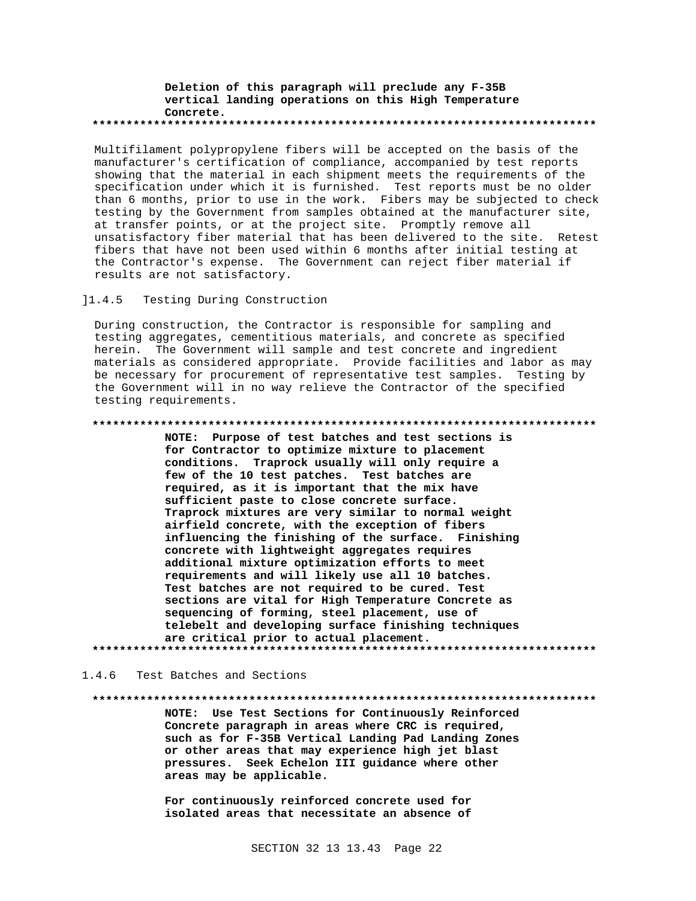**Deletion of this paragraph will preclude any F-35B vertical landing operations on this High Temperature Concrete.**

**************************************************************************

Multifilament polypropylene fibers will be accepted on the basis of the manufacturer's certification of compliance, accompanied by test reports showing that the material in each shipment meets the requirements of the specification under which it is furnished. Test reports must be no older than 6 months, prior to use in the work. Fibers may be subjected to check testing by the Government from samples obtained at the manufacturer site, at transfer points, or at the project site. Promptly remove all unsatisfactory fiber material that has been delivered to the site. Retest fibers that have not been used within 6 months after initial testing at the Contractor's expense. The Government can reject fiber material if results are not satisfactory.

]1.4.5 Testing During Construction

During construction, the Contractor is responsible for sampling and testing aggregates, cementitious materials, and concrete as specified herein. The Government will sample and test concrete and ingredient materials as considered appropriate. Provide facilities and labor as may be necessary for procurement of representative test samples. Testing by the Government will in no way relieve the Contractor of the specified testing requirements.

**************************************************************************

**NOTE: Purpose of test batches and test sections is for Contractor to optimize mixture to placement conditions. Traprock usually will only require a few of the 10 test patches. Test batches are required, as it is important that the mix have sufficient paste to close concrete surface. Traprock mixtures are very similar to normal weight airfield concrete, with the exception of fibers influencing the finishing of the surface. Finishing concrete with lightweight aggregates requires additional mixture optimization efforts to meet requirements and will likely use all 10 batches. Test batches are not required to be cured. Test sections are vital for High Temperature Concrete as sequencing of forming, steel placement, use of telebelt and developing surface finishing techniques are critical prior to actual placement.**

**************************************************************************

1.4.6 Test Batches and Sections

**************************************************************************

**NOTE: Use Test Sections for Continuously Reinforced Concrete paragraph in areas where CRC is required, such as for F-35B Vertical Landing Pad Landing Zones or other areas that may experience high jet blast pressures. Seek Echelon III guidance where other areas may be applicable.**

**For continuously reinforced concrete used for isolated areas that necessitate an absence of**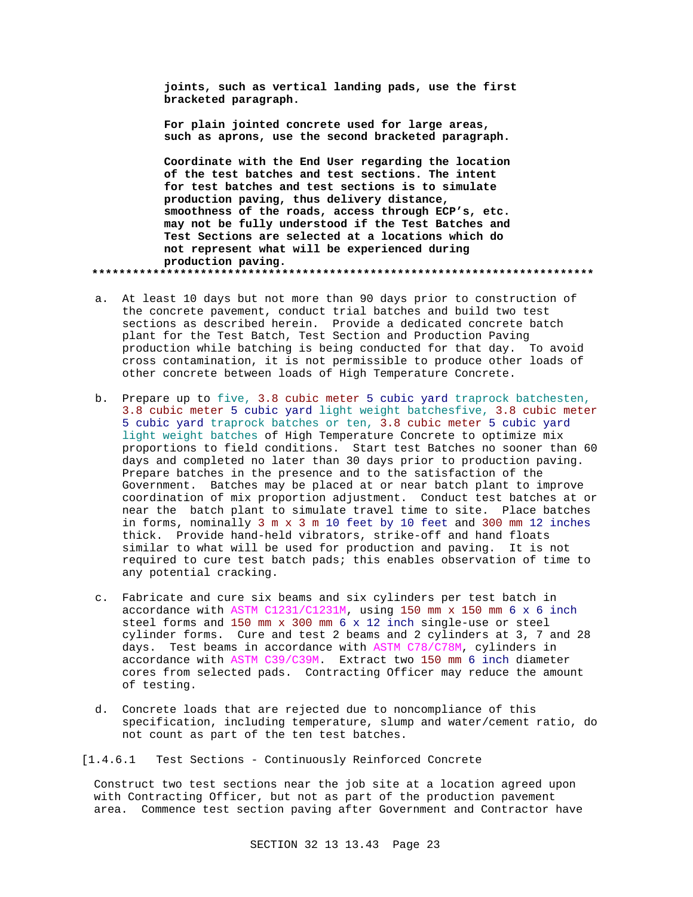**joints, such as vertical landing pads, use the first bracketed paragraph.**

**For plain jointed concrete used for large areas, such as aprons, use the second bracketed paragraph.**

**Coordinate with the End User regarding the location of the test batches and test sections. The intent for test batches and test sections is to simulate production paving, thus delivery distance, smoothness of the roads, access through ECP's, etc. may not be fully understood if the Test Batches and Test Sections are selected at a locations which do not represent what will be experienced during production paving.**

**************************************************************************

a. At least 10 days but not more than 90 days prior to construction of the concrete pavement, conduct trial batches and build two test sections as described herein. Provide a dedicated concrete batch plant for the Test Batch, Test Section and Production Paving production while batching is being conducted for that day. To avoid cross contamination, it is not permissible to produce other loads of other concrete between loads of High Temperature Concrete.

b. Prepare up to five, 3.8 cubic meter 5 cubic yard traprock batchesten, 3.8 cubic meter 5 cubic yard light weight batchesfive, 3.8 cubic meter 5 cubic yard traprock batches or ten, 3.8 cubic meter 5 cubic yard light weight batches of High Temperature Concrete to optimize mix proportions to field conditions. Start test Batches no sooner than 60 days and completed no later than 30 days prior to production paving. Prepare batches in the presence and to the satisfaction of the Government. Batches may be placed at or near batch plant to improve coordination of mix proportion adjustment. Conduct test batches at or near the batch plant to simulate travel time to site. Place batches in forms, nominally 3 m x 3 m 10 feet by 10 feet and 300 mm 12 inches thick. Provide hand-held vibrators, strike-off and hand floats similar to what will be used for production and paving. It is not required to cure test batch pads; this enables observation of time to any potential cracking.

c. Fabricate and cure six beams and six cylinders per test batch in accordance with ASTM C1231/C1231M, using 150 mm x 150 mm 6 x 6 inch steel forms and 150 mm x 300 mm 6 x 12 inch single-use or steel cylinder forms. Cure and test 2 beams and 2 cylinders at 3, 7 and 28 days. Test beams in accordance with ASTM C78/C78M, cylinders in accordance with ASTM C39/C39M. Extract two 150 mm 6 inch diameter cores from selected pads. Contracting Officer may reduce the amount of testing.

d. Concrete loads that are rejected due to noncompliance of this specification, including temperature, slump and water/cement ratio, do not count as part of the ten test batches.

[1.4.6.1 Test Sections - Continuously Reinforced Concrete

Construct two test sections near the job site at a location agreed upon with Contracting Officer, but not as part of the production pavement area. Commence test section paving after Government and Contractor have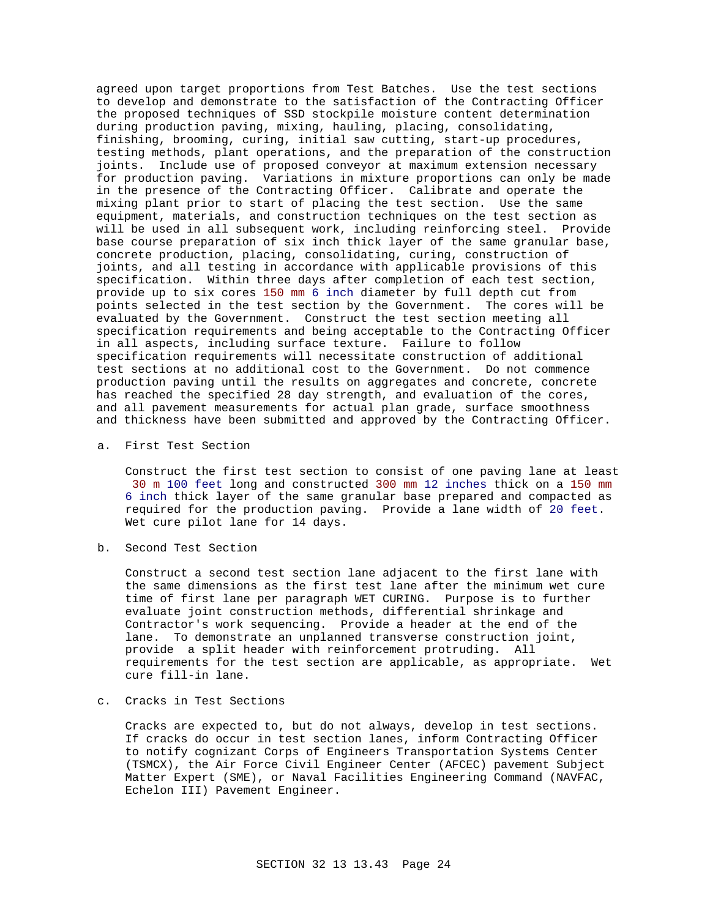agreed upon target proportions from Test Batches. Use the test sections to develop and demonstrate to the satisfaction of the Contracting Officer the proposed techniques of SSD stockpile moisture content determination during production paving, mixing, hauling, placing, consolidating, finishing, brooming, curing, initial saw cutting, start-up procedures, testing methods, plant operations, and the preparation of the construction joints. Include use of proposed conveyor at maximum extension necessary for production paving. Variations in mixture proportions can only be made in the presence of the Contracting Officer. Calibrate and operate the mixing plant prior to start of placing the test section. Use the same equipment, materials, and construction techniques on the test section as will be used in all subsequent work, including reinforcing steel. Provide base course preparation of six inch thick layer of the same granular base, concrete production, placing, consolidating, curing, construction of joints, and all testing in accordance with applicable provisions of this specification. Within three days after completion of each test section, provide up to six cores 150 mm 6 inch diameter by full depth cut from points selected in the test section by the Government. The cores will be evaluated by the Government. Construct the test section meeting all specification requirements and being acceptable to the Contracting Officer in all aspects, including surface texture. Failure to follow specification requirements will necessitate construction of additional test sections at no additional cost to the Government. Do not commence production paving until the results on aggregates and concrete, concrete has reached the specified 28 day strength, and evaluation of the cores, and all pavement measurements for actual plan grade, surface smoothness and thickness have been submitted and approved by the Contracting Officer.

a. First Test Section

Construct the first test section to consist of one paving lane at least 30 m 100 feet long and constructed 300 mm 12 inches thick on a 150 mm 6 inch thick layer of the same granular base prepared and compacted as required for the production paving. Provide a lane width of 20 feet. Wet cure pilot lane for 14 days.

b. Second Test Section

Construct a second test section lane adjacent to the first lane with the same dimensions as the first test lane after the minimum wet cure time of first lane per paragraph WET CURING. Purpose is to further evaluate joint construction methods, differential shrinkage and Contractor's work sequencing. Provide a header at the end of the lane. To demonstrate an unplanned transverse construction joint, provide a split header with reinforcement protruding. All requirements for the test section are applicable, as appropriate. Wet cure fill-in lane.

c. Cracks in Test Sections

Cracks are expected to, but do not always, develop in test sections. If cracks do occur in test section lanes, inform Contracting Officer to notify cognizant Corps of Engineers Transportation Systems Center (TSMCX), the Air Force Civil Engineer Center (AFCEC) pavement Subject Matter Expert (SME), or Naval Facilities Engineering Command (NAVFAC, Echelon III) Pavement Engineer.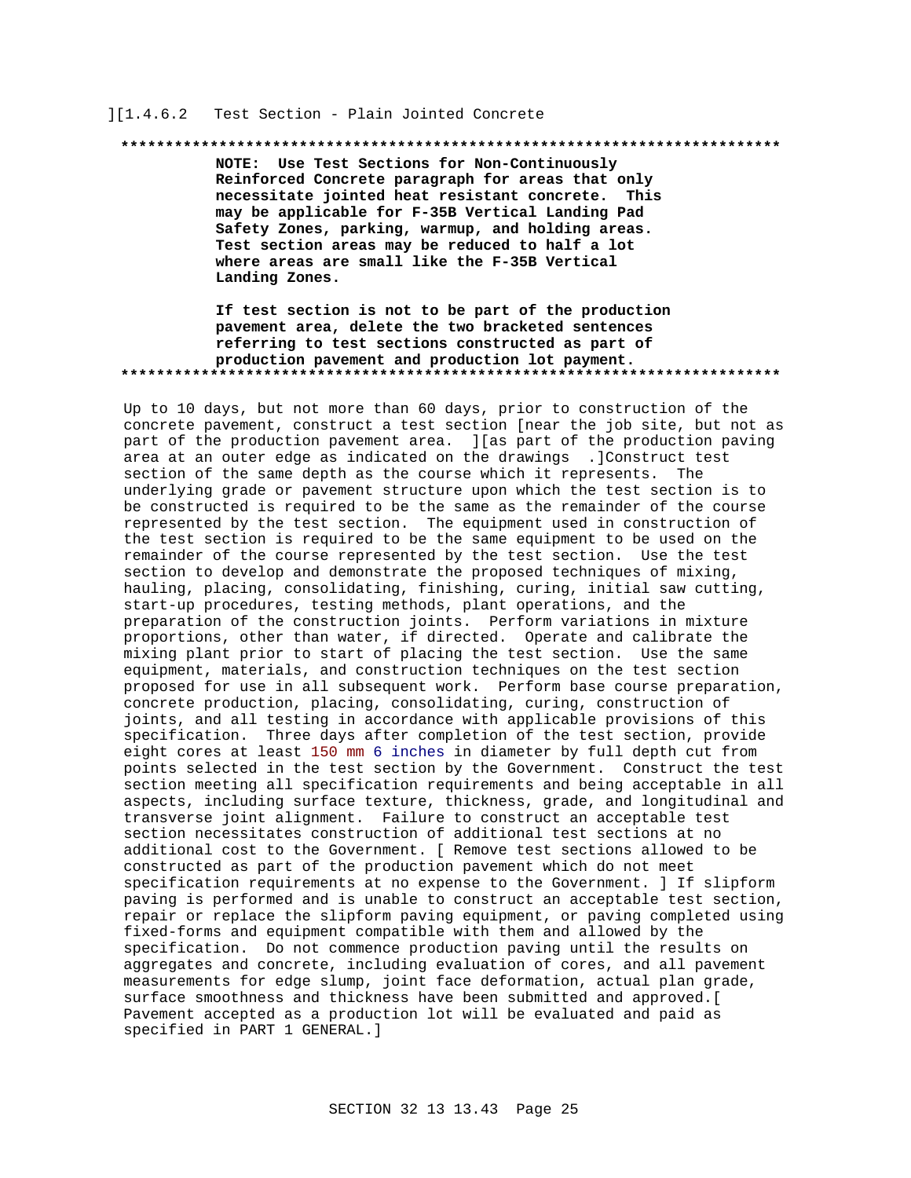][1.4.6.2 Test Section - Plain Jointed Concrete

**************************************************************************

**NOTE: Use Test Sections for Non-Continuously Reinforced Concrete paragraph for areas that only necessitate jointed heat resistant concrete. This may be applicable for F-35B Vertical Landing Pad Safety Zones, parking, warmup, and holding areas. Test section areas may be reduced to half a lot where areas are small like the F-35B Vertical Landing Zones.**

**If test section is not to be part of the production pavement area, delete the two bracketed sentences referring to test sections constructed as part of production pavement and production lot payment.**

**************************************************************************

Up to 10 days, but not more than 60 days, prior to construction of the concrete pavement, construct a test section [near the job site, but not as part of the production pavement area. ][as part of the production paving area at an outer edge as indicated on the drawings .]Construct test section of the same depth as the course which it represents. The underlying grade or pavement structure upon which the test section is to be constructed is required to be the same as the remainder of the course represented by the test section. The equipment used in construction of the test section is required to be the same equipment to be used on the remainder of the course represented by the test section. Use the test section to develop and demonstrate the proposed techniques of mixing, hauling, placing, consolidating, finishing, curing, initial saw cutting, start-up procedures, testing methods, plant operations, and the preparation of the construction joints. Perform variations in mixture proportions, other than water, if directed. Operate and calibrate the mixing plant prior to start of placing the test section. Use the same equipment, materials, and construction techniques on the test section proposed for use in all subsequent work. Perform base course preparation, concrete production, placing, consolidating, curing, construction of joints, and all testing in accordance with applicable provisions of this specification. Three days after completion of the test section, provide eight cores at least 150 mm 6 inches in diameter by full depth cut from points selected in the test section by the Government. Construct the test section meeting all specification requirements and being acceptable in all aspects, including surface texture, thickness, grade, and longitudinal and transverse joint alignment. Failure to construct an acceptable test section necessitates construction of additional test sections at no additional cost to the Government. [ Remove test sections allowed to be constructed as part of the production pavement which do not meet specification requirements at no expense to the Government. ] If slipform paving is performed and is unable to construct an acceptable test section, repair or replace the slipform paving equipment, or paving completed using fixed-forms and equipment compatible with them and allowed by the specification. Do not commence production paving until the results on aggregates and concrete, including evaluation of cores, and all pavement measurements for edge slump, joint face deformation, actual plan grade, surface smoothness and thickness have been submitted and approved.[ Pavement accepted as a production lot will be evaluated and paid as specified in PART 1 GENERAL.]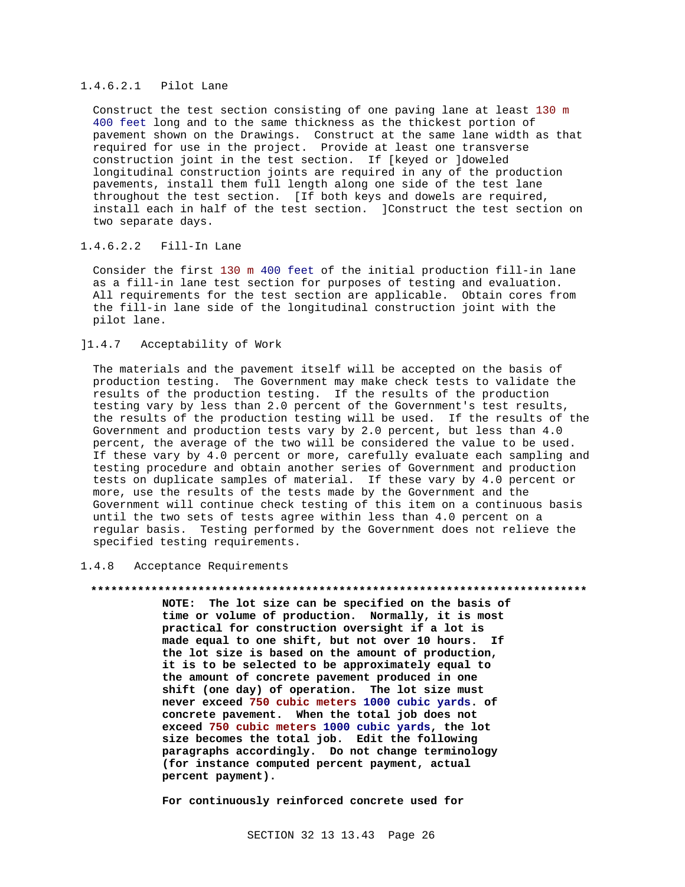#### 1.4.6.2.1 Pilot Lane

Construct the test section consisting of one paving lane at least 130 m 400 feet long and to the same thickness as the thickest portion of pavement shown on the Drawings. Construct at the same lane width as that required for use in the project. Provide at least one transverse construction joint in the test section. If [keyed or ]doweled longitudinal construction joints are required in any of the production pavements, install them full length along one side of the test lane throughout the test section. [If both keys and dowels are required, install each in half of the test section. ]Construct the test section on two separate days.

#### 1.4.6.2.2 Fill-In Lane

Consider the first 130 m 400 feet of the initial production fill-in lane as a fill-in lane test section for purposes of testing and evaluation. All requirements for the test section are applicable. Obtain cores from the fill-in lane side of the longitudinal construction joint with the pilot lane.

### ]1.4.7 Acceptability of Work

The materials and the pavement itself will be accepted on the basis of production testing. The Government may make check tests to validate the results of the production testing. If the results of the production testing vary by less than 2.0 percent of the Government's test results, the results of the production testing will be used. If the results of the Government and production tests vary by 2.0 percent, but less than 4.0 percent, the average of the two will be considered the value to be used. If these vary by 4.0 percent or more, carefully evaluate each sampling and testing procedure and obtain another series of Government and production tests on duplicate samples of material. If these vary by 4.0 percent or more, use the results of the tests made by the Government and the Government will continue check testing of this item on a continuous basis until the two sets of tests agree within less than 4.0 percent on a regular basis. Testing performed by the Government does not relieve the specified testing requirements.

### 1.4.8 Acceptance Requirements

**************************************************************************

**NOTE: The lot size can be specified on the basis of time or volume of production. Normally, it is most practical for construction oversight if a lot is made equal to one shift, but not over 10 hours. If the lot size is based on the amount of production, it is to be selected to be approximately equal to the amount of concrete pavement produced in one shift (one day) of operation. The lot size must never exceed 750 cubic meters 1000 cubic yards. of concrete pavement. When the total job does not exceed 750 cubic meters 1000 cubic yards, the lot size becomes the total job. Edit the following paragraphs accordingly. Do not change terminology (for instance computed percent payment, actual percent payment).**

**For continuously reinforced concrete used for**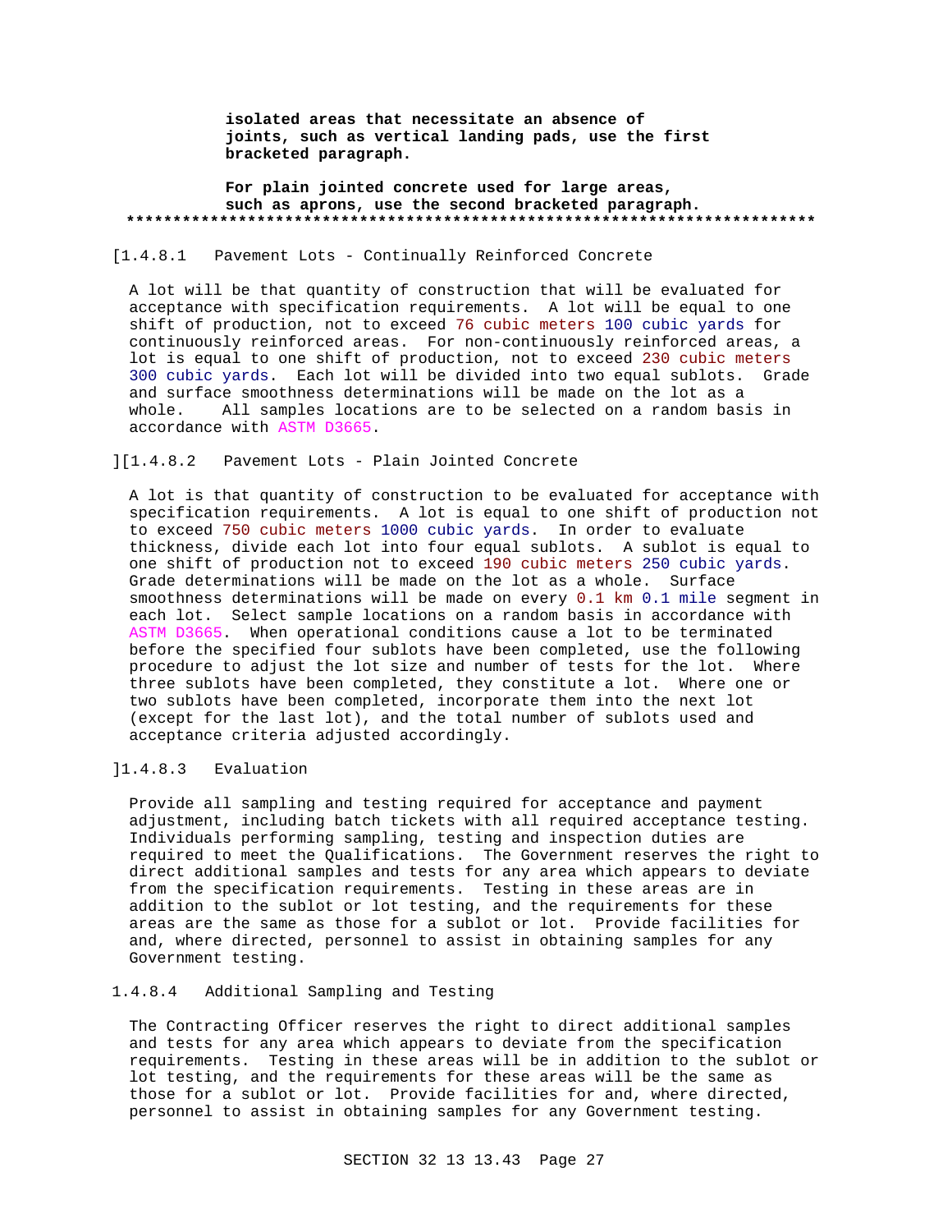**isolated areas that necessitate an absence of joints, such as vertical landing pads, use the first bracketed paragraph.**

**For plain jointed concrete used for large areas, such as aprons, use the second bracketed paragraph.**

**************************************************************************

[1.4.8.1 Pavement Lots - Continually Reinforced Concrete

A lot will be that quantity of construction that will be evaluated for acceptance with specification requirements. A lot will be equal to one shift of production, not to exceed 76 cubic meters 100 cubic yards for continuously reinforced areas. For non-continuously reinforced areas, a lot is equal to one shift of production, not to exceed 230 cubic meters 300 cubic yards. Each lot will be divided into two equal sublots. Grade and surface smoothness determinations will be made on the lot as a whole. All samples locations are to be selected on a random basis in accordance with ASTM D3665.

][1.4.8.2 Pavement Lots - Plain Jointed Concrete

A lot is that quantity of construction to be evaluated for acceptance with specification requirements. A lot is equal to one shift of production not to exceed 750 cubic meters 1000 cubic yards. In order to evaluate thickness, divide each lot into four equal sublots. A sublot is equal to one shift of production not to exceed 190 cubic meters 250 cubic yards. Grade determinations will be made on the lot as a whole. Surface smoothness determinations will be made on every 0.1 km 0.1 mile segment in each lot. Select sample locations on a random basis in accordance with ASTM D3665. When operational conditions cause a lot to be terminated before the specified four sublots have been completed, use the following procedure to adjust the lot size and number of tests for the lot. Where three sublots have been completed, they constitute a lot. Where one or two sublots have been completed, incorporate them into the next lot (except for the last lot), and the total number of sublots used and acceptance criteria adjusted accordingly.

]1.4.8.3 Evaluation

Provide all sampling and testing required for acceptance and payment adjustment, including batch tickets with all required acceptance testing. Individuals performing sampling, testing and inspection duties are required to meet the Qualifications. The Government reserves the right to direct additional samples and tests for any area which appears to deviate from the specification requirements. Testing in these areas are in addition to the sublot or lot testing, and the requirements for these areas are the same as those for a sublot or lot. Provide facilities for and, where directed, personnel to assist in obtaining samples for any Government testing.

1.4.8.4 Additional Sampling and Testing

The Contracting Officer reserves the right to direct additional samples and tests for any area which appears to deviate from the specification requirements. Testing in these areas will be in addition to the sublot or lot testing, and the requirements for these areas will be the same as those for a sublot or lot. Provide facilities for and, where directed, personnel to assist in obtaining samples for any Government testing.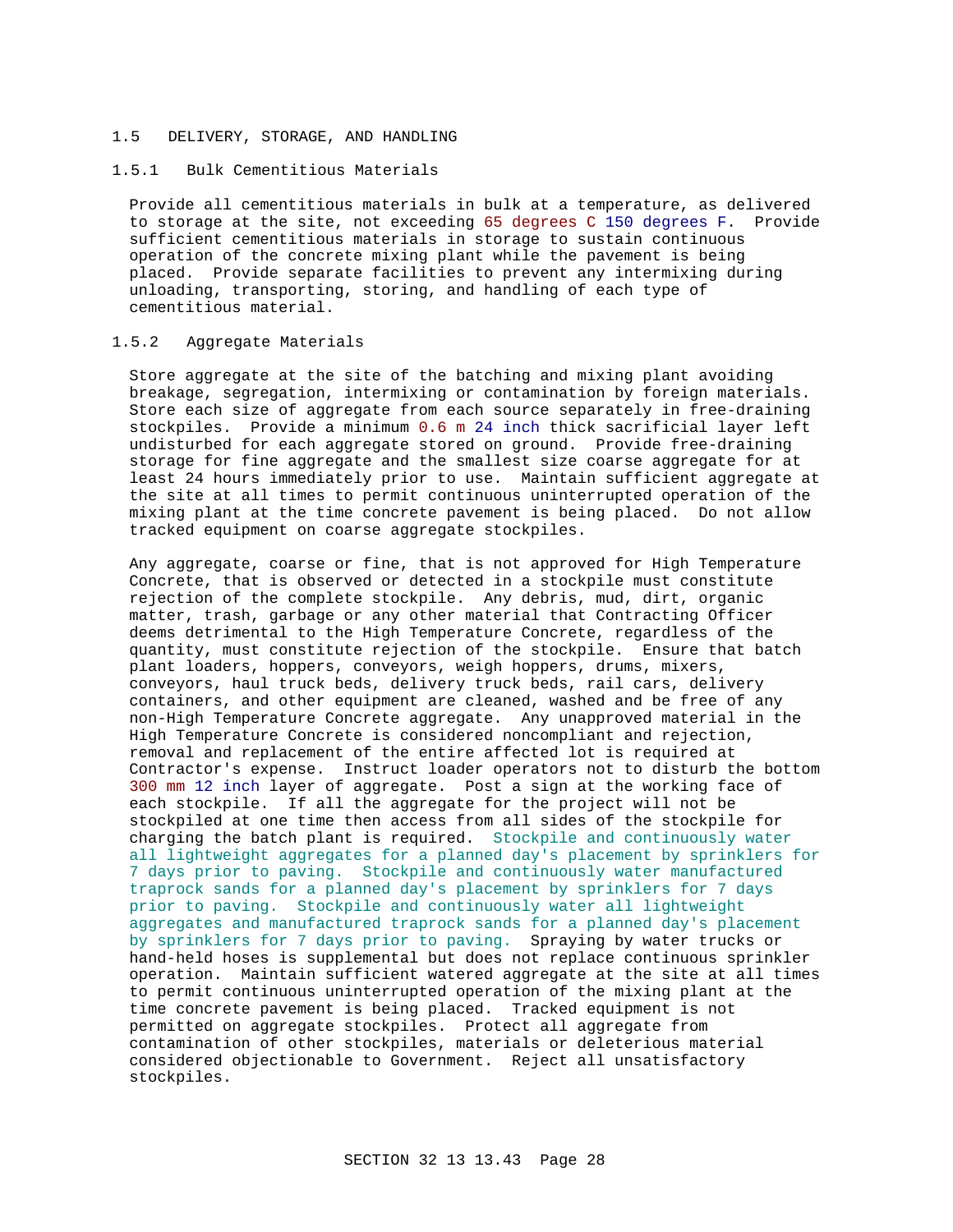## 1.5 DELIVERY, STORAGE, AND HANDLING

### 1.5.1 Bulk Cementitious Materials

Provide all cementitious materials in bulk at a temperature, as delivered to storage at the site, not exceeding 65 degrees C 150 degrees F. Provide sufficient cementitious materials in storage to sustain continuous operation of the concrete mixing plant while the pavement is being placed. Provide separate facilities to prevent any intermixing during unloading, transporting, storing, and handling of each type of cementitious material.

### 1.5.2 Aggregate Materials

Store aggregate at the site of the batching and mixing plant avoiding breakage, segregation, intermixing or contamination by foreign materials. Store each size of aggregate from each source separately in free-draining stockpiles. Provide a minimum 0.6 m 24 inch thick sacrificial layer left undisturbed for each aggregate stored on ground. Provide free-draining storage for fine aggregate and the smallest size coarse aggregate for at least 24 hours immediately prior to use. Maintain sufficient aggregate at the site at all times to permit continuous uninterrupted operation of the mixing plant at the time concrete pavement is being placed. Do not allow tracked equipment on coarse aggregate stockpiles.

Any aggregate, coarse or fine, that is not approved for High Temperature Concrete, that is observed or detected in a stockpile must constitute rejection of the complete stockpile. Any debris, mud, dirt, organic matter, trash, garbage or any other material that Contracting Officer deems detrimental to the High Temperature Concrete, regardless of the quantity, must constitute rejection of the stockpile. Ensure that batch plant loaders, hoppers, conveyors, weigh hoppers, drums, mixers, conveyors, haul truck beds, delivery truck beds, rail cars, delivery containers, and other equipment are cleaned, washed and be free of any non-High Temperature Concrete aggregate. Any unapproved material in the High Temperature Concrete is considered noncompliant and rejection, removal and replacement of the entire affected lot is required at Contractor's expense. Instruct loader operators not to disturb the bottom 300 mm 12 inch layer of aggregate. Post a sign at the working face of each stockpile. If all the aggregate for the project will not be stockpiled at one time then access from all sides of the stockpile for charging the batch plant is required. Stockpile and continuously water all lightweight aggregates for a planned day's placement by sprinklers for 7 days prior to paving. Stockpile and continuously water manufactured traprock sands for a planned day's placement by sprinklers for 7 days prior to paving. Stockpile and continuously water all lightweight aggregates and manufactured traprock sands for a planned day's placement by sprinklers for 7 days prior to paving. Spraying by water trucks or hand-held hoses is supplemental but does not replace continuous sprinkler operation. Maintain sufficient watered aggregate at the site at all times to permit continuous uninterrupted operation of the mixing plant at the time concrete pavement is being placed. Tracked equipment is not permitted on aggregate stockpiles. Protect all aggregate from contamination of other stockpiles, materials or deleterious material considered objectionable to Government. Reject all unsatisfactory stockpiles.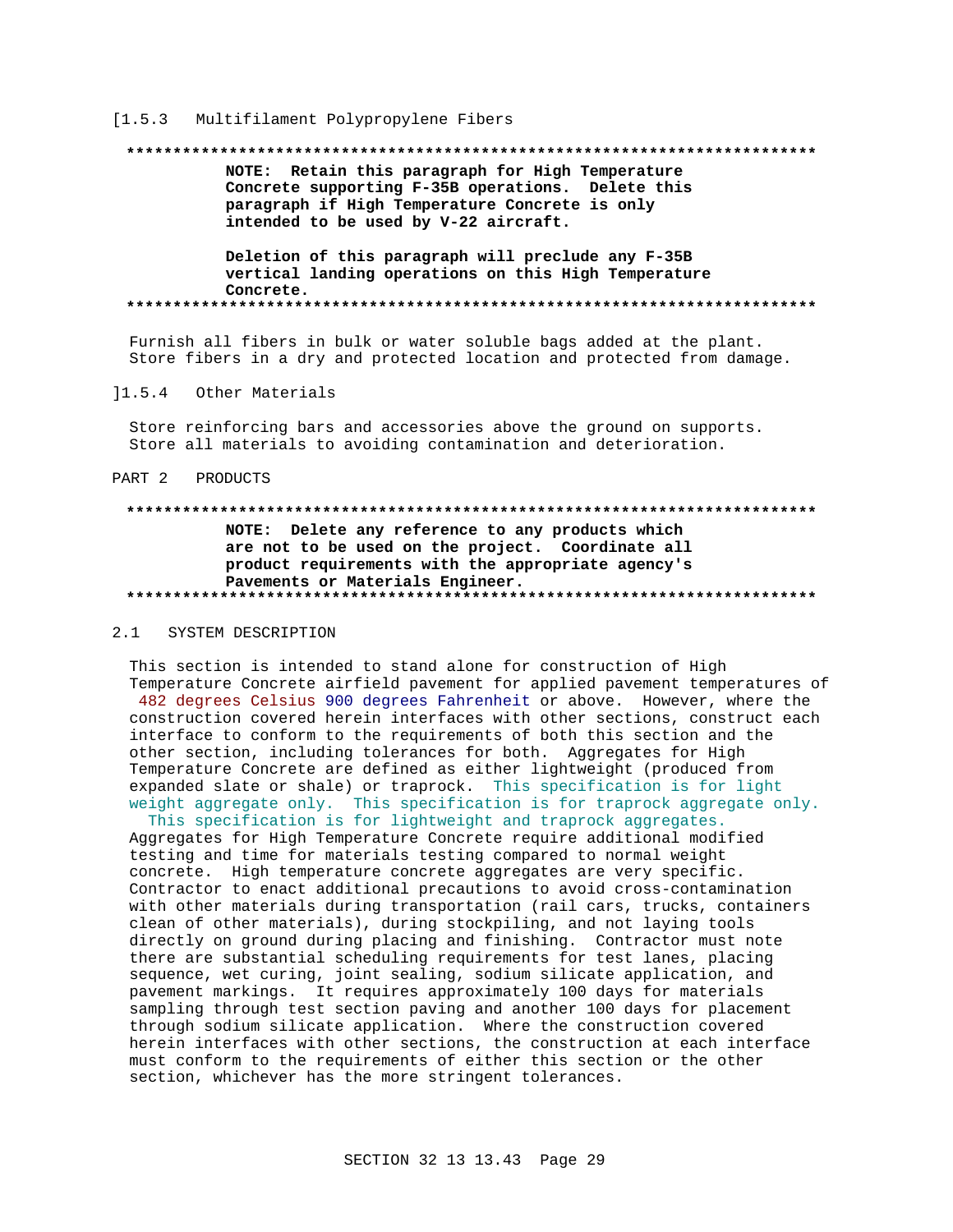[1.5.3 Multifilament Polypropylene Fibers

**************************************************************************

**NOTE: Retain this paragraph for High Temperature Concrete supporting F-35B operations. Delete this paragraph if High Temperature Concrete is only intended to be used by V-22 aircraft.**

**Deletion of this paragraph will preclude any F-35B vertical landing operations on this High Temperature Concrete.**

**************************************************************************

Furnish all fibers in bulk or water soluble bags added at the plant. Store fibers in a dry and protected location and protected from damage.

]1.5.4 Other Materials

Store reinforcing bars and accessories above the ground on supports. Store all materials to avoiding contamination and deterioration.

## PART 2 PRODUCTS

**************************************************************************

**NOTE: Delete any reference to any products which are not to be used on the project. Coordinate all product requirements with the appropriate agency's Pavements or Materials Engineer.**

**************************************************************************

### 2.1 SYSTEM DESCRIPTION

This section is intended to stand alone for construction of High Temperature Concrete airfield pavement for applied pavement temperatures of 482 degrees Celsius 900 degrees Fahrenheit or above. However, where the construction covered herein interfaces with other sections, construct each interface to conform to the requirements of both this section and the other section, including tolerances for both. Aggregates for High Temperature Concrete are defined as either lightweight (produced from expanded slate or shale) or traprock. This specification is for light weight aggregate only. This specification is for traprock aggregate only. This specification is for lightweight and traprock aggregates. Aggregates for High Temperature Concrete require additional modified testing and time for materials testing compared to normal weight concrete. High temperature concrete aggregates are very specific. Contractor to enact additional precautions to avoid cross-contamination with other materials during transportation (rail cars, trucks, containers clean of other materials), during stockpiling, and not laying tools directly on ground during placing and finishing. Contractor must note there are substantial scheduling requirements for test lanes, placing sequence, wet curing, joint sealing, sodium silicate application, and pavement markings. It requires approximately 100 days for materials sampling through test section paving and another 100 days for placement through sodium silicate application. Where the construction covered herein interfaces with other sections, the construction at each interface must conform to the requirements of either this section or the other section, whichever has the more stringent tolerances.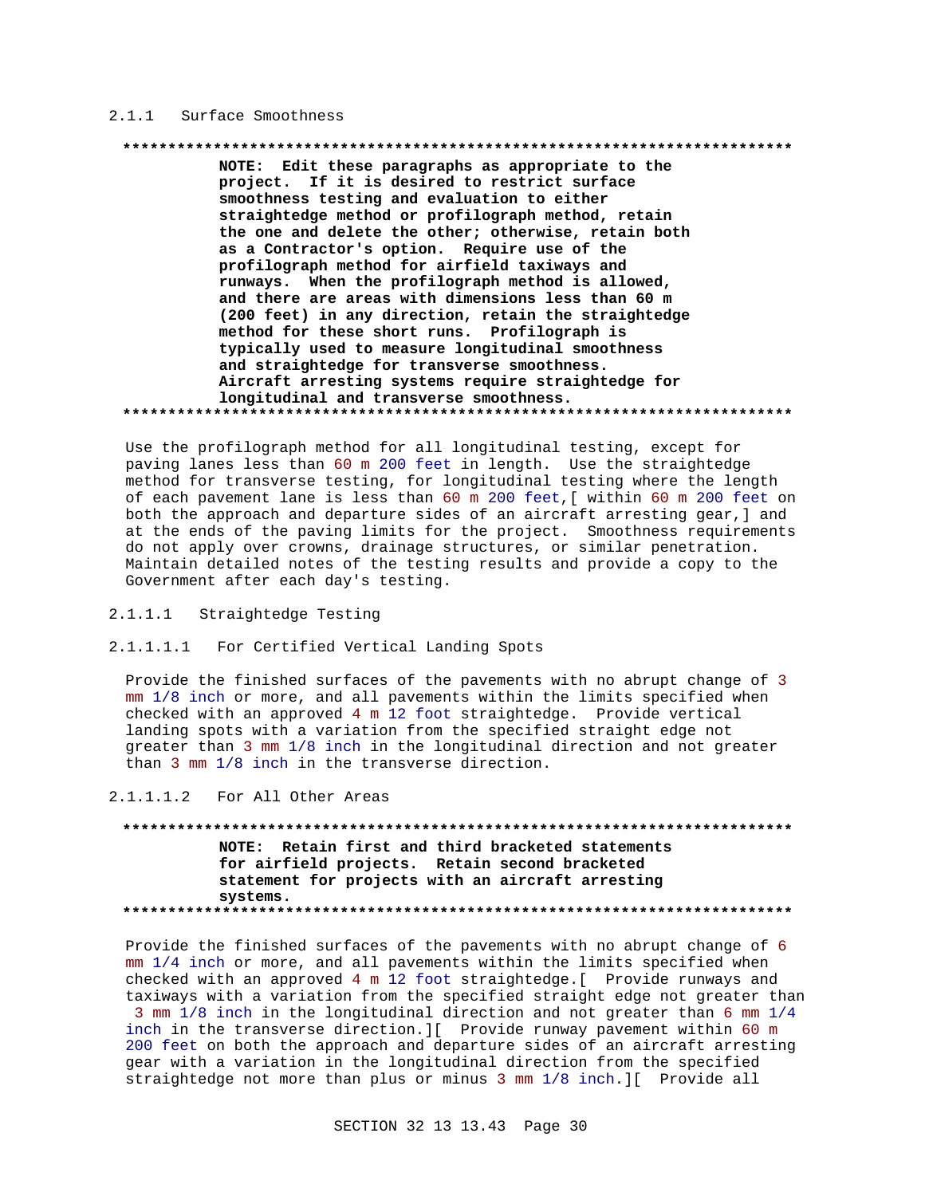#### 2.1.1 Surface Smoothness

**************************************************************************
**NOTE: Edit these paragraphs as appropriate to the project. If it is desired to restrict surface smoothness testing and evaluation to either straightedge method or profilograph method, retain the one and delete the other; otherwise, retain both as a Contractor's option. Require use of the profilograph method for airfield taxiways and runways. When the profilograph method is allowed, and there are areas with dimensions less than 60 m (200 feet) in any direction, retain the straightedge method for these short runs. Profilograph is typically used to measure longitudinal smoothness and straightedge for transverse smoothness. Aircraft arresting systems require straightedge for longitudinal and transverse smoothness.**
**************************************************************************

Use the profilograph method for all longitudinal testing, except for paving lanes less than 60 m 200 feet in length. Use the straightedge method for transverse testing, for longitudinal testing where the length of each pavement lane is less than 60 m 200 feet,[ within 60 m 200 feet on both the approach and departure sides of an aircraft arresting gear,] and at the ends of the paving limits for the project. Smoothness requirements do not apply over crowns, drainage structures, or similar penetration. Maintain detailed notes of the testing results and provide a copy to the Government after each day's testing.

##### 2.1.1.1 Straightedge Testing

###### 2.1.1.1.1 For Certified Vertical Landing Spots

Provide the finished surfaces of the pavements with no abrupt change of 3 mm 1/8 inch or more, and all pavements within the limits specified when checked with an approved 4 m 12 foot straightedge. Provide vertical landing spots with a variation from the specified straight edge not greater than 3 mm 1/8 inch in the longitudinal direction and not greater than 3 mm 1/8 inch in the transverse direction.

###### 2.1.1.1.2 For All Other Areas

**************************************************************************
**NOTE: Retain first and third bracketed statements for airfield projects. Retain second bracketed statement for projects with an aircraft arresting systems.**
**************************************************************************

Provide the finished surfaces of the pavements with no abrupt change of 6 mm 1/4 inch or more, and all pavements within the limits specified when checked with an approved 4 m 12 foot straightedge.[ Provide runways and taxiways with a variation from the specified straight edge not greater than 3 mm 1/8 inch in the longitudinal direction and not greater than 6 mm 1/4 inch in the transverse direction.][ Provide runway pavement within 60 m 200 feet on both the approach and departure sides of an aircraft arresting gear with a variation in the longitudinal direction from the specified straightedge not more than plus or minus 3 mm 1/8 inch.][ Provide all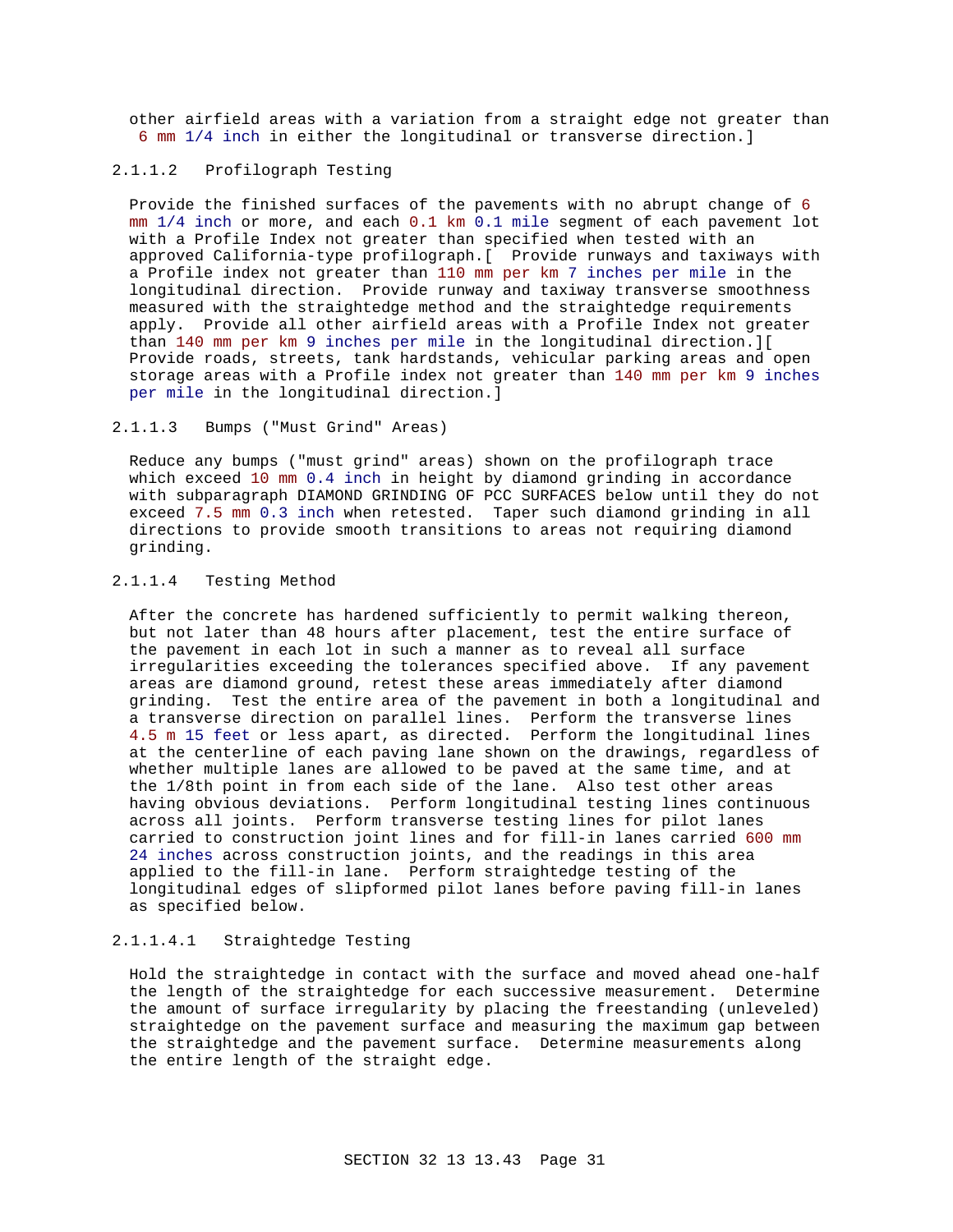other airfield areas with a variation from a straight edge not greater than 6 mm 1/4 inch in either the longitudinal or transverse direction.]

#### 2.1.1.2 Profilograph Testing

Provide the finished surfaces of the pavements with no abrupt change of 6 mm 1/4 inch or more, and each 0.1 km 0.1 mile segment of each pavement lot with a Profile Index not greater than specified when tested with an approved California-type profilograph.[ Provide runways and taxiways with a Profile index not greater than 110 mm per km 7 inches per mile in the longitudinal direction. Provide runway and taxiway transverse smoothness measured with the straightedge method and the straightedge requirements apply. Provide all other airfield areas with a Profile Index not greater than 140 mm per km 9 inches per mile in the longitudinal direction.][ Provide roads, streets, tank hardstands, vehicular parking areas and open storage areas with a Profile index not greater than 140 mm per km 9 inches per mile in the longitudinal direction.]

#### 2.1.1.3 Bumps ("Must Grind" Areas)

Reduce any bumps ("must grind" areas) shown on the profilograph trace which exceed 10 mm 0.4 inch in height by diamond grinding in accordance with subparagraph DIAMOND GRINDING OF PCC SURFACES below until they do not exceed 7.5 mm 0.3 inch when retested. Taper such diamond grinding in all directions to provide smooth transitions to areas not requiring diamond grinding.

#### 2.1.1.4 Testing Method

After the concrete has hardened sufficiently to permit walking thereon, but not later than 48 hours after placement, test the entire surface of the pavement in each lot in such a manner as to reveal all surface irregularities exceeding the tolerances specified above. If any pavement areas are diamond ground, retest these areas immediately after diamond grinding. Test the entire area of the pavement in both a longitudinal and a transverse direction on parallel lines. Perform the transverse lines 4.5 m 15 feet or less apart, as directed. Perform the longitudinal lines at the centerline of each paving lane shown on the drawings, regardless of whether multiple lanes are allowed to be paved at the same time, and at the 1/8th point in from each side of the lane. Also test other areas having obvious deviations. Perform longitudinal testing lines continuous across all joints. Perform transverse testing lines for pilot lanes carried to construction joint lines and for fill-in lanes carried 600 mm 24 inches across construction joints, and the readings in this area applied to the fill-in lane. Perform straightedge testing of the longitudinal edges of slipformed pilot lanes before paving fill-in lanes as specified below.

##### 2.1.1.4.1 Straightedge Testing

Hold the straightedge in contact with the surface and moved ahead one-half the length of the straightedge for each successive measurement. Determine the amount of surface irregularity by placing the freestanding (unleveled) straightedge on the pavement surface and measuring the maximum gap between the straightedge and the pavement surface. Determine measurements along the entire length of the straight edge.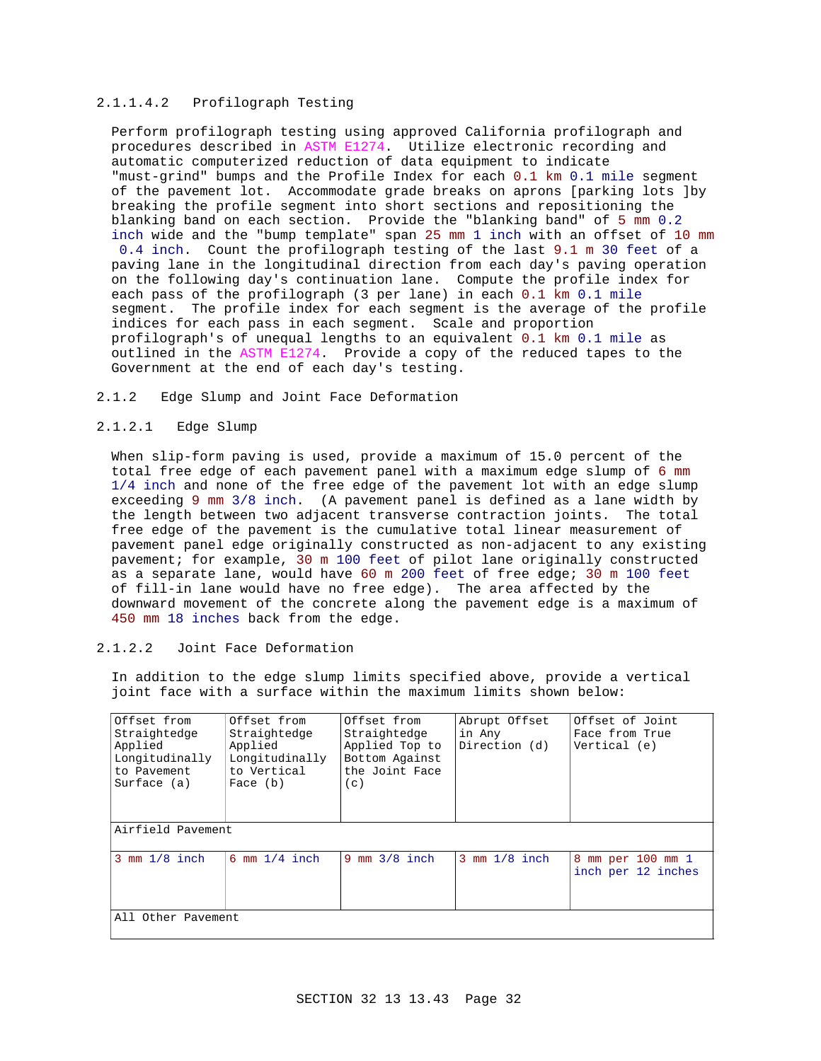#### 2.1.1.4.2 Profilograph Testing

Perform profilograph testing using approved California profilograph and procedures described in ASTM E1274. Utilize electronic recording and automatic computerized reduction of data equipment to indicate "must-grind" bumps and the Profile Index for each 0.1 km 0.1 mile segment of the pavement lot. Accommodate grade breaks on aprons [parking lots ]by breaking the profile segment into short sections and repositioning the blanking band on each section. Provide the "blanking band" of 5 mm 0.2 inch wide and the "bump template" span 25 mm 1 inch with an offset of 10 mm 0.4 inch. Count the profilograph testing of the last 9.1 m 30 feet of a paving lane in the longitudinal direction from each day's paving operation on the following day's continuation lane. Compute the profile index for each pass of the profilograph (3 per lane) in each 0.1 km 0.1 mile segment. The profile index for each segment is the average of the profile indices for each pass in each segment. Scale and proportion profilograph's of unequal lengths to an equivalent 0.1 km 0.1 mile as outlined in the ASTM E1274. Provide a copy of the reduced tapes to the Government at the end of each day's testing.

## 2.1.2 Edge Slump and Joint Face Deformation

### 2.1.2.1 Edge Slump

When slip-form paving is used, provide a maximum of 15.0 percent of the total free edge of each pavement panel with a maximum edge slump of 6 mm 1/4 inch and none of the free edge of the pavement lot with an edge slump exceeding 9 mm 3/8 inch. (A pavement panel is defined as a lane width by the length between two adjacent transverse contraction joints. The total free edge of the pavement is the cumulative total linear measurement of pavement panel edge originally constructed as non-adjacent to any existing pavement; for example, 30 m 100 feet of pilot lane originally constructed as a separate lane, would have 60 m 200 feet of free edge; 30 m 100 feet of fill-in lane would have no free edge). The area affected by the downward movement of the concrete along the pavement edge is a maximum of 450 mm 18 inches back from the edge.

### 2.1.2.2 Joint Face Deformation

In addition to the edge slump limits specified above, provide a vertical joint face with a surface within the maximum limits shown below:

| Offset from Straightedge Applied Longitudinally to Pavement Surface (a) | Offset from Straightedge Applied Longitudinally to Vertical Face (b) | Offset from Straightedge Applied Top to Bottom Against the Joint Face (c) | Abrupt Offset in Any Direction (d) | Offset of Joint Face from True Vertical (e) |
|---|---|---|---|---|
| Airfield Pavement | | | | |
| 3 mm 1/8 inch | 6 mm 1/4 inch | 9 mm 3/8 inch | 3 mm 1/8 inch | 8 mm per 100 mm 1 inch per 12 inches |
| All Other Pavement | | | | |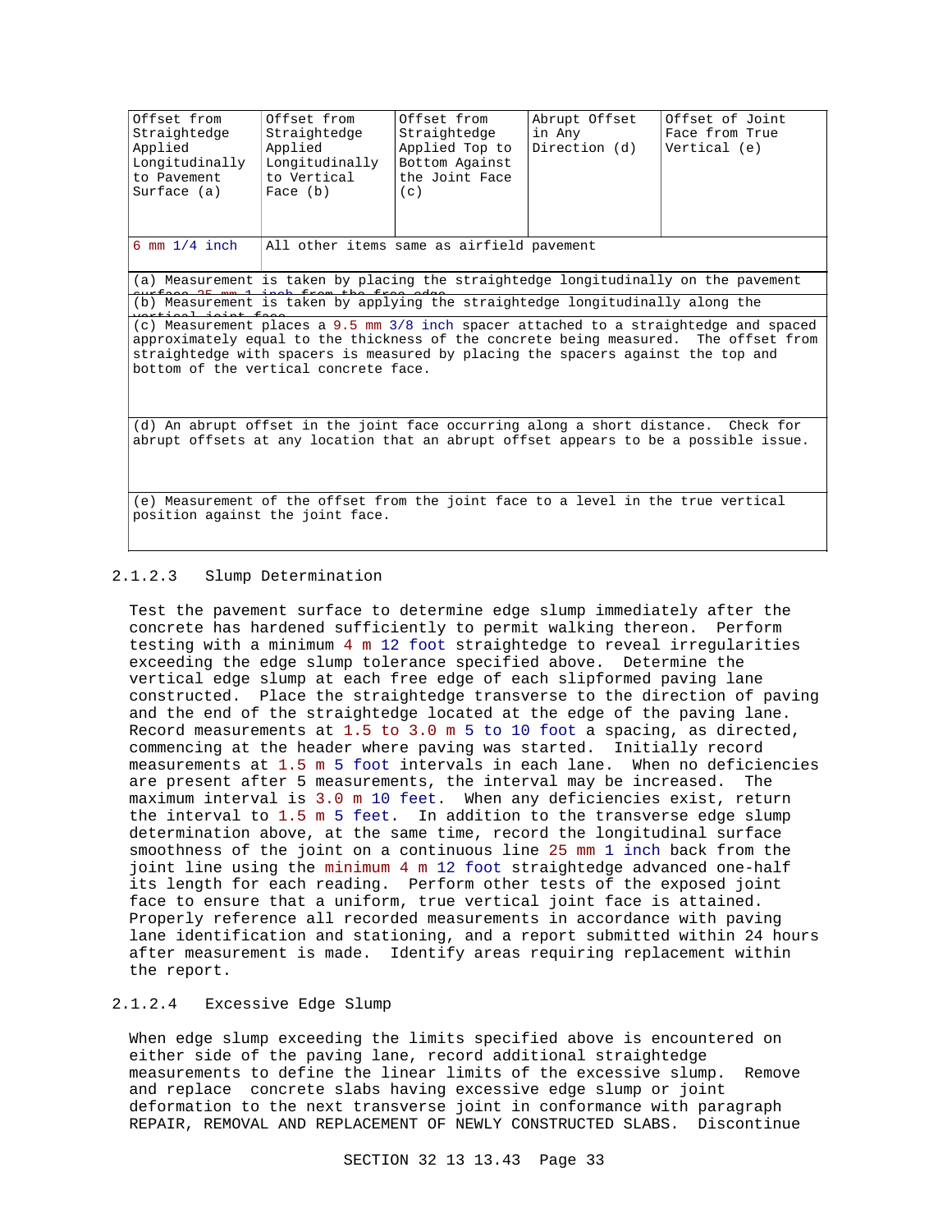| Offset from Straightedge Applied Longitudinally to Pavement Surface (a) | Offset from Straightedge Applied Longitudinally to Vertical Face (b) | Offset from Straightedge Applied Top to Bottom Against the Joint Face (c) | Abrupt Offset in Any Direction (d) | Offset of Joint Face from True Vertical (e) |
|---|---|---|---|---|
| 6 mm 1/4 inch | All other items same as airfield pavement | | | |

(a) Measurement is taken by placing the straightedge longitudinally on the pavement surface 25 mm 1 inch from the free edge.

(b) Measurement is taken by applying the straightedge longitudinally along the vertical joint face.

(c) Measurement places a 9.5 mm 3/8 inch spacer attached to a straightedge and spaced approximately equal to the thickness of the concrete being measured. The offset from straightedge with spacers is measured by placing the spacers against the top and bottom of the vertical concrete face.

(d) An abrupt offset in the joint face occurring along a short distance. Check for abrupt offsets at any location that an abrupt offset appears to be a possible issue.

(e) Measurement of the offset from the joint face to a level in the true vertical position against the joint face.

#### 2.1.2.3 Slump Determination

Test the pavement surface to determine edge slump immediately after the concrete has hardened sufficiently to permit walking thereon. Perform testing with a minimum 4 m 12 foot straightedge to reveal irregularities exceeding the edge slump tolerance specified above. Determine the vertical edge slump at each free edge of each slipformed paving lane constructed. Place the straightedge transverse to the direction of paving and the end of the straightedge located at the edge of the paving lane. Record measurements at 1.5 to 3.0 m 5 to 10 foot a spacing, as directed, commencing at the header where paving was started. Initially record measurements at 1.5 m 5 foot intervals in each lane. When no deficiencies are present after 5 measurements, the interval may be increased. The maximum interval is 3.0 m 10 feet. When any deficiencies exist, return the interval to 1.5 m 5 feet. In addition to the transverse edge slump determination above, at the same time, record the longitudinal surface smoothness of the joint on a continuous line 25 mm 1 inch back from the joint line using the minimum 4 m 12 foot straightedge advanced one-half its length for each reading. Perform other tests of the exposed joint face to ensure that a uniform, true vertical joint face is attained. Properly reference all recorded measurements in accordance with paving lane identification and stationing, and a report submitted within 24 hours after measurement is made. Identify areas requiring replacement within the report.

#### 2.1.2.4 Excessive Edge Slump

When edge slump exceeding the limits specified above is encountered on either side of the paving lane, record additional straightedge measurements to define the linear limits of the excessive slump. Remove and replace concrete slabs having excessive edge slump or joint deformation to the next transverse joint in conformance with paragraph REPAIR, REMOVAL AND REPLACEMENT OF NEWLY CONSTRUCTED SLABS. Discontinue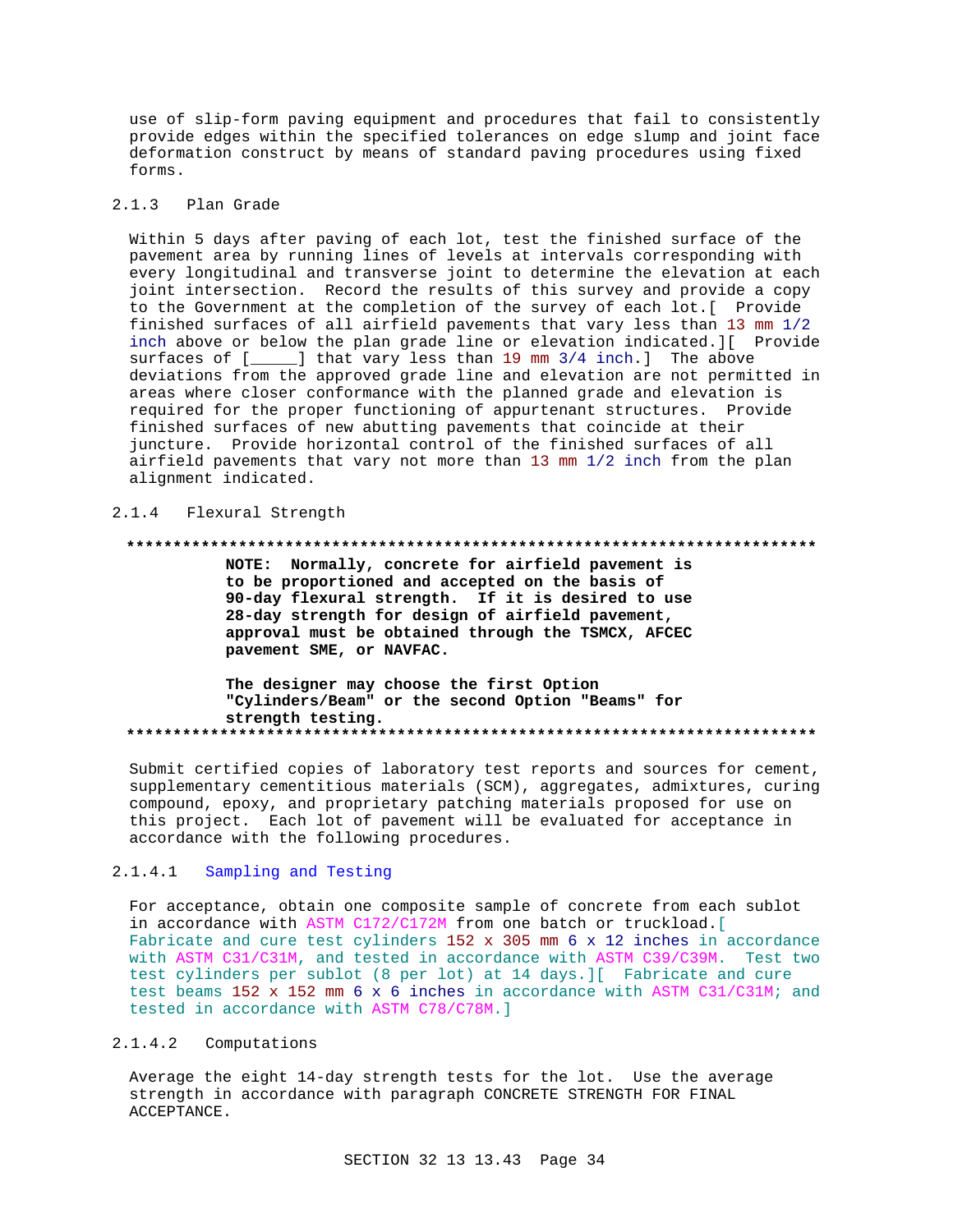use of slip-form paving equipment and procedures that fail to consistently provide edges within the specified tolerances on edge slump and joint face deformation construct by means of standard paving procedures using fixed forms.

### 2.1.3 Plan Grade

Within 5 days after paving of each lot, test the finished surface of the pavement area by running lines of levels at intervals corresponding with every longitudinal and transverse joint to determine the elevation at each joint intersection. Record the results of this survey and provide a copy to the Government at the completion of the survey of each lot.[ Provide finished surfaces of all airfield pavements that vary less than 13 mm 1/2 inch above or below the plan grade line or elevation indicated.][ Provide surfaces of [_____] that vary less than 19 mm 3/4 inch.] The above deviations from the approved grade line and elevation are not permitted in areas where closer conformance with the planned grade and elevation is required for the proper functioning of appurtenant structures. Provide finished surfaces of new abutting pavements that coincide at their juncture. Provide horizontal control of the finished surfaces of all airfield pavements that vary not more than 13 mm 1/2 inch from the plan alignment indicated.

### 2.1.4 Flexural Strength

**************************************************************************

**NOTE: Normally, concrete for airfield pavement is to be proportioned and accepted on the basis of 90-day flexural strength. If it is desired to use 28-day strength for design of airfield pavement, approval must be obtained through the TSMCX, AFCEC pavement SME, or NAVFAC.**

**The designer may choose the first Option "Cylinders/Beam" or the second Option "Beams" for strength testing.**

**************************************************************************

Submit certified copies of laboratory test reports and sources for cement, supplementary cementitious materials (SCM), aggregates, admixtures, curing compound, epoxy, and proprietary patching materials proposed for use on this project. Each lot of pavement will be evaluated for acceptance in accordance with the following procedures.

#### 2.1.4.1 Sampling and Testing

For acceptance, obtain one composite sample of concrete from each sublot in accordance with ASTM C172/C172M from one batch or truckload.[ Fabricate and cure test cylinders 152 x 305 mm 6 x 12 inches in accordance with ASTM C31/C31M, and tested in accordance with ASTM C39/C39M. Test two test cylinders per sublot (8 per lot) at 14 days.][ Fabricate and cure test beams 152 x 152 mm 6 x 6 inches in accordance with ASTM C31/C31M; and tested in accordance with ASTM C78/C78M.]

#### 2.1.4.2 Computations

Average the eight 14-day strength tests for the lot. Use the average strength in accordance with paragraph CONCRETE STRENGTH FOR FINAL ACCEPTANCE.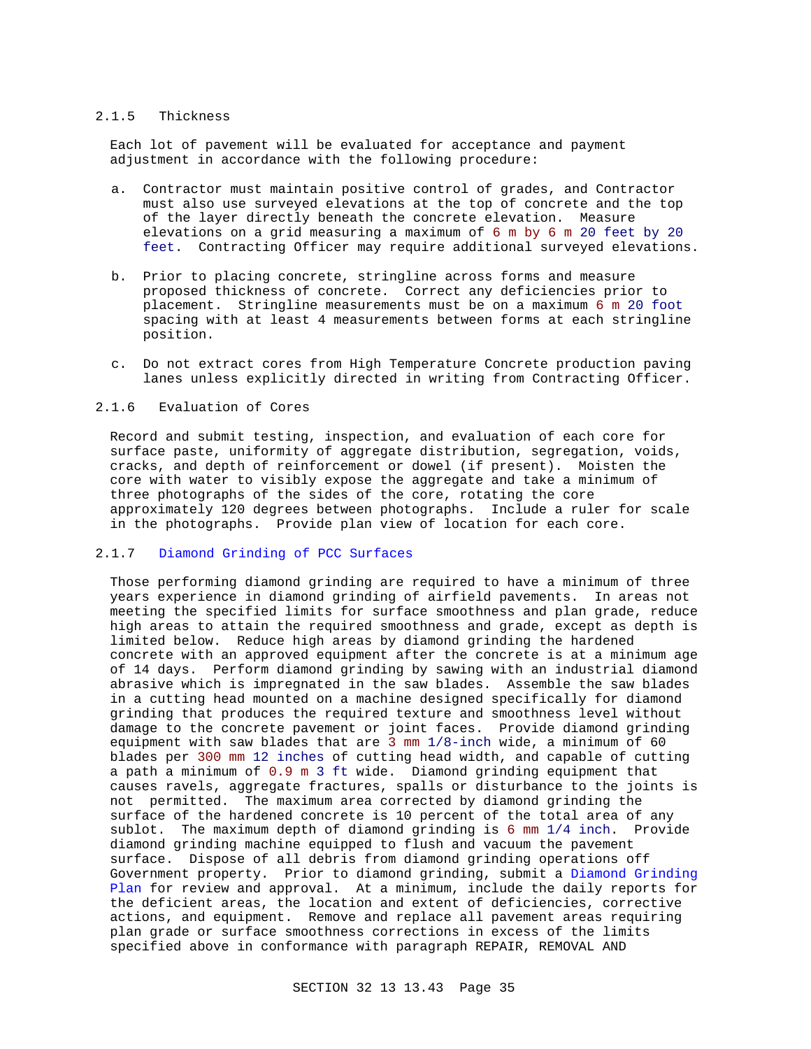### 2.1.5 Thickness

Each lot of pavement will be evaluated for acceptance and payment adjustment in accordance with the following procedure:

a. Contractor must maintain positive control of grades, and Contractor must also use surveyed elevations at the top of concrete and the top of the layer directly beneath the concrete elevation. Measure elevations on a grid measuring a maximum of 6 m by 6 m 20 feet by 20 feet. Contracting Officer may require additional surveyed elevations.

b. Prior to placing concrete, stringline across forms and measure proposed thickness of concrete. Correct any deficiencies prior to placement. Stringline measurements must be on a maximum 6 m 20 foot spacing with at least 4 measurements between forms at each stringline position.

c. Do not extract cores from High Temperature Concrete production paving lanes unless explicitly directed in writing from Contracting Officer.

### 2.1.6 Evaluation of Cores

Record and submit testing, inspection, and evaluation of each core for surface paste, uniformity of aggregate distribution, segregation, voids, cracks, and depth of reinforcement or dowel (if present). Moisten the core with water to visibly expose the aggregate and take a minimum of three photographs of the sides of the core, rotating the core approximately 120 degrees between photographs. Include a ruler for scale in the photographs. Provide plan view of location for each core.

### 2.1.7 Diamond Grinding of PCC Surfaces

Those performing diamond grinding are required to have a minimum of three years experience in diamond grinding of airfield pavements. In areas not meeting the specified limits for surface smoothness and plan grade, reduce high areas to attain the required smoothness and grade, except as depth is limited below. Reduce high areas by diamond grinding the hardened concrete with an approved equipment after the concrete is at a minimum age of 14 days. Perform diamond grinding by sawing with an industrial diamond abrasive which is impregnated in the saw blades. Assemble the saw blades in a cutting head mounted on a machine designed specifically for diamond grinding that produces the required texture and smoothness level without damage to the concrete pavement or joint faces. Provide diamond grinding equipment with saw blades that are 3 mm 1/8-inch wide, a minimum of 60 blades per 300 mm 12 inches of cutting head width, and capable of cutting a path a minimum of 0.9 m 3 ft wide. Diamond grinding equipment that causes ravels, aggregate fractures, spalls or disturbance to the joints is not permitted. The maximum area corrected by diamond grinding the surface of the hardened concrete is 10 percent of the total area of any sublot. The maximum depth of diamond grinding is 6 mm 1/4 inch. Provide diamond grinding machine equipped to flush and vacuum the pavement surface. Dispose of all debris from diamond grinding operations off Government property. Prior to diamond grinding, submit a Diamond Grinding Plan for review and approval. At a minimum, include the daily reports for the deficient areas, the location and extent of deficiencies, corrective actions, and equipment. Remove and replace all pavement areas requiring plan grade or surface smoothness corrections in excess of the limits specified above in conformance with paragraph REPAIR, REMOVAL AND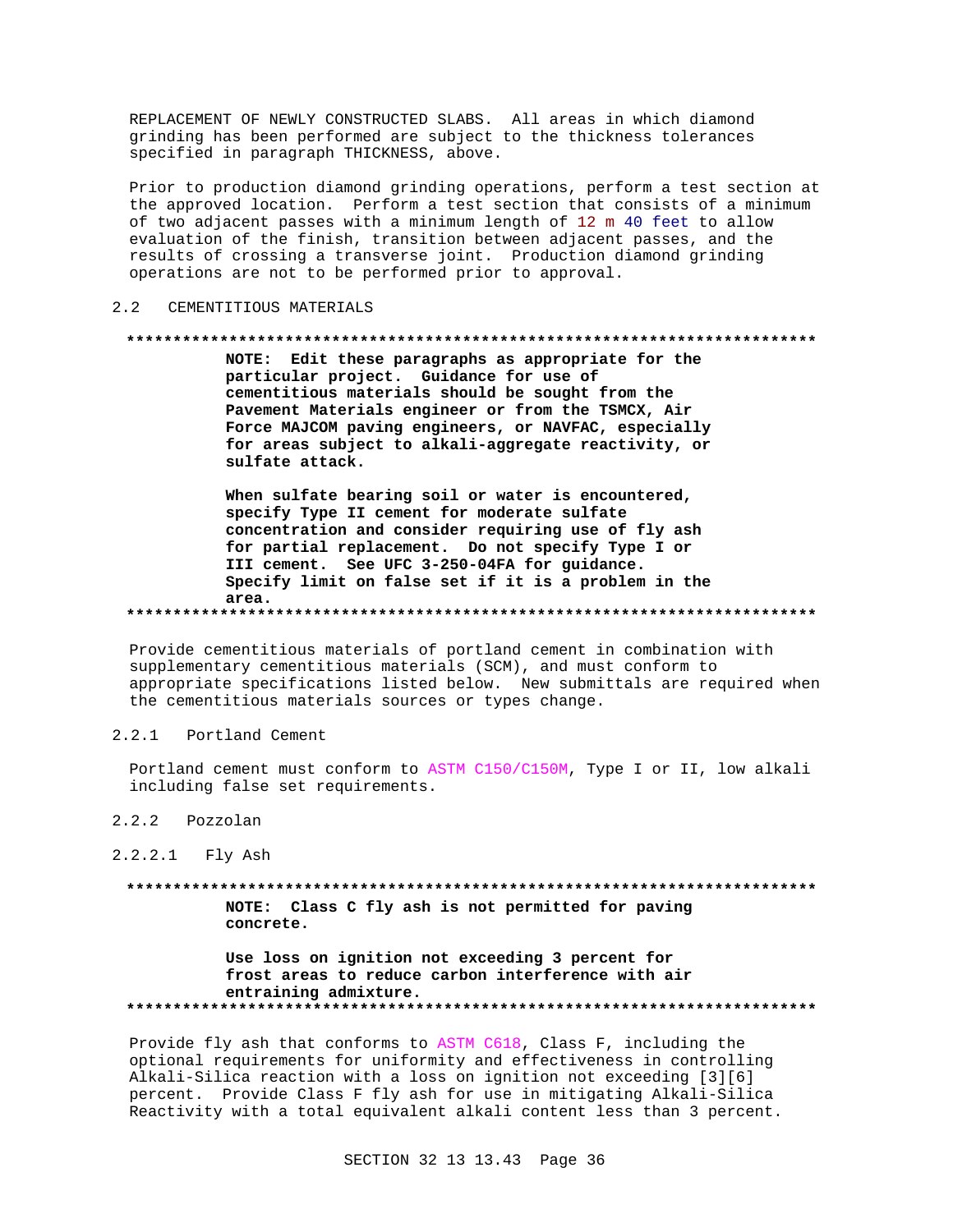REPLACEMENT OF NEWLY CONSTRUCTED SLABS. All areas in which diamond grinding has been performed are subject to the thickness tolerances specified in paragraph THICKNESS, above.

Prior to production diamond grinding operations, perform a test section at the approved location. Perform a test section that consists of a minimum of two adjacent passes with a minimum length of 12 m 40 feet to allow evaluation of the finish, transition between adjacent passes, and the results of crossing a transverse joint. Production diamond grinding operations are not to be performed prior to approval.

## 2.2 CEMENTITIOUS MATERIALS

**************************************************************************

**NOTE: Edit these paragraphs as appropriate for the particular project. Guidance for use of cementitious materials should be sought from the Pavement Materials engineer or from the TSMCX, Air Force MAJCOM paving engineers, or NAVFAC, especially for areas subject to alkali-aggregate reactivity, or sulfate attack.**

**When sulfate bearing soil or water is encountered, specify Type II cement for moderate sulfate concentration and consider requiring use of fly ash for partial replacement. Do not specify Type I or III cement. See UFC 3-250-04FA for guidance. Specify limit on false set if it is a problem in the area.**

**************************************************************************

Provide cementitious materials of portland cement in combination with supplementary cementitious materials (SCM), and must conform to appropriate specifications listed below. New submittals are required when the cementitious materials sources or types change.

### 2.2.1 Portland Cement

Portland cement must conform to ASTM C150/C150M, Type I or II, low alkali including false set requirements.

### 2.2.2 Pozzolan

#### 2.2.2.1 Fly Ash

**************************************************************************

**NOTE: Class C fly ash is not permitted for paving concrete.**

**Use loss on ignition not exceeding 3 percent for frost areas to reduce carbon interference with air entraining admixture.**

**************************************************************************

Provide fly ash that conforms to ASTM C618, Class F, including the optional requirements for uniformity and effectiveness in controlling Alkali-Silica reaction with a loss on ignition not exceeding [3][6] percent. Provide Class F fly ash for use in mitigating Alkali-Silica Reactivity with a total equivalent alkali content less than 3 percent.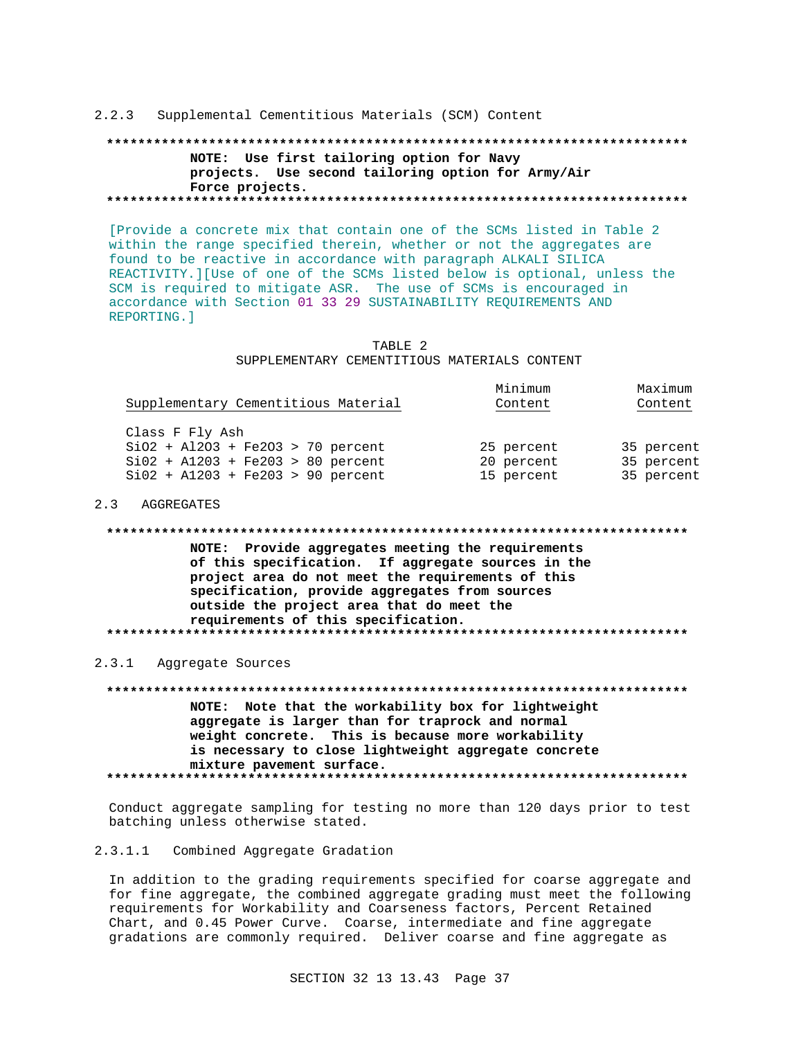### 2.2.3 Supplemental Cementitious Materials (SCM) Content

**************************************************************************

**NOTE: Use first tailoring option for Navy projects. Use second tailoring option for Army/Air Force projects.**

**************************************************************************

[Provide a concrete mix that contain one of the SCMs listed in Table 2 within the range specified therein, whether or not the aggregates are found to be reactive in accordance with paragraph ALKALI SILICA REACTIVITY.][Use of one of the SCMs listed below is optional, unless the SCM is required to mitigate ASR. The use of SCMs is encouraged in accordance with Section 01 33 29 SUSTAINABILITY REQUIREMENTS AND REPORTING.]

TABLE 2
SUPPLEMENTARY CEMENTITIOUS MATERIALS CONTENT

| Supplementary Cementitious Material | Minimum Content | Maximum Content |
|---|---|---|
| Class F Fly Ash | | |
| SiO2 + Al2O3 + Fe2O3 > 70 percent | 25 percent | 35 percent |
| Si02 + A1203 + Fe203 > 80 percent | 20 percent | 35 percent |
| Si02 + A1203 + Fe203 > 90 percent | 15 percent | 35 percent |

## 2.3 AGGREGATES

**************************************************************************

**NOTE: Provide aggregates meeting the requirements of this specification. If aggregate sources in the project area do not meet the requirements of this specification, provide aggregates from sources outside the project area that do meet the requirements of this specification.**

**************************************************************************

### 2.3.1 Aggregate Sources

**************************************************************************

**NOTE: Note that the workability box for lightweight aggregate is larger than for traprock and normal weight concrete. This is because more workability is necessary to close lightweight aggregate concrete mixture pavement surface.**

**************************************************************************

Conduct aggregate sampling for testing no more than 120 days prior to test batching unless otherwise stated.

#### 2.3.1.1 Combined Aggregate Gradation

In addition to the grading requirements specified for coarse aggregate and for fine aggregate, the combined aggregate grading must meet the following requirements for Workability and Coarseness factors, Percent Retained Chart, and 0.45 Power Curve. Coarse, intermediate and fine aggregate gradations are commonly required. Deliver coarse and fine aggregate as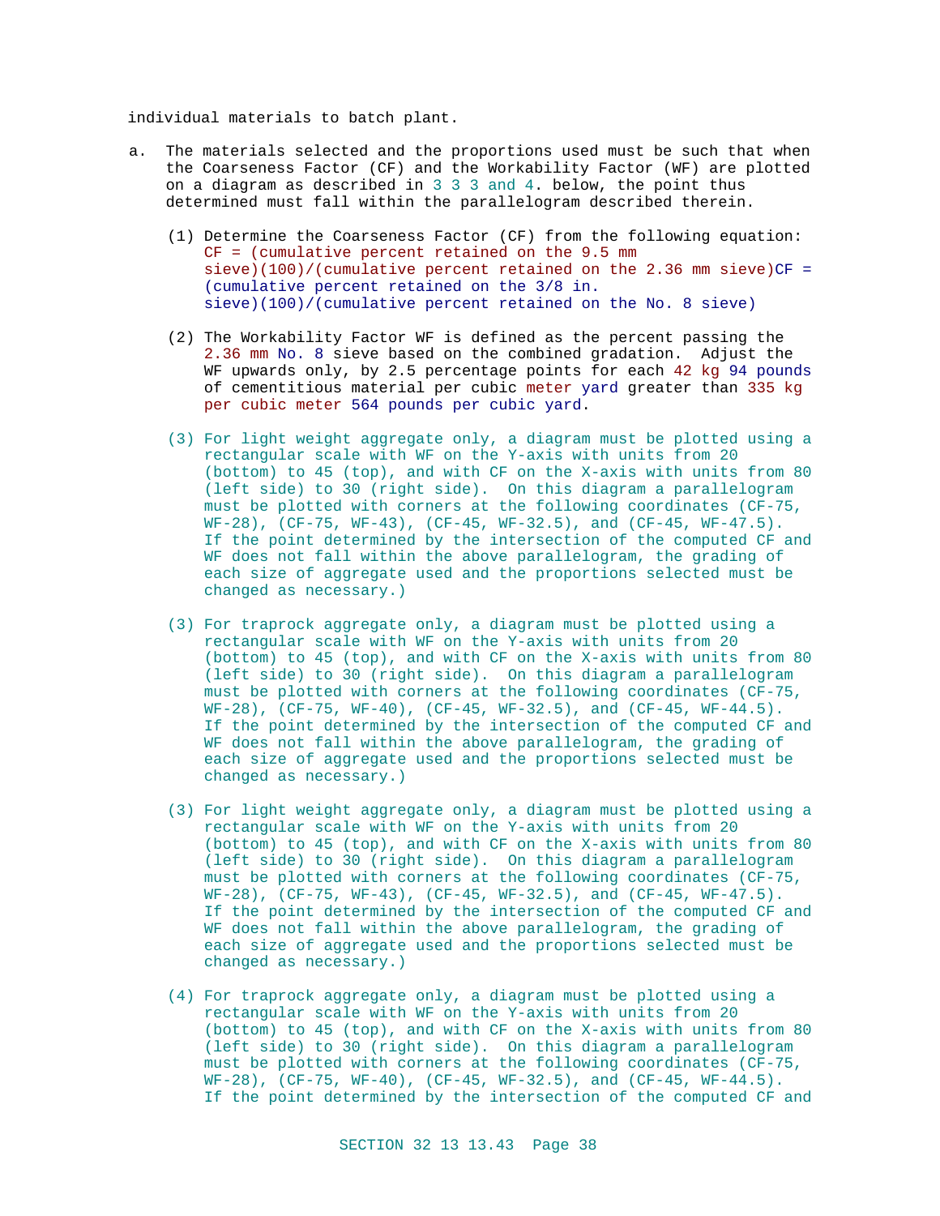individual materials to batch plant.

a. The materials selected and the proportions used must be such that when the Coarseness Factor (CF) and the Workability Factor (WF) are plotted on a diagram as described in 3 3 3 and 4. below, the point thus determined must fall within the parallelogram described therein.

   (1) Determine the Coarseness Factor (CF) from the following equation: CF = (cumulative percent retained on the 9.5 mm sieve)(100)/(cumulative percent retained on the 2.36 mm sieve)CF = (cumulative percent retained on the 3/8 in. sieve)(100)/(cumulative percent retained on the No. 8 sieve)

   (2) The Workability Factor WF is defined as the percent passing the 2.36 mm No. 8 sieve based on the combined gradation. Adjust the WF upwards only, by 2.5 percentage points for each 42 kg 94 pounds of cementitious material per cubic meter yard greater than 335 kg per cubic meter 564 pounds per cubic yard.

   (3) For light weight aggregate only, a diagram must be plotted using a rectangular scale with WF on the Y-axis with units from 20 (bottom) to 45 (top), and with CF on the X-axis with units from 80 (left side) to 30 (right side). On this diagram a parallelogram must be plotted with corners at the following coordinates (CF-75, WF-28), (CF-75, WF-43), (CF-45, WF-32.5), and (CF-45, WF-47.5). If the point determined by the intersection of the computed CF and WF does not fall within the above parallelogram, the grading of each size of aggregate used and the proportions selected must be changed as necessary.)

   (3) For traprock aggregate only, a diagram must be plotted using a rectangular scale with WF on the Y-axis with units from 20 (bottom) to 45 (top), and with CF on the X-axis with units from 80 (left side) to 30 (right side). On this diagram a parallelogram must be plotted with corners at the following coordinates (CF-75, WF-28), (CF-75, WF-40), (CF-45, WF-32.5), and (CF-45, WF-44.5). If the point determined by the intersection of the computed CF and WF does not fall within the above parallelogram, the grading of each size of aggregate used and the proportions selected must be changed as necessary.)

   (3) For light weight aggregate only, a diagram must be plotted using a rectangular scale with WF on the Y-axis with units from 20 (bottom) to 45 (top), and with CF on the X-axis with units from 80 (left side) to 30 (right side). On this diagram a parallelogram must be plotted with corners at the following coordinates (CF-75, WF-28), (CF-75, WF-43), (CF-45, WF-32.5), and (CF-45, WF-47.5). If the point determined by the intersection of the computed CF and WF does not fall within the above parallelogram, the grading of each size of aggregate used and the proportions selected must be changed as necessary.)

   (4) For traprock aggregate only, a diagram must be plotted using a rectangular scale with WF on the Y-axis with units from 20 (bottom) to 45 (top), and with CF on the X-axis with units from 80 (left side) to 30 (right side). On this diagram a parallelogram must be plotted with corners at the following coordinates (CF-75, WF-28), (CF-75, WF-40), (CF-45, WF-32.5), and (CF-45, WF-44.5). If the point determined by the intersection of the computed CF and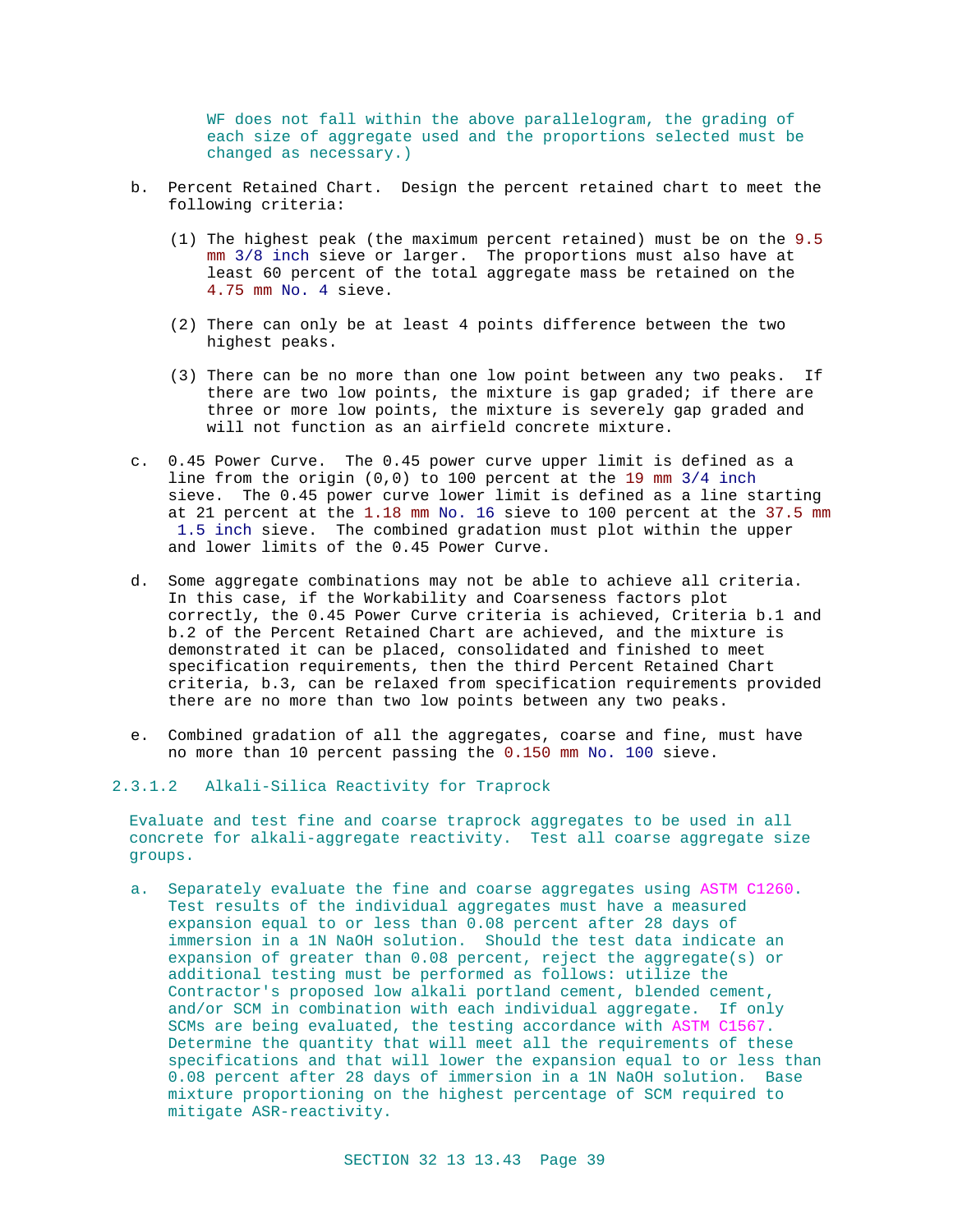WF does not fall within the above parallelogram, the grading of each size of aggregate used and the proportions selected must be changed as necessary.)

b. Percent Retained Chart. Design the percent retained chart to meet the following criteria:

   (1) The highest peak (the maximum percent retained) must be on the 9.5 mm 3/8 inch sieve or larger. The proportions must also have at least 60 percent of the total aggregate mass be retained on the 4.75 mm No. 4 sieve.

   (2) There can only be at least 4 points difference between the two highest peaks.

   (3) There can be no more than one low point between any two peaks. If there are two low points, the mixture is gap graded; if there are three or more low points, the mixture is severely gap graded and will not function as an airfield concrete mixture.

c. 0.45 Power Curve. The 0.45 power curve upper limit is defined as a line from the origin (0,0) to 100 percent at the 19 mm 3/4 inch sieve. The 0.45 power curve lower limit is defined as a line starting at 21 percent at the 1.18 mm No. 16 sieve to 100 percent at the 37.5 mm 1.5 inch sieve. The combined gradation must plot within the upper and lower limits of the 0.45 Power Curve.

d. Some aggregate combinations may not be able to achieve all criteria. In this case, if the Workability and Coarseness factors plot correctly, the 0.45 Power Curve criteria is achieved, Criteria b.1 and b.2 of the Percent Retained Chart are achieved, and the mixture is demonstrated it can be placed, consolidated and finished to meet specification requirements, then the third Percent Retained Chart criteria, b.3, can be relaxed from specification requirements provided there are no more than two low points between any two peaks.

e. Combined gradation of all the aggregates, coarse and fine, must have no more than 10 percent passing the 0.150 mm No. 100 sieve.

#### 2.3.1.2 Alkali-Silica Reactivity for Traprock

Evaluate and test fine and coarse traprock aggregates to be used in all concrete for alkali-aggregate reactivity. Test all coarse aggregate size groups.

a. Separately evaluate the fine and coarse aggregates using ASTM C1260. Test results of the individual aggregates must have a measured expansion equal to or less than 0.08 percent after 28 days of immersion in a 1N NaOH solution. Should the test data indicate an expansion of greater than 0.08 percent, reject the aggregate(s) or additional testing must be performed as follows: utilize the Contractor's proposed low alkali portland cement, blended cement, and/or SCM in combination with each individual aggregate. If only SCMs are being evaluated, the testing accordance with ASTM C1567. Determine the quantity that will meet all the requirements of these specifications and that will lower the expansion equal to or less than 0.08 percent after 28 days of immersion in a 1N NaOH solution. Base mixture proportioning on the highest percentage of SCM required to mitigate ASR-reactivity.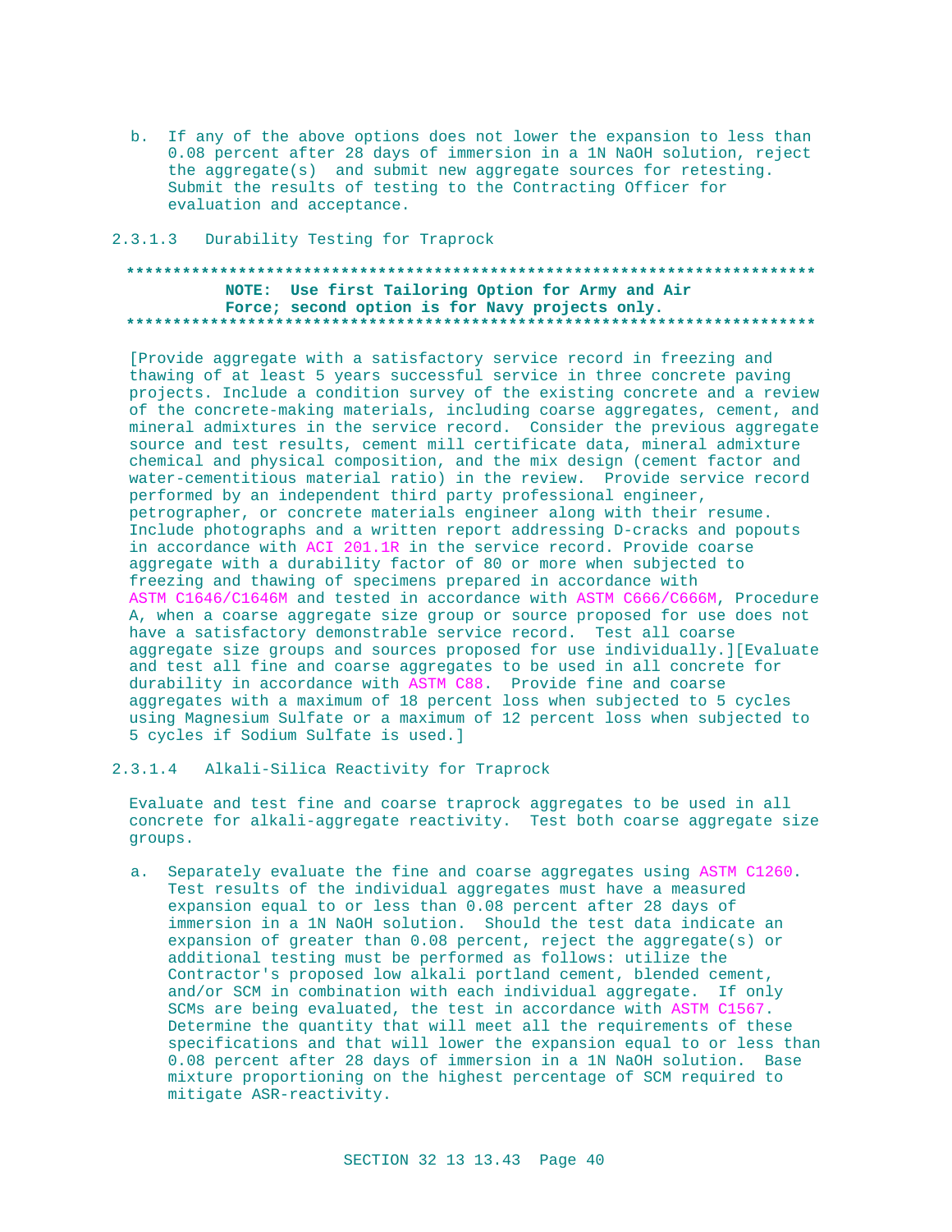b. If any of the above options does not lower the expansion to less than 0.08 percent after 28 days of immersion in a 1N NaOH solution, reject the aggregate(s) and submit new aggregate sources for retesting. Submit the results of testing to the Contracting Officer for evaluation and acceptance.

#### 2.3.1.3 Durability Testing for Traprock

**************************************************************************

**NOTE: Use first Tailoring Option for Army and Air Force; second option is for Navy projects only.**

**************************************************************************

[Provide aggregate with a satisfactory service record in freezing and thawing of at least 5 years successful service in three concrete paving projects. Include a condition survey of the existing concrete and a review of the concrete-making materials, including coarse aggregates, cement, and mineral admixtures in the service record. Consider the previous aggregate source and test results, cement mill certificate data, mineral admixture chemical and physical composition, and the mix design (cement factor and water-cementitious material ratio) in the review. Provide service record performed by an independent third party professional engineer, petrographer, or concrete materials engineer along with their resume. Include photographs and a written report addressing D-cracks and popouts in accordance with ACI 201.1R in the service record. Provide coarse aggregate with a durability factor of 80 or more when subjected to freezing and thawing of specimens prepared in accordance with ASTM C1646/C1646M and tested in accordance with ASTM C666/C666M, Procedure A, when a coarse aggregate size group or source proposed for use does not have a satisfactory demonstrable service record. Test all coarse aggregate size groups and sources proposed for use individually.][Evaluate and test all fine and coarse aggregates to be used in all concrete for durability in accordance with ASTM C88. Provide fine and coarse aggregates with a maximum of 18 percent loss when subjected to 5 cycles using Magnesium Sulfate or a maximum of 12 percent loss when subjected to 5 cycles if Sodium Sulfate is used.]

#### 2.3.1.4 Alkali-Silica Reactivity for Traprock

Evaluate and test fine and coarse traprock aggregates to be used in all concrete for alkali-aggregate reactivity. Test both coarse aggregate size groups.

a. Separately evaluate the fine and coarse aggregates using ASTM C1260. Test results of the individual aggregates must have a measured expansion equal to or less than 0.08 percent after 28 days of immersion in a 1N NaOH solution. Should the test data indicate an expansion of greater than 0.08 percent, reject the aggregate(s) or additional testing must be performed as follows: utilize the Contractor's proposed low alkali portland cement, blended cement, and/or SCM in combination with each individual aggregate. If only SCMs are being evaluated, the test in accordance with ASTM C1567. Determine the quantity that will meet all the requirements of these specifications and that will lower the expansion equal to or less than 0.08 percent after 28 days of immersion in a 1N NaOH solution. Base mixture proportioning on the highest percentage of SCM required to mitigate ASR-reactivity.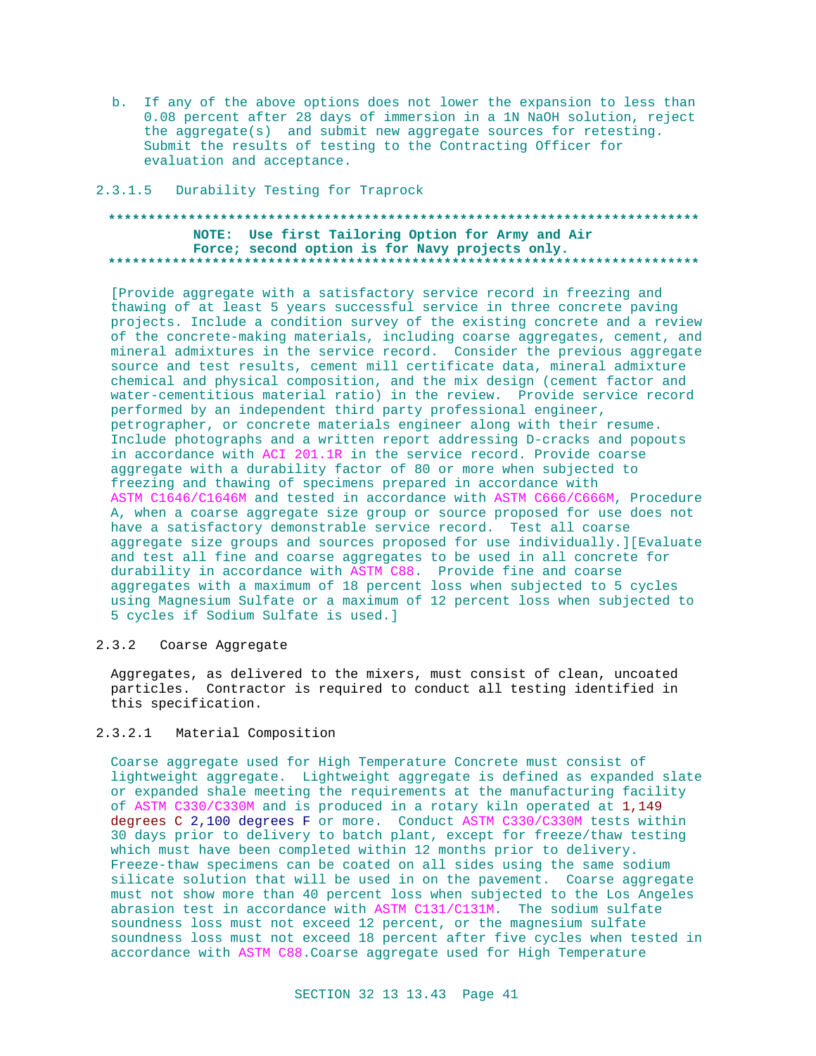b. If any of the above options does not lower the expansion to less than 0.08 percent after 28 days of immersion in a 1N NaOH solution, reject the aggregate(s) and submit new aggregate sources for retesting. Submit the results of testing to the Contracting Officer for evaluation and acceptance.

#### 2.3.1.5 Durability Testing for Traprock

**************************************************************************

**NOTE: Use first Tailoring Option for Army and Air Force; second option is for Navy projects only.**

**************************************************************************

[Provide aggregate with a satisfactory service record in freezing and thawing of at least 5 years successful service in three concrete paving projects. Include a condition survey of the existing concrete and a review of the concrete-making materials, including coarse aggregates, cement, and mineral admixtures in the service record. Consider the previous aggregate source and test results, cement mill certificate data, mineral admixture chemical and physical composition, and the mix design (cement factor and water-cementitious material ratio) in the review. Provide service record performed by an independent third party professional engineer, petrographer, or concrete materials engineer along with their resume. Include photographs and a written report addressing D-cracks and popouts in accordance with ACI 201.1R in the service record. Provide coarse aggregate with a durability factor of 80 or more when subjected to freezing and thawing of specimens prepared in accordance with ASTM C1646/C1646M and tested in accordance with ASTM C666/C666M, Procedure A, when a coarse aggregate size group or source proposed for use does not have a satisfactory demonstrable service record. Test all coarse aggregate size groups and sources proposed for use individually.][Evaluate and test all fine and coarse aggregates to be used in all concrete for durability in accordance with ASTM C88. Provide fine and coarse aggregates with a maximum of 18 percent loss when subjected to 5 cycles using Magnesium Sulfate or a maximum of 12 percent loss when subjected to 5 cycles if Sodium Sulfate is used.]

### 2.3.2 Coarse Aggregate

Aggregates, as delivered to the mixers, must consist of clean, uncoated particles. Contractor is required to conduct all testing identified in this specification.

#### 2.3.2.1 Material Composition

Coarse aggregate used for High Temperature Concrete must consist of lightweight aggregate. Lightweight aggregate is defined as expanded slate or expanded shale meeting the requirements at the manufacturing facility of ASTM C330/C330M and is produced in a rotary kiln operated at 1,149 degrees C 2,100 degrees F or more. Conduct ASTM C330/C330M tests within 30 days prior to delivery to batch plant, except for freeze/thaw testing which must have been completed within 12 months prior to delivery. Freeze-thaw specimens can be coated on all sides using the same sodium silicate solution that will be used in on the pavement. Coarse aggregate must not show more than 40 percent loss when subjected to the Los Angeles abrasion test in accordance with ASTM C131/C131M. The sodium sulfate soundness loss must not exceed 12 percent, or the magnesium sulfate soundness loss must not exceed 18 percent after five cycles when tested in accordance with ASTM C88.Coarse aggregate used for High Temperature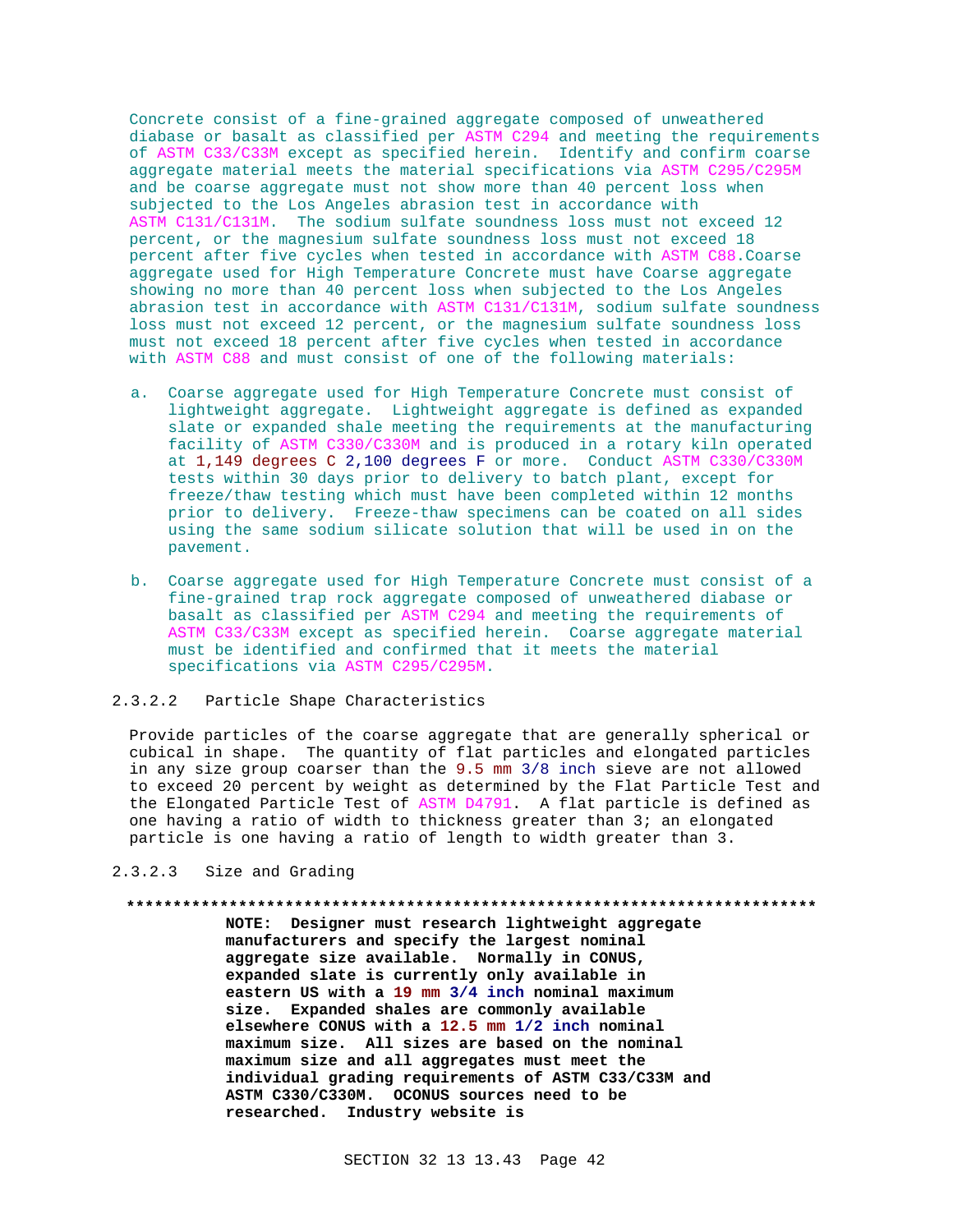Concrete consist of a fine-grained aggregate composed of unweathered diabase or basalt as classified per ASTM C294 and meeting the requirements of ASTM C33/C33M except as specified herein. Identify and confirm coarse aggregate material meets the material specifications via ASTM C295/C295M and be coarse aggregate must not show more than 40 percent loss when subjected to the Los Angeles abrasion test in accordance with ASTM C131/C131M. The sodium sulfate soundness loss must not exceed 12 percent, or the magnesium sulfate soundness loss must not exceed 18 percent after five cycles when tested in accordance with ASTM C88.Coarse aggregate used for High Temperature Concrete must have Coarse aggregate showing no more than 40 percent loss when subjected to the Los Angeles abrasion test in accordance with ASTM C131/C131M, sodium sulfate soundness loss must not exceed 12 percent, or the magnesium sulfate soundness loss must not exceed 18 percent after five cycles when tested in accordance with ASTM C88 and must consist of one of the following materials:

a. Coarse aggregate used for High Temperature Concrete must consist of lightweight aggregate. Lightweight aggregate is defined as expanded slate or expanded shale meeting the requirements at the manufacturing facility of ASTM C330/C330M and is produced in a rotary kiln operated at 1,149 degrees C 2,100 degrees F or more. Conduct ASTM C330/C330M tests within 30 days prior to delivery to batch plant, except for freeze/thaw testing which must have been completed within 12 months prior to delivery. Freeze-thaw specimens can be coated on all sides using the same sodium silicate solution that will be used in on the pavement.

b. Coarse aggregate used for High Temperature Concrete must consist of a fine-grained trap rock aggregate composed of unweathered diabase or basalt as classified per ASTM C294 and meeting the requirements of ASTM C33/C33M except as specified herein. Coarse aggregate material must be identified and confirmed that it meets the material specifications via ASTM C295/C295M.

#### 2.3.2.2 Particle Shape Characteristics

Provide particles of the coarse aggregate that are generally spherical or cubical in shape. The quantity of flat particles and elongated particles in any size group coarser than the 9.5 mm 3/8 inch sieve are not allowed to exceed 20 percent by weight as determined by the Flat Particle Test and the Elongated Particle Test of ASTM D4791. A flat particle is defined as one having a ratio of width to thickness greater than 3; an elongated particle is one having a ratio of length to width greater than 3.

#### 2.3.2.3 Size and Grading

**************************************************************************

**NOTE: Designer must research lightweight aggregate manufacturers and specify the largest nominal aggregate size available. Normally in CONUS, expanded slate is currently only available in eastern US with a 19 mm 3/4 inch nominal maximum size. Expanded shales are commonly available elsewhere CONUS with a 12.5 mm 1/2 inch nominal maximum size. All sizes are based on the nominal maximum size and all aggregates must meet the individual grading requirements of ASTM C33/C33M and ASTM C330/C330M. OCONUS sources need to be researched. Industry website is**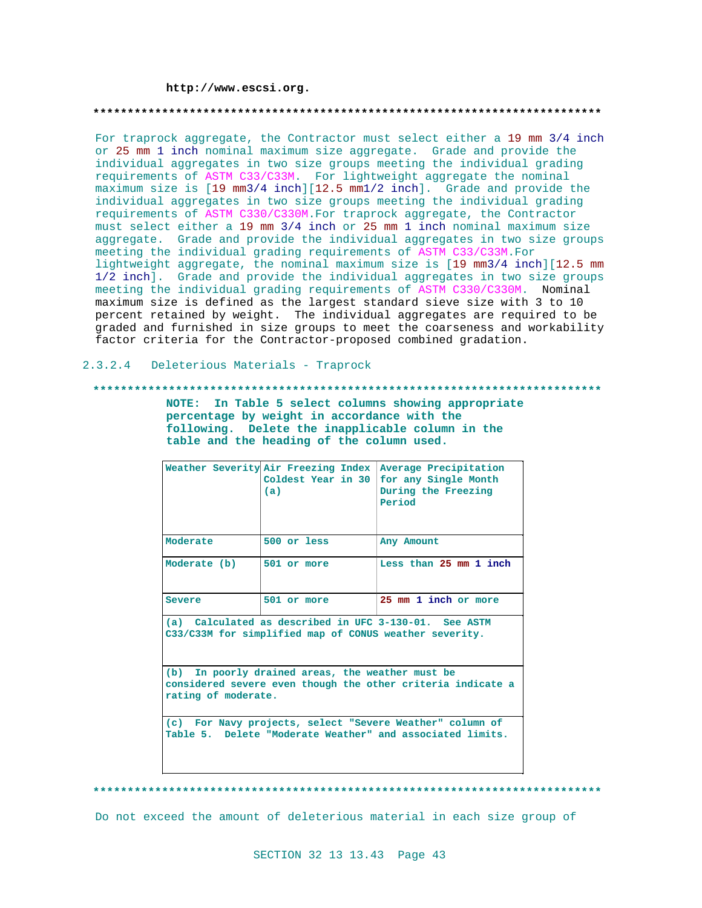**http://www.escsi.org.**

**************************************************************************

For traprock aggregate, the Contractor must select either a 19 mm 3/4 inch or 25 mm 1 inch nominal maximum size aggregate. Grade and provide the individual aggregates in two size groups meeting the individual grading requirements of ASTM C33/C33M. For lightweight aggregate the nominal maximum size is [19 mm3/4 inch][12.5 mm1/2 inch]. Grade and provide the individual aggregates in two size groups meeting the individual grading requirements of ASTM C330/C330M.For traprock aggregate, the Contractor must select either a 19 mm 3/4 inch or 25 mm 1 inch nominal maximum size aggregate. Grade and provide the individual aggregates in two size groups meeting the individual grading requirements of ASTM C33/C33M.For lightweight aggregate, the nominal maximum size is [19 mm3/4 inch][12.5 mm 1/2 inch]. Grade and provide the individual aggregates in two size groups meeting the individual grading requirements of ASTM C330/C330M. Nominal maximum size is defined as the largest standard sieve size with 3 to 10 percent retained by weight. The individual aggregates are required to be graded and furnished in size groups to meet the coarseness and workability factor criteria for the Contractor-proposed combined gradation.

2.3.2.4 Deleterious Materials - Traprock

**************************************************************************

**NOTE: In Table 5 select columns showing appropriate percentage by weight in accordance with the following. Delete the inapplicable column in the table and the heading of the column used.**

| Weather Severity | Air Freezing Index Coldest Year in 30 (a) | Average Precipitation for any Single Month During the Freezing Period |
|---|---|---|
| Moderate | 500 or less | Any Amount |
| Moderate (b) | 501 or more | Less than 25 mm 1 inch |
| Severe | 501 or more | 25 mm 1 inch or more |
| (a) Calculated as described in UFC 3-130-01. See ASTM C33/C33M for simplified map of CONUS weather severity. | | |
| (b) In poorly drained areas, the weather must be considered severe even though the other criteria indicate a rating of moderate. | | |
| (c) For Navy projects, select "Severe Weather" column of Table 5. Delete "Moderate Weather" and associated limits. | | |

**************************************************************************

Do not exceed the amount of deleterious material in each size group of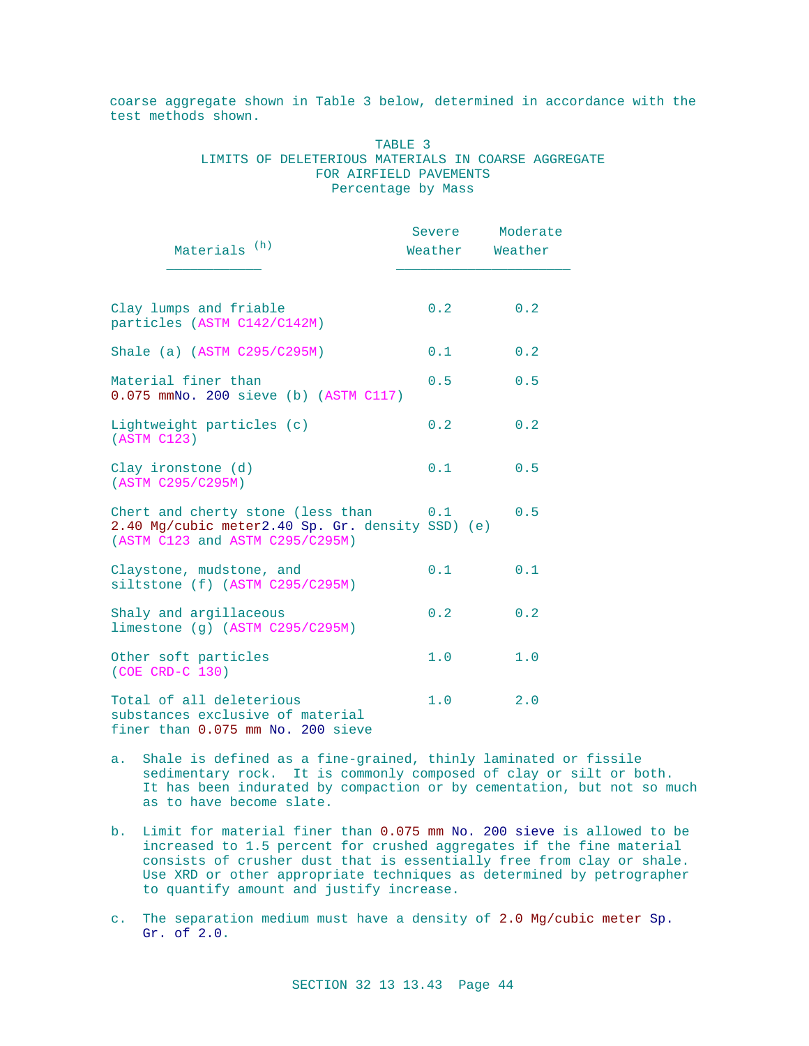coarse aggregate shown in Table 3 below, determined in accordance with the test methods shown.

TABLE 3
LIMITS OF DELETERIOUS MATERIALS IN COARSE AGGREGATE FOR AIRFIELD PAVEMENTS
Percentage by Mass

| Materials (h) | Severe Weather | Moderate Weather |
|---|---|---|
| Clay lumps and friable particles (ASTM C142/C142M) | 0.2 | 0.2 |
| Shale (a) (ASTM C295/C295M) | 0.1 | 0.2 |
| Material finer than 0.075 mmNo. 200 sieve (b) (ASTM C117) | 0.5 | 0.5 |
| Lightweight particles (c) (ASTM C123) | 0.2 | 0.2 |
| Clay ironstone (d) (ASTM C295/C295M) | 0.1 | 0.5 |
| Chert and cherty stone (less than 2.40 Mg/cubic meter2.40 Sp. Gr. density SSD) (e) (ASTM C123 and ASTM C295/C295M) | 0.1 | 0.5 |
| Claystone, mudstone, and siltstone (f) (ASTM C295/C295M) | 0.1 | 0.1 |
| Shaly and argillaceous limestone (g) (ASTM C295/C295M) | 0.2 | 0.2 |
| Other soft particles (COE CRD-C 130) | 1.0 | 1.0 |
| Total of all deleterious substances exclusive of material finer than 0.075 mm No. 200 sieve | 1.0 | 2.0 |

a. Shale is defined as a fine-grained, thinly laminated or fissile sedimentary rock. It is commonly composed of clay or silt or both. It has been indurated by compaction or by cementation, but not so much as to have become slate.

b. Limit for material finer than 0.075 mm No. 200 sieve is allowed to be increased to 1.5 percent for crushed aggregates if the fine material consists of crusher dust that is essentially free from clay or shale. Use XRD or other appropriate techniques as determined by petrographer to quantify amount and justify increase.

c. The separation medium must have a density of 2.0 Mg/cubic meter Sp. Gr. of 2.0.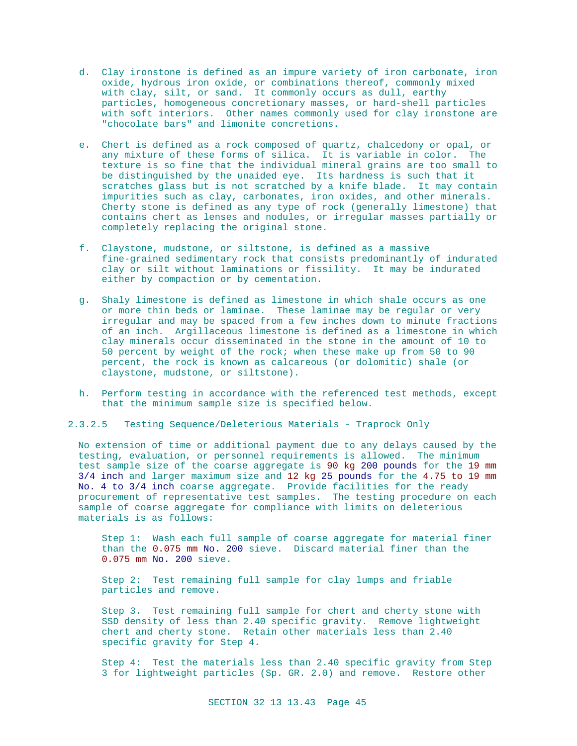d. Clay ironstone is defined as an impure variety of iron carbonate, iron oxide, hydrous iron oxide, or combinations thereof, commonly mixed with clay, silt, or sand. It commonly occurs as dull, earthy particles, homogeneous concretionary masses, or hard-shell particles with soft interiors. Other names commonly used for clay ironstone are "chocolate bars" and limonite concretions.

e. Chert is defined as a rock composed of quartz, chalcedony or opal, or any mixture of these forms of silica. It is variable in color. The texture is so fine that the individual mineral grains are too small to be distinguished by the unaided eye. Its hardness is such that it scratches glass but is not scratched by a knife blade. It may contain impurities such as clay, carbonates, iron oxides, and other minerals. Cherty stone is defined as any type of rock (generally limestone) that contains chert as lenses and nodules, or irregular masses partially or completely replacing the original stone.

f. Claystone, mudstone, or siltstone, is defined as a massive fine-grained sedimentary rock that consists predominantly of indurated clay or silt without laminations or fissility. It may be indurated either by compaction or by cementation.

g. Shaly limestone is defined as limestone in which shale occurs as one or more thin beds or laminae. These laminae may be regular or very irregular and may be spaced from a few inches down to minute fractions of an inch. Argillaceous limestone is defined as a limestone in which clay minerals occur disseminated in the stone in the amount of 10 to 50 percent by weight of the rock; when these make up from 50 to 90 percent, the rock is known as calcareous (or dolomitic) shale (or claystone, mudstone, or siltstone).

h. Perform testing in accordance with the referenced test methods, except that the minimum sample size is specified below.

2.3.2.5 Testing Sequence/Deleterious Materials - Traprock Only

No extension of time or additional payment due to any delays caused by the testing, evaluation, or personnel requirements is allowed. The minimum test sample size of the coarse aggregate is 90 kg 200 pounds for the 19 mm 3/4 inch and larger maximum size and 12 kg 25 pounds for the 4.75 to 19 mm No. 4 to 3/4 inch coarse aggregate. Provide facilities for the ready procurement of representative test samples. The testing procedure on each sample of coarse aggregate for compliance with limits on deleterious materials is as follows:

Step 1: Wash each full sample of coarse aggregate for material finer than the 0.075 mm No. 200 sieve. Discard material finer than the 0.075 mm No. 200 sieve.

Step 2: Test remaining full sample for clay lumps and friable particles and remove.

Step 3. Test remaining full sample for chert and cherty stone with SSD density of less than 2.40 specific gravity. Remove lightweight chert and cherty stone. Retain other materials less than 2.40 specific gravity for Step 4.

Step 4: Test the materials less than 2.40 specific gravity from Step 3 for lightweight particles (Sp. GR. 2.0) and remove. Restore other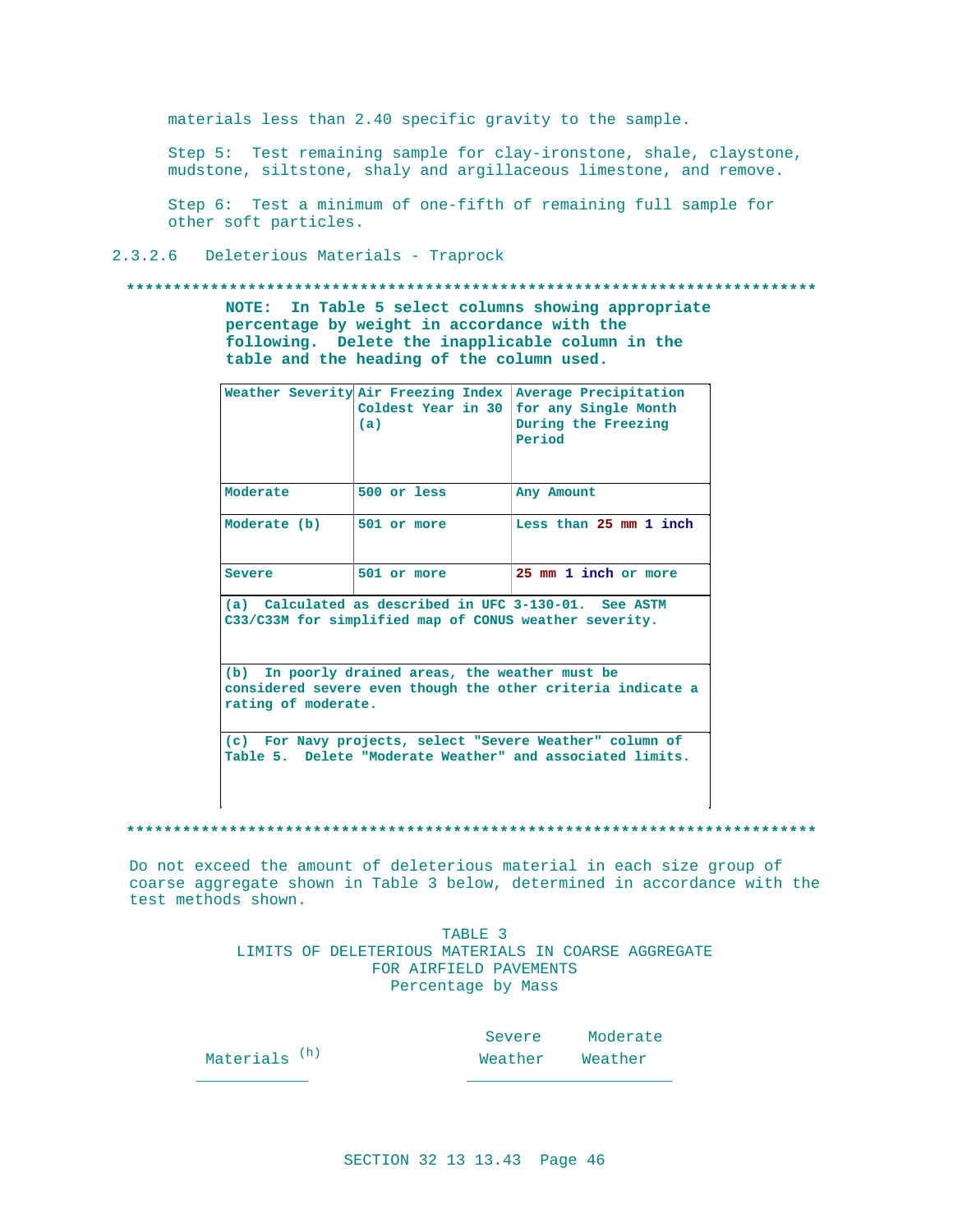materials less than 2.40 specific gravity to the sample.

Step 5: Test remaining sample for clay-ironstone, shale, claystone, mudstone, siltstone, shaly and argillaceous limestone, and remove.

Step 6: Test a minimum of one-fifth of remaining full sample for other soft particles.

2.3.2.6 Deleterious Materials - Traprock

**************************************************************************

**NOTE: In Table 5 select columns showing appropriate percentage by weight in accordance with the following. Delete the inapplicable column in the table and the heading of the column used.**

| Weather Severity | Air Freezing Index Coldest Year in 30 (a) | Average Precipitation for any Single Month During the Freezing Period |
|---|---|---|
| Moderate | 500 or less | Any Amount |
| Moderate (b) | 501 or more | Less than 25 mm 1 inch |
| Severe | 501 or more | 25 mm 1 inch or more |
| (a) Calculated as described in UFC 3-130-01. See ASTM C33/C33M for simplified map of CONUS weather severity. | | |
| (b) In poorly drained areas, the weather must be considered severe even though the other criteria indicate a rating of moderate. | | |
| (c) For Navy projects, select "Severe Weather" column of Table 5. Delete "Moderate Weather" and associated limits. | | |

**************************************************************************

Do not exceed the amount of deleterious material in each size group of coarse aggregate shown in Table 3 below, determined in accordance with the test methods shown.

TABLE 3
LIMITS OF DELETERIOUS MATERIALS IN COARSE AGGREGATE
FOR AIRFIELD PAVEMENTS
Percentage by Mass

| Materials [h] | Severe Weather | Moderate Weather |
|---|---|---|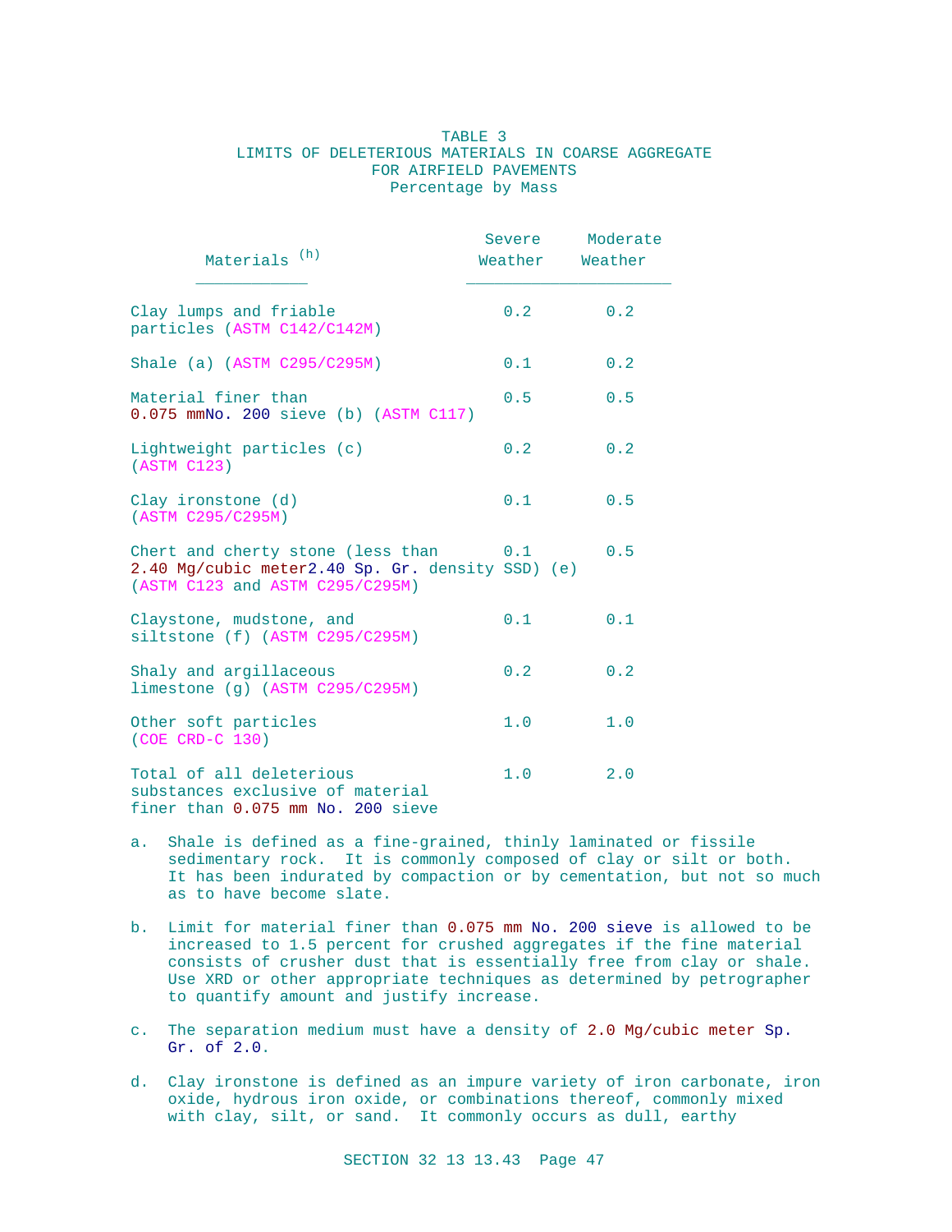## TABLE 3
## LIMITS OF DELETERIOUS MATERIALS IN COARSE AGGREGATE FOR AIRFIELD PAVEMENTS
### Percentage by Mass

| Materials [h] | Severe Weather | Moderate Weather |
|---|---|---|
| Clay lumps and friable particles (ASTM C142/C142M) | 0.2 | 0.2 |
| Shale (a) (ASTM C295/C295M) | 0.1 | 0.2 |
| Material finer than 0.075 mmNo. 200 sieve (b) (ASTM C117) | 0.5 | 0.5 |
| Lightweight particles (c) (ASTM C123) | 0.2 | 0.2 |
| Clay ironstone (d) (ASTM C295/C295M) | 0.1 | 0.5 |
| Chert and cherty stone (less than 2.40 Mg/cubic meter2.40 Sp. Gr. density SSD) (e) (ASTM C123 and ASTM C295/C295M) | 0.1 | 0.5 |
| Claystone, mudstone, and siltstone (f) (ASTM C295/C295M) | 0.1 | 0.1 |
| Shaly and argillaceous limestone (g) (ASTM C295/C295M) | 0.2 | 0.2 |
| Other soft particles (COE CRD-C 130) | 1.0 | 1.0 |
| Total of all deleterious substances exclusive of material finer than 0.075 mm No. 200 sieve | 1.0 | 2.0 |

a. Shale is defined as a fine-grained, thinly laminated or fissile sedimentary rock. It is commonly composed of clay or silt or both. It has been indurated by compaction or by cementation, but not so much as to have become slate.

b. Limit for material finer than 0.075 mm No. 200 sieve is allowed to be increased to 1.5 percent for crushed aggregates if the fine material consists of crusher dust that is essentially free from clay or shale. Use XRD or other appropriate techniques as determined by petrographer to quantify amount and justify increase.

c. The separation medium must have a density of 2.0 Mg/cubic meter Sp. Gr. of 2.0.

d. Clay ironstone is defined as an impure variety of iron carbonate, iron oxide, hydrous iron oxide, or combinations thereof, commonly mixed with clay, silt, or sand. It commonly occurs as dull, earthy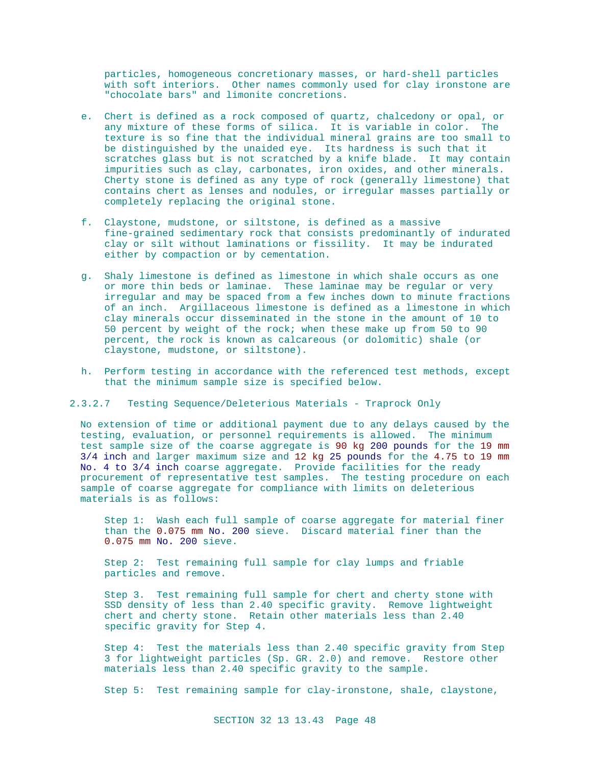particles, homogeneous concretionary masses, or hard-shell particles with soft interiors. Other names commonly used for clay ironstone are "chocolate bars" and limonite concretions.

e. Chert is defined as a rock composed of quartz, chalcedony or opal, or any mixture of these forms of silica. It is variable in color. The texture is so fine that the individual mineral grains are too small to be distinguished by the unaided eye. Its hardness is such that it scratches glass but is not scratched by a knife blade. It may contain impurities such as clay, carbonates, iron oxides, and other minerals. Cherty stone is defined as any type of rock (generally limestone) that contains chert as lenses and nodules, or irregular masses partially or completely replacing the original stone.

f. Claystone, mudstone, or siltstone, is defined as a massive fine-grained sedimentary rock that consists predominantly of indurated clay or silt without laminations or fissility. It may be indurated either by compaction or by cementation.

g. Shaly limestone is defined as limestone in which shale occurs as one or more thin beds or laminae. These laminae may be regular or very irregular and may be spaced from a few inches down to minute fractions of an inch. Argillaceous limestone is defined as a limestone in which clay minerals occur disseminated in the stone in the amount of 10 to 50 percent by weight of the rock; when these make up from 50 to 90 percent, the rock is known as calcareous (or dolomitic) shale (or claystone, mudstone, or siltstone).

h. Perform testing in accordance with the referenced test methods, except that the minimum sample size is specified below.

### 2.3.2.7 Testing Sequence/Deleterious Materials - Traprock Only

No extension of time or additional payment due to any delays caused by the testing, evaluation, or personnel requirements is allowed. The minimum test sample size of the coarse aggregate is 90 kg 200 pounds for the 19 mm 3/4 inch and larger maximum size and 12 kg 25 pounds for the 4.75 to 19 mm No. 4 to 3/4 inch coarse aggregate. Provide facilities for the ready procurement of representative test samples. The testing procedure on each sample of coarse aggregate for compliance with limits on deleterious materials is as follows:

Step 1: Wash each full sample of coarse aggregate for material finer than the 0.075 mm No. 200 sieve. Discard material finer than the 0.075 mm No. 200 sieve.

Step 2: Test remaining full sample for clay lumps and friable particles and remove.

Step 3. Test remaining full sample for chert and cherty stone with SSD density of less than 2.40 specific gravity. Remove lightweight chert and cherty stone. Retain other materials less than 2.40 specific gravity for Step 4.

Step 4: Test the materials less than 2.40 specific gravity from Step 3 for lightweight particles (Sp. GR. 2.0) and remove. Restore other materials less than 2.40 specific gravity to the sample.

Step 5: Test remaining sample for clay-ironstone, shale, claystone,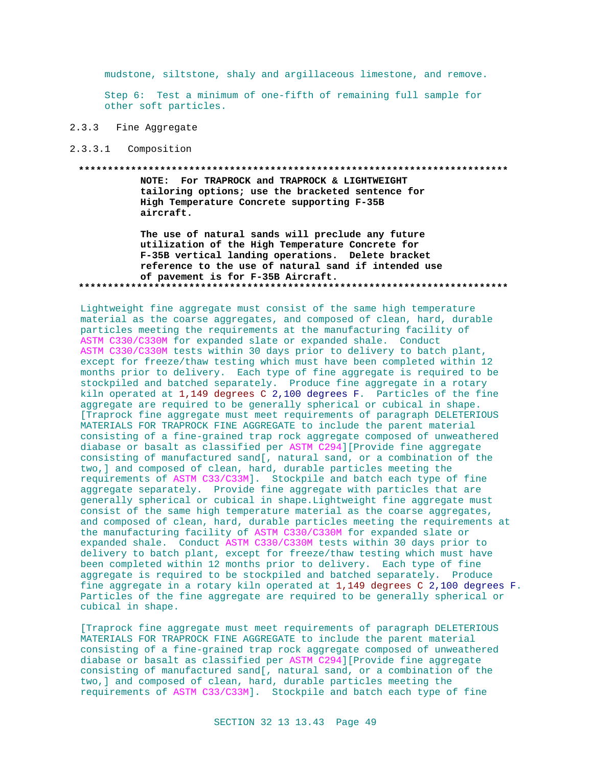mudstone, siltstone, shaly and argillaceous limestone, and remove.

Step 6: Test a minimum of one-fifth of remaining full sample for other soft particles.

## 2.3.3 Fine Aggregate

### 2.3.3.1 Composition

**************************************************************************

**NOTE: For TRAPROCK and TRAPROCK & LIGHTWEIGHT tailoring options; use the bracketed sentence for High Temperature Concrete supporting F-35B aircraft.**

**The use of natural sands will preclude any future utilization of the High Temperature Concrete for F-35B vertical landing operations. Delete bracket reference to the use of natural sand if intended use of pavement is for F-35B Aircraft.**

**************************************************************************

Lightweight fine aggregate must consist of the same high temperature material as the coarse aggregates, and composed of clean, hard, durable particles meeting the requirements at the manufacturing facility of ASTM C330/C330M for expanded slate or expanded shale. Conduct ASTM C330/C330M tests within 30 days prior to delivery to batch plant, except for freeze/thaw testing which must have been completed within 12 months prior to delivery. Each type of fine aggregate is required to be stockpiled and batched separately. Produce fine aggregate in a rotary kiln operated at 1,149 degrees C 2,100 degrees F. Particles of the fine aggregate are required to be generally spherical or cubical in shape. [Traprock fine aggregate must meet requirements of paragraph DELETERIOUS MATERIALS FOR TRAPROCK FINE AGGREGATE to include the parent material consisting of a fine-grained trap rock aggregate composed of unweathered diabase or basalt as classified per ASTM C294][Provide fine aggregate consisting of manufactured sand[, natural sand, or a combination of the two,] and composed of clean, hard, durable particles meeting the requirements of ASTM C33/C33M]. Stockpile and batch each type of fine aggregate separately. Provide fine aggregate with particles that are generally spherical or cubical in shape.Lightweight fine aggregate must consist of the same high temperature material as the coarse aggregates, and composed of clean, hard, durable particles meeting the requirements at the manufacturing facility of ASTM C330/C330M for expanded slate or expanded shale. Conduct ASTM C330/C330M tests within 30 days prior to delivery to batch plant, except for freeze/thaw testing which must have been completed within 12 months prior to delivery. Each type of fine aggregate is required to be stockpiled and batched separately. Produce fine aggregate in a rotary kiln operated at 1,149 degrees C 2,100 degrees F. Particles of the fine aggregate are required to be generally spherical or cubical in shape.

[Traprock fine aggregate must meet requirements of paragraph DELETERIOUS MATERIALS FOR TRAPROCK FINE AGGREGATE to include the parent material consisting of a fine-grained trap rock aggregate composed of unweathered diabase or basalt as classified per ASTM C294][Provide fine aggregate consisting of manufactured sand[, natural sand, or a combination of the two,] and composed of clean, hard, durable particles meeting the requirements of ASTM C33/C33M]. Stockpile and batch each type of fine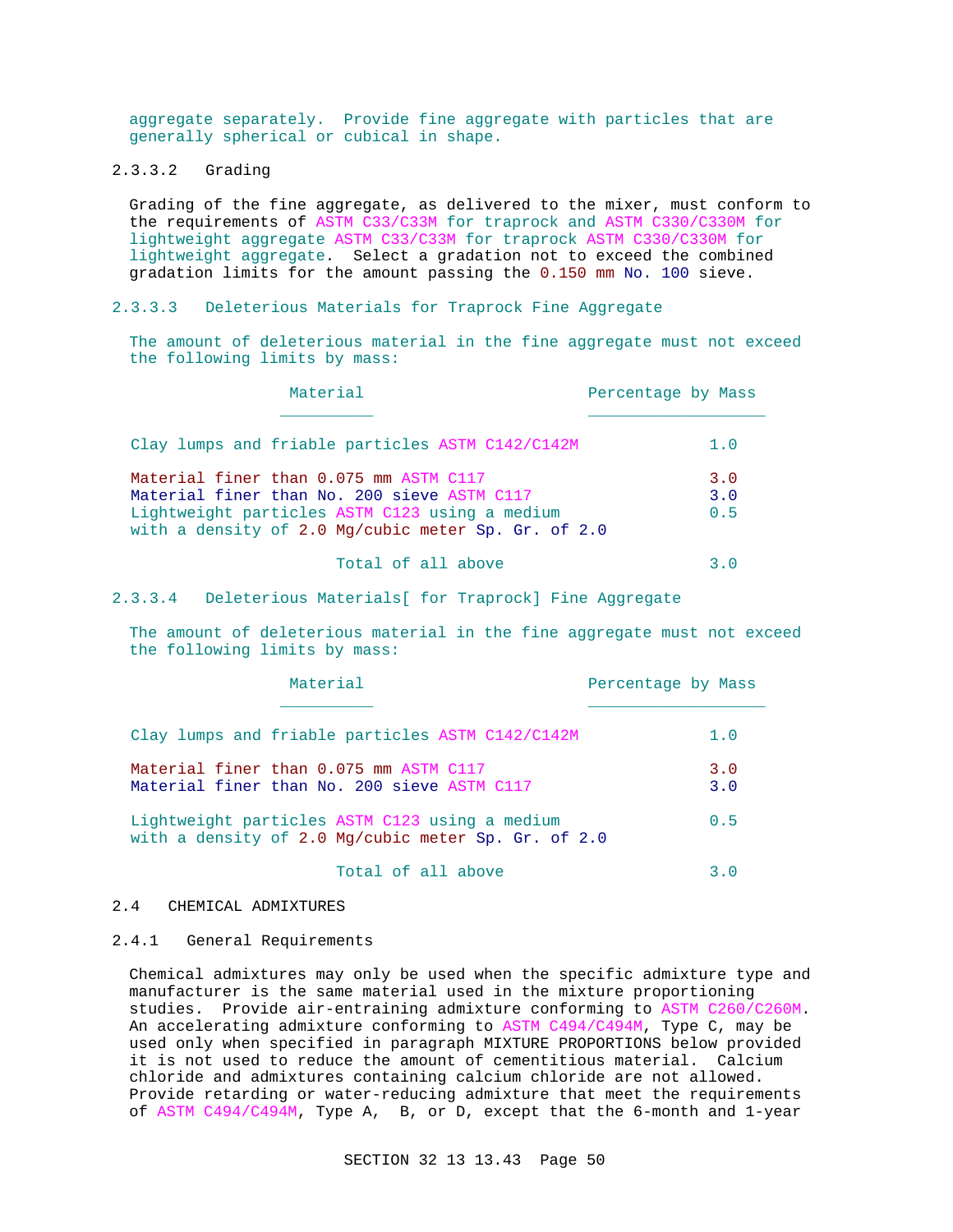aggregate separately. Provide fine aggregate with particles that are generally spherical or cubical in shape.

#### 2.3.3.2 Grading

Grading of the fine aggregate, as delivered to the mixer, must conform to the requirements of ASTM C33/C33M for traprock and ASTM C330/C330M for lightweight aggregate ASTM C33/C33M for traprock ASTM C330/C330M for lightweight aggregate. Select a gradation not to exceed the combined gradation limits for the amount passing the 0.150 mm No. 100 sieve.

#### 2.3.3.3 Deleterious Materials for Traprock Fine Aggregate

The amount of deleterious material in the fine aggregate must not exceed the following limits by mass:

| Material | Percentage by Mass |
|---|---|
| Clay lumps and friable particles ASTM C142/C142M | 1.0 |
| Material finer than 0.075 mm ASTM C117 | 3.0 |
| Material finer than No. 200 sieve ASTM C117 | 3.0 |
| Lightweight particles ASTM C123 using a medium with a density of 2.0 Mg/cubic meter Sp. Gr. of 2.0 | 0.5 |
| Total of all above | 3.0 |

#### 2.3.3.4 Deleterious Materials[ for Traprock] Fine Aggregate

The amount of deleterious material in the fine aggregate must not exceed the following limits by mass:

| Material | Percentage by Mass |
|---|---|
| Clay lumps and friable particles ASTM C142/C142M | 1.0 |
| Material finer than 0.075 mm ASTM C117 | 3.0 |
| Material finer than No. 200 sieve ASTM C117 | 3.0 |
| Lightweight particles ASTM C123 using a medium with a density of 2.0 Mg/cubic meter Sp. Gr. of 2.0 | 0.5 |
| Total of all above | 3.0 |

## 2.4 CHEMICAL ADMIXTURES

### 2.4.1 General Requirements

Chemical admixtures may only be used when the specific admixture type and manufacturer is the same material used in the mixture proportioning studies. Provide air-entraining admixture conforming to ASTM C260/C260M. An accelerating admixture conforming to ASTM C494/C494M, Type C, may be used only when specified in paragraph MIXTURE PROPORTIONS below provided it is not used to reduce the amount of cementitious material. Calcium chloride and admixtures containing calcium chloride are not allowed. Provide retarding or water-reducing admixture that meet the requirements of ASTM C494/C494M, Type A, B, or D, except that the 6-month and 1-year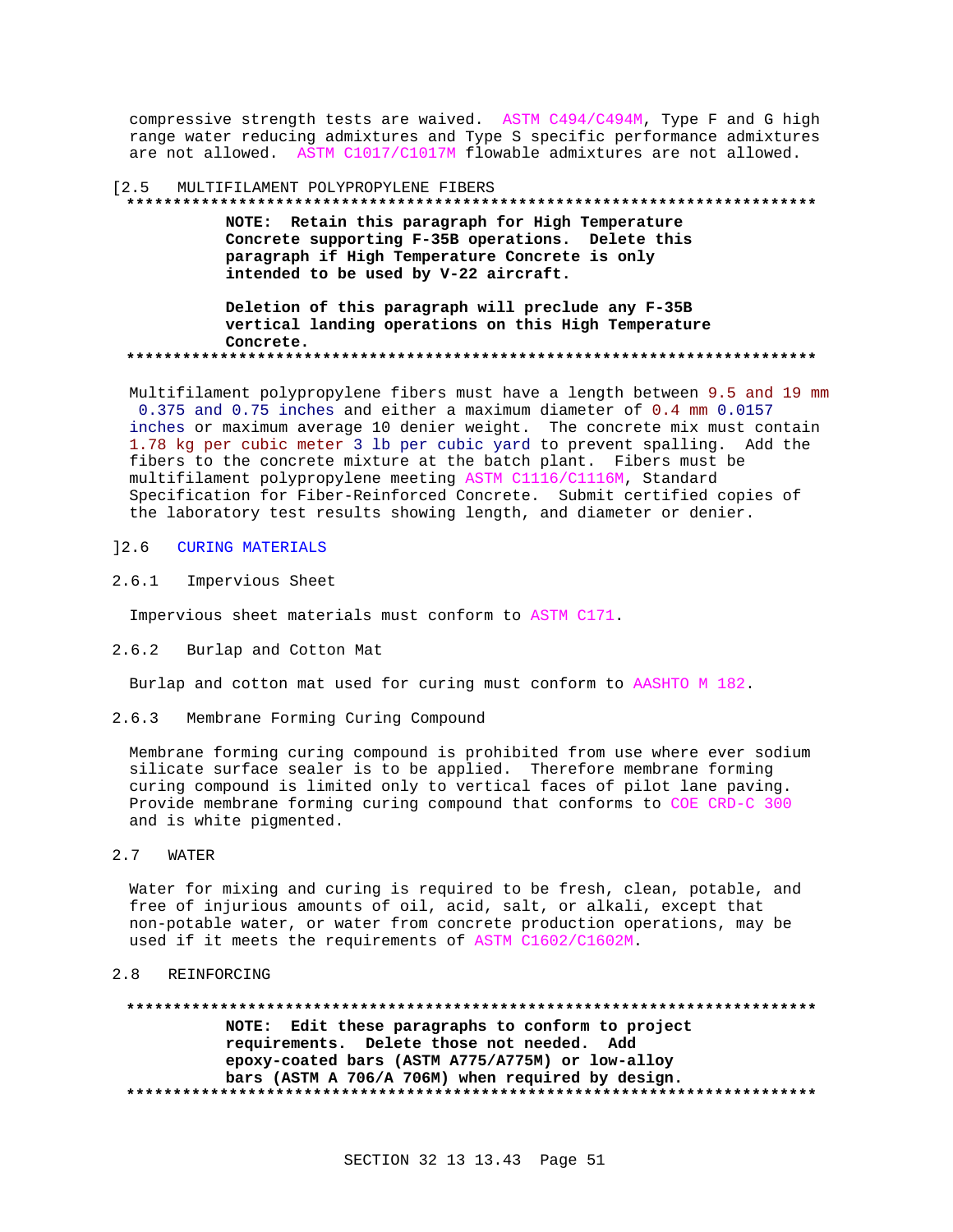compressive strength tests are waived. ASTM C494/C494M, Type F and G high range water reducing admixtures and Type S specific performance admixtures are not allowed. ASTM C1017/C1017M flowable admixtures are not allowed.

## [2.5 MULTIFILAMENT POLYPROPYLENE FIBERS

**************************************************************************

**NOTE: Retain this paragraph for High Temperature Concrete supporting F-35B operations. Delete this paragraph if High Temperature Concrete is only intended to be used by V-22 aircraft.**

**Deletion of this paragraph will preclude any F-35B vertical landing operations on this High Temperature Concrete.**

**************************************************************************

Multifilament polypropylene fibers must have a length between 9.5 and 19 mm 0.375 and 0.75 inches and either a maximum diameter of 0.4 mm 0.0157 inches or maximum average 10 denier weight. The concrete mix must contain 1.78 kg per cubic meter 3 lb per cubic yard to prevent spalling. Add the fibers to the concrete mixture at the batch plant. Fibers must be multifilament polypropylene meeting ASTM C1116/C1116M, Standard Specification for Fiber-Reinforced Concrete. Submit certified copies of the laboratory test results showing length, and diameter or denier.

## ]2.6 CURING MATERIALS

### 2.6.1 Impervious Sheet

Impervious sheet materials must conform to ASTM C171.

### 2.6.2 Burlap and Cotton Mat

Burlap and cotton mat used for curing must conform to AASHTO M 182.

### 2.6.3 Membrane Forming Curing Compound

Membrane forming curing compound is prohibited from use where ever sodium silicate surface sealer is to be applied. Therefore membrane forming curing compound is limited only to vertical faces of pilot lane paving. Provide membrane forming curing compound that conforms to COE CRD-C 300 and is white pigmented.

## 2.7 WATER

Water for mixing and curing is required to be fresh, clean, potable, and free of injurious amounts of oil, acid, salt, or alkali, except that non-potable water, or water from concrete production operations, may be used if it meets the requirements of ASTM C1602/C1602M.

## 2.8 REINFORCING

**************************************************************************

**NOTE: Edit these paragraphs to conform to project requirements. Delete those not needed. Add epoxy-coated bars (ASTM A775/A775M) or low-alloy bars (ASTM A 706/A 706M) when required by design.**

**************************************************************************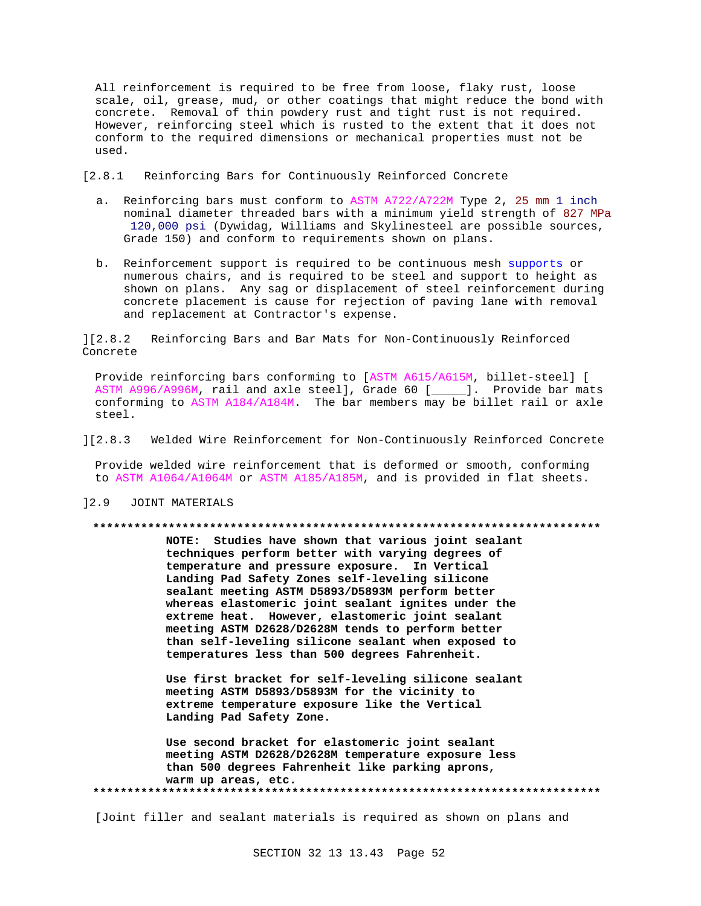All reinforcement is required to be free from loose, flaky rust, loose scale, oil, grease, mud, or other coatings that might reduce the bond with concrete. Removal of thin powdery rust and tight rust is not required. However, reinforcing steel which is rusted to the extent that it does not conform to the required dimensions or mechanical properties must not be used.

[2.8.1 Reinforcing Bars for Continuously Reinforced Concrete

a. Reinforcing bars must conform to ASTM A722/A722M Type 2, 25 mm 1 inch nominal diameter threaded bars with a minimum yield strength of 827 MPa 120,000 psi (Dywidag, Williams and Skylinesteel are possible sources, Grade 150) and conform to requirements shown on plans.

b. Reinforcement support is required to be continuous mesh supports or numerous chairs, and is required to be steel and support to height as shown on plans. Any sag or displacement of steel reinforcement during concrete placement is cause for rejection of paving lane with removal and replacement at Contractor's expense.

][2.8.2 Reinforcing Bars and Bar Mats for Non-Continuously Reinforced Concrete

Provide reinforcing bars conforming to [ASTM A615/A615M, billet-steel] [ ASTM A996/A996M, rail and axle steel], Grade 60 [_____]. Provide bar mats conforming to ASTM A184/A184M. The bar members may be billet rail or axle steel.

][2.8.3 Welded Wire Reinforcement for Non-Continuously Reinforced Concrete

Provide welded wire reinforcement that is deformed or smooth, conforming to ASTM A1064/A1064M or ASTM A185/A185M, and is provided in flat sheets.

]2.9 JOINT MATERIALS

**************************************************************************

**NOTE: Studies have shown that various joint sealant techniques perform better with varying degrees of temperature and pressure exposure. In Vertical Landing Pad Safety Zones self-leveling silicone sealant meeting ASTM D5893/D5893M perform better whereas elastomeric joint sealant ignites under the extreme heat. However, elastomeric joint sealant meeting ASTM D2628/D2628M tends to perform better than self-leveling silicone sealant when exposed to temperatures less than 500 degrees Fahrenheit.**

**Use first bracket for self-leveling silicone sealant meeting ASTM D5893/D5893M for the vicinity to extreme temperature exposure like the Vertical Landing Pad Safety Zone.**

**Use second bracket for elastomeric joint sealant meeting ASTM D2628/D2628M temperature exposure less than 500 degrees Fahrenheit like parking aprons, warm up areas, etc.**

**************************************************************************

[Joint filler and sealant materials is required as shown on plans and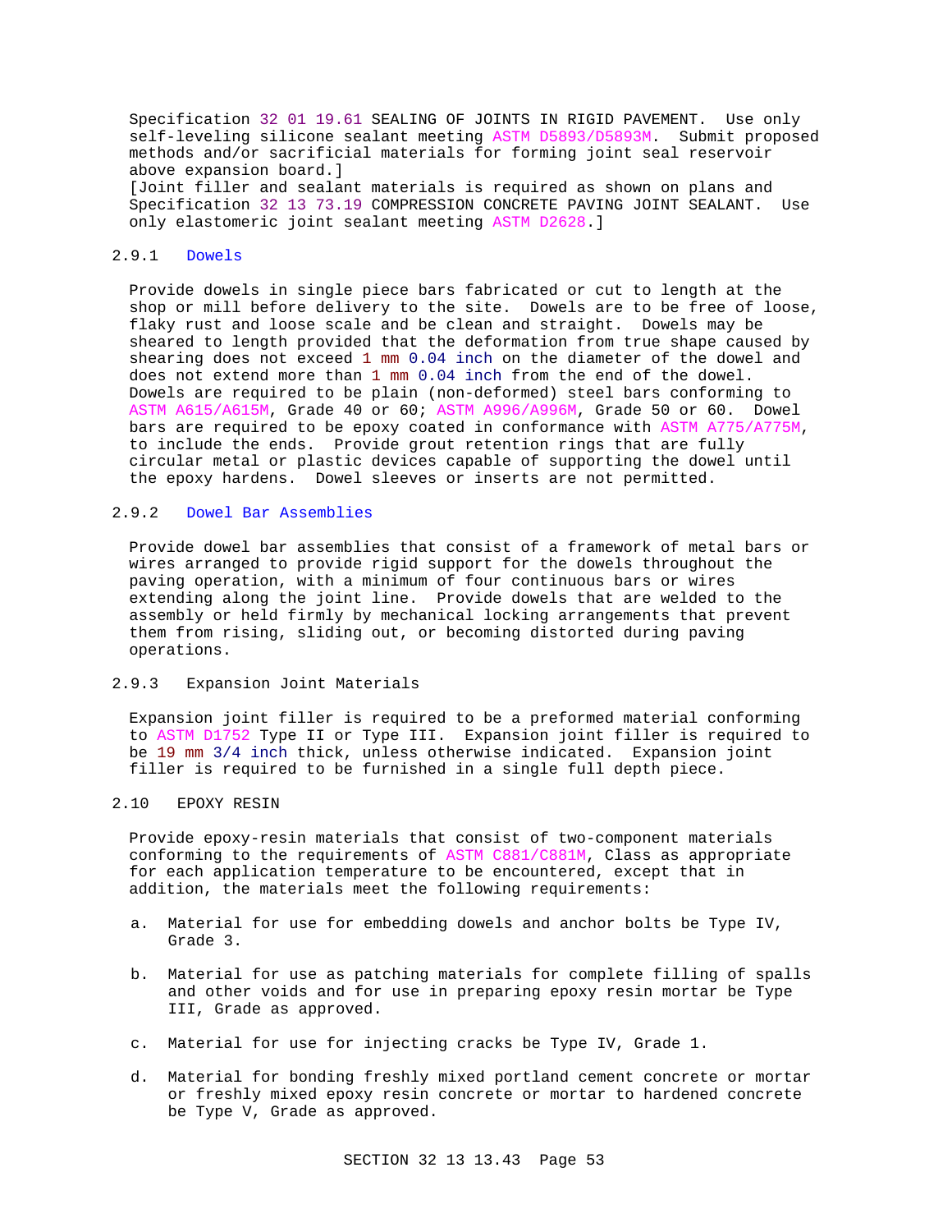Specification 32 01 19.61 SEALING OF JOINTS IN RIGID PAVEMENT. Use only self-leveling silicone sealant meeting ASTM D5893/D5893M. Submit proposed methods and/or sacrificial materials for forming joint seal reservoir above expansion board.]
[Joint filler and sealant materials is required as shown on plans and Specification 32 13 73.19 COMPRESSION CONCRETE PAVING JOINT SEALANT. Use only elastomeric joint sealant meeting ASTM D2628.]

### 2.9.1 Dowels

Provide dowels in single piece bars fabricated or cut to length at the shop or mill before delivery to the site. Dowels are to be free of loose, flaky rust and loose scale and be clean and straight. Dowels may be sheared to length provided that the deformation from true shape caused by shearing does not exceed 1 mm 0.04 inch on the diameter of the dowel and does not extend more than 1 mm 0.04 inch from the end of the dowel. Dowels are required to be plain (non-deformed) steel bars conforming to ASTM A615/A615M, Grade 40 or 60; ASTM A996/A996M, Grade 50 or 60. Dowel bars are required to be epoxy coated in conformance with ASTM A775/A775M, to include the ends. Provide grout retention rings that are fully circular metal or plastic devices capable of supporting the dowel until the epoxy hardens. Dowel sleeves or inserts are not permitted.

### 2.9.2 Dowel Bar Assemblies

Provide dowel bar assemblies that consist of a framework of metal bars or wires arranged to provide rigid support for the dowels throughout the paving operation, with a minimum of four continuous bars or wires extending along the joint line. Provide dowels that are welded to the assembly or held firmly by mechanical locking arrangements that prevent them from rising, sliding out, or becoming distorted during paving operations.

### 2.9.3 Expansion Joint Materials

Expansion joint filler is required to be a preformed material conforming to ASTM D1752 Type II or Type III. Expansion joint filler is required to be 19 mm 3/4 inch thick, unless otherwise indicated. Expansion joint filler is required to be furnished in a single full depth piece.

## 2.10 EPOXY RESIN

Provide epoxy-resin materials that consist of two-component materials conforming to the requirements of ASTM C881/C881M, Class as appropriate for each application temperature to be encountered, except that in addition, the materials meet the following requirements:

a. Material for use for embedding dowels and anchor bolts be Type IV, Grade 3.

b. Material for use as patching materials for complete filling of spalls and other voids and for use in preparing epoxy resin mortar be Type III, Grade as approved.

c. Material for use for injecting cracks be Type IV, Grade 1.

d. Material for bonding freshly mixed portland cement concrete or mortar or freshly mixed epoxy resin concrete or mortar to hardened concrete be Type V, Grade as approved.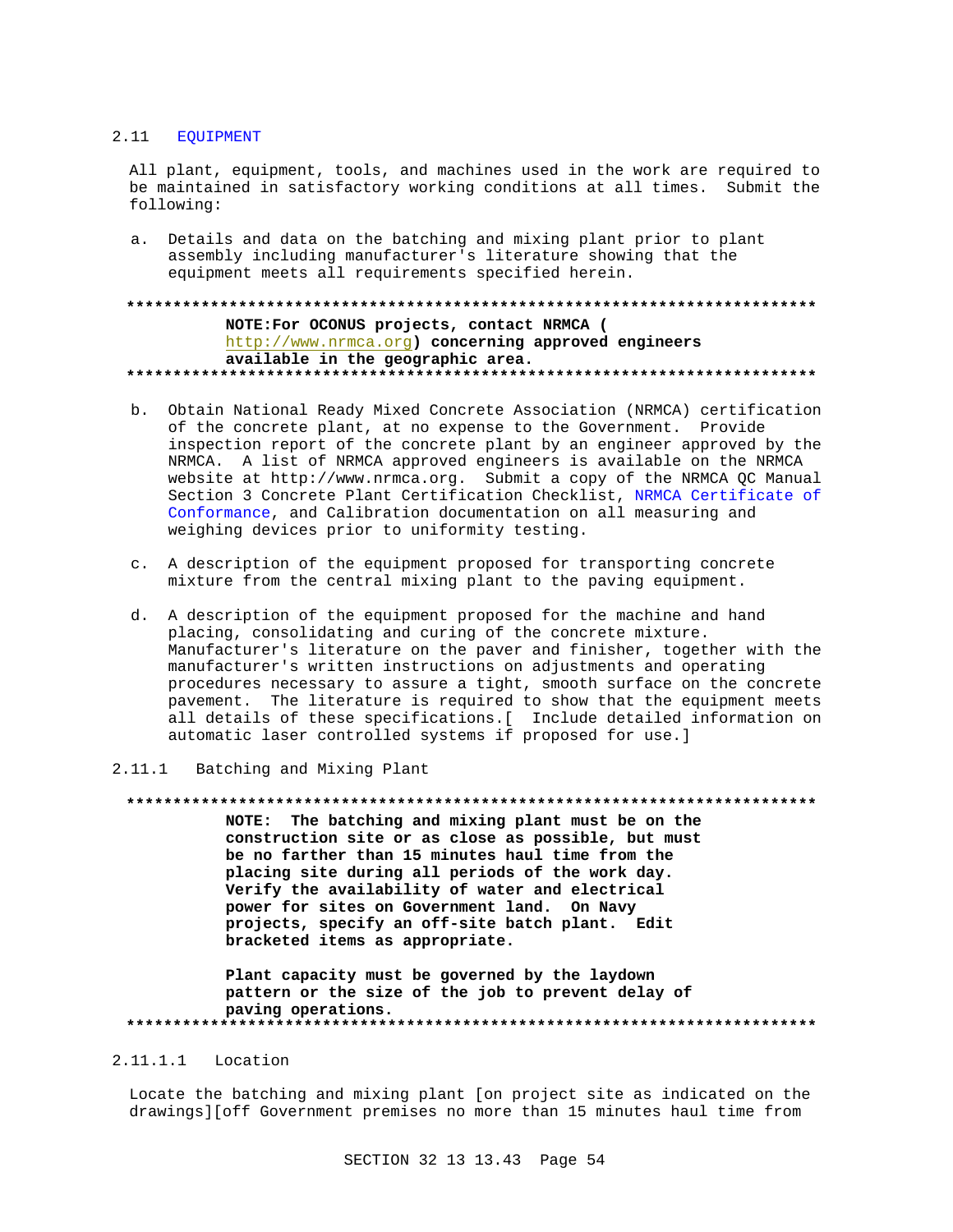## 2.11 EQUIPMENT

All plant, equipment, tools, and machines used in the work are required to be maintained in satisfactory working conditions at all times. Submit the following:

a. Details and data on the batching and mixing plant prior to plant assembly including manufacturer's literature showing that the equipment meets all requirements specified herein.

**************************************************************************

**NOTE:For OCONUS projects, contact NRMCA ( http://www.nrmca.org) concerning approved engineers available in the geographic area.**

**************************************************************************

b. Obtain National Ready Mixed Concrete Association (NRMCA) certification of the concrete plant, at no expense to the Government. Provide inspection report of the concrete plant by an engineer approved by the NRMCA. A list of NRMCA approved engineers is available on the NRMCA website at http://www.nrmca.org. Submit a copy of the NRMCA QC Manual Section 3 Concrete Plant Certification Checklist, NRMCA Certificate of Conformance, and Calibration documentation on all measuring and weighing devices prior to uniformity testing.

c. A description of the equipment proposed for transporting concrete mixture from the central mixing plant to the paving equipment.

d. A description of the equipment proposed for the machine and hand placing, consolidating and curing of the concrete mixture. Manufacturer's literature on the paver and finisher, together with the manufacturer's written instructions on adjustments and operating procedures necessary to assure a tight, smooth surface on the concrete pavement. The literature is required to show that the equipment meets all details of these specifications.[ Include detailed information on automatic laser controlled systems if proposed for use.]

### 2.11.1 Batching and Mixing Plant

**************************************************************************

**NOTE: The batching and mixing plant must be on the construction site or as close as possible, but must be no farther than 15 minutes haul time from the placing site during all periods of the work day. Verify the availability of water and electrical power for sites on Government land. On Navy projects, specify an off-site batch plant. Edit bracketed items as appropriate.**

**Plant capacity must be governed by the laydown pattern or the size of the job to prevent delay of paving operations.**

**************************************************************************

#### 2.11.1.1 Location

Locate the batching and mixing plant [on project site as indicated on the drawings][off Government premises no more than 15 minutes haul time from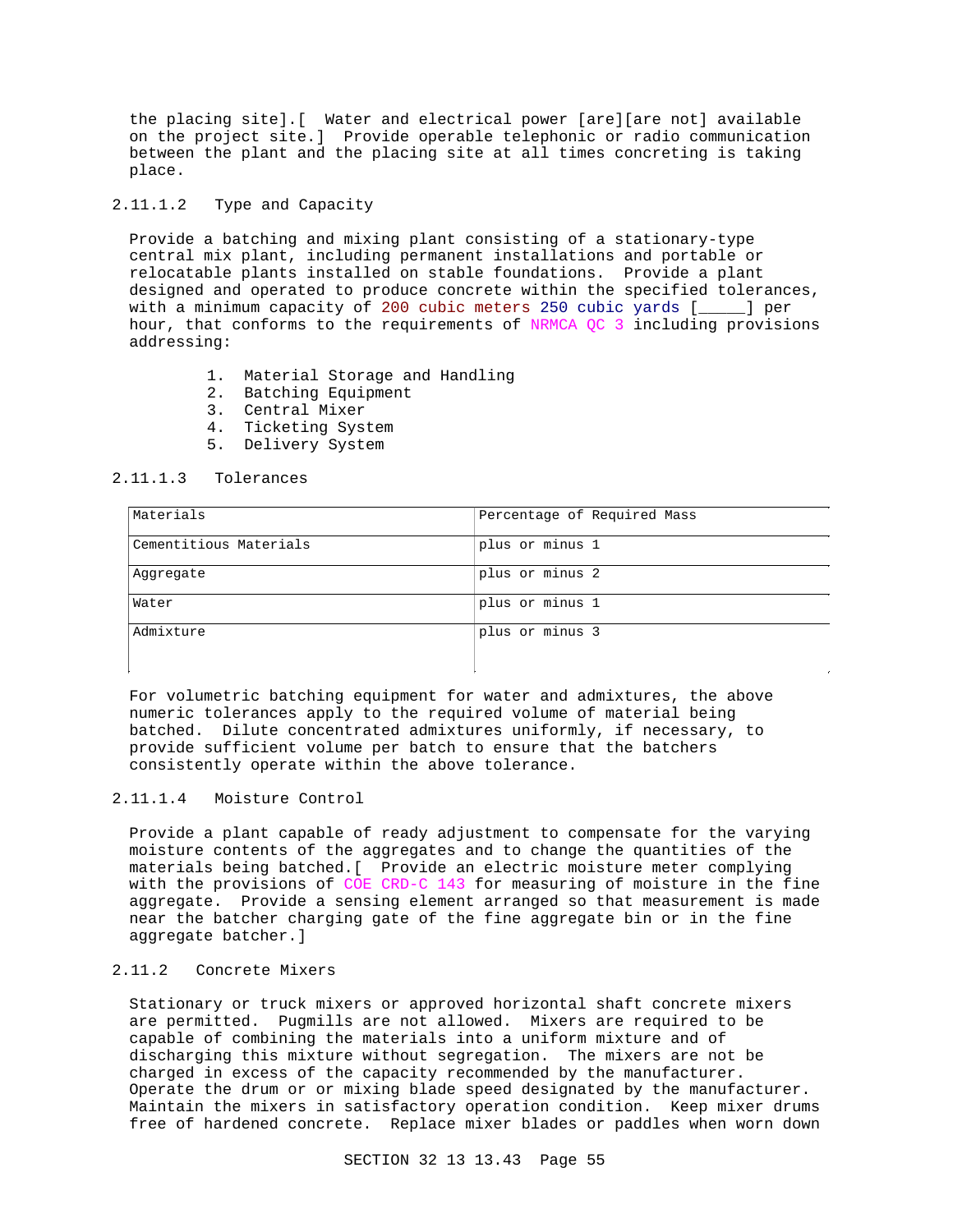the placing site].[ Water and electrical power [are][are not] available on the project site.] Provide operable telephonic or radio communication between the plant and the placing site at all times concreting is taking place.

#### 2.11.1.2 Type and Capacity

Provide a batching and mixing plant consisting of a stationary-type central mix plant, including permanent installations and portable or relocatable plants installed on stable foundations. Provide a plant designed and operated to produce concrete within the specified tolerances, with a minimum capacity of 200 cubic meters 250 cubic yards [_____] per hour, that conforms to the requirements of NRMCA QC 3 including provisions addressing:

1. Material Storage and Handling
2. Batching Equipment
3. Central Mixer
4. Ticketing System
5. Delivery System

#### 2.11.1.3 Tolerances

| Materials | Percentage of Required Mass |
|---|---|
| Cementitious Materials | plus or minus 1 |
| Aggregate | plus or minus 2 |
| Water | plus or minus 1 |
| Admixture | plus or minus 3 |

For volumetric batching equipment for water and admixtures, the above numeric tolerances apply to the required volume of material being batched. Dilute concentrated admixtures uniformly, if necessary, to provide sufficient volume per batch to ensure that the batchers consistently operate within the above tolerance.

#### 2.11.1.4 Moisture Control

Provide a plant capable of ready adjustment to compensate for the varying moisture contents of the aggregates and to change the quantities of the materials being batched.[ Provide an electric moisture meter complying with the provisions of COE CRD-C 143 for measuring of moisture in the fine aggregate. Provide a sensing element arranged so that measurement is made near the batcher charging gate of the fine aggregate bin or in the fine aggregate batcher.]

### 2.11.2 Concrete Mixers

Stationary or truck mixers or approved horizontal shaft concrete mixers are permitted. Pugmills are not allowed. Mixers are required to be capable of combining the materials into a uniform mixture and of discharging this mixture without segregation. The mixers are not be charged in excess of the capacity recommended by the manufacturer. Operate the drum or or mixing blade speed designated by the manufacturer. Maintain the mixers in satisfactory operation condition. Keep mixer drums free of hardened concrete. Replace mixer blades or paddles when worn down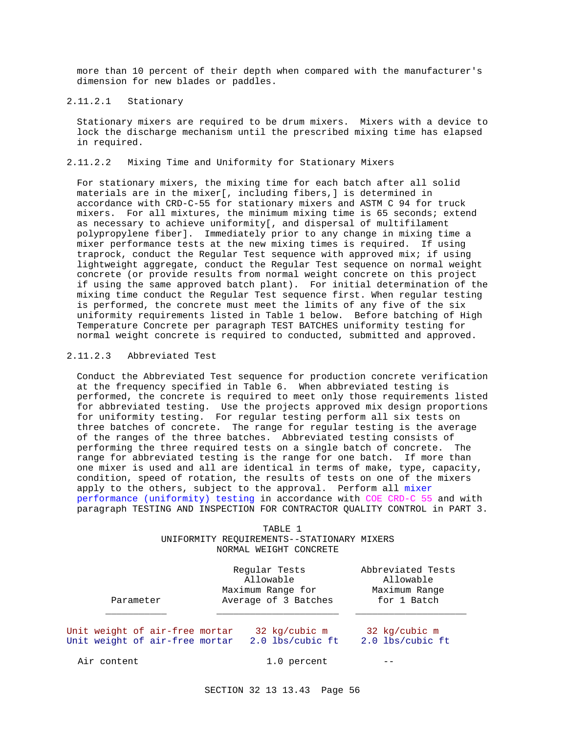more than 10 percent of their depth when compared with the manufacturer's dimension for new blades or paddles.

#### 2.11.2.1 Stationary

Stationary mixers are required to be drum mixers. Mixers with a device to lock the discharge mechanism until the prescribed mixing time has elapsed in required.

#### 2.11.2.2 Mixing Time and Uniformity for Stationary Mixers

For stationary mixers, the mixing time for each batch after all solid materials are in the mixer[, including fibers,] is determined in accordance with CRD-C-55 for stationary mixers and ASTM C 94 for truck mixers. For all mixtures, the minimum mixing time is 65 seconds; extend as necessary to achieve uniformity[, and dispersal of multifilament polypropylene fiber]. Immediately prior to any change in mixing time a mixer performance tests at the new mixing times is required. If using traprock, conduct the Regular Test sequence with approved mix; if using lightweight aggregate, conduct the Regular Test sequence on normal weight concrete (or provide results from normal weight concrete on this project if using the same approved batch plant). For initial determination of the mixing time conduct the Regular Test sequence first. When regular testing is performed, the concrete must meet the limits of any five of the six uniformity requirements listed in Table 1 below. Before batching of High Temperature Concrete per paragraph TEST BATCHES uniformity testing for normal weight concrete is required to conducted, submitted and approved.

#### 2.11.2.3 Abbreviated Test

Conduct the Abbreviated Test sequence for production concrete verification at the frequency specified in Table 6. When abbreviated testing is performed, the concrete is required to meet only those requirements listed for abbreviated testing. Use the projects approved mix design proportions for uniformity testing. For regular testing perform all six tests on three batches of concrete. The range for regular testing is the average of the ranges of the three batches. Abbreviated testing consists of performing the three required tests on a single batch of concrete. The range for abbreviated testing is the range for one batch. If more than one mixer is used and all are identical in terms of make, type, capacity, condition, speed of rotation, the results of tests on one of the mixers apply to the others, subject to the approval. Perform all mixer performance (uniformity) testing in accordance with COE CRD-C 55 and with paragraph TESTING AND INSPECTION FOR CONTRACTOR QUALITY CONTROL in PART 3.

TABLE 1
UNIFORMITY REQUIREMENTS--STATIONARY MIXERS
NORMAL WEIGHT CONCRETE

| Parameter | Regular Tests Allowable Maximum Range for Average of 3 Batches | Abbreviated Tests Allowable Maximum Range for 1 Batch |
|---|---|---|
| Unit weight of air-free mortar | 32 kg/cubic m | 32 kg/cubic m |
| Unit weight of air-free mortar | 2.0 lbs/cubic ft | 2.0 lbs/cubic ft |
| Air content | 1.0 percent | -- |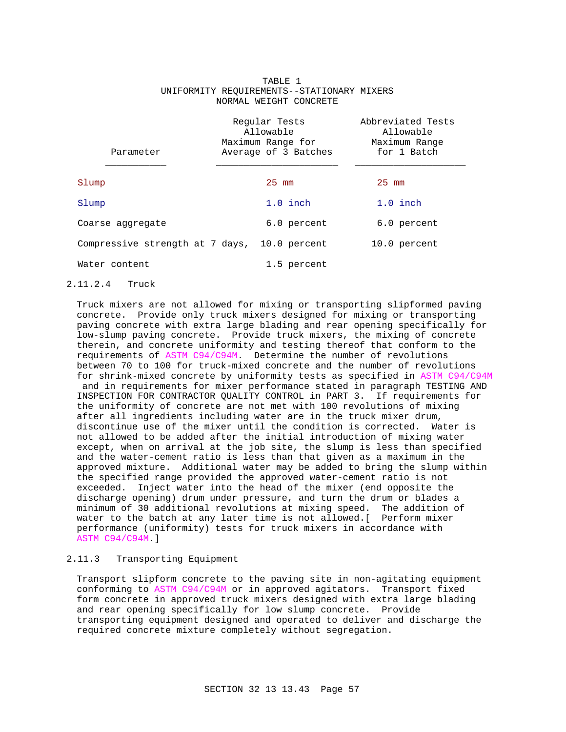TABLE 1
UNIFORMITY REQUIREMENTS--STATIONARY MIXERS
NORMAL WEIGHT CONCRETE

| Parameter | Regular Tests Allowable Maximum Range for Average of 3 Batches | Abbreviated Tests Allowable Maximum Range for 1 Batch |
|---|---|---|
| Slump | 25 mm | 25 mm |
| Slump | 1.0 inch | 1.0 inch |
| Coarse aggregate | 6.0 percent | 6.0 percent |
| Compressive strength at 7 days, | 10.0 percent | 10.0 percent |
| Water content | 1.5 percent | |

#### 2.11.2.4 Truck

Truck mixers are not allowed for mixing or transporting slipformed paving concrete. Provide only truck mixers designed for mixing or transporting paving concrete with extra large blading and rear opening specifically for low-slump paving concrete. Provide truck mixers, the mixing of concrete therein, and concrete uniformity and testing thereof that conform to the requirements of ASTM C94/C94M. Determine the number of revolutions between 70 to 100 for truck-mixed concrete and the number of revolutions for shrink-mixed concrete by uniformity tests as specified in ASTM C94/C94M and in requirements for mixer performance stated in paragraph TESTING AND INSPECTION FOR CONTRACTOR QUALITY CONTROL in PART 3. If requirements for the uniformity of concrete are not met with 100 revolutions of mixing after all ingredients including water are in the truck mixer drum, discontinue use of the mixer until the condition is corrected. Water is not allowed to be added after the initial introduction of mixing water except, when on arrival at the job site, the slump is less than specified and the water-cement ratio is less than that given as a maximum in the approved mixture. Additional water may be added to bring the slump within the specified range provided the approved water-cement ratio is not exceeded. Inject water into the head of the mixer (end opposite the discharge opening) drum under pressure, and turn the drum or blades a minimum of 30 additional revolutions at mixing speed. The addition of water to the batch at any later time is not allowed.[ Perform mixer performance (uniformity) tests for truck mixers in accordance with ASTM C94/C94M.]

### 2.11.3 Transporting Equipment

Transport slipform concrete to the paving site in non-agitating equipment conforming to ASTM C94/C94M or in approved agitators. Transport fixed form concrete in approved truck mixers designed with extra large blading and rear opening specifically for low slump concrete. Provide transporting equipment designed and operated to deliver and discharge the required concrete mixture completely without segregation.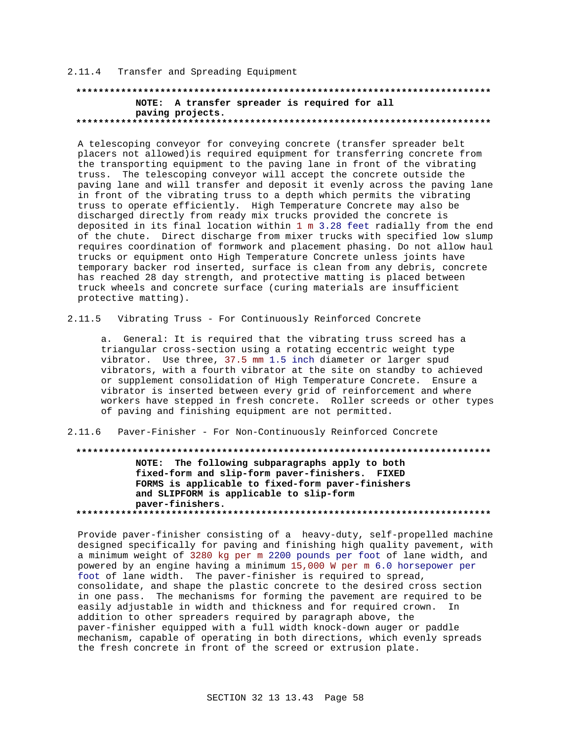### 2.11.4 Transfer and Spreading Equipment

**************************************************************************

**NOTE: A transfer spreader is required for all paving projects.**

**************************************************************************

A telescoping conveyor for conveying concrete (transfer spreader belt placers not allowed)is required equipment for transferring concrete from the transporting equipment to the paving lane in front of the vibrating truss. The telescoping conveyor will accept the concrete outside the paving lane and will transfer and deposit it evenly across the paving lane in front of the vibrating truss to a depth which permits the vibrating truss to operate efficiently. High Temperature Concrete may also be discharged directly from ready mix trucks provided the concrete is deposited in its final location within 1 m 3.28 feet radially from the end of the chute. Direct discharge from mixer trucks with specified low slump requires coordination of formwork and placement phasing. Do not allow haul trucks or equipment onto High Temperature Concrete unless joints have temporary backer rod inserted, surface is clean from any debris, concrete has reached 28 day strength, and protective matting is placed between truck wheels and concrete surface (curing materials are insufficient protective matting).

### 2.11.5 Vibrating Truss - For Continuously Reinforced Concrete

a. General: It is required that the vibrating truss screed has a triangular cross-section using a rotating eccentric weight type vibrator. Use three, 37.5 mm 1.5 inch diameter or larger spud vibrators, with a fourth vibrator at the site on standby to achieved or supplement consolidation of High Temperature Concrete. Ensure a vibrator is inserted between every grid of reinforcement and where workers have stepped in fresh concrete. Roller screeds or other types of paving and finishing equipment are not permitted.

### 2.11.6 Paver-Finisher - For Non-Continuously Reinforced Concrete

**************************************************************************

**NOTE: The following subparagraphs apply to both fixed-form and slip-form paver-finishers. FIXED FORMS is applicable to fixed-form paver-finishers and SLIPFORM is applicable to slip-form paver-finishers.**

**************************************************************************

Provide paver-finisher consisting of a heavy-duty, self-propelled machine designed specifically for paving and finishing high quality pavement, with a minimum weight of 3280 kg per m 2200 pounds per foot of lane width, and powered by an engine having a minimum 15,000 W per m 6.0 horsepower per foot of lane width. The paver-finisher is required to spread, consolidate, and shape the plastic concrete to the desired cross section in one pass. The mechanisms for forming the pavement are required to be easily adjustable in width and thickness and for required crown. In addition to other spreaders required by paragraph above, the paver-finisher equipped with a full width knock-down auger or paddle mechanism, capable of operating in both directions, which evenly spreads the fresh concrete in front of the screed or extrusion plate.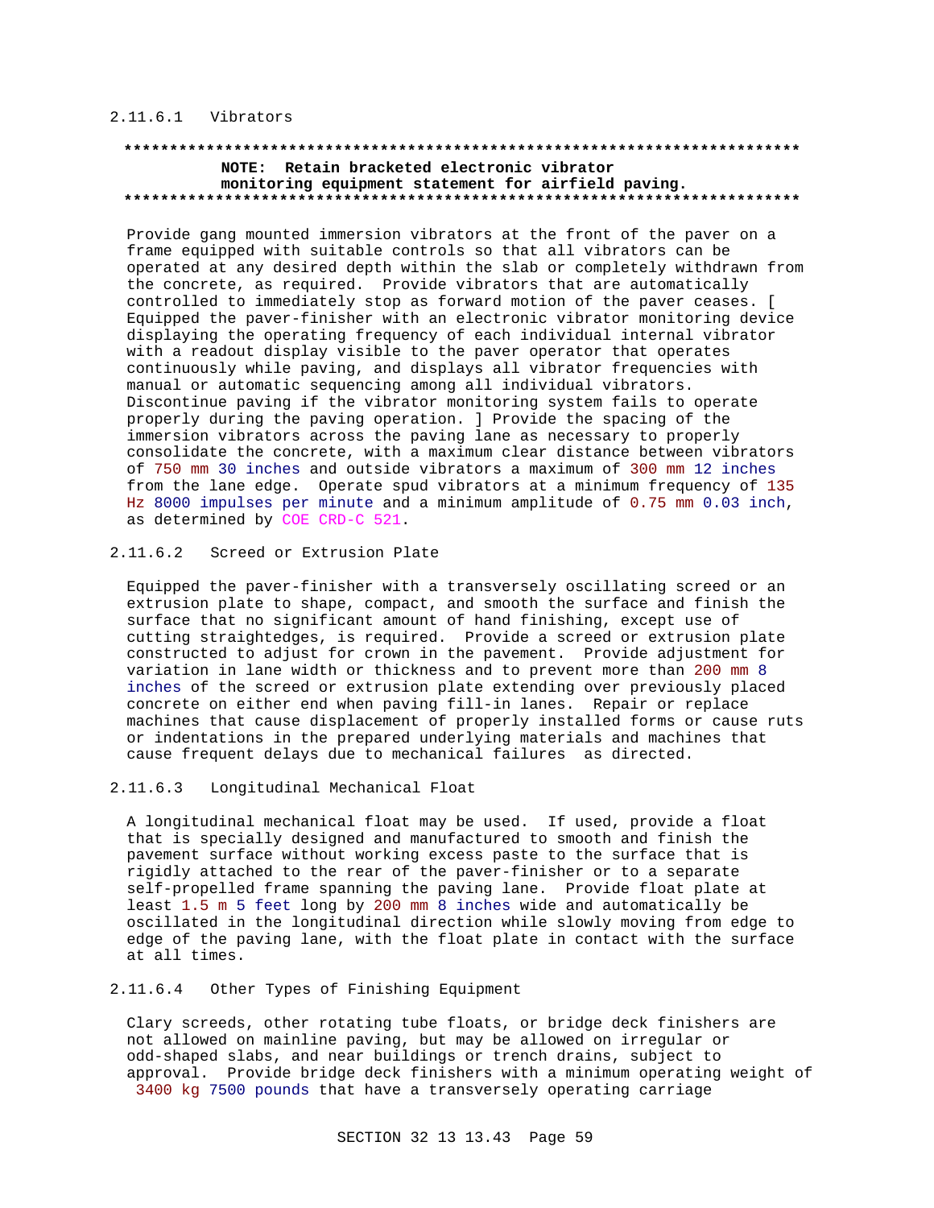#### 2.11.6.1 Vibrators

**************************************************************************

**NOTE: Retain bracketed electronic vibrator monitoring equipment statement for airfield paving.**

**************************************************************************

Provide gang mounted immersion vibrators at the front of the paver on a frame equipped with suitable controls so that all vibrators can be operated at any desired depth within the slab or completely withdrawn from the concrete, as required. Provide vibrators that are automatically controlled to immediately stop as forward motion of the paver ceases. [ Equipped the paver-finisher with an electronic vibrator monitoring device displaying the operating frequency of each individual internal vibrator with a readout display visible to the paver operator that operates continuously while paving, and displays all vibrator frequencies with manual or automatic sequencing among all individual vibrators. Discontinue paving if the vibrator monitoring system fails to operate properly during the paving operation. ] Provide the spacing of the immersion vibrators across the paving lane as necessary to properly consolidate the concrete, with a maximum clear distance between vibrators of 750 mm 30 inches and outside vibrators a maximum of 300 mm 12 inches from the lane edge. Operate spud vibrators at a minimum frequency of 135 Hz 8000 impulses per minute and a minimum amplitude of 0.75 mm 0.03 inch, as determined by COE CRD-C 521.

#### 2.11.6.2 Screed or Extrusion Plate

Equipped the paver-finisher with a transversely oscillating screed or an extrusion plate to shape, compact, and smooth the surface and finish the surface that no significant amount of hand finishing, except use of cutting straightedges, is required. Provide a screed or extrusion plate constructed to adjust for crown in the pavement. Provide adjustment for variation in lane width or thickness and to prevent more than 200 mm 8 inches of the screed or extrusion plate extending over previously placed concrete on either end when paving fill-in lanes. Repair or replace machines that cause displacement of properly installed forms or cause ruts or indentations in the prepared underlying materials and machines that cause frequent delays due to mechanical failures as directed.

#### 2.11.6.3 Longitudinal Mechanical Float

A longitudinal mechanical float may be used. If used, provide a float that is specially designed and manufactured to smooth and finish the pavement surface without working excess paste to the surface that is rigidly attached to the rear of the paver-finisher or to a separate self-propelled frame spanning the paving lane. Provide float plate at least 1.5 m 5 feet long by 200 mm 8 inches wide and automatically be oscillated in the longitudinal direction while slowly moving from edge to edge of the paving lane, with the float plate in contact with the surface at all times.

#### 2.11.6.4 Other Types of Finishing Equipment

Clary screeds, other rotating tube floats, or bridge deck finishers are not allowed on mainline paving, but may be allowed on irregular or odd-shaped slabs, and near buildings or trench drains, subject to approval. Provide bridge deck finishers with a minimum operating weight of 3400 kg 7500 pounds that have a transversely operating carriage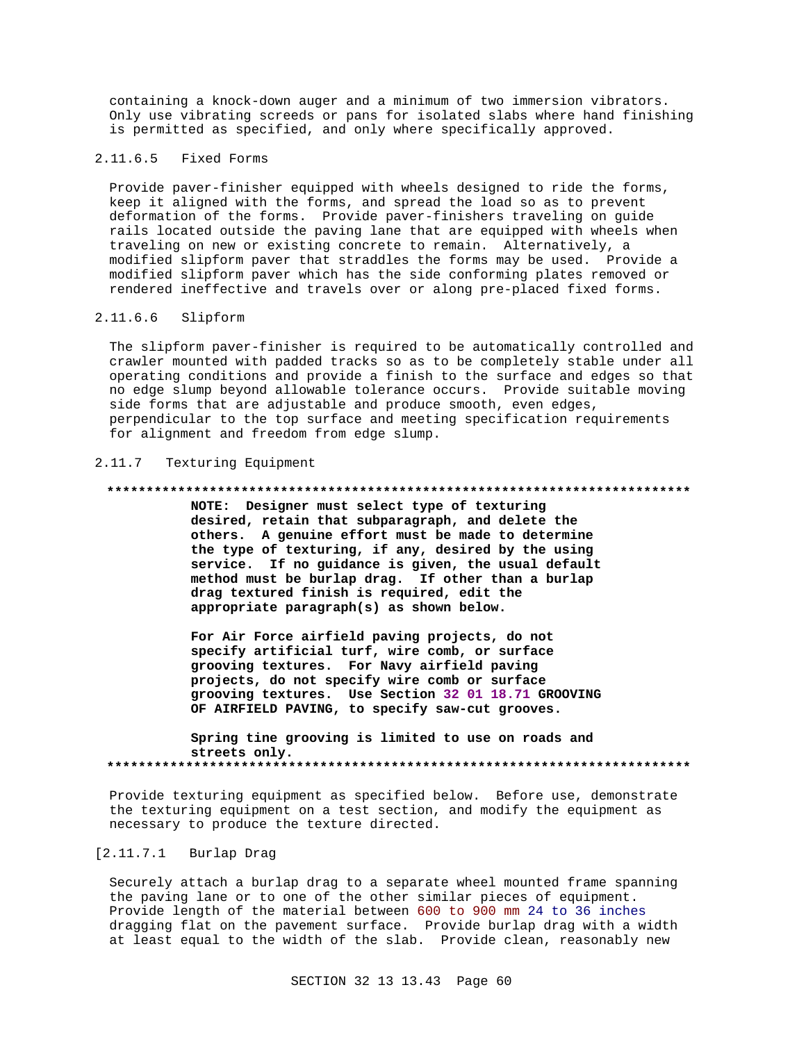containing a knock-down auger and a minimum of two immersion vibrators. Only use vibrating screeds or pans for isolated slabs where hand finishing is permitted as specified, and only where specifically approved.

#### 2.11.6.5 Fixed Forms

Provide paver-finisher equipped with wheels designed to ride the forms, keep it aligned with the forms, and spread the load so as to prevent deformation of the forms. Provide paver-finishers traveling on guide rails located outside the paving lane that are equipped with wheels when traveling on new or existing concrete to remain. Alternatively, a modified slipform paver that straddles the forms may be used. Provide a modified slipform paver which has the side conforming plates removed or rendered ineffective and travels over or along pre-placed fixed forms.

#### 2.11.6.6 Slipform

The slipform paver-finisher is required to be automatically controlled and crawler mounted with padded tracks so as to be completely stable under all operating conditions and provide a finish to the surface and edges so that no edge slump beyond allowable tolerance occurs. Provide suitable moving side forms that are adjustable and produce smooth, even edges, perpendicular to the top surface and meeting specification requirements for alignment and freedom from edge slump.

### 2.11.7 Texturing Equipment

**************************************************************************

**NOTE: Designer must select type of texturing desired, retain that subparagraph, and delete the others. A genuine effort must be made to determine the type of texturing, if any, desired by the using service. If no guidance is given, the usual default method must be burlap drag. If other than a burlap drag textured finish is required, edit the appropriate paragraph(s) as shown below.**

**For Air Force airfield paving projects, do not specify artificial turf, wire comb, or surface grooving textures. For Navy airfield paving projects, do not specify wire comb or surface grooving textures. Use Section 32 01 18.71 GROOVING OF AIRFIELD PAVING, to specify saw-cut grooves.**

**Spring tine grooving is limited to use on roads and streets only.**

**************************************************************************

Provide texturing equipment as specified below. Before use, demonstrate the texturing equipment on a test section, and modify the equipment as necessary to produce the texture directed.

#### [2.11.7.1 Burlap Drag

Securely attach a burlap drag to a separate wheel mounted frame spanning the paving lane or to one of the other similar pieces of equipment. Provide length of the material between 600 to 900 mm 24 to 36 inches dragging flat on the pavement surface. Provide burlap drag with a width at least equal to the width of the slab. Provide clean, reasonably new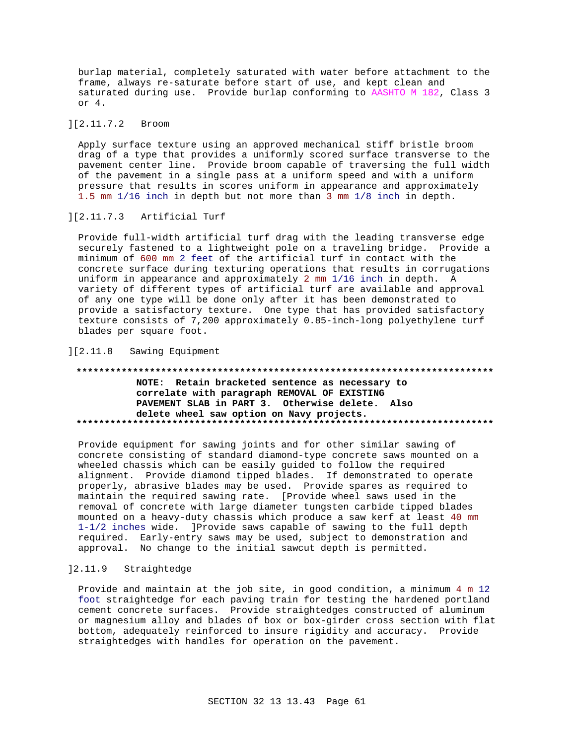burlap material, completely saturated with water before attachment to the frame, always re-saturate before start of use, and kept clean and saturated during use. Provide burlap conforming to AASHTO M 182, Class 3 or 4.

][2.11.7.2 Broom

Apply surface texture using an approved mechanical stiff bristle broom drag of a type that provides a uniformly scored surface transverse to the pavement center line. Provide broom capable of traversing the full width of the pavement in a single pass at a uniform speed and with a uniform pressure that results in scores uniform in appearance and approximately 1.5 mm 1/16 inch in depth but not more than 3 mm 1/8 inch in depth.

][2.11.7.3 Artificial Turf

Provide full-width artificial turf drag with the leading transverse edge securely fastened to a lightweight pole on a traveling bridge. Provide a minimum of 600 mm 2 feet of the artificial turf in contact with the concrete surface during texturing operations that results in corrugations uniform in appearance and approximately 2 mm 1/16 inch in depth. A variety of different types of artificial turf are available and approval of any one type will be done only after it has been demonstrated to provide a satisfactory texture. One type that has provided satisfactory texture consists of 7,200 approximately 0.85-inch-long polyethylene turf blades per square foot.

][2.11.8 Sawing Equipment

**************************************************************************

**NOTE: Retain bracketed sentence as necessary to correlate with paragraph REMOVAL OF EXISTING PAVEMENT SLAB in PART 3. Otherwise delete. Also delete wheel saw option on Navy projects.**

**************************************************************************

Provide equipment for sawing joints and for other similar sawing of concrete consisting of standard diamond-type concrete saws mounted on a wheeled chassis which can be easily guided to follow the required alignment. Provide diamond tipped blades. If demonstrated to operate properly, abrasive blades may be used. Provide spares as required to maintain the required sawing rate. [Provide wheel saws used in the removal of concrete with large diameter tungsten carbide tipped blades mounted on a heavy-duty chassis which produce a saw kerf at least 40 mm 1-1/2 inches wide. ]Provide saws capable of sawing to the full depth required. Early-entry saws may be used, subject to demonstration and approval. No change to the initial sawcut depth is permitted.

]2.11.9 Straightedge

Provide and maintain at the job site, in good condition, a minimum 4 m 12 foot straightedge for each paving train for testing the hardened portland cement concrete surfaces. Provide straightedges constructed of aluminum or magnesium alloy and blades of box or box-girder cross section with flat bottom, adequately reinforced to insure rigidity and accuracy. Provide straightedges with handles for operation on the pavement.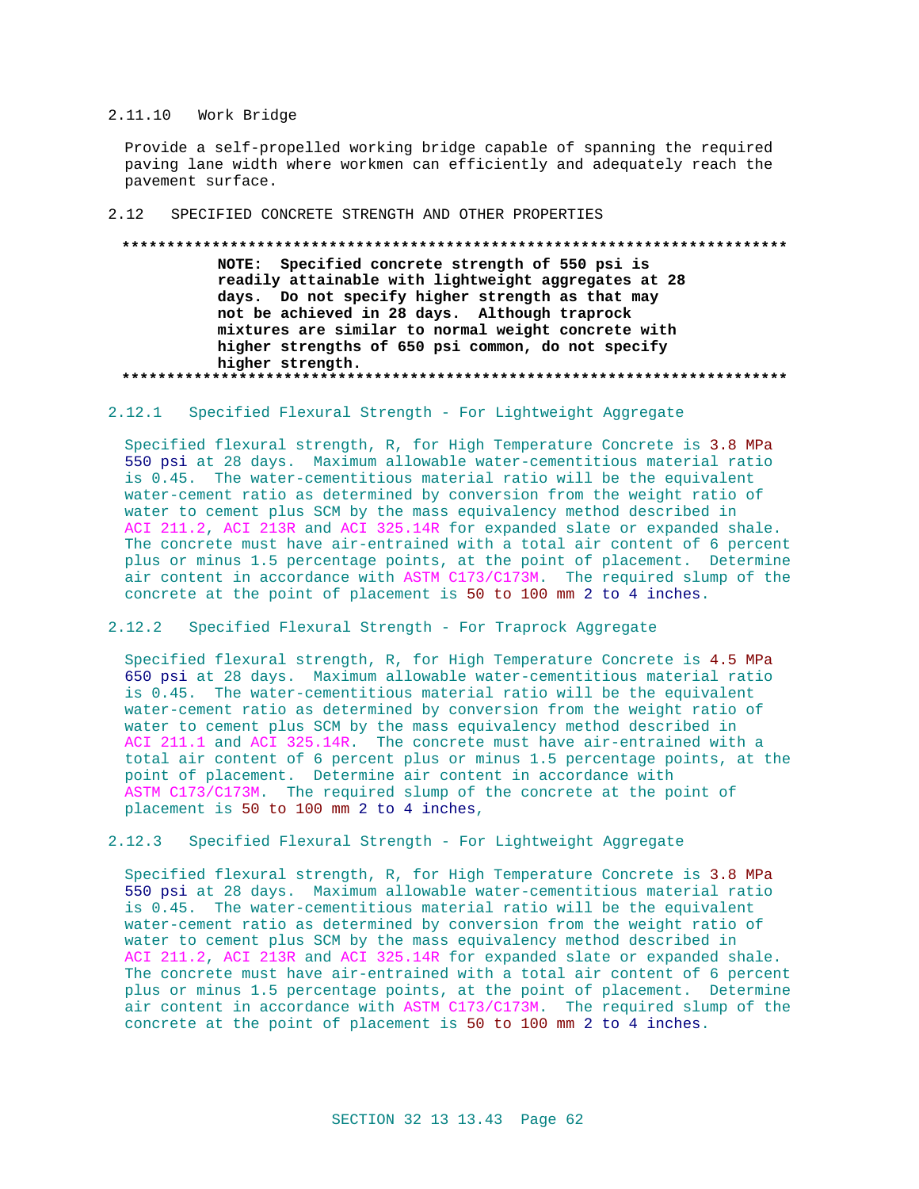### 2.11.10 Work Bridge

Provide a self-propelled working bridge capable of spanning the required paving lane width where workmen can efficiently and adequately reach the pavement surface.

## 2.12 SPECIFIED CONCRETE STRENGTH AND OTHER PROPERTIES

**************************************************************************

**NOTE: Specified concrete strength of 550 psi is readily attainable with lightweight aggregates at 28 days. Do not specify higher strength as that may not be achieved in 28 days. Although traprock mixtures are similar to normal weight concrete with higher strengths of 650 psi common, do not specify higher strength.**

**************************************************************************

### 2.12.1 Specified Flexural Strength - For Lightweight Aggregate

Specified flexural strength, R, for High Temperature Concrete is 3.8 MPa 550 psi at 28 days. Maximum allowable water-cementitious material ratio is 0.45. The water-cementitious material ratio will be the equivalent water-cement ratio as determined by conversion from the weight ratio of water to cement plus SCM by the mass equivalency method described in ACI 211.2, ACI 213R and ACI 325.14R for expanded slate or expanded shale. The concrete must have air-entrained with a total air content of 6 percent plus or minus 1.5 percentage points, at the point of placement. Determine air content in accordance with ASTM C173/C173M. The required slump of the concrete at the point of placement is 50 to 100 mm 2 to 4 inches.

### 2.12.2 Specified Flexural Strength - For Traprock Aggregate

Specified flexural strength, R, for High Temperature Concrete is 4.5 MPa 650 psi at 28 days. Maximum allowable water-cementitious material ratio is 0.45. The water-cementitious material ratio will be the equivalent water-cement ratio as determined by conversion from the weight ratio of water to cement plus SCM by the mass equivalency method described in ACI 211.1 and ACI 325.14R. The concrete must have air-entrained with a total air content of 6 percent plus or minus 1.5 percentage points, at the point of placement. Determine air content in accordance with ASTM C173/C173M. The required slump of the concrete at the point of placement is 50 to 100 mm 2 to 4 inches,

### 2.12.3 Specified Flexural Strength - For Lightweight Aggregate

Specified flexural strength, R, for High Temperature Concrete is 3.8 MPa 550 psi at 28 days. Maximum allowable water-cementitious material ratio is 0.45. The water-cementitious material ratio will be the equivalent water-cement ratio as determined by conversion from the weight ratio of water to cement plus SCM by the mass equivalency method described in ACI 211.2, ACI 213R and ACI 325.14R for expanded slate or expanded shale. The concrete must have air-entrained with a total air content of 6 percent plus or minus 1.5 percentage points, at the point of placement. Determine air content in accordance with ASTM C173/C173M. The required slump of the concrete at the point of placement is 50 to 100 mm 2 to 4 inches.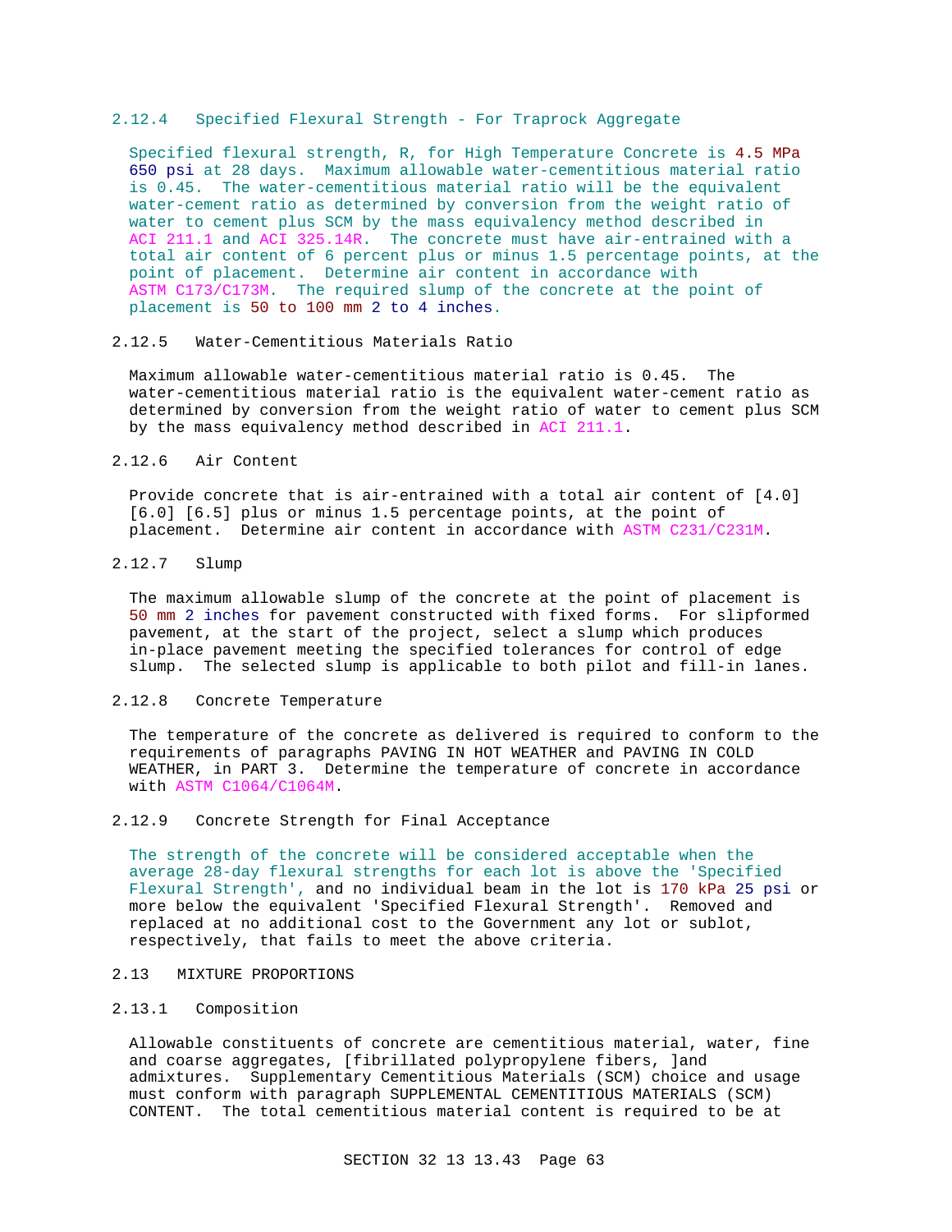### 2.12.4 Specified Flexural Strength - For Traprock Aggregate

Specified flexural strength, R, for High Temperature Concrete is 4.5 MPa 650 psi at 28 days. Maximum allowable water-cementitious material ratio is 0.45. The water-cementitious material ratio will be the equivalent water-cement ratio as determined by conversion from the weight ratio of water to cement plus SCM by the mass equivalency method described in ACI 211.1 and ACI 325.14R. The concrete must have air-entrained with a total air content of 6 percent plus or minus 1.5 percentage points, at the point of placement. Determine air content in accordance with ASTM C173/C173M. The required slump of the concrete at the point of placement is 50 to 100 mm 2 to 4 inches.

### 2.12.5 Water-Cementitious Materials Ratio

Maximum allowable water-cementitious material ratio is 0.45. The water-cementitious material ratio is the equivalent water-cement ratio as determined by conversion from the weight ratio of water to cement plus SCM by the mass equivalency method described in ACI 211.1.

### 2.12.6 Air Content

Provide concrete that is air-entrained with a total air content of [4.0] [6.0] [6.5] plus or minus 1.5 percentage points, at the point of placement. Determine air content in accordance with ASTM C231/C231M.

### 2.12.7 Slump

The maximum allowable slump of the concrete at the point of placement is 50 mm 2 inches for pavement constructed with fixed forms. For slipformed pavement, at the start of the project, select a slump which produces in-place pavement meeting the specified tolerances for control of edge slump. The selected slump is applicable to both pilot and fill-in lanes.

### 2.12.8 Concrete Temperature

The temperature of the concrete as delivered is required to conform to the requirements of paragraphs PAVING IN HOT WEATHER and PAVING IN COLD WEATHER, in PART 3. Determine the temperature of concrete in accordance with ASTM C1064/C1064M.

### 2.12.9 Concrete Strength for Final Acceptance

The strength of the concrete will be considered acceptable when the average 28-day flexural strengths for each lot is above the 'Specified Flexural Strength', and no individual beam in the lot is 170 kPa 25 psi or more below the equivalent 'Specified Flexural Strength'. Removed and replaced at no additional cost to the Government any lot or sublot, respectively, that fails to meet the above criteria.

## 2.13 MIXTURE PROPORTIONS

### 2.13.1 Composition

Allowable constituents of concrete are cementitious material, water, fine and coarse aggregates, [fibrillated polypropylene fibers, ]and admixtures. Supplementary Cementitious Materials (SCM) choice and usage must conform with paragraph SUPPLEMENTAL CEMENTITIOUS MATERIALS (SCM) CONTENT. The total cementitious material content is required to be at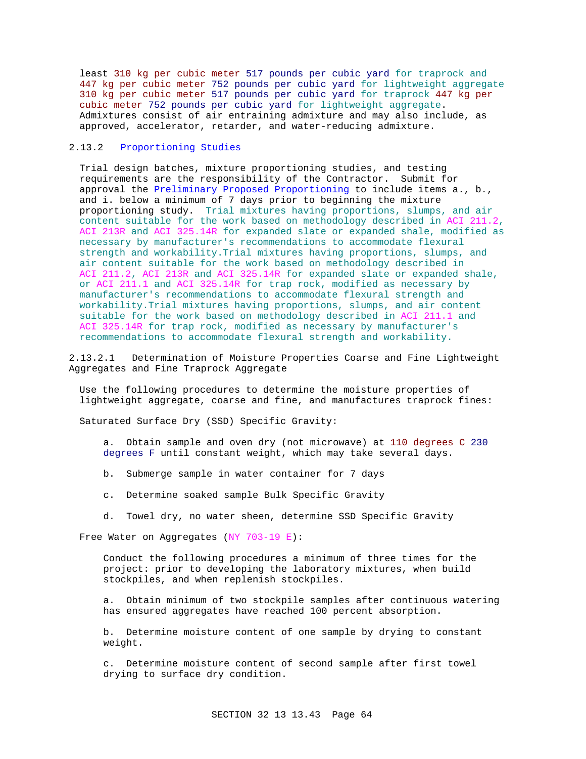least 310 kg per cubic meter 517 pounds per cubic yard for traprock and 447 kg per cubic meter 752 pounds per cubic yard for lightweight aggregate 310 kg per cubic meter 517 pounds per cubic yard for traprock 447 kg per cubic meter 752 pounds per cubic yard for lightweight aggregate. Admixtures consist of air entraining admixture and may also include, as approved, accelerator, retarder, and water-reducing admixture.

### 2.13.2 Proportioning Studies

Trial design batches, mixture proportioning studies, and testing requirements are the responsibility of the Contractor. Submit for approval the Preliminary Proposed Proportioning to include items a., b., and i. below a minimum of 7 days prior to beginning the mixture proportioning study. Trial mixtures having proportions, slumps, and air content suitable for the work based on methodology described in ACI 211.2, ACI 213R and ACI 325.14R for expanded slate or expanded shale, modified as necessary by manufacturer's recommendations to accommodate flexural strength and workability.Trial mixtures having proportions, slumps, and air content suitable for the work based on methodology described in ACI 211.2, ACI 213R and ACI 325.14R for expanded slate or expanded shale, or ACI 211.1 and ACI 325.14R for trap rock, modified as necessary by manufacturer's recommendations to accommodate flexural strength and workability.Trial mixtures having proportions, slumps, and air content suitable for the work based on methodology described in ACI 211.1 and ACI 325.14R for trap rock, modified as necessary by manufacturer's recommendations to accommodate flexural strength and workability.

#### 2.13.2.1 Determination of Moisture Properties Coarse and Fine Lightweight Aggregates and Fine Traprock Aggregate

Use the following procedures to determine the moisture properties of lightweight aggregate, coarse and fine, and manufactures traprock fines:

Saturated Surface Dry (SSD) Specific Gravity:

a. Obtain sample and oven dry (not microwave) at 110 degrees C 230 degrees F until constant weight, which may take several days.

b. Submerge sample in water container for 7 days

c. Determine soaked sample Bulk Specific Gravity

d. Towel dry, no water sheen, determine SSD Specific Gravity

Free Water on Aggregates (NY 703-19 E):

Conduct the following procedures a minimum of three times for the project: prior to developing the laboratory mixtures, when build stockpiles, and when replenish stockpiles.

a. Obtain minimum of two stockpile samples after continuous watering has ensured aggregates have reached 100 percent absorption.

b. Determine moisture content of one sample by drying to constant weight.

c. Determine moisture content of second sample after first towel drying to surface dry condition.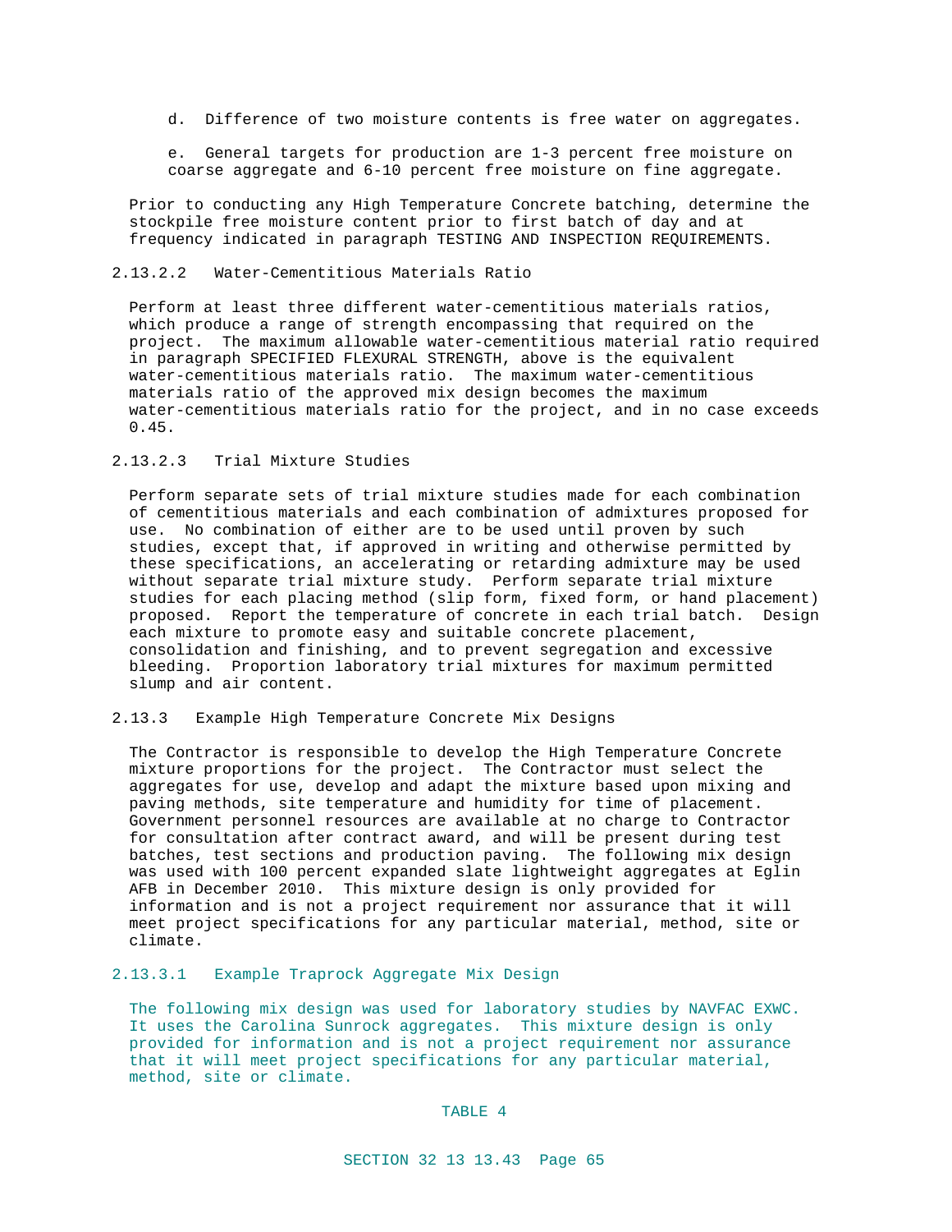d. Difference of two moisture contents is free water on aggregates.

e. General targets for production are 1-3 percent free moisture on coarse aggregate and 6-10 percent free moisture on fine aggregate.

Prior to conducting any High Temperature Concrete batching, determine the stockpile free moisture content prior to first batch of day and at frequency indicated in paragraph TESTING AND INSPECTION REQUIREMENTS.

#### 2.13.2.2 Water-Cementitious Materials Ratio

Perform at least three different water-cementitious materials ratios, which produce a range of strength encompassing that required on the project. The maximum allowable water-cementitious material ratio required in paragraph SPECIFIED FLEXURAL STRENGTH, above is the equivalent water-cementitious materials ratio. The maximum water-cementitious materials ratio of the approved mix design becomes the maximum water-cementitious materials ratio for the project, and in no case exceeds 0.45.

#### 2.13.2.3 Trial Mixture Studies

Perform separate sets of trial mixture studies made for each combination of cementitious materials and each combination of admixtures proposed for use. No combination of either are to be used until proven by such studies, except that, if approved in writing and otherwise permitted by these specifications, an accelerating or retarding admixture may be used without separate trial mixture study. Perform separate trial mixture studies for each placing method (slip form, fixed form, or hand placement) proposed. Report the temperature of concrete in each trial batch. Design each mixture to promote easy and suitable concrete placement, consolidation and finishing, and to prevent segregation and excessive bleeding. Proportion laboratory trial mixtures for maximum permitted slump and air content.

### 2.13.3 Example High Temperature Concrete Mix Designs

The Contractor is responsible to develop the High Temperature Concrete mixture proportions for the project. The Contractor must select the aggregates for use, develop and adapt the mixture based upon mixing and paving methods, site temperature and humidity for time of placement. Government personnel resources are available at no charge to Contractor for consultation after contract award, and will be present during test batches, test sections and production paving. The following mix design was used with 100 percent expanded slate lightweight aggregates at Eglin AFB in December 2010. This mixture design is only provided for information and is not a project requirement nor assurance that it will meet project specifications for any particular material, method, site or climate.

#### 2.13.3.1 Example Traprock Aggregate Mix Design

The following mix design was used for laboratory studies by NAVFAC EXWC. It uses the Carolina Sunrock aggregates. This mixture design is only provided for information and is not a project requirement nor assurance that it will meet project specifications for any particular material, method, site or climate.

TABLE 4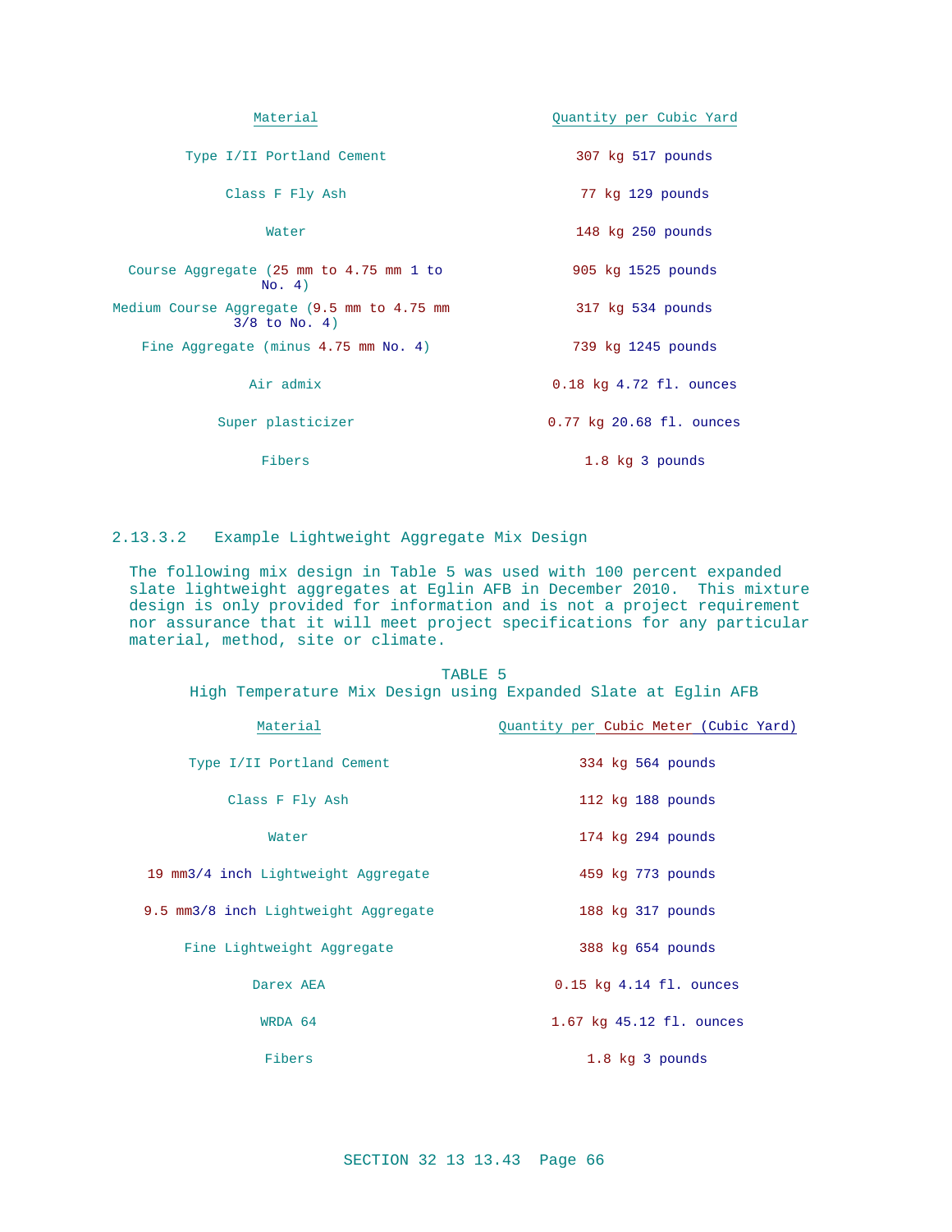| Material | Quantity per Cubic Yard |
|---|---|
| Type I/II Portland Cement | 307 kg 517 pounds |
| Class F Fly Ash | 77 kg 129 pounds |
| Water | 148 kg 250 pounds |
| Course Aggregate (25 mm to 4.75 mm 1 to No. 4) | 905 kg 1525 pounds |
| Medium Course Aggregate (9.5 mm to 4.75 mm 3/8 to No. 4) | 317 kg 534 pounds |
| Fine Aggregate (minus 4.75 mm No. 4) | 739 kg 1245 pounds |
| Air admix | 0.18 kg 4.72 fl. ounces |
| Super plasticizer | 0.77 kg 20.68 fl. ounces |
| Fibers | 1.8 kg 3 pounds |

### 2.13.3.2 Example Lightweight Aggregate Mix Design

The following mix design in Table 5 was used with 100 percent expanded slate lightweight aggregates at Eglin AFB in December 2010. This mixture design is only provided for information and is not a project requirement nor assurance that it will meet project specifications for any particular material, method, site or climate.

TABLE 5
High Temperature Mix Design using Expanded Slate at Eglin AFB

| Material | Quantity per Cubic Meter (Cubic Yard) |
|---|---|
| Type I/II Portland Cement | 334 kg 564 pounds |
| Class F Fly Ash | 112 kg 188 pounds |
| Water | 174 kg 294 pounds |
| 19 mm3/4 inch Lightweight Aggregate | 459 kg 773 pounds |
| 9.5 mm3/8 inch Lightweight Aggregate | 188 kg 317 pounds |
| Fine Lightweight Aggregate | 388 kg 654 pounds |
| Darex AEA | 0.15 kg 4.14 fl. ounces |
| WRDA 64 | 1.67 kg 45.12 fl. ounces |
| Fibers | 1.8 kg 3 pounds |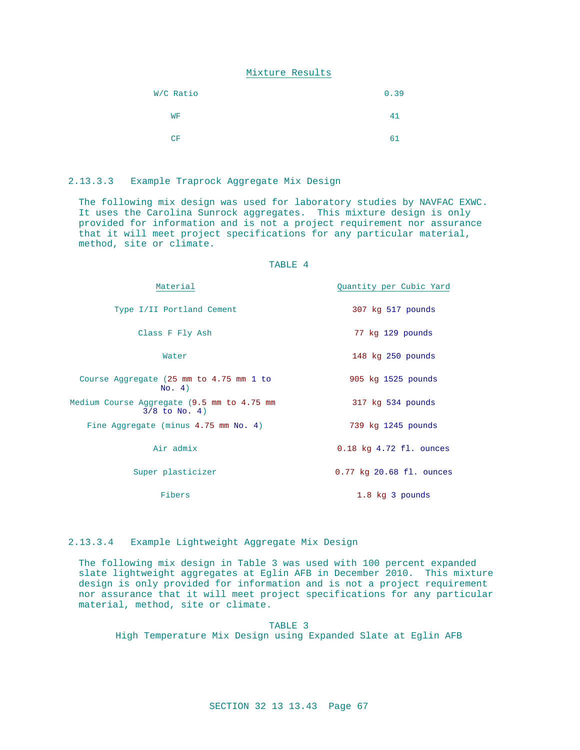Mixture Results

| | |
|---|---|
| W/C Ratio | 0.39 |
| WF | 41 |
| CF | 61 |

#### 2.13.3.3 Example Traprock Aggregate Mix Design

The following mix design was used for laboratory studies by NAVFAC EXWC. It uses the Carolina Sunrock aggregates. This mixture design is only provided for information and is not a project requirement nor assurance that it will meet project specifications for any particular material, method, site or climate.

TABLE 4

| Material | Quantity per Cubic Yard |
|---|---|
| Type I/II Portland Cement | 307 kg 517 pounds |
| Class F Fly Ash | 77 kg 129 pounds |
| Water | 148 kg 250 pounds |
| Course Aggregate (25 mm to 4.75 mm 1 to No. 4) | 905 kg 1525 pounds |
| Medium Course Aggregate (9.5 mm to 4.75 mm 3/8 to No. 4) | 317 kg 534 pounds |
| Fine Aggregate (minus 4.75 mm No. 4) | 739 kg 1245 pounds |
| Air admix | 0.18 kg 4.72 fl. ounces |
| Super plasticizer | 0.77 kg 20.68 fl. ounces |
| Fibers | 1.8 kg 3 pounds |

#### 2.13.3.4 Example Lightweight Aggregate Mix Design

The following mix design in Table 3 was used with 100 percent expanded slate lightweight aggregates at Eglin AFB in December 2010. This mixture design is only provided for information and is not a project requirement nor assurance that it will meet project specifications for any particular material, method, site or climate.

TABLE 3
High Temperature Mix Design using Expanded Slate at Eglin AFB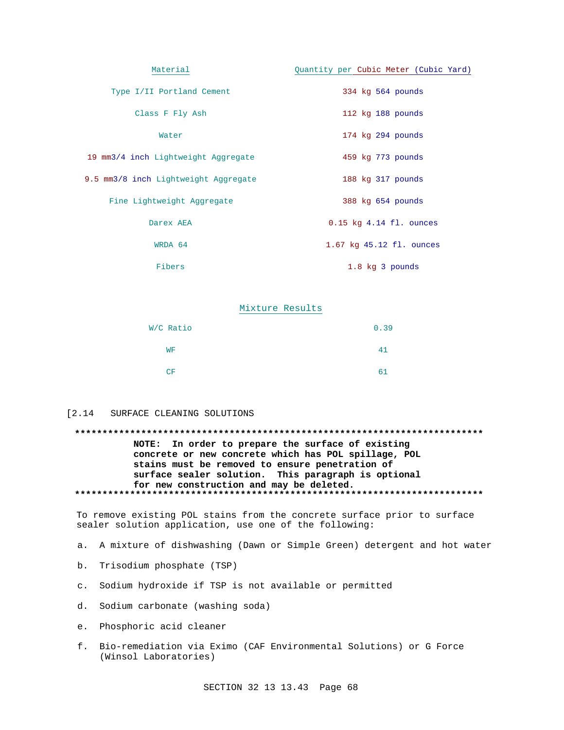| Material | Quantity per Cubic Meter (Cubic Yard) |
|---|---|
| Type I/II Portland Cement | 334 kg 564 pounds |
| Class F Fly Ash | 112 kg 188 pounds |
| Water | 174 kg 294 pounds |
| 19 mm3/4 inch Lightweight Aggregate | 459 kg 773 pounds |
| 9.5 mm3/8 inch Lightweight Aggregate | 188 kg 317 pounds |
| Fine Lightweight Aggregate | 388 kg 654 pounds |
| Darex AEA | 0.15 kg 4.14 fl. ounces |
| WRDA 64 | 1.67 kg 45.12 fl. ounces |
| Fibers | 1.8 kg 3 pounds |

Mixture Results

| | |
|---|---|
| W/C Ratio | 0.39 |
| WF | 41 |
| CF | 61 |

## [2.14 SURFACE CLEANING SOLUTIONS

**************************************************************************

**NOTE: In order to prepare the surface of existing concrete or new concrete which has POL spillage, POL stains must be removed to ensure penetration of surface sealer solution. This paragraph is optional for new construction and may be deleted.**

**************************************************************************

To remove existing POL stains from the concrete surface prior to surface sealer solution application, use one of the following:

a. A mixture of dishwashing (Dawn or Simple Green) detergent and hot water

b. Trisodium phosphate (TSP)

c. Sodium hydroxide if TSP is not available or permitted

d. Sodium carbonate (washing soda)

e. Phosphoric acid cleaner

f. Bio-remediation via Eximo (CAF Environmental Solutions) or G Force (Winsol Laboratories)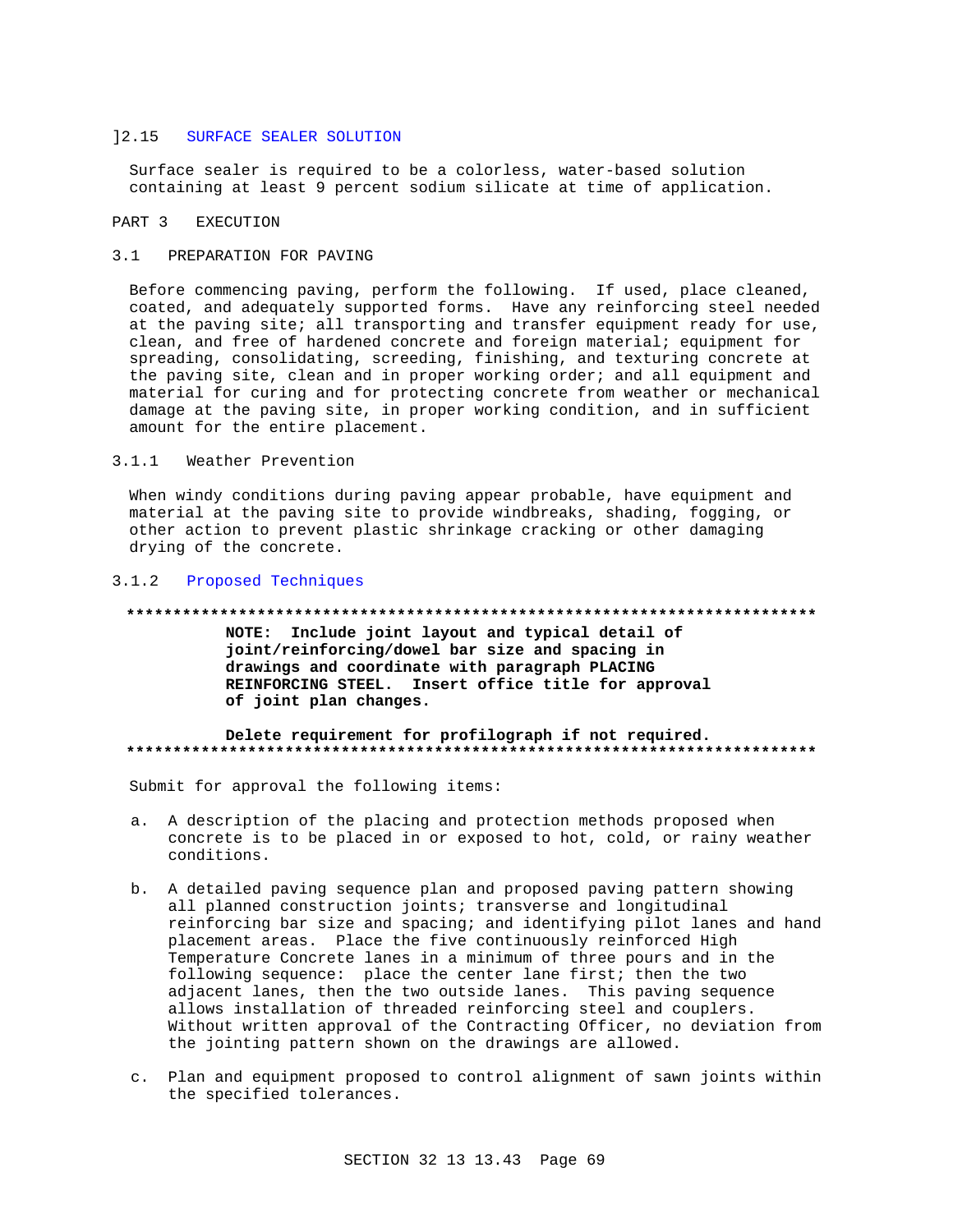## ]2.15 SURFACE SEALER SOLUTION

Surface sealer is required to be a colorless, water-based solution containing at least 9 percent sodium silicate at time of application.

# PART 3 EXECUTION

## 3.1 PREPARATION FOR PAVING

Before commencing paving, perform the following. If used, place cleaned, coated, and adequately supported forms. Have any reinforcing steel needed at the paving site; all transporting and transfer equipment ready for use, clean, and free of hardened concrete and foreign material; equipment for spreading, consolidating, screeding, finishing, and texturing concrete at the paving site, clean and in proper working order; and all equipment and material for curing and for protecting concrete from weather or mechanical damage at the paving site, in proper working condition, and in sufficient amount for the entire placement.

### 3.1.1 Weather Prevention

When windy conditions during paving appear probable, have equipment and material at the paving site to provide windbreaks, shading, fogging, or other action to prevent plastic shrinkage cracking or other damaging drying of the concrete.

### 3.1.2 Proposed Techniques

**************************************************************************

**NOTE: Include joint layout and typical detail of joint/reinforcing/dowel bar size and spacing in drawings and coordinate with paragraph PLACING REINFORCING STEEL. Insert office title for approval of joint plan changes.**

**Delete requirement for profilograph if not required.**

**************************************************************************

Submit for approval the following items:

a. A description of the placing and protection methods proposed when concrete is to be placed in or exposed to hot, cold, or rainy weather conditions.

b. A detailed paving sequence plan and proposed paving pattern showing all planned construction joints; transverse and longitudinal reinforcing bar size and spacing; and identifying pilot lanes and hand placement areas. Place the five continuously reinforced High Temperature Concrete lanes in a minimum of three pours and in the following sequence: place the center lane first; then the two adjacent lanes, then the two outside lanes. This paving sequence allows installation of threaded reinforcing steel and couplers. Without written approval of the Contracting Officer, no deviation from the jointing pattern shown on the drawings are allowed.

c. Plan and equipment proposed to control alignment of sawn joints within the specified tolerances.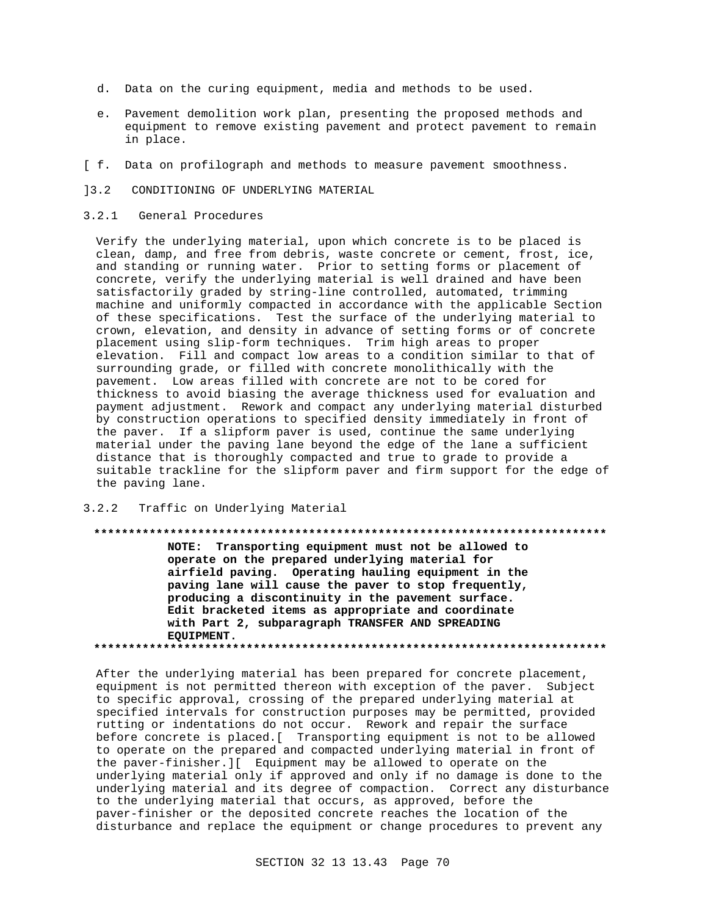d. Data on the curing equipment, media and methods to be used.

e. Pavement demolition work plan, presenting the proposed methods and equipment to remove existing pavement and protect pavement to remain in place.

[ f. Data on profilograph and methods to measure pavement smoothness.

]3.2 CONDITIONING OF UNDERLYING MATERIAL

3.2.1 General Procedures

Verify the underlying material, upon which concrete is to be placed is clean, damp, and free from debris, waste concrete or cement, frost, ice, and standing or running water. Prior to setting forms or placement of concrete, verify the underlying material is well drained and have been satisfactorily graded by string-line controlled, automated, trimming machine and uniformly compacted in accordance with the applicable Section of these specifications. Test the surface of the underlying material to crown, elevation, and density in advance of setting forms or of concrete placement using slip-form techniques. Trim high areas to proper elevation. Fill and compact low areas to a condition similar to that of surrounding grade, or filled with concrete monolithically with the pavement. Low areas filled with concrete are not to be cored for thickness to avoid biasing the average thickness used for evaluation and payment adjustment. Rework and compact any underlying material disturbed by construction operations to specified density immediately in front of the paver. If a slipform paver is used, continue the same underlying material under the paving lane beyond the edge of the lane a sufficient distance that is thoroughly compacted and true to grade to provide a suitable trackline for the slipform paver and firm support for the edge of the paving lane.

3.2.2 Traffic on Underlying Material

**************************************************************************

**NOTE: Transporting equipment must not be allowed to operate on the prepared underlying material for airfield paving. Operating hauling equipment in the paving lane will cause the paver to stop frequently, producing a discontinuity in the pavement surface. Edit bracketed items as appropriate and coordinate with Part 2, subparagraph TRANSFER AND SPREADING EQUIPMENT.**

**************************************************************************

After the underlying material has been prepared for concrete placement, equipment is not permitted thereon with exception of the paver. Subject to specific approval, crossing of the prepared underlying material at specified intervals for construction purposes may be permitted, provided rutting or indentations do not occur. Rework and repair the surface before concrete is placed.[ Transporting equipment is not to be allowed to operate on the prepared and compacted underlying material in front of the paver-finisher.][ Equipment may be allowed to operate on the underlying material only if approved and only if no damage is done to the underlying material and its degree of compaction. Correct any disturbance to the underlying material that occurs, as approved, before the paver-finisher or the deposited concrete reaches the location of the disturbance and replace the equipment or change procedures to prevent any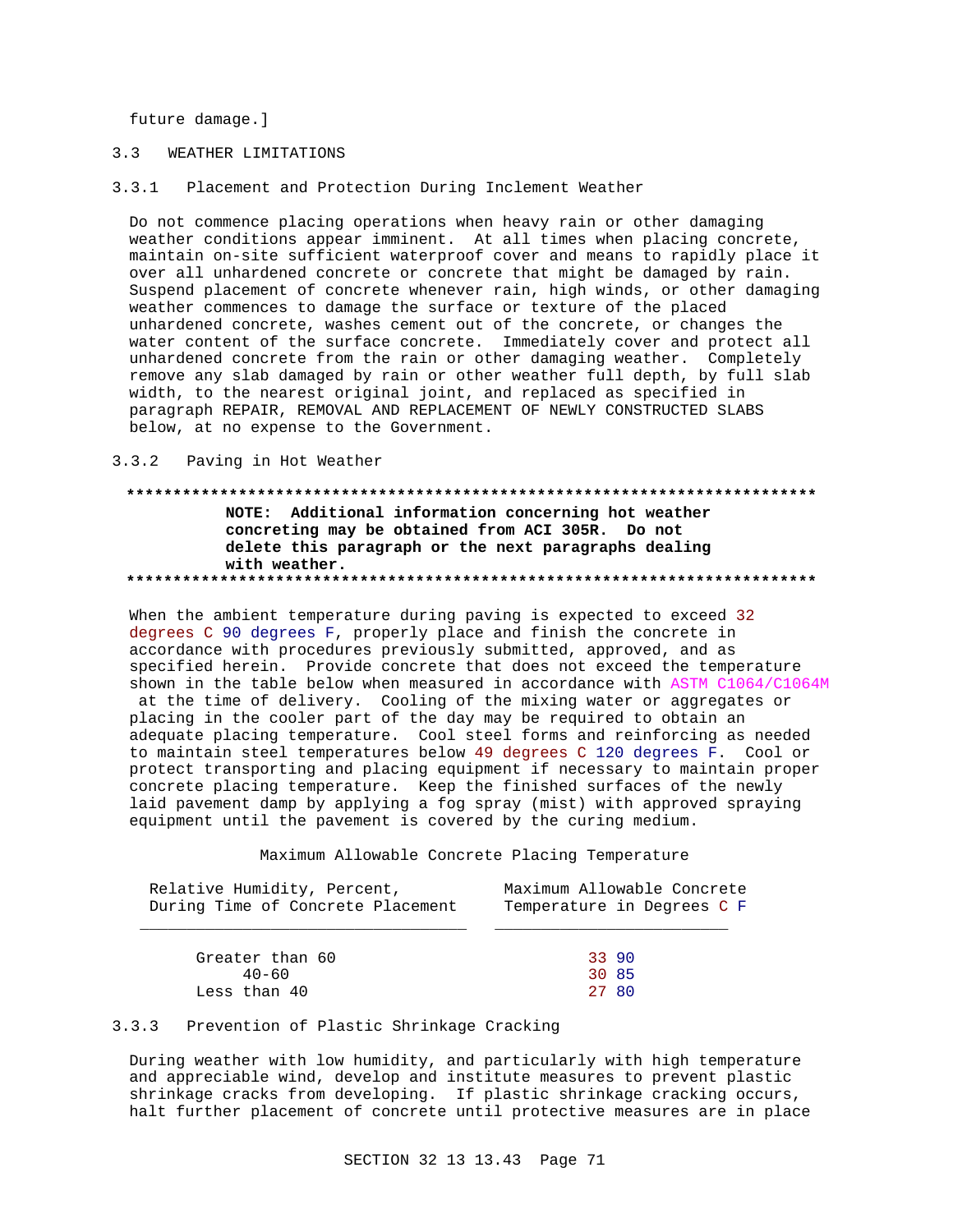future damage.]

## 3.3 WEATHER LIMITATIONS

### 3.3.1 Placement and Protection During Inclement Weather

Do not commence placing operations when heavy rain or other damaging weather conditions appear imminent. At all times when placing concrete, maintain on-site sufficient waterproof cover and means to rapidly place it over all unhardened concrete or concrete that might be damaged by rain. Suspend placement of concrete whenever rain, high winds, or other damaging weather commences to damage the surface or texture of the placed unhardened concrete, washes cement out of the concrete, or changes the water content of the surface concrete. Immediately cover and protect all unhardened concrete from the rain or other damaging weather. Completely remove any slab damaged by rain or other weather full depth, by full slab width, to the nearest original joint, and replaced as specified in paragraph REPAIR, REMOVAL AND REPLACEMENT OF NEWLY CONSTRUCTED SLABS below, at no expense to the Government.

### 3.3.2 Paving in Hot Weather

**************************************************************************

**NOTE: Additional information concerning hot weather concreting may be obtained from ACI 305R. Do not delete this paragraph or the next paragraphs dealing with weather.**

**************************************************************************

When the ambient temperature during paving is expected to exceed 32 degrees C 90 degrees F, properly place and finish the concrete in accordance with procedures previously submitted, approved, and as specified herein. Provide concrete that does not exceed the temperature shown in the table below when measured in accordance with ASTM C1064/C1064M at the time of delivery. Cooling of the mixing water or aggregates or placing in the cooler part of the day may be required to obtain an adequate placing temperature. Cool steel forms and reinforcing as needed to maintain steel temperatures below 49 degrees C 120 degrees F. Cool or protect transporting and placing equipment if necessary to maintain proper concrete placing temperature. Keep the finished surfaces of the newly laid pavement damp by applying a fog spray (mist) with approved spraying equipment until the pavement is covered by the curing medium.

Maximum Allowable Concrete Placing Temperature

| Relative Humidity, Percent, During Time of Concrete Placement | Maximum Allowable Concrete Temperature in Degrees C F |
|---|---|
| Greater than 60 | 33 90 |
| 40-60 | 30 85 |
| Less than 40 | 27 80 |

### 3.3.3 Prevention of Plastic Shrinkage Cracking

During weather with low humidity, and particularly with high temperature and appreciable wind, develop and institute measures to prevent plastic shrinkage cracks from developing. If plastic shrinkage cracking occurs, halt further placement of concrete until protective measures are in place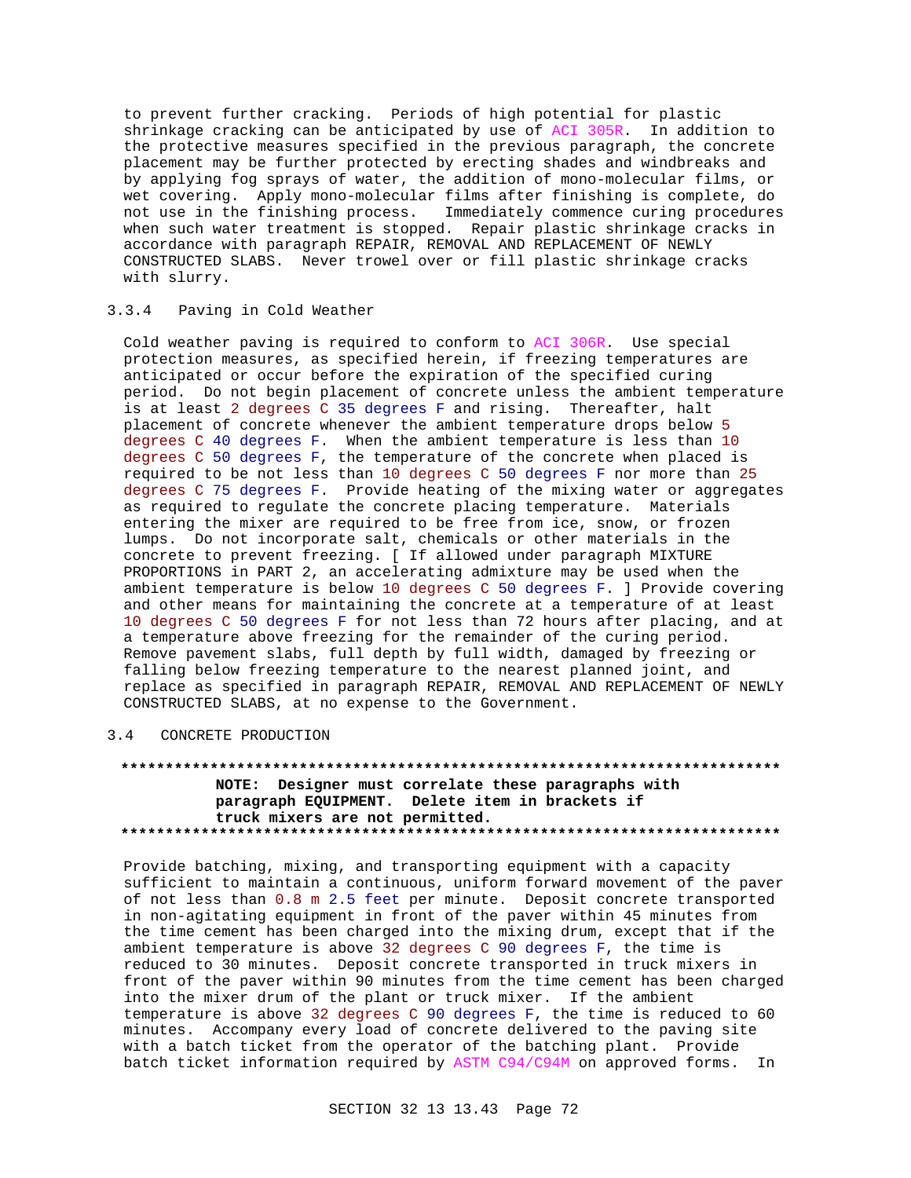to prevent further cracking. Periods of high potential for plastic shrinkage cracking can be anticipated by use of ACI 305R. In addition to the protective measures specified in the previous paragraph, the concrete placement may be further protected by erecting shades and windbreaks and by applying fog sprays of water, the addition of mono-molecular films, or wet covering. Apply mono-molecular films after finishing is complete, do not use in the finishing process. Immediately commence curing procedures when such water treatment is stopped. Repair plastic shrinkage cracks in accordance with paragraph REPAIR, REMOVAL AND REPLACEMENT OF NEWLY CONSTRUCTED SLABS. Never trowel over or fill plastic shrinkage cracks with slurry.

### 3.3.4 Paving in Cold Weather

Cold weather paving is required to conform to ACI 306R. Use special protection measures, as specified herein, if freezing temperatures are anticipated or occur before the expiration of the specified curing period. Do not begin placement of concrete unless the ambient temperature is at least 2 degrees C 35 degrees F and rising. Thereafter, halt placement of concrete whenever the ambient temperature drops below 5 degrees C 40 degrees F. When the ambient temperature is less than 10 degrees C 50 degrees F, the temperature of the concrete when placed is required to be not less than 10 degrees C 50 degrees F nor more than 25 degrees C 75 degrees F. Provide heating of the mixing water or aggregates as required to regulate the concrete placing temperature. Materials entering the mixer are required to be free from ice, snow, or frozen lumps. Do not incorporate salt, chemicals or other materials in the concrete to prevent freezing. [ If allowed under paragraph MIXTURE PROPORTIONS in PART 2, an accelerating admixture may be used when the ambient temperature is below 10 degrees C 50 degrees F. ] Provide covering and other means for maintaining the concrete at a temperature of at least 10 degrees C 50 degrees F for not less than 72 hours after placing, and at a temperature above freezing for the remainder of the curing period. Remove pavement slabs, full depth by full width, damaged by freezing or falling below freezing temperature to the nearest planned joint, and replace as specified in paragraph REPAIR, REMOVAL AND REPLACEMENT OF NEWLY CONSTRUCTED SLABS, at no expense to the Government.

## 3.4 CONCRETE PRODUCTION

**************************************************************************

**NOTE: Designer must correlate these paragraphs with paragraph EQUIPMENT. Delete item in brackets if truck mixers are not permitted.**

**************************************************************************

Provide batching, mixing, and transporting equipment with a capacity sufficient to maintain a continuous, uniform forward movement of the paver of not less than 0.8 m 2.5 feet per minute. Deposit concrete transported in non-agitating equipment in front of the paver within 45 minutes from the time cement has been charged into the mixing drum, except that if the ambient temperature is above 32 degrees C 90 degrees F, the time is reduced to 30 minutes. Deposit concrete transported in truck mixers in front of the paver within 90 minutes from the time cement has been charged into the mixer drum of the plant or truck mixer. If the ambient temperature is above 32 degrees C 90 degrees F, the time is reduced to 60 minutes. Accompany every load of concrete delivered to the paving site with a batch ticket from the operator of the batching plant. Provide batch ticket information required by ASTM C94/C94M on approved forms. In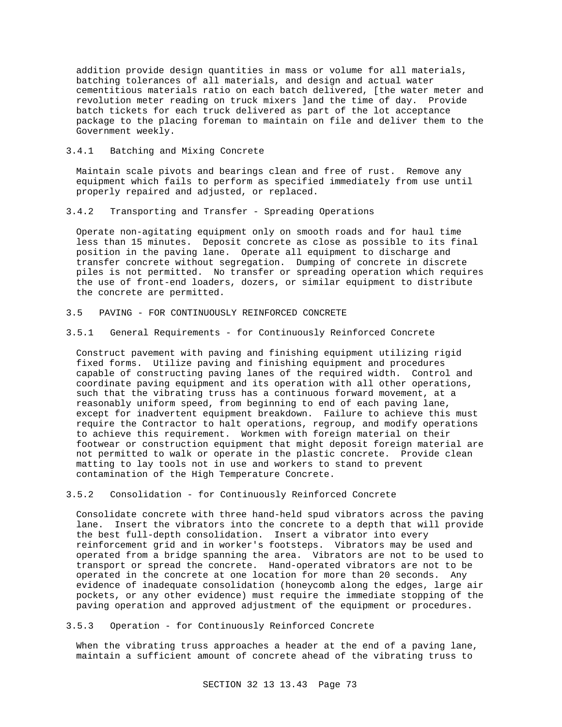addition provide design quantities in mass or volume for all materials, batching tolerances of all materials, and design and actual water cementitious materials ratio on each batch delivered, [the water meter and revolution meter reading on truck mixers ]and the time of day. Provide batch tickets for each truck delivered as part of the lot acceptance package to the placing foreman to maintain on file and deliver them to the Government weekly.

### 3.4.1 Batching and Mixing Concrete

Maintain scale pivots and bearings clean and free of rust. Remove any equipment which fails to perform as specified immediately from use until properly repaired and adjusted, or replaced.

### 3.4.2 Transporting and Transfer - Spreading Operations

Operate non-agitating equipment only on smooth roads and for haul time less than 15 minutes. Deposit concrete as close as possible to its final position in the paving lane. Operate all equipment to discharge and transfer concrete without segregation. Dumping of concrete in discrete piles is not permitted. No transfer or spreading operation which requires the use of front-end loaders, dozers, or similar equipment to distribute the concrete are permitted.

## 3.5 PAVING - FOR CONTINUOUSLY REINFORCED CONCRETE

### 3.5.1 General Requirements - for Continuously Reinforced Concrete

Construct pavement with paving and finishing equipment utilizing rigid fixed forms. Utilize paving and finishing equipment and procedures capable of constructing paving lanes of the required width. Control and coordinate paving equipment and its operation with all other operations, such that the vibrating truss has a continuous forward movement, at a reasonably uniform speed, from beginning to end of each paving lane, except for inadvertent equipment breakdown. Failure to achieve this must require the Contractor to halt operations, regroup, and modify operations to achieve this requirement. Workmen with foreign material on their footwear or construction equipment that might deposit foreign material are not permitted to walk or operate in the plastic concrete. Provide clean matting to lay tools not in use and workers to stand to prevent contamination of the High Temperature Concrete.

### 3.5.2 Consolidation - for Continuously Reinforced Concrete

Consolidate concrete with three hand-held spud vibrators across the paving lane. Insert the vibrators into the concrete to a depth that will provide the best full-depth consolidation. Insert a vibrator into every reinforcement grid and in worker's footsteps. Vibrators may be used and operated from a bridge spanning the area. Vibrators are not to be used to transport or spread the concrete. Hand-operated vibrators are not to be operated in the concrete at one location for more than 20 seconds. Any evidence of inadequate consolidation (honeycomb along the edges, large air pockets, or any other evidence) must require the immediate stopping of the paving operation and approved adjustment of the equipment or procedures.

### 3.5.3 Operation - for Continuously Reinforced Concrete

When the vibrating truss approaches a header at the end of a paving lane, maintain a sufficient amount of concrete ahead of the vibrating truss to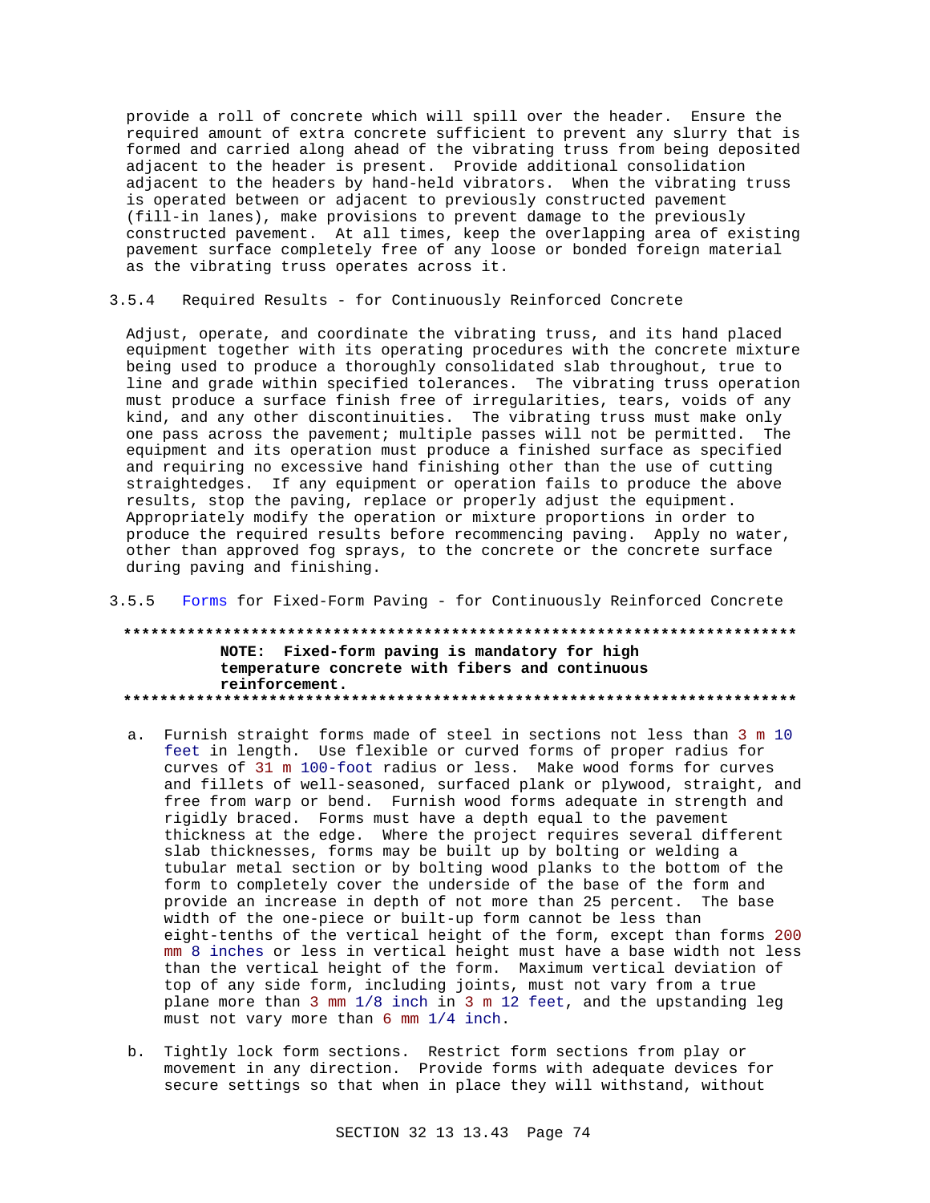provide a roll of concrete which will spill over the header. Ensure the required amount of extra concrete sufficient to prevent any slurry that is formed and carried along ahead of the vibrating truss from being deposited adjacent to the header is present. Provide additional consolidation adjacent to the headers by hand-held vibrators. When the vibrating truss is operated between or adjacent to previously constructed pavement (fill-in lanes), make provisions to prevent damage to the previously constructed pavement. At all times, keep the overlapping area of existing pavement surface completely free of any loose or bonded foreign material as the vibrating truss operates across it.

### 3.5.4 Required Results - for Continuously Reinforced Concrete

Adjust, operate, and coordinate the vibrating truss, and its hand placed equipment together with its operating procedures with the concrete mixture being used to produce a thoroughly consolidated slab throughout, true to line and grade within specified tolerances. The vibrating truss operation must produce a surface finish free of irregularities, tears, voids of any kind, and any other discontinuities. The vibrating truss must make only one pass across the pavement; multiple passes will not be permitted. The equipment and its operation must produce a finished surface as specified and requiring no excessive hand finishing other than the use of cutting straightedges. If any equipment or operation fails to produce the above results, stop the paving, replace or properly adjust the equipment. Appropriately modify the operation or mixture proportions in order to produce the required results before recommencing paving. Apply no water, other than approved fog sprays, to the concrete or the concrete surface during paving and finishing.

### 3.5.5 Forms for Fixed-Form Paving - for Continuously Reinforced Concrete

**************************************************************************

**NOTE: Fixed-form paving is mandatory for high temperature concrete with fibers and continuous reinforcement.**

**************************************************************************

a. Furnish straight forms made of steel in sections not less than 3 m 10 feet in length. Use flexible or curved forms of proper radius for curves of 31 m 100-foot radius or less. Make wood forms for curves and fillets of well-seasoned, surfaced plank or plywood, straight, and free from warp or bend. Furnish wood forms adequate in strength and rigidly braced. Forms must have a depth equal to the pavement thickness at the edge. Where the project requires several different slab thicknesses, forms may be built up by bolting or welding a tubular metal section or by bolting wood planks to the bottom of the form to completely cover the underside of the base of the form and provide an increase in depth of not more than 25 percent. The base width of the one-piece or built-up form cannot be less than eight-tenths of the vertical height of the form, except than forms 200 mm 8 inches or less in vertical height must have a base width not less than the vertical height of the form. Maximum vertical deviation of top of any side form, including joints, must not vary from a true plane more than 3 mm 1/8 inch in 3 m 12 feet, and the upstanding leg must not vary more than 6 mm 1/4 inch.

b. Tightly lock form sections. Restrict form sections from play or movement in any direction. Provide forms with adequate devices for secure settings so that when in place they will withstand, without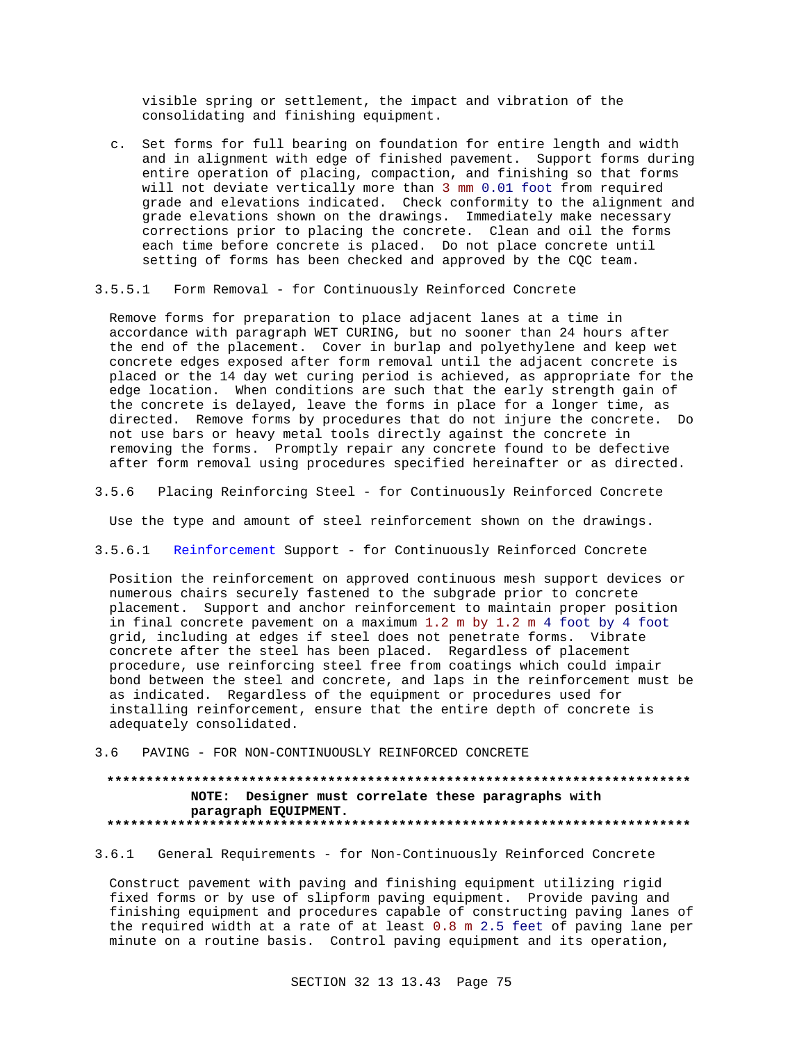visible spring or settlement, the impact and vibration of the consolidating and finishing equipment.

c. Set forms for full bearing on foundation for entire length and width and in alignment with edge of finished pavement. Support forms during entire operation of placing, compaction, and finishing so that forms will not deviate vertically more than 3 mm 0.01 foot from required grade and elevations indicated. Check conformity to the alignment and grade elevations shown on the drawings. Immediately make necessary corrections prior to placing the concrete. Clean and oil the forms each time before concrete is placed. Do not place concrete until setting of forms has been checked and approved by the CQC team.

#### 3.5.5.1 Form Removal - for Continuously Reinforced Concrete

Remove forms for preparation to place adjacent lanes at a time in accordance with paragraph WET CURING, but no sooner than 24 hours after the end of the placement. Cover in burlap and polyethylene and keep wet concrete edges exposed after form removal until the adjacent concrete is placed or the 14 day wet curing period is achieved, as appropriate for the edge location. When conditions are such that the early strength gain of the concrete is delayed, leave the forms in place for a longer time, as directed. Remove forms by procedures that do not injure the concrete. Do not use bars or heavy metal tools directly against the concrete in removing the forms. Promptly repair any concrete found to be defective after form removal using procedures specified hereinafter or as directed.

### 3.5.6 Placing Reinforcing Steel - for Continuously Reinforced Concrete

Use the type and amount of steel reinforcement shown on the drawings.

#### 3.5.6.1 Reinforcement Support - for Continuously Reinforced Concrete

Position the reinforcement on approved continuous mesh support devices or numerous chairs securely fastened to the subgrade prior to concrete placement. Support and anchor reinforcement to maintain proper position in final concrete pavement on a maximum 1.2 m by 1.2 m 4 foot by 4 foot grid, including at edges if steel does not penetrate forms. Vibrate concrete after the steel has been placed. Regardless of placement procedure, use reinforcing steel free from coatings which could impair bond between the steel and concrete, and laps in the reinforcement must be as indicated. Regardless of the equipment or procedures used for installing reinforcement, ensure that the entire depth of concrete is adequately consolidated.

## 3.6 PAVING - FOR NON-CONTINUOUSLY REINFORCED CONCRETE

**************************************************************************
**NOTE: Designer must correlate these paragraphs with paragraph EQUIPMENT.**
**************************************************************************

### 3.6.1 General Requirements - for Non-Continuously Reinforced Concrete

Construct pavement with paving and finishing equipment utilizing rigid fixed forms or by use of slipform paving equipment. Provide paving and finishing equipment and procedures capable of constructing paving lanes of the required width at a rate of at least 0.8 m 2.5 feet of paving lane per minute on a routine basis. Control paving equipment and its operation,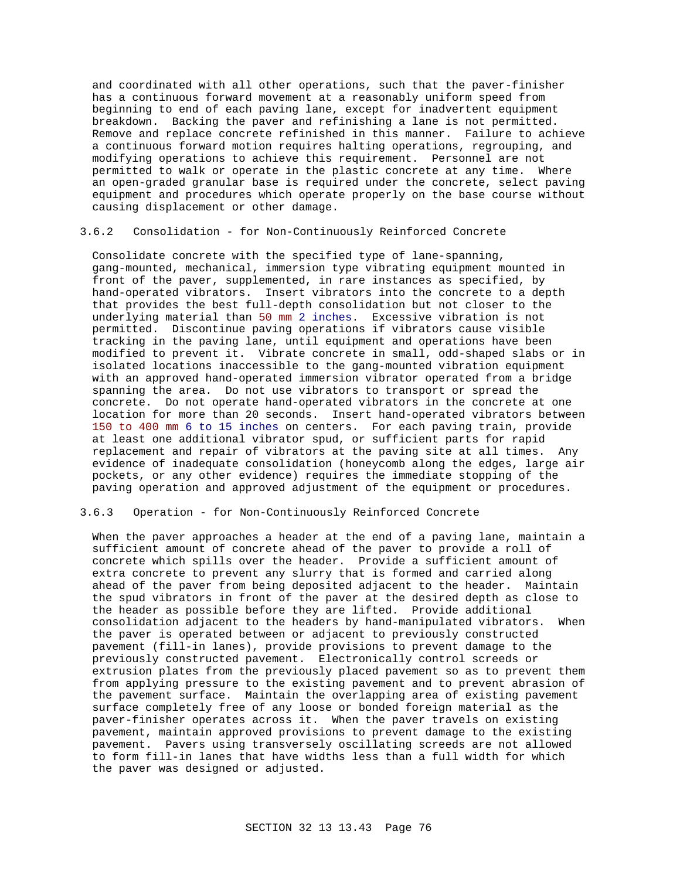and coordinated with all other operations, such that the paver-finisher has a continuous forward movement at a reasonably uniform speed from beginning to end of each paving lane, except for inadvertent equipment breakdown. Backing the paver and refinishing a lane is not permitted. Remove and replace concrete refinished in this manner. Failure to achieve a continuous forward motion requires halting operations, regrouping, and modifying operations to achieve this requirement. Personnel are not permitted to walk or operate in the plastic concrete at any time. Where an open-graded granular base is required under the concrete, select paving equipment and procedures which operate properly on the base course without causing displacement or other damage.

### 3.6.2 Consolidation - for Non-Continuously Reinforced Concrete

Consolidate concrete with the specified type of lane-spanning, gang-mounted, mechanical, immersion type vibrating equipment mounted in front of the paver, supplemented, in rare instances as specified, by hand-operated vibrators. Insert vibrators into the concrete to a depth that provides the best full-depth consolidation but not closer to the underlying material than 50 mm 2 inches. Excessive vibration is not permitted. Discontinue paving operations if vibrators cause visible tracking in the paving lane, until equipment and operations have been modified to prevent it. Vibrate concrete in small, odd-shaped slabs or in isolated locations inaccessible to the gang-mounted vibration equipment with an approved hand-operated immersion vibrator operated from a bridge spanning the area. Do not use vibrators to transport or spread the concrete. Do not operate hand-operated vibrators in the concrete at one location for more than 20 seconds. Insert hand-operated vibrators between 150 to 400 mm 6 to 15 inches on centers. For each paving train, provide at least one additional vibrator spud, or sufficient parts for rapid replacement and repair of vibrators at the paving site at all times. Any evidence of inadequate consolidation (honeycomb along the edges, large air pockets, or any other evidence) requires the immediate stopping of the paving operation and approved adjustment of the equipment or procedures.

### 3.6.3 Operation - for Non-Continuously Reinforced Concrete

When the paver approaches a header at the end of a paving lane, maintain a sufficient amount of concrete ahead of the paver to provide a roll of concrete which spills over the header. Provide a sufficient amount of extra concrete to prevent any slurry that is formed and carried along ahead of the paver from being deposited adjacent to the header. Maintain the spud vibrators in front of the paver at the desired depth as close to the header as possible before they are lifted. Provide additional consolidation adjacent to the headers by hand-manipulated vibrators. When the paver is operated between or adjacent to previously constructed pavement (fill-in lanes), provide provisions to prevent damage to the previously constructed pavement. Electronically control screeds or extrusion plates from the previously placed pavement so as to prevent them from applying pressure to the existing pavement and to prevent abrasion of the pavement surface. Maintain the overlapping area of existing pavement surface completely free of any loose or bonded foreign material as the paver-finisher operates across it. When the paver travels on existing pavement, maintain approved provisions to prevent damage to the existing pavement. Pavers using transversely oscillating screeds are not allowed to form fill-in lanes that have widths less than a full width for which the paver was designed or adjusted.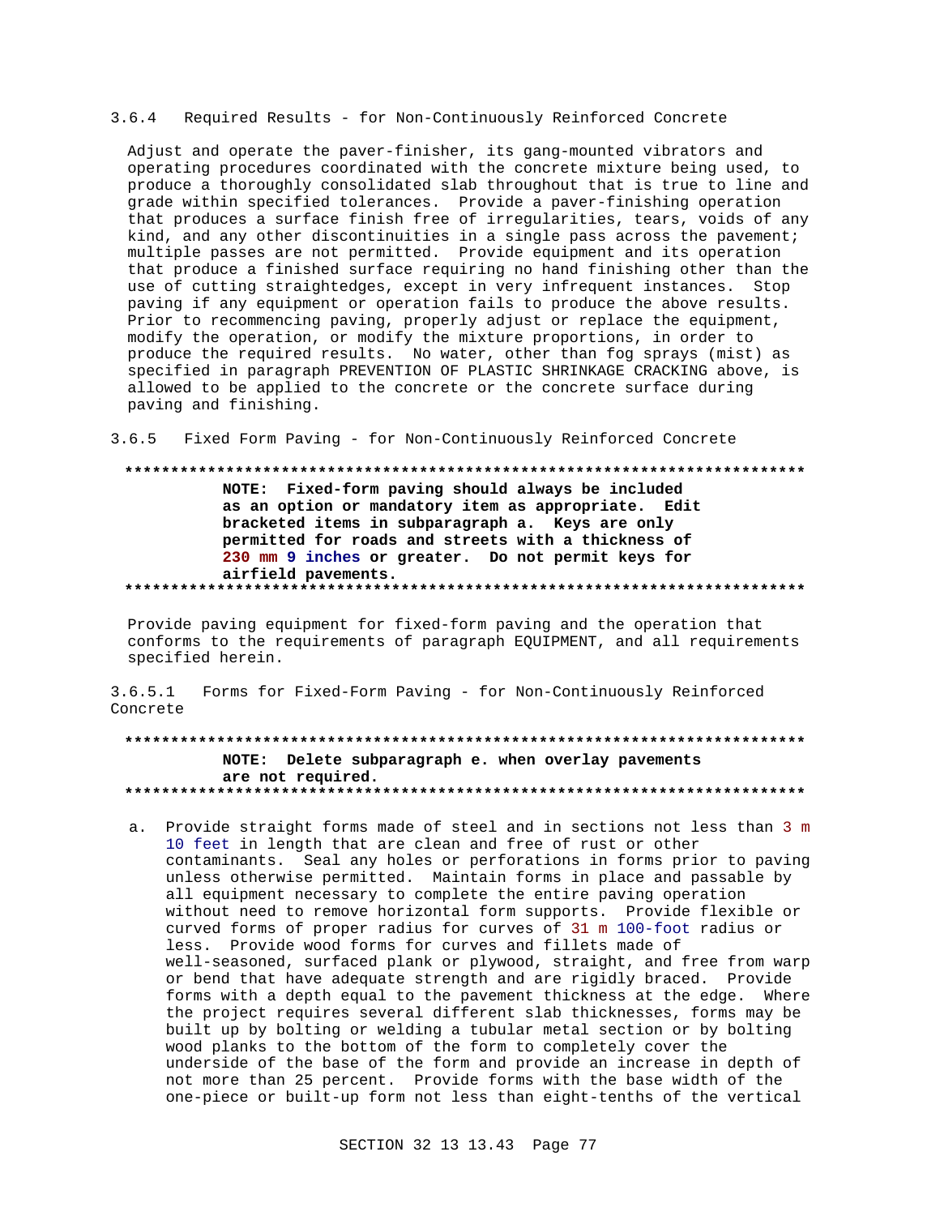### 3.6.4 Required Results - for Non-Continuously Reinforced Concrete

Adjust and operate the paver-finisher, its gang-mounted vibrators and operating procedures coordinated with the concrete mixture being used, to produce a thoroughly consolidated slab throughout that is true to line and grade within specified tolerances. Provide a paver-finishing operation that produces a surface finish free of irregularities, tears, voids of any kind, and any other discontinuities in a single pass across the pavement; multiple passes are not permitted. Provide equipment and its operation that produce a finished surface requiring no hand finishing other than the use of cutting straightedges, except in very infrequent instances. Stop paving if any equipment or operation fails to produce the above results. Prior to recommencing paving, properly adjust or replace the equipment, modify the operation, or modify the mixture proportions, in order to produce the required results. No water, other than fog sprays (mist) as specified in paragraph PREVENTION OF PLASTIC SHRINKAGE CRACKING above, is allowed to be applied to the concrete or the concrete surface during paving and finishing.

### 3.6.5 Fixed Form Paving - for Non-Continuously Reinforced Concrete

**************************************************************************

**NOTE: Fixed-form paving should always be included as an option or mandatory item as appropriate. Edit bracketed items in subparagraph a. Keys are only permitted for roads and streets with a thickness of 230 mm 9 inches or greater. Do not permit keys for airfield pavements.**

**************************************************************************

Provide paving equipment for fixed-form paving and the operation that conforms to the requirements of paragraph EQUIPMENT, and all requirements specified herein.

#### 3.6.5.1 Forms for Fixed-Form Paving - for Non-Continuously Reinforced Concrete

**************************************************************************

**NOTE: Delete subparagraph e. when overlay pavements are not required.**

**************************************************************************

a. Provide straight forms made of steel and in sections not less than 3 m 10 feet in length that are clean and free of rust or other contaminants. Seal any holes or perforations in forms prior to paving unless otherwise permitted. Maintain forms in place and passable by all equipment necessary to complete the entire paving operation without need to remove horizontal form supports. Provide flexible or curved forms of proper radius for curves of 31 m 100-foot radius or less. Provide wood forms for curves and fillets made of well-seasoned, surfaced plank or plywood, straight, and free from warp or bend that have adequate strength and are rigidly braced. Provide forms with a depth equal to the pavement thickness at the edge. Where the project requires several different slab thicknesses, forms may be built up by bolting or welding a tubular metal section or by bolting wood planks to the bottom of the form to completely cover the underside of the base of the form and provide an increase in depth of not more than 25 percent. Provide forms with the base width of the one-piece or built-up form not less than eight-tenths of the vertical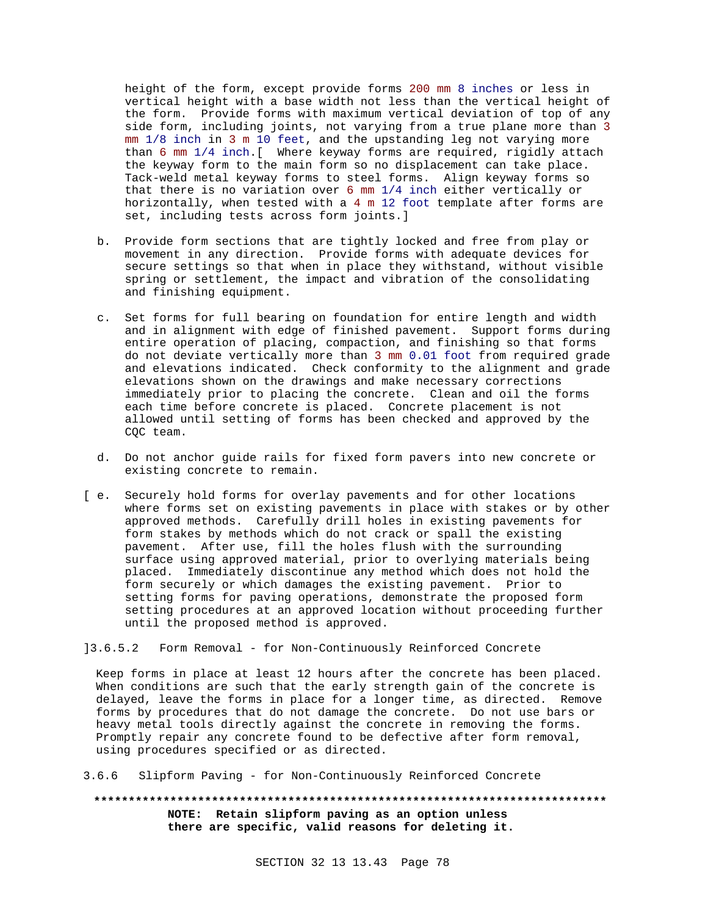height of the form, except provide forms 200 mm 8 inches or less in vertical height with a base width not less than the vertical height of the form. Provide forms with maximum vertical deviation of top of any side form, including joints, not varying from a true plane more than 3 mm 1/8 inch in 3 m 10 feet, and the upstanding leg not varying more than 6 mm 1/4 inch.[ Where keyway forms are required, rigidly attach the keyway form to the main form so no displacement can take place. Tack-weld metal keyway forms to steel forms. Align keyway forms so that there is no variation over 6 mm 1/4 inch either vertically or horizontally, when tested with a 4 m 12 foot template after forms are set, including tests across form joints.]

b. Provide form sections that are tightly locked and free from play or movement in any direction. Provide forms with adequate devices for secure settings so that when in place they withstand, without visible spring or settlement, the impact and vibration of the consolidating and finishing equipment.

c. Set forms for full bearing on foundation for entire length and width and in alignment with edge of finished pavement. Support forms during entire operation of placing, compaction, and finishing so that forms do not deviate vertically more than 3 mm 0.01 foot from required grade and elevations indicated. Check conformity to the alignment and grade elevations shown on the drawings and make necessary corrections immediately prior to placing the concrete. Clean and oil the forms each time before concrete is placed. Concrete placement is not allowed until setting of forms has been checked and approved by the CQC team.

d. Do not anchor guide rails for fixed form pavers into new concrete or existing concrete to remain.

[ e. Securely hold forms for overlay pavements and for other locations where forms set on existing pavements in place with stakes or by other approved methods. Carefully drill holes in existing pavements for form stakes by methods which do not crack or spall the existing pavement. After use, fill the holes flush with the surrounding surface using approved material, prior to overlying materials being placed. Immediately discontinue any method which does not hold the form securely or which damages the existing pavement. Prior to setting forms for paving operations, demonstrate the proposed form setting procedures at an approved location without proceeding further until the proposed method is approved.

]3.6.5.2 Form Removal - for Non-Continuously Reinforced Concrete

Keep forms in place at least 12 hours after the concrete has been placed. When conditions are such that the early strength gain of the concrete is delayed, leave the forms in place for a longer time, as directed. Remove forms by procedures that do not damage the concrete. Do not use bars or heavy metal tools directly against the concrete in removing the forms. Promptly repair any concrete found to be defective after form removal, using procedures specified or as directed.

3.6.6 Slipform Paving - for Non-Continuously Reinforced Concrete

**************************************************************************

**NOTE: Retain slipform paving as an option unless there are specific, valid reasons for deleting it.**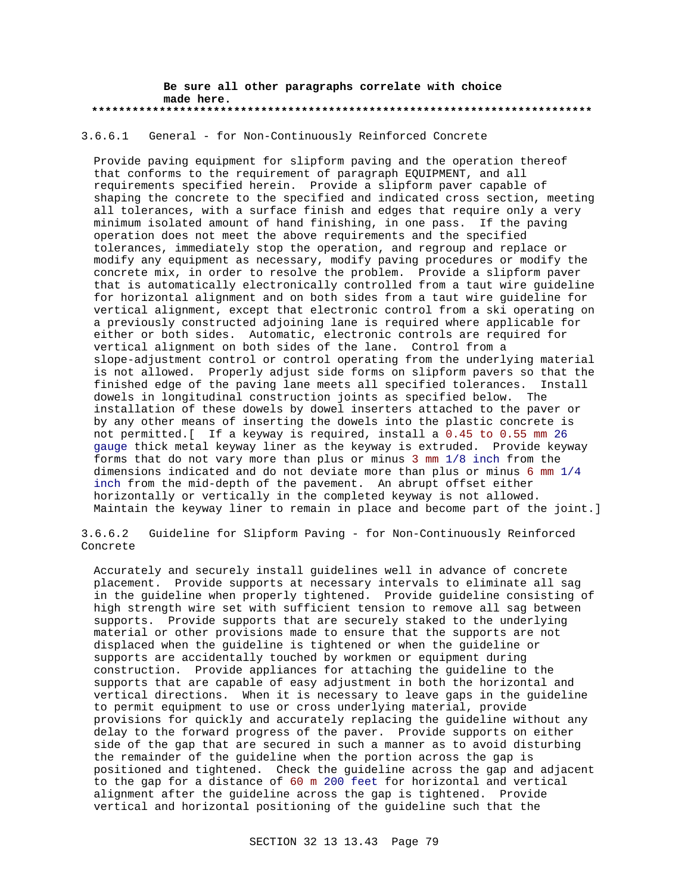**Be sure all other paragraphs correlate with choice made here.**

**************************************************************************

### 3.6.6.1 General - for Non-Continuously Reinforced Concrete

Provide paving equipment for slipform paving and the operation thereof that conforms to the requirement of paragraph EQUIPMENT, and all requirements specified herein. Provide a slipform paver capable of shaping the concrete to the specified and indicated cross section, meeting all tolerances, with a surface finish and edges that require only a very minimum isolated amount of hand finishing, in one pass. If the paving operation does not meet the above requirements and the specified tolerances, immediately stop the operation, and regroup and replace or modify any equipment as necessary, modify paving procedures or modify the concrete mix, in order to resolve the problem. Provide a slipform paver that is automatically electronically controlled from a taut wire guideline for horizontal alignment and on both sides from a taut wire guideline for vertical alignment, except that electronic control from a ski operating on a previously constructed adjoining lane is required where applicable for either or both sides. Automatic, electronic controls are required for vertical alignment on both sides of the lane. Control from a slope-adjustment control or control operating from the underlying material is not allowed. Properly adjust side forms on slipform pavers so that the finished edge of the paving lane meets all specified tolerances. Install dowels in longitudinal construction joints as specified below. The installation of these dowels by dowel inserters attached to the paver or by any other means of inserting the dowels into the plastic concrete is not permitted.[ If a keyway is required, install a 0.45 to 0.55 mm 26 gauge thick metal keyway liner as the keyway is extruded. Provide keyway forms that do not vary more than plus or minus 3 mm 1/8 inch from the dimensions indicated and do not deviate more than plus or minus 6 mm 1/4 inch from the mid-depth of the pavement. An abrupt offset either horizontally or vertically in the completed keyway is not allowed. Maintain the keyway liner to remain in place and become part of the joint.]

### 3.6.6.2 Guideline for Slipform Paving - for Non-Continuously Reinforced Concrete

Accurately and securely install guidelines well in advance of concrete placement. Provide supports at necessary intervals to eliminate all sag in the guideline when properly tightened. Provide guideline consisting of high strength wire set with sufficient tension to remove all sag between supports. Provide supports that are securely staked to the underlying material or other provisions made to ensure that the supports are not displaced when the guideline is tightened or when the guideline or supports are accidentally touched by workmen or equipment during construction. Provide appliances for attaching the guideline to the supports that are capable of easy adjustment in both the horizontal and vertical directions. When it is necessary to leave gaps in the guideline to permit equipment to use or cross underlying material, provide provisions for quickly and accurately replacing the guideline without any delay to the forward progress of the paver. Provide supports on either side of the gap that are secured in such a manner as to avoid disturbing the remainder of the guideline when the portion across the gap is positioned and tightened. Check the guideline across the gap and adjacent to the gap for a distance of 60 m 200 feet for horizontal and vertical alignment after the guideline across the gap is tightened. Provide vertical and horizontal positioning of the guideline such that the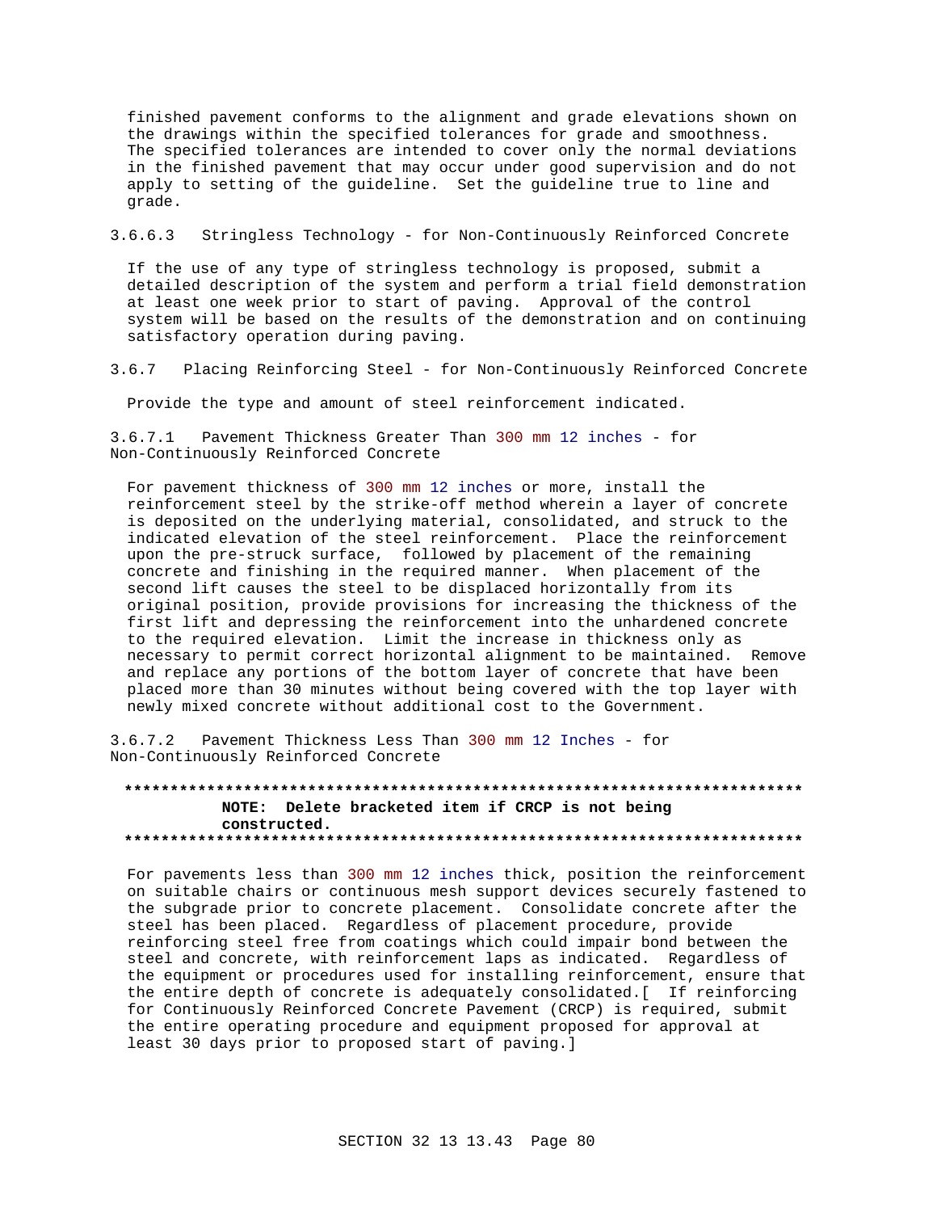finished pavement conforms to the alignment and grade elevations shown on the drawings within the specified tolerances for grade and smoothness. The specified tolerances are intended to cover only the normal deviations in the finished pavement that may occur under good supervision and do not apply to setting of the guideline. Set the guideline true to line and grade.

#### 3.6.6.3 Stringless Technology - for Non-Continuously Reinforced Concrete

If the use of any type of stringless technology is proposed, submit a detailed description of the system and perform a trial field demonstration at least one week prior to start of paving. Approval of the control system will be based on the results of the demonstration and on continuing satisfactory operation during paving.

### 3.6.7 Placing Reinforcing Steel - for Non-Continuously Reinforced Concrete

Provide the type and amount of steel reinforcement indicated.

#### 3.6.7.1 Pavement Thickness Greater Than 300 mm 12 inches - for Non-Continuously Reinforced Concrete

For pavement thickness of 300 mm 12 inches or more, install the reinforcement steel by the strike-off method wherein a layer of concrete is deposited on the underlying material, consolidated, and struck to the indicated elevation of the steel reinforcement. Place the reinforcement upon the pre-struck surface, followed by placement of the remaining concrete and finishing in the required manner. When placement of the second lift causes the steel to be displaced horizontally from its original position, provide provisions for increasing the thickness of the first lift and depressing the reinforcement into the unhardened concrete to the required elevation. Limit the increase in thickness only as necessary to permit correct horizontal alignment to be maintained. Remove and replace any portions of the bottom layer of concrete that have been placed more than 30 minutes without being covered with the top layer with newly mixed concrete without additional cost to the Government.

#### 3.6.7.2 Pavement Thickness Less Than 300 mm 12 Inches - for Non-Continuously Reinforced Concrete

**************************************************************************
**NOTE: Delete bracketed item if CRCP is not being constructed.**
**************************************************************************

For pavements less than 300 mm 12 inches thick, position the reinforcement on suitable chairs or continuous mesh support devices securely fastened to the subgrade prior to concrete placement. Consolidate concrete after the steel has been placed. Regardless of placement procedure, provide reinforcing steel free from coatings which could impair bond between the steel and concrete, with reinforcement laps as indicated. Regardless of the equipment or procedures used for installing reinforcement, ensure that the entire depth of concrete is adequately consolidated.[ If reinforcing for Continuously Reinforced Concrete Pavement (CRCP) is required, submit the entire operating procedure and equipment proposed for approval at least 30 days prior to proposed start of paving.]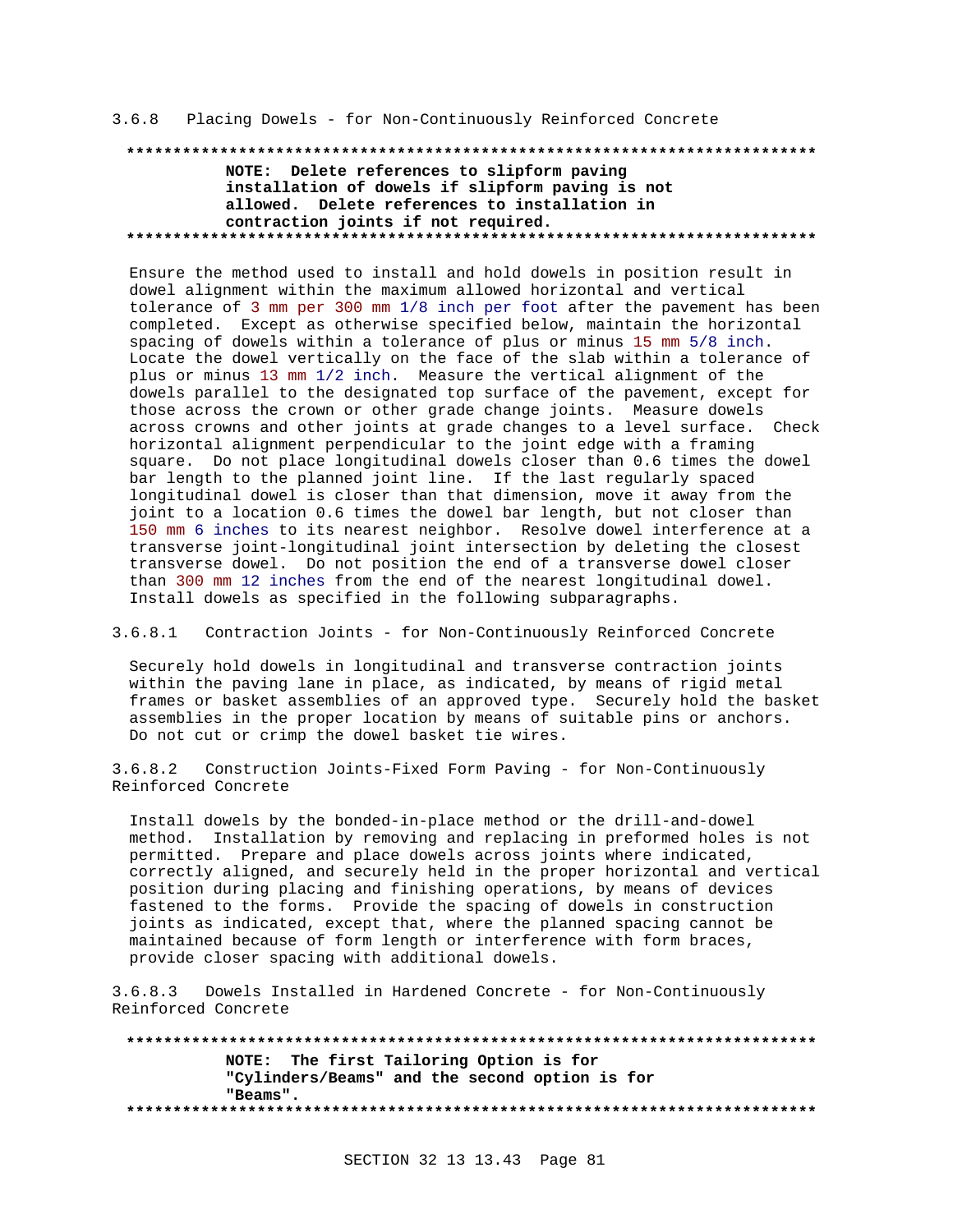### 3.6.8 Placing Dowels - for Non-Continuously Reinforced Concrete

**************************************************************************

**NOTE: Delete references to slipform paving installation of dowels if slipform paving is not allowed. Delete references to installation in contraction joints if not required.**

**************************************************************************

Ensure the method used to install and hold dowels in position result in dowel alignment within the maximum allowed horizontal and vertical tolerance of 3 mm per 300 mm 1/8 inch per foot after the pavement has been completed. Except as otherwise specified below, maintain the horizontal spacing of dowels within a tolerance of plus or minus 15 mm 5/8 inch. Locate the dowel vertically on the face of the slab within a tolerance of plus or minus 13 mm 1/2 inch. Measure the vertical alignment of the dowels parallel to the designated top surface of the pavement, except for those across the crown or other grade change joints. Measure dowels across crowns and other joints at grade changes to a level surface. Check horizontal alignment perpendicular to the joint edge with a framing square. Do not place longitudinal dowels closer than 0.6 times the dowel bar length to the planned joint line. If the last regularly spaced longitudinal dowel is closer than that dimension, move it away from the joint to a location 0.6 times the dowel bar length, but not closer than 150 mm 6 inches to its nearest neighbor. Resolve dowel interference at a transverse joint-longitudinal joint intersection by deleting the closest transverse dowel. Do not position the end of a transverse dowel closer than 300 mm 12 inches from the end of the nearest longitudinal dowel. Install dowels as specified in the following subparagraphs.

#### 3.6.8.1 Contraction Joints - for Non-Continuously Reinforced Concrete

Securely hold dowels in longitudinal and transverse contraction joints within the paving lane in place, as indicated, by means of rigid metal frames or basket assemblies of an approved type. Securely hold the basket assemblies in the proper location by means of suitable pins or anchors. Do not cut or crimp the dowel basket tie wires.

#### 3.6.8.2 Construction Joints-Fixed Form Paving - for Non-Continuously Reinforced Concrete

Install dowels by the bonded-in-place method or the drill-and-dowel method. Installation by removing and replacing in preformed holes is not permitted. Prepare and place dowels across joints where indicated, correctly aligned, and securely held in the proper horizontal and vertical position during placing and finishing operations, by means of devices fastened to the forms. Provide the spacing of dowels in construction joints as indicated, except that, where the planned spacing cannot be maintained because of form length or interference with form braces, provide closer spacing with additional dowels.

#### 3.6.8.3 Dowels Installed in Hardened Concrete - for Non-Continuously Reinforced Concrete

**************************************************************************

**NOTE: The first Tailoring Option is for "Cylinders/Beams" and the second option is for "Beams".**

**************************************************************************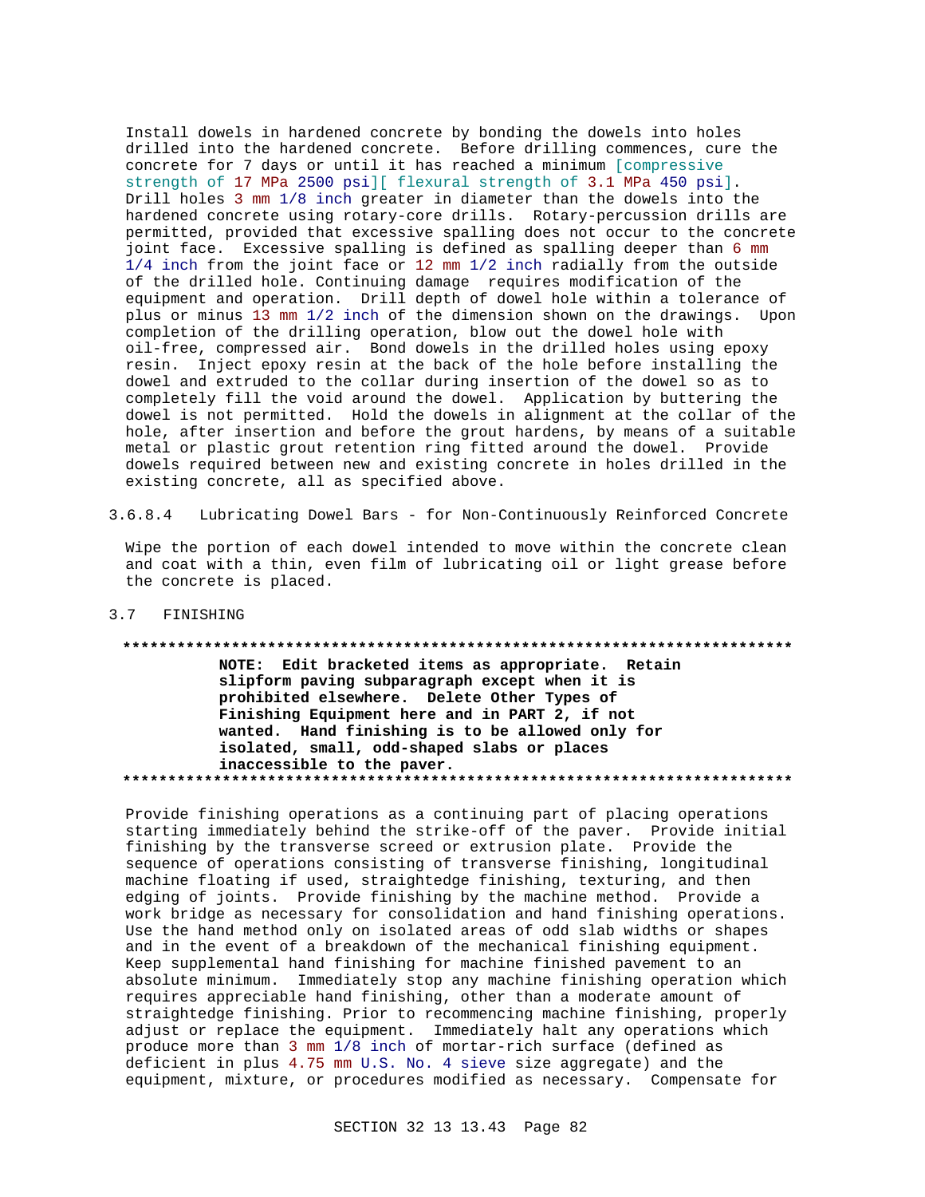Install dowels in hardened concrete by bonding the dowels into holes drilled into the hardened concrete. Before drilling commences, cure the concrete for 7 days or until it has reached a minimum [compressive strength of 17 MPa 2500 psi][ flexural strength of 3.1 MPa 450 psi]. Drill holes 3 mm 1/8 inch greater in diameter than the dowels into the hardened concrete using rotary-core drills. Rotary-percussion drills are permitted, provided that excessive spalling does not occur to the concrete joint face. Excessive spalling is defined as spalling deeper than 6 mm 1/4 inch from the joint face or 12 mm 1/2 inch radially from the outside of the drilled hole. Continuing damage requires modification of the equipment and operation. Drill depth of dowel hole within a tolerance of plus or minus 13 mm 1/2 inch of the dimension shown on the drawings. Upon completion of the drilling operation, blow out the dowel hole with oil-free, compressed air. Bond dowels in the drilled holes using epoxy resin. Inject epoxy resin at the back of the hole before installing the dowel and extruded to the collar during insertion of the dowel so as to completely fill the void around the dowel. Application by buttering the dowel is not permitted. Hold the dowels in alignment at the collar of the hole, after insertion and before the grout hardens, by means of a suitable metal or plastic grout retention ring fitted around the dowel. Provide dowels required between new and existing concrete in holes drilled in the existing concrete, all as specified above.

#### 3.6.8.4 Lubricating Dowel Bars - for Non-Continuously Reinforced Concrete

Wipe the portion of each dowel intended to move within the concrete clean and coat with a thin, even film of lubricating oil or light grease before the concrete is placed.

## 3.7 FINISHING

**************************************************************************

**NOTE: Edit bracketed items as appropriate. Retain slipform paving subparagraph except when it is prohibited elsewhere. Delete Other Types of Finishing Equipment here and in PART 2, if not wanted. Hand finishing is to be allowed only for isolated, small, odd-shaped slabs or places inaccessible to the paver.**

**************************************************************************

Provide finishing operations as a continuing part of placing operations starting immediately behind the strike-off of the paver. Provide initial finishing by the transverse screed or extrusion plate. Provide the sequence of operations consisting of transverse finishing, longitudinal machine floating if used, straightedge finishing, texturing, and then edging of joints. Provide finishing by the machine method. Provide a work bridge as necessary for consolidation and hand finishing operations. Use the hand method only on isolated areas of odd slab widths or shapes and in the event of a breakdown of the mechanical finishing equipment. Keep supplemental hand finishing for machine finished pavement to an absolute minimum. Immediately stop any machine finishing operation which requires appreciable hand finishing, other than a moderate amount of straightedge finishing. Prior to recommencing machine finishing, properly adjust or replace the equipment. Immediately halt any operations which produce more than 3 mm 1/8 inch of mortar-rich surface (defined as deficient in plus 4.75 mm U.S. No. 4 sieve size aggregate) and the equipment, mixture, or procedures modified as necessary. Compensate for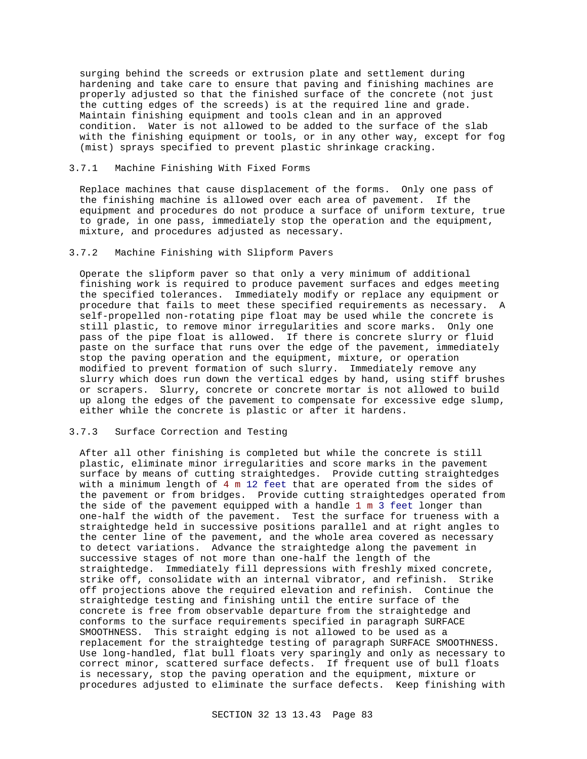surging behind the screeds or extrusion plate and settlement during hardening and take care to ensure that paving and finishing machines are properly adjusted so that the finished surface of the concrete (not just the cutting edges of the screeds) is at the required line and grade. Maintain finishing equipment and tools clean and in an approved condition. Water is not allowed to be added to the surface of the slab with the finishing equipment or tools, or in any other way, except for fog (mist) sprays specified to prevent plastic shrinkage cracking.

### 3.7.1 Machine Finishing With Fixed Forms

Replace machines that cause displacement of the forms. Only one pass of the finishing machine is allowed over each area of pavement. If the equipment and procedures do not produce a surface of uniform texture, true to grade, in one pass, immediately stop the operation and the equipment, mixture, and procedures adjusted as necessary.

### 3.7.2 Machine Finishing with Slipform Pavers

Operate the slipform paver so that only a very minimum of additional finishing work is required to produce pavement surfaces and edges meeting the specified tolerances. Immediately modify or replace any equipment or procedure that fails to meet these specified requirements as necessary. A self-propelled non-rotating pipe float may be used while the concrete is still plastic, to remove minor irregularities and score marks. Only one pass of the pipe float is allowed. If there is concrete slurry or fluid paste on the surface that runs over the edge of the pavement, immediately stop the paving operation and the equipment, mixture, or operation modified to prevent formation of such slurry. Immediately remove any slurry which does run down the vertical edges by hand, using stiff brushes or scrapers. Slurry, concrete or concrete mortar is not allowed to build up along the edges of the pavement to compensate for excessive edge slump, either while the concrete is plastic or after it hardens.

### 3.7.3 Surface Correction and Testing

After all other finishing is completed but while the concrete is still plastic, eliminate minor irregularities and score marks in the pavement surface by means of cutting straightedges. Provide cutting straightedges with a minimum length of 4 m 12 feet that are operated from the sides of the pavement or from bridges. Provide cutting straightedges operated from the side of the pavement equipped with a handle 1 m 3 feet longer than one-half the width of the pavement. Test the surface for trueness with a straightedge held in successive positions parallel and at right angles to the center line of the pavement, and the whole area covered as necessary to detect variations. Advance the straightedge along the pavement in successive stages of not more than one-half the length of the straightedge. Immediately fill depressions with freshly mixed concrete, strike off, consolidate with an internal vibrator, and refinish. Strike off projections above the required elevation and refinish. Continue the straightedge testing and finishing until the entire surface of the concrete is free from observable departure from the straightedge and conforms to the surface requirements specified in paragraph SURFACE SMOOTHNESS. This straight edging is not allowed to be used as a replacement for the straightedge testing of paragraph SURFACE SMOOTHNESS. Use long-handled, flat bull floats very sparingly and only as necessary to correct minor, scattered surface defects. If frequent use of bull floats is necessary, stop the paving operation and the equipment, mixture or procedures adjusted to eliminate the surface defects. Keep finishing with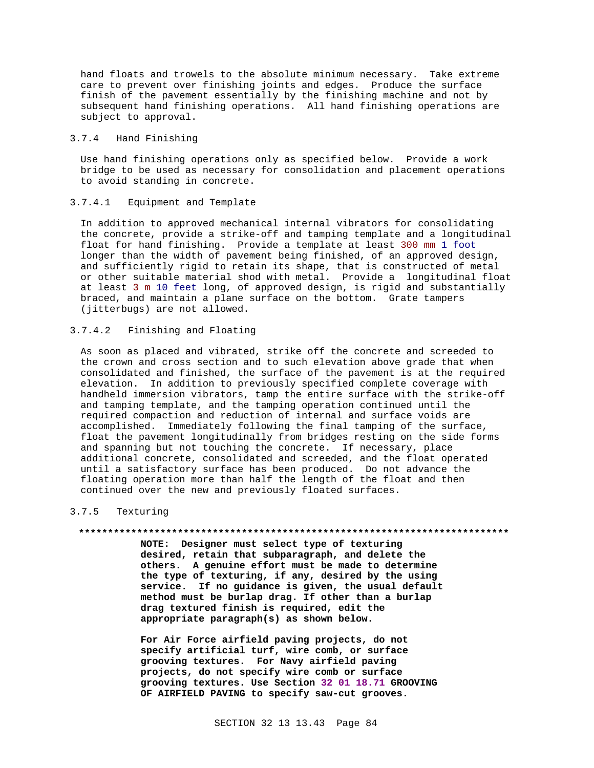hand floats and trowels to the absolute minimum necessary. Take extreme care to prevent over finishing joints and edges. Produce the surface finish of the pavement essentially by the finishing machine and not by subsequent hand finishing operations. All hand finishing operations are subject to approval.

### 3.7.4 Hand Finishing

Use hand finishing operations only as specified below. Provide a work bridge to be used as necessary for consolidation and placement operations to avoid standing in concrete.

#### 3.7.4.1 Equipment and Template

In addition to approved mechanical internal vibrators for consolidating the concrete, provide a strike-off and tamping template and a longitudinal float for hand finishing. Provide a template at least 300 mm 1 foot longer than the width of pavement being finished, of an approved design, and sufficiently rigid to retain its shape, that is constructed of metal or other suitable material shod with metal. Provide a longitudinal float at least 3 m 10 feet long, of approved design, is rigid and substantially braced, and maintain a plane surface on the bottom. Grate tampers (jitterbugs) are not allowed.

#### 3.7.4.2 Finishing and Floating

As soon as placed and vibrated, strike off the concrete and screeded to the crown and cross section and to such elevation above grade that when consolidated and finished, the surface of the pavement is at the required elevation. In addition to previously specified complete coverage with handheld immersion vibrators, tamp the entire surface with the strike-off and tamping template, and the tamping operation continued until the required compaction and reduction of internal and surface voids are accomplished. Immediately following the final tamping of the surface, float the pavement longitudinally from bridges resting on the side forms and spanning but not touching the concrete. If necessary, place additional concrete, consolidated and screeded, and the float operated until a satisfactory surface has been produced. Do not advance the floating operation more than half the length of the float and then continued over the new and previously floated surfaces.

### 3.7.5 Texturing

**************************************************************************

**NOTE: Designer must select type of texturing desired, retain that subparagraph, and delete the others. A genuine effort must be made to determine the type of texturing, if any, desired by the using service. If no guidance is given, the usual default method must be burlap drag. If other than a burlap drag textured finish is required, edit the appropriate paragraph(s) as shown below.**

**For Air Force airfield paving projects, do not specify artificial turf, wire comb, or surface grooving textures. For Navy airfield paving projects, do not specify wire comb or surface grooving textures. Use Section 32 01 18.71 GROOVING OF AIRFIELD PAVING to specify saw-cut grooves.**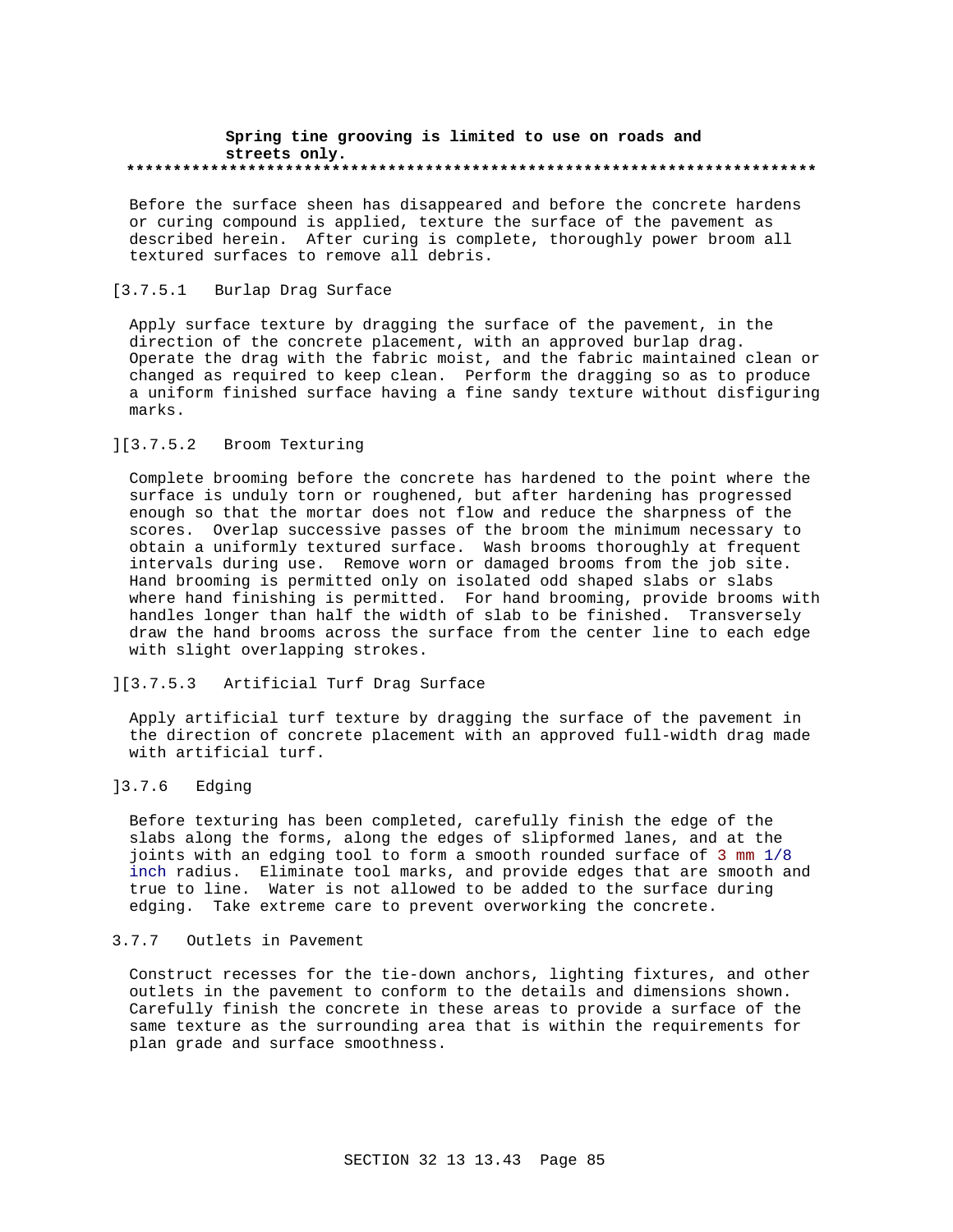**Spring tine grooving is limited to use on roads and streets only.**
**************************************************************************

Before the surface sheen has disappeared and before the concrete hardens or curing compound is applied, texture the surface of the pavement as described herein. After curing is complete, thoroughly power broom all textured surfaces to remove all debris.

[3.7.5.1 Burlap Drag Surface

Apply surface texture by dragging the surface of the pavement, in the direction of the concrete placement, with an approved burlap drag. Operate the drag with the fabric moist, and the fabric maintained clean or changed as required to keep clean. Perform the dragging so as to produce a uniform finished surface having a fine sandy texture without disfiguring marks.

][3.7.5.2 Broom Texturing

Complete brooming before the concrete has hardened to the point where the surface is unduly torn or roughened, but after hardening has progressed enough so that the mortar does not flow and reduce the sharpness of the scores. Overlap successive passes of the broom the minimum necessary to obtain a uniformly textured surface. Wash brooms thoroughly at frequent intervals during use. Remove worn or damaged brooms from the job site. Hand brooming is permitted only on isolated odd shaped slabs or slabs where hand finishing is permitted. For hand brooming, provide brooms with handles longer than half the width of slab to be finished. Transversely draw the hand brooms across the surface from the center line to each edge with slight overlapping strokes.

][3.7.5.3 Artificial Turf Drag Surface

Apply artificial turf texture by dragging the surface of the pavement in the direction of concrete placement with an approved full-width drag made with artificial turf.

]3.7.6 Edging

Before texturing has been completed, carefully finish the edge of the slabs along the forms, along the edges of slipformed lanes, and at the joints with an edging tool to form a smooth rounded surface of 3 mm 1/8 inch radius. Eliminate tool marks, and provide edges that are smooth and true to line. Water is not allowed to be added to the surface during edging. Take extreme care to prevent overworking the concrete.

3.7.7 Outlets in Pavement

Construct recesses for the tie-down anchors, lighting fixtures, and other outlets in the pavement to conform to the details and dimensions shown. Carefully finish the concrete in these areas to provide a surface of the same texture as the surrounding area that is within the requirements for plan grade and surface smoothness.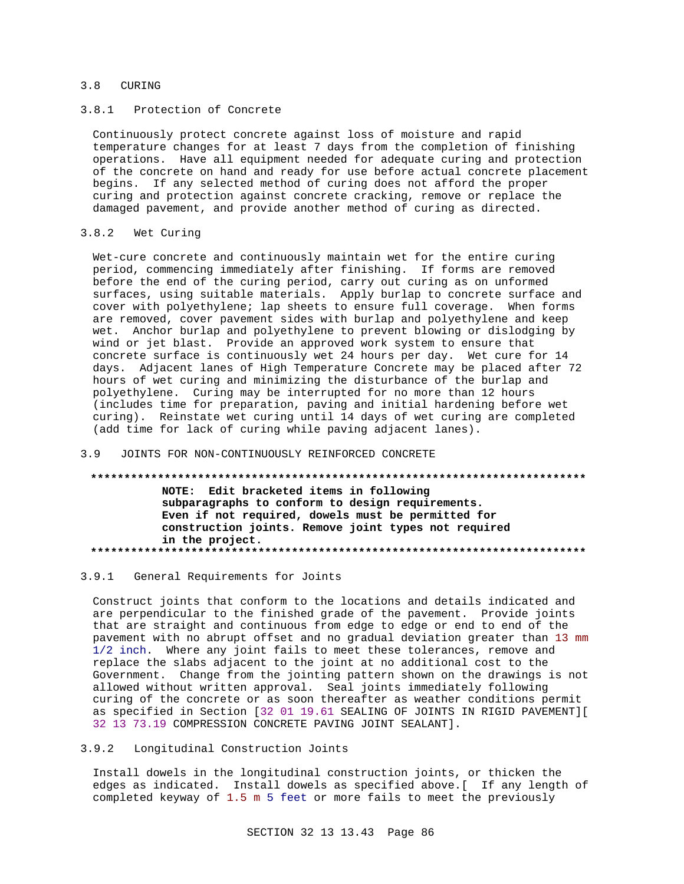## 3.8 CURING

### 3.8.1 Protection of Concrete

Continuously protect concrete against loss of moisture and rapid temperature changes for at least 7 days from the completion of finishing operations. Have all equipment needed for adequate curing and protection of the concrete on hand and ready for use before actual concrete placement begins. If any selected method of curing does not afford the proper curing and protection against concrete cracking, remove or replace the damaged pavement, and provide another method of curing as directed.

### 3.8.2 Wet Curing

Wet-cure concrete and continuously maintain wet for the entire curing period, commencing immediately after finishing. If forms are removed before the end of the curing period, carry out curing as on unformed surfaces, using suitable materials. Apply burlap to concrete surface and cover with polyethylene; lap sheets to ensure full coverage. When forms are removed, cover pavement sides with burlap and polyethylene and keep wet. Anchor burlap and polyethylene to prevent blowing or dislodging by wind or jet blast. Provide an approved work system to ensure that concrete surface is continuously wet 24 hours per day. Wet cure for 14 days. Adjacent lanes of High Temperature Concrete may be placed after 72 hours of wet curing and minimizing the disturbance of the burlap and polyethylene. Curing may be interrupted for no more than 12 hours (includes time for preparation, paving and initial hardening before wet curing). Reinstate wet curing until 14 days of wet curing are completed (add time for lack of curing while paving adjacent lanes).

## 3.9 JOINTS FOR NON-CONTINUOUSLY REINFORCED CONCRETE

**************************************************************************

**NOTE: Edit bracketed items in following subparagraphs to conform to design requirements. Even if not required, dowels must be permitted for construction joints. Remove joint types not required in the project.**

**************************************************************************

### 3.9.1 General Requirements for Joints

Construct joints that conform to the locations and details indicated and are perpendicular to the finished grade of the pavement. Provide joints that are straight and continuous from edge to edge or end to end of the pavement with no abrupt offset and no gradual deviation greater than 13 mm 1/2 inch. Where any joint fails to meet these tolerances, remove and replace the slabs adjacent to the joint at no additional cost to the Government. Change from the jointing pattern shown on the drawings is not allowed without written approval. Seal joints immediately following curing of the concrete or as soon thereafter as weather conditions permit as specified in Section [32 01 19.61 SEALING OF JOINTS IN RIGID PAVEMENT][ 32 13 73.19 COMPRESSION CONCRETE PAVING JOINT SEALANT].

### 3.9.2 Longitudinal Construction Joints

Install dowels in the longitudinal construction joints, or thicken the edges as indicated. Install dowels as specified above.[ If any length of completed keyway of 1.5 m 5 feet or more fails to meet the previously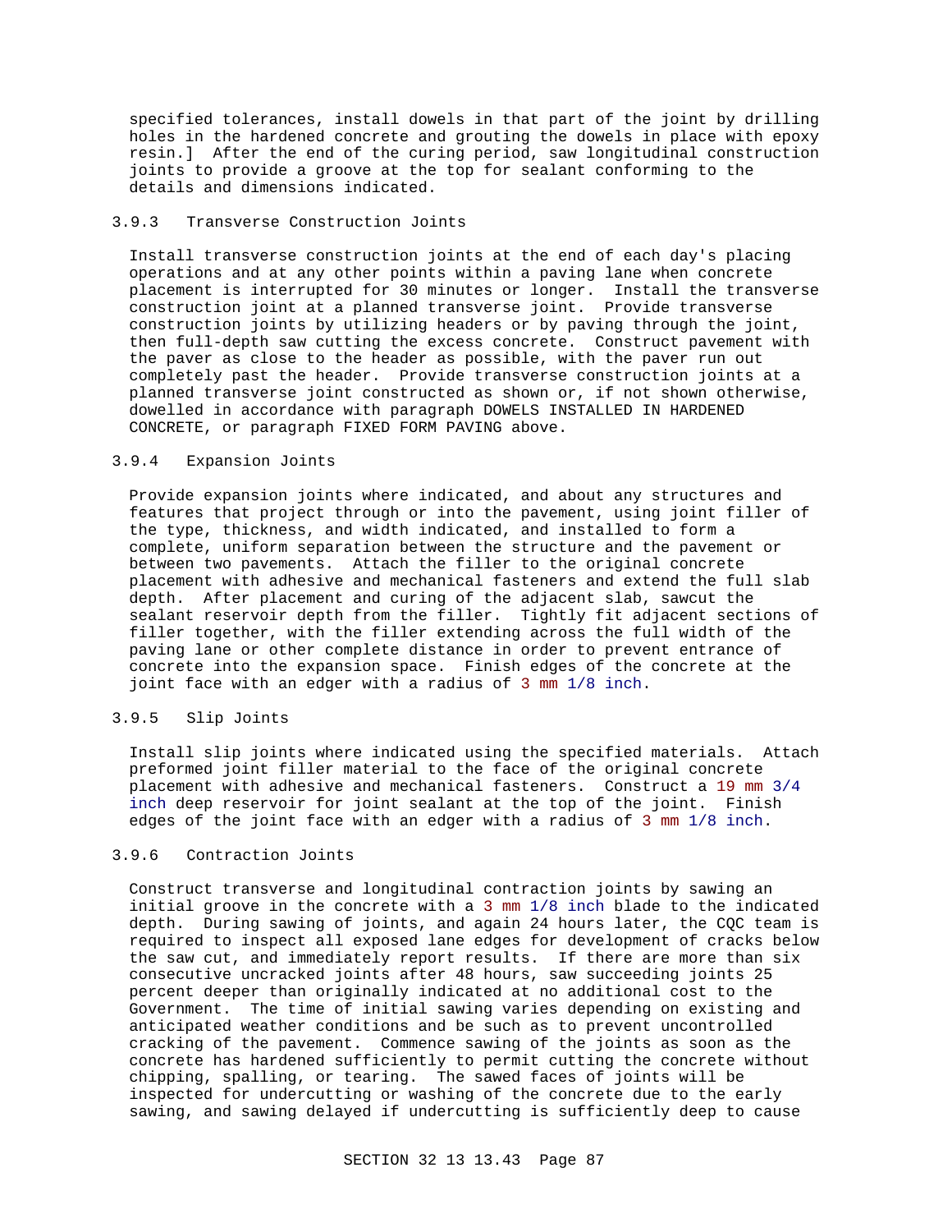specified tolerances, install dowels in that part of the joint by drilling holes in the hardened concrete and grouting the dowels in place with epoxy resin.] After the end of the curing period, saw longitudinal construction joints to provide a groove at the top for sealant conforming to the details and dimensions indicated.

### 3.9.3 Transverse Construction Joints

Install transverse construction joints at the end of each day's placing operations and at any other points within a paving lane when concrete placement is interrupted for 30 minutes or longer. Install the transverse construction joint at a planned transverse joint. Provide transverse construction joints by utilizing headers or by paving through the joint, then full-depth saw cutting the excess concrete. Construct pavement with the paver as close to the header as possible, with the paver run out completely past the header. Provide transverse construction joints at a planned transverse joint constructed as shown or, if not shown otherwise, dowelled in accordance with paragraph DOWELS INSTALLED IN HARDENED CONCRETE, or paragraph FIXED FORM PAVING above.

### 3.9.4 Expansion Joints

Provide expansion joints where indicated, and about any structures and features that project through or into the pavement, using joint filler of the type, thickness, and width indicated, and installed to form a complete, uniform separation between the structure and the pavement or between two pavements. Attach the filler to the original concrete placement with adhesive and mechanical fasteners and extend the full slab depth. After placement and curing of the adjacent slab, sawcut the sealant reservoir depth from the filler. Tightly fit adjacent sections of filler together, with the filler extending across the full width of the paving lane or other complete distance in order to prevent entrance of concrete into the expansion space. Finish edges of the concrete at the joint face with an edger with a radius of 3 mm 1/8 inch.

### 3.9.5 Slip Joints

Install slip joints where indicated using the specified materials. Attach preformed joint filler material to the face of the original concrete placement with adhesive and mechanical fasteners. Construct a 19 mm 3/4 inch deep reservoir for joint sealant at the top of the joint. Finish edges of the joint face with an edger with a radius of 3 mm 1/8 inch.

### 3.9.6 Contraction Joints

Construct transverse and longitudinal contraction joints by sawing an initial groove in the concrete with a 3 mm 1/8 inch blade to the indicated depth. During sawing of joints, and again 24 hours later, the CQC team is required to inspect all exposed lane edges for development of cracks below the saw cut, and immediately report results. If there are more than six consecutive uncracked joints after 48 hours, saw succeeding joints 25 percent deeper than originally indicated at no additional cost to the Government. The time of initial sawing varies depending on existing and anticipated weather conditions and be such as to prevent uncontrolled cracking of the pavement. Commence sawing of the joints as soon as the concrete has hardened sufficiently to permit cutting the concrete without chipping, spalling, or tearing. The sawed faces of joints will be inspected for undercutting or washing of the concrete due to the early sawing, and sawing delayed if undercutting is sufficiently deep to cause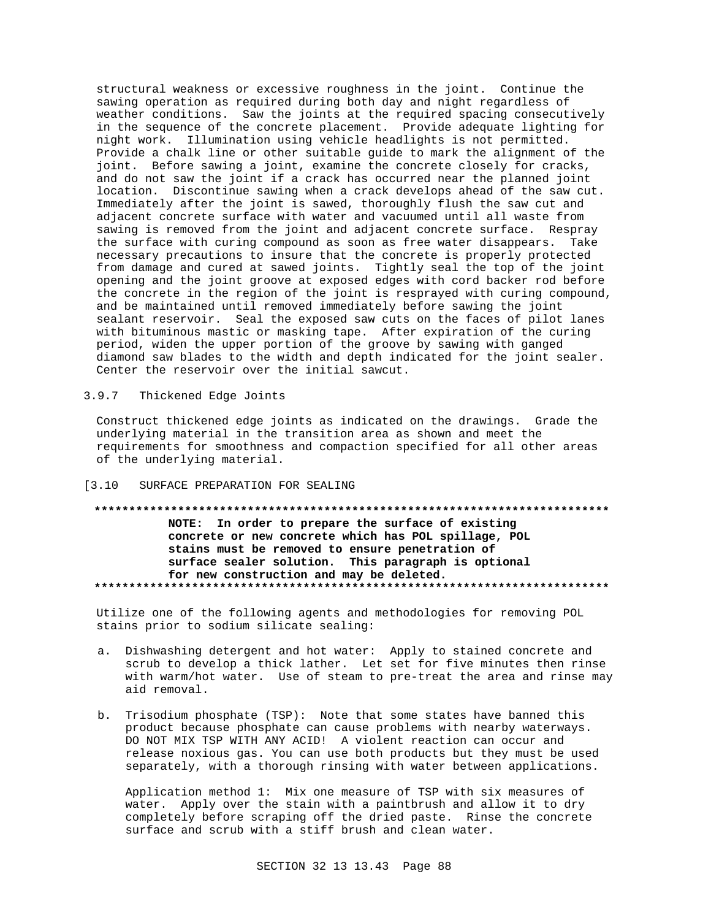structural weakness or excessive roughness in the joint. Continue the sawing operation as required during both day and night regardless of weather conditions. Saw the joints at the required spacing consecutively in the sequence of the concrete placement. Provide adequate lighting for night work. Illumination using vehicle headlights is not permitted. Provide a chalk line or other suitable guide to mark the alignment of the joint. Before sawing a joint, examine the concrete closely for cracks, and do not saw the joint if a crack has occurred near the planned joint location. Discontinue sawing when a crack develops ahead of the saw cut. Immediately after the joint is sawed, thoroughly flush the saw cut and adjacent concrete surface with water and vacuumed until all waste from sawing is removed from the joint and adjacent concrete surface. Respray the surface with curing compound as soon as free water disappears. Take necessary precautions to insure that the concrete is properly protected from damage and cured at sawed joints. Tightly seal the top of the joint opening and the joint groove at exposed edges with cord backer rod before the concrete in the region of the joint is resprayed with curing compound, and be maintained until removed immediately before sawing the joint sealant reservoir. Seal the exposed saw cuts on the faces of pilot lanes with bituminous mastic or masking tape. After expiration of the curing period, widen the upper portion of the groove by sawing with ganged diamond saw blades to the width and depth indicated for the joint sealer. Center the reservoir over the initial sawcut.

### 3.9.7 Thickened Edge Joints

Construct thickened edge joints as indicated on the drawings. Grade the underlying material in the transition area as shown and meet the requirements for smoothness and compaction specified for all other areas of the underlying material.

## [3.10 SURFACE PREPARATION FOR SEALING

**************************************************************************

**NOTE: In order to prepare the surface of existing concrete or new concrete which has POL spillage, POL stains must be removed to ensure penetration of surface sealer solution. This paragraph is optional for new construction and may be deleted.**

**************************************************************************

Utilize one of the following agents and methodologies for removing POL stains prior to sodium silicate sealing:

a. Dishwashing detergent and hot water: Apply to stained concrete and scrub to develop a thick lather. Let set for five minutes then rinse with warm/hot water. Use of steam to pre-treat the area and rinse may aid removal.

b. Trisodium phosphate (TSP): Note that some states have banned this product because phosphate can cause problems with nearby waterways. DO NOT MIX TSP WITH ANY ACID! A violent reaction can occur and release noxious gas. You can use both products but they must be used separately, with a thorough rinsing with water between applications.

   Application method 1: Mix one measure of TSP with six measures of water. Apply over the stain with a paintbrush and allow it to dry completely before scraping off the dried paste. Rinse the concrete surface and scrub with a stiff brush and clean water.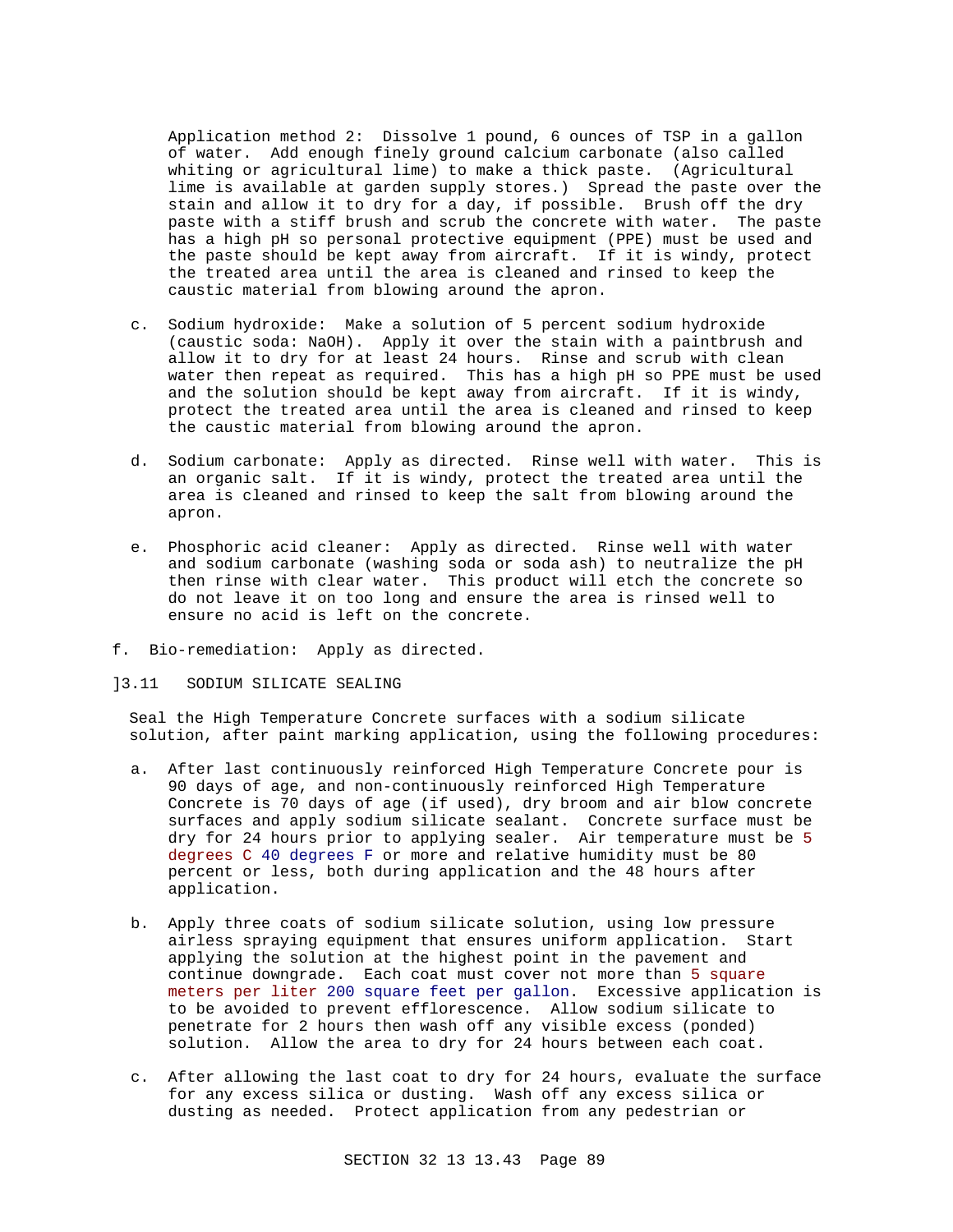Application method 2: Dissolve 1 pound, 6 ounces of TSP in a gallon of water. Add enough finely ground calcium carbonate (also called whiting or agricultural lime) to make a thick paste. (Agricultural lime is available at garden supply stores.) Spread the paste over the stain and allow it to dry for a day, if possible. Brush off the dry paste with a stiff brush and scrub the concrete with water. The paste has a high pH so personal protective equipment (PPE) must be used and the paste should be kept away from aircraft. If it is windy, protect the treated area until the area is cleaned and rinsed to keep the caustic material from blowing around the apron.

c. Sodium hydroxide: Make a solution of 5 percent sodium hydroxide (caustic soda: NaOH). Apply it over the stain with a paintbrush and allow it to dry for at least 24 hours. Rinse and scrub with clean water then repeat as required. This has a high pH so PPE must be used and the solution should be kept away from aircraft. If it is windy, protect the treated area until the area is cleaned and rinsed to keep the caustic material from blowing around the apron.

d. Sodium carbonate: Apply as directed. Rinse well with water. This is an organic salt. If it is windy, protect the treated area until the area is cleaned and rinsed to keep the salt from blowing around the apron.

e. Phosphoric acid cleaner: Apply as directed. Rinse well with water and sodium carbonate (washing soda or soda ash) to neutralize the pH then rinse with clear water. This product will etch the concrete so do not leave it on too long and ensure the area is rinsed well to ensure no acid is left on the concrete.

f. Bio-remediation: Apply as directed.

]3.11 SODIUM SILICATE SEALING

Seal the High Temperature Concrete surfaces with a sodium silicate solution, after paint marking application, using the following procedures:

a. After last continuously reinforced High Temperature Concrete pour is 90 days of age, and non-continuously reinforced High Temperature Concrete is 70 days of age (if used), dry broom and air blow concrete surfaces and apply sodium silicate sealant. Concrete surface must be dry for 24 hours prior to applying sealer. Air temperature must be 5 degrees C 40 degrees F or more and relative humidity must be 80 percent or less, both during application and the 48 hours after application.

b. Apply three coats of sodium silicate solution, using low pressure airless spraying equipment that ensures uniform application. Start applying the solution at the highest point in the pavement and continue downgrade. Each coat must cover not more than 5 square meters per liter 200 square feet per gallon. Excessive application is to be avoided to prevent efflorescence. Allow sodium silicate to penetrate for 2 hours then wash off any visible excess (ponded) solution. Allow the area to dry for 24 hours between each coat.

c. After allowing the last coat to dry for 24 hours, evaluate the surface for any excess silica or dusting. Wash off any excess silica or dusting as needed. Protect application from any pedestrian or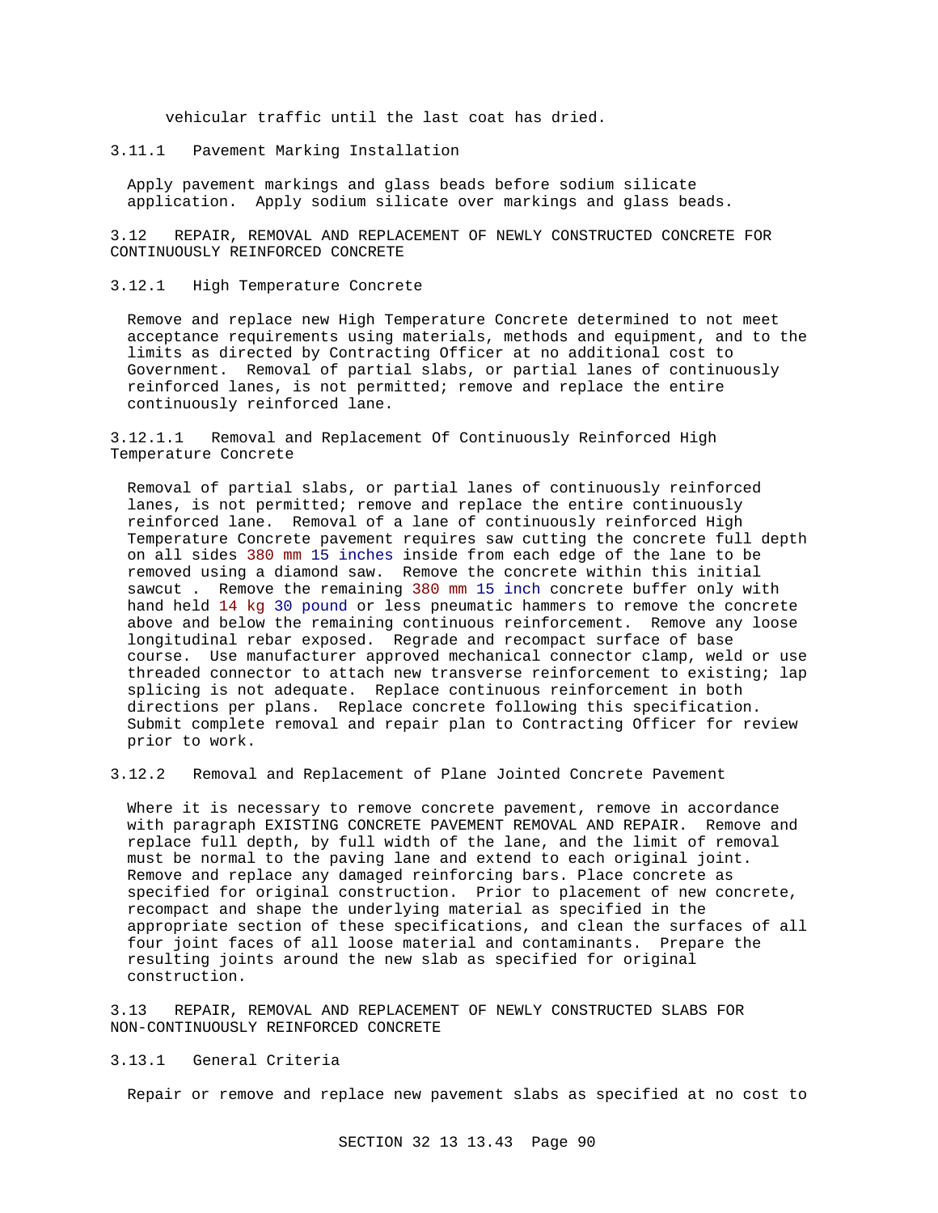vehicular traffic until the last coat has dried.

#### 3.11.1 Pavement Marking Installation

Apply pavement markings and glass beads before sodium silicate application. Apply sodium silicate over markings and glass beads.

### 3.12 REPAIR, REMOVAL AND REPLACEMENT OF NEWLY CONSTRUCTED CONCRETE FOR CONTINUOUSLY REINFORCED CONCRETE

#### 3.12.1 High Temperature Concrete

Remove and replace new High Temperature Concrete determined to not meet acceptance requirements using materials, methods and equipment, and to the limits as directed by Contracting Officer at no additional cost to Government. Removal of partial slabs, or partial lanes of continuously reinforced lanes, is not permitted; remove and replace the entire continuously reinforced lane.

##### 3.12.1.1 Removal and Replacement Of Continuously Reinforced High Temperature Concrete

Removal of partial slabs, or partial lanes of continuously reinforced lanes, is not permitted; remove and replace the entire continuously reinforced lane. Removal of a lane of continuously reinforced High Temperature Concrete pavement requires saw cutting the concrete full depth on all sides 380 mm 15 inches inside from each edge of the lane to be removed using a diamond saw. Remove the concrete within this initial sawcut . Remove the remaining 380 mm 15 inch concrete buffer only with hand held 14 kg 30 pound or less pneumatic hammers to remove the concrete above and below the remaining continuous reinforcement. Remove any loose longitudinal rebar exposed. Regrade and recompact surface of base course. Use manufacturer approved mechanical connector clamp, weld or use threaded connector to attach new transverse reinforcement to existing; lap splicing is not adequate. Replace continuous reinforcement in both directions per plans. Replace concrete following this specification. Submit complete removal and repair plan to Contracting Officer for review prior to work.

#### 3.12.2 Removal and Replacement of Plane Jointed Concrete Pavement

Where it is necessary to remove concrete pavement, remove in accordance with paragraph EXISTING CONCRETE PAVEMENT REMOVAL AND REPAIR. Remove and replace full depth, by full width of the lane, and the limit of removal must be normal to the paving lane and extend to each original joint. Remove and replace any damaged reinforcing bars. Place concrete as specified for original construction. Prior to placement of new concrete, recompact and shape the underlying material as specified in the appropriate section of these specifications, and clean the surfaces of all four joint faces of all loose material and contaminants. Prepare the resulting joints around the new slab as specified for original construction.

### 3.13 REPAIR, REMOVAL AND REPLACEMENT OF NEWLY CONSTRUCTED SLABS FOR NON-CONTINUOUSLY REINFORCED CONCRETE

#### 3.13.1 General Criteria

Repair or remove and replace new pavement slabs as specified at no cost to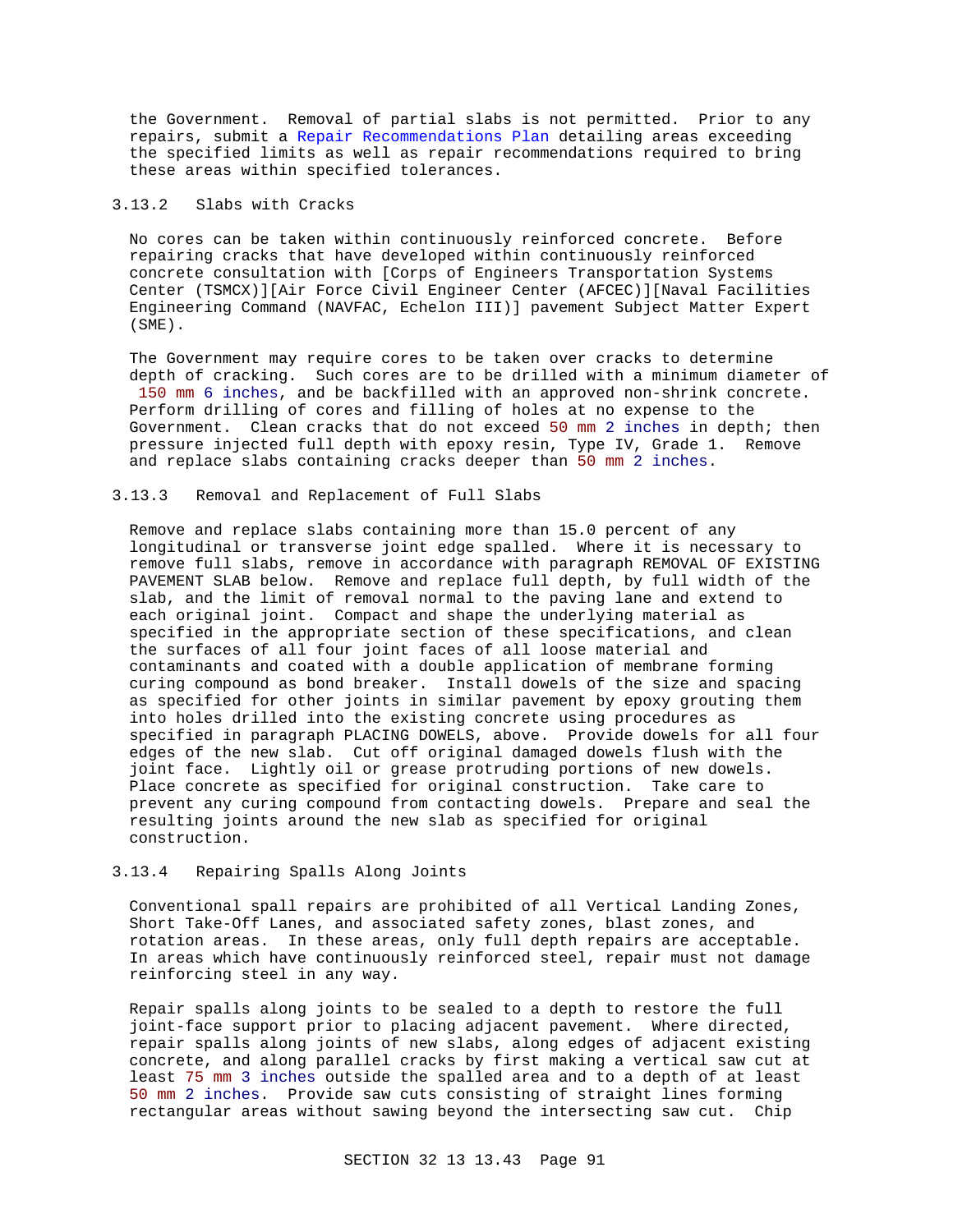the Government. Removal of partial slabs is not permitted. Prior to any repairs, submit a Repair Recommendations Plan detailing areas exceeding the specified limits as well as repair recommendations required to bring these areas within specified tolerances.

### 3.13.2 Slabs with Cracks

No cores can be taken within continuously reinforced concrete. Before repairing cracks that have developed within continuously reinforced concrete consultation with [Corps of Engineers Transportation Systems Center (TSMCX)][Air Force Civil Engineer Center (AFCEC)][Naval Facilities Engineering Command (NAVFAC, Echelon III)] pavement Subject Matter Expert (SME).

The Government may require cores to be taken over cracks to determine depth of cracking. Such cores are to be drilled with a minimum diameter of 150 mm 6 inches, and be backfilled with an approved non-shrink concrete. Perform drilling of cores and filling of holes at no expense to the Government. Clean cracks that do not exceed 50 mm 2 inches in depth; then pressure injected full depth with epoxy resin, Type IV, Grade 1. Remove and replace slabs containing cracks deeper than 50 mm 2 inches.

### 3.13.3 Removal and Replacement of Full Slabs

Remove and replace slabs containing more than 15.0 percent of any longitudinal or transverse joint edge spalled. Where it is necessary to remove full slabs, remove in accordance with paragraph REMOVAL OF EXISTING PAVEMENT SLAB below. Remove and replace full depth, by full width of the slab, and the limit of removal normal to the paving lane and extend to each original joint. Compact and shape the underlying material as specified in the appropriate section of these specifications, and clean the surfaces of all four joint faces of all loose material and contaminants and coated with a double application of membrane forming curing compound as bond breaker. Install dowels of the size and spacing as specified for other joints in similar pavement by epoxy grouting them into holes drilled into the existing concrete using procedures as specified in paragraph PLACING DOWELS, above. Provide dowels for all four edges of the new slab. Cut off original damaged dowels flush with the joint face. Lightly oil or grease protruding portions of new dowels. Place concrete as specified for original construction. Take care to prevent any curing compound from contacting dowels. Prepare and seal the resulting joints around the new slab as specified for original construction.

### 3.13.4 Repairing Spalls Along Joints

Conventional spall repairs are prohibited of all Vertical Landing Zones, Short Take-Off Lanes, and associated safety zones, blast zones, and rotation areas. In these areas, only full depth repairs are acceptable. In areas which have continuously reinforced steel, repair must not damage reinforcing steel in any way.

Repair spalls along joints to be sealed to a depth to restore the full joint-face support prior to placing adjacent pavement. Where directed, repair spalls along joints of new slabs, along edges of adjacent existing concrete, and along parallel cracks by first making a vertical saw cut at least 75 mm 3 inches outside the spalled area and to a depth of at least 50 mm 2 inches. Provide saw cuts consisting of straight lines forming rectangular areas without sawing beyond the intersecting saw cut. Chip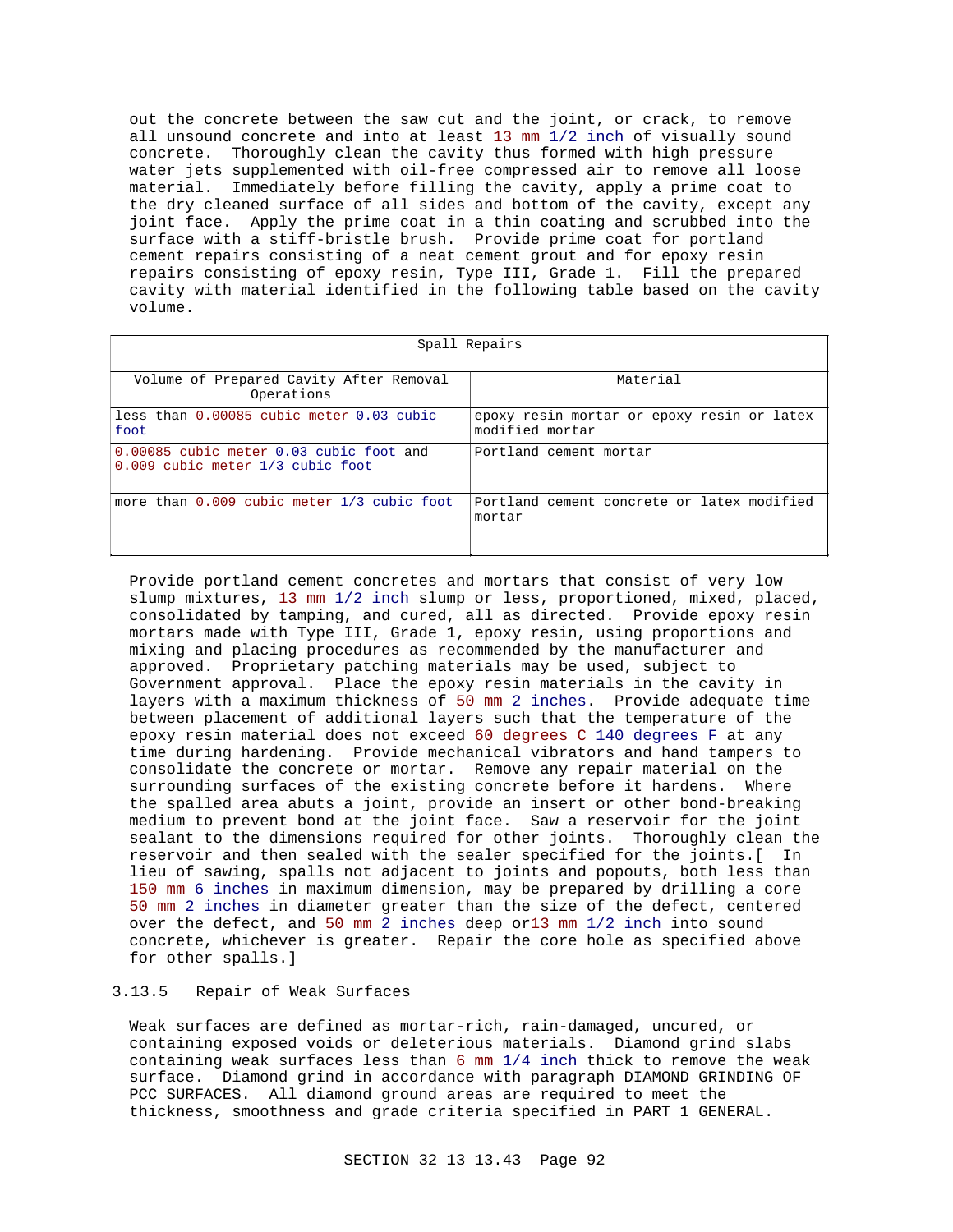out the concrete between the saw cut and the joint, or crack, to remove all unsound concrete and into at least 13 mm 1/2 inch of visually sound concrete. Thoroughly clean the cavity thus formed with high pressure water jets supplemented with oil-free compressed air to remove all loose material. Immediately before filling the cavity, apply a prime coat to the dry cleaned surface of all sides and bottom of the cavity, except any joint face. Apply the prime coat in a thin coating and scrubbed into the surface with a stiff-bristle brush. Provide prime coat for portland cement repairs consisting of a neat cement grout and for epoxy resin repairs consisting of epoxy resin, Type III, Grade 1. Fill the prepared cavity with material identified in the following table based on the cavity volume.

| Spall Repairs | |
|---|---|
| Volume of Prepared Cavity After Removal Operations | Material |
| less than 0.00085 cubic meter 0.03 cubic foot | epoxy resin mortar or epoxy resin or latex modified mortar |
| 0.00085 cubic meter 0.03 cubic foot and 0.009 cubic meter 1/3 cubic foot | Portland cement mortar |
| more than 0.009 cubic meter 1/3 cubic foot | Portland cement concrete or latex modified mortar |

Provide portland cement concretes and mortars that consist of very low slump mixtures, 13 mm 1/2 inch slump or less, proportioned, mixed, placed, consolidated by tamping, and cured, all as directed. Provide epoxy resin mortars made with Type III, Grade 1, epoxy resin, using proportions and mixing and placing procedures as recommended by the manufacturer and approved. Proprietary patching materials may be used, subject to Government approval. Place the epoxy resin materials in the cavity in layers with a maximum thickness of 50 mm 2 inches. Provide adequate time between placement of additional layers such that the temperature of the epoxy resin material does not exceed 60 degrees C 140 degrees F at any time during hardening. Provide mechanical vibrators and hand tampers to consolidate the concrete or mortar. Remove any repair material on the surrounding surfaces of the existing concrete before it hardens. Where the spalled area abuts a joint, provide an insert or other bond-breaking medium to prevent bond at the joint face. Saw a reservoir for the joint sealant to the dimensions required for other joints. Thoroughly clean the reservoir and then sealed with the sealer specified for the joints.[ In lieu of sawing, spalls not adjacent to joints and popouts, both less than 150 mm 6 inches in maximum dimension, may be prepared by drilling a core 50 mm 2 inches in diameter greater than the size of the defect, centered over the defect, and 50 mm 2 inches deep or13 mm 1/2 inch into sound concrete, whichever is greater. Repair the core hole as specified above for other spalls.]

### 3.13.5 Repair of Weak Surfaces

Weak surfaces are defined as mortar-rich, rain-damaged, uncured, or containing exposed voids or deleterious materials. Diamond grind slabs containing weak surfaces less than 6 mm 1/4 inch thick to remove the weak surface. Diamond grind in accordance with paragraph DIAMOND GRINDING OF PCC SURFACES. All diamond ground areas are required to meet the thickness, smoothness and grade criteria specified in PART 1 GENERAL.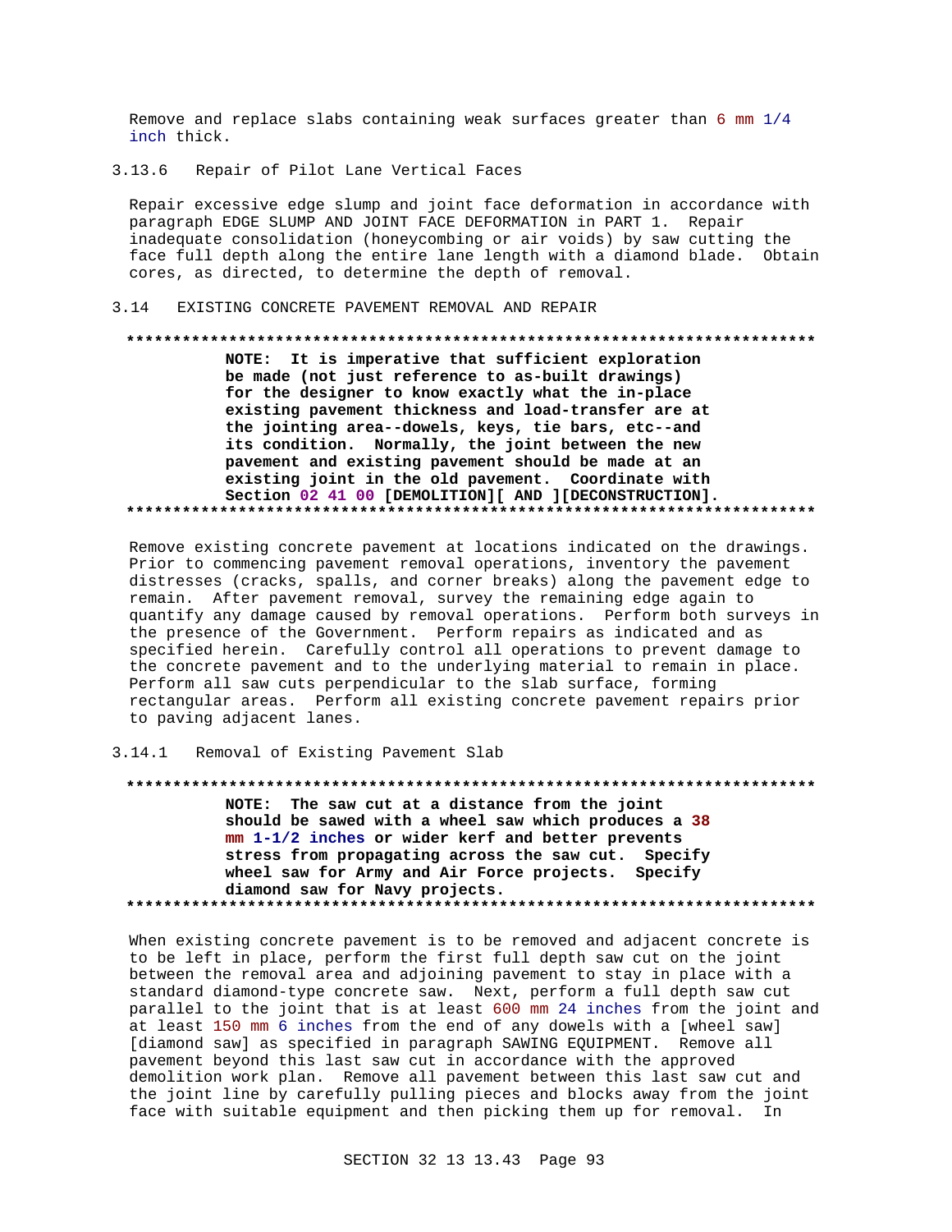Remove and replace slabs containing weak surfaces greater than 6 mm 1/4 inch thick.

### 3.13.6 Repair of Pilot Lane Vertical Faces

Repair excessive edge slump and joint face deformation in accordance with paragraph EDGE SLUMP AND JOINT FACE DEFORMATION in PART 1. Repair inadequate consolidation (honeycombing or air voids) by saw cutting the face full depth along the entire lane length with a diamond blade. Obtain cores, as directed, to determine the depth of removal.

## 3.14 EXISTING CONCRETE PAVEMENT REMOVAL AND REPAIR

**************************************************************************

**NOTE: It is imperative that sufficient exploration be made (not just reference to as-built drawings) for the designer to know exactly what the in-place existing pavement thickness and load-transfer are at the jointing area--dowels, keys, tie bars, etc--and its condition. Normally, the joint between the new pavement and existing pavement should be made at an existing joint in the old pavement. Coordinate with Section 02 41 00 [DEMOLITION][ AND ][DECONSTRUCTION].**

**************************************************************************

Remove existing concrete pavement at locations indicated on the drawings. Prior to commencing pavement removal operations, inventory the pavement distresses (cracks, spalls, and corner breaks) along the pavement edge to remain. After pavement removal, survey the remaining edge again to quantify any damage caused by removal operations. Perform both surveys in the presence of the Government. Perform repairs as indicated and as specified herein. Carefully control all operations to prevent damage to the concrete pavement and to the underlying material to remain in place. Perform all saw cuts perpendicular to the slab surface, forming rectangular areas. Perform all existing concrete pavement repairs prior to paving adjacent lanes.

### 3.14.1 Removal of Existing Pavement Slab

**************************************************************************

**NOTE: The saw cut at a distance from the joint should be sawed with a wheel saw which produces a 38 mm 1-1/2 inches or wider kerf and better prevents stress from propagating across the saw cut. Specify wheel saw for Army and Air Force projects. Specify diamond saw for Navy projects.**

**************************************************************************

When existing concrete pavement is to be removed and adjacent concrete is to be left in place, perform the first full depth saw cut on the joint between the removal area and adjoining pavement to stay in place with a standard diamond-type concrete saw. Next, perform a full depth saw cut parallel to the joint that is at least 600 mm 24 inches from the joint and at least 150 mm 6 inches from the end of any dowels with a [wheel saw][diamond saw] as specified in paragraph SAWING EQUIPMENT. Remove all pavement beyond this last saw cut in accordance with the approved demolition work plan. Remove all pavement between this last saw cut and the joint line by carefully pulling pieces and blocks away from the joint face with suitable equipment and then picking them up for removal. In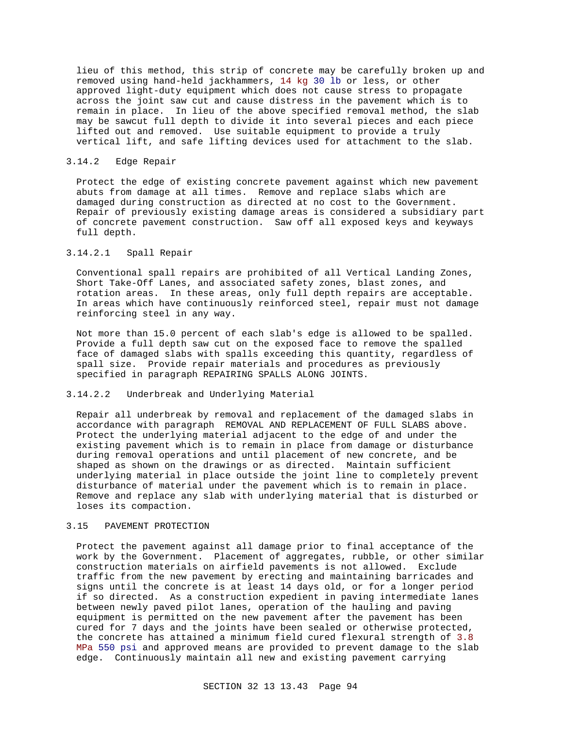lieu of this method, this strip of concrete may be carefully broken up and removed using hand-held jackhammers, 14 kg 30 lb or less, or other approved light-duty equipment which does not cause stress to propagate across the joint saw cut and cause distress in the pavement which is to remain in place. In lieu of the above specified removal method, the slab may be sawcut full depth to divide it into several pieces and each piece lifted out and removed. Use suitable equipment to provide a truly vertical lift, and safe lifting devices used for attachment to the slab.

### 3.14.2 Edge Repair

Protect the edge of existing concrete pavement against which new pavement abuts from damage at all times. Remove and replace slabs which are damaged during construction as directed at no cost to the Government. Repair of previously existing damage areas is considered a subsidiary part of concrete pavement construction. Saw off all exposed keys and keyways full depth.

#### 3.14.2.1 Spall Repair

Conventional spall repairs are prohibited of all Vertical Landing Zones, Short Take-Off Lanes, and associated safety zones, blast zones, and rotation areas. In these areas, only full depth repairs are acceptable. In areas which have continuously reinforced steel, repair must not damage reinforcing steel in any way.

Not more than 15.0 percent of each slab's edge is allowed to be spalled. Provide a full depth saw cut on the exposed face to remove the spalled face of damaged slabs with spalls exceeding this quantity, regardless of spall size. Provide repair materials and procedures as previously specified in paragraph REPAIRING SPALLS ALONG JOINTS.

#### 3.14.2.2 Underbreak and Underlying Material

Repair all underbreak by removal and replacement of the damaged slabs in accordance with paragraph REMOVAL AND REPLACEMENT OF FULL SLABS above. Protect the underlying material adjacent to the edge of and under the existing pavement which is to remain in place from damage or disturbance during removal operations and until placement of new concrete, and be shaped as shown on the drawings or as directed. Maintain sufficient underlying material in place outside the joint line to completely prevent disturbance of material under the pavement which is to remain in place. Remove and replace any slab with underlying material that is disturbed or loses its compaction.

## 3.15 PAVEMENT PROTECTION

Protect the pavement against all damage prior to final acceptance of the work by the Government. Placement of aggregates, rubble, or other similar construction materials on airfield pavements is not allowed. Exclude traffic from the new pavement by erecting and maintaining barricades and signs until the concrete is at least 14 days old, or for a longer period if so directed. As a construction expedient in paving intermediate lanes between newly paved pilot lanes, operation of the hauling and paving equipment is permitted on the new pavement after the pavement has been cured for 7 days and the joints have been sealed or otherwise protected, the concrete has attained a minimum field cured flexural strength of 3.8 MPa 550 psi and approved means are provided to prevent damage to the slab edge. Continuously maintain all new and existing pavement carrying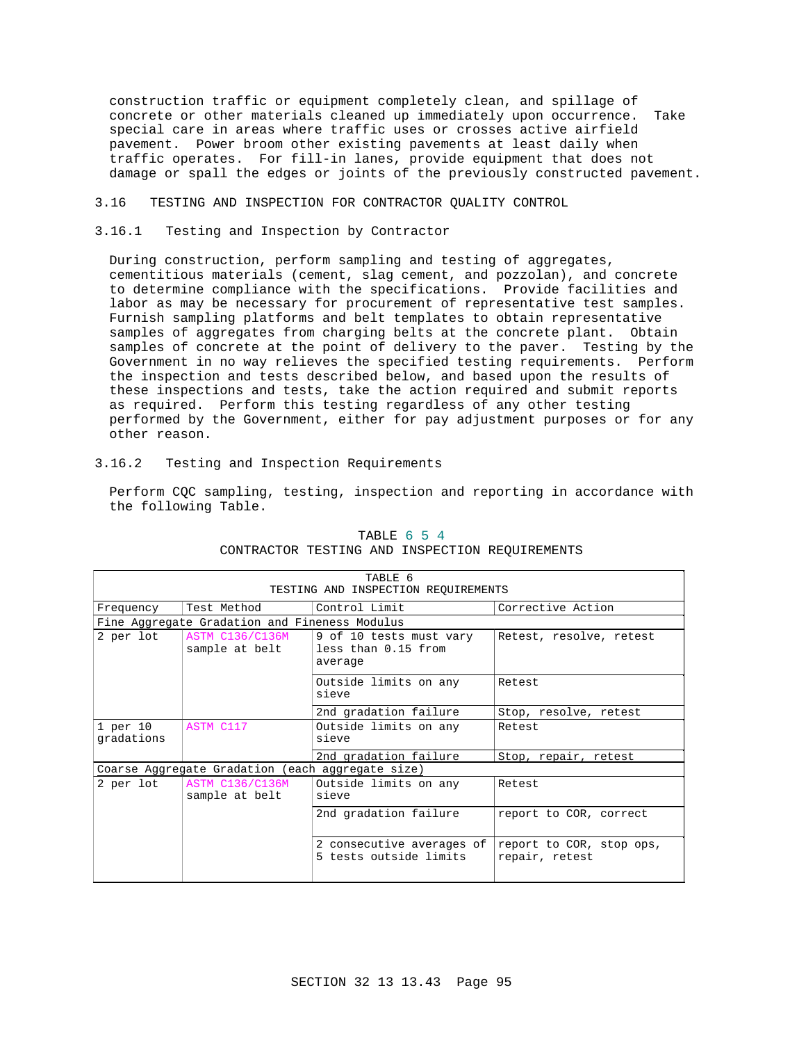construction traffic or equipment completely clean, and spillage of concrete or other materials cleaned up immediately upon occurrence. Take special care in areas where traffic uses or crosses active airfield pavement. Power broom other existing pavements at least daily when traffic operates. For fill-in lanes, provide equipment that does not damage or spall the edges or joints of the previously constructed pavement.

## 3.16 TESTING AND INSPECTION FOR CONTRACTOR QUALITY CONTROL

### 3.16.1 Testing and Inspection by Contractor

During construction, perform sampling and testing of aggregates, cementitious materials (cement, slag cement, and pozzolan), and concrete to determine compliance with the specifications. Provide facilities and labor as may be necessary for procurement of representative test samples. Furnish sampling platforms and belt templates to obtain representative samples of aggregates from charging belts at the concrete plant. Obtain samples of concrete at the point of delivery to the paver. Testing by the Government in no way relieves the specified testing requirements. Perform the inspection and tests described below, and based upon the results of these inspections and tests, take the action required and submit reports as required. Perform this testing regardless of any other testing performed by the Government, either for pay adjustment purposes or for any other reason.

### 3.16.2 Testing and Inspection Requirements

Perform CQC sampling, testing, inspection and reporting in accordance with the following Table.

TABLE 6 5 4
CONTRACTOR TESTING AND INSPECTION REQUIREMENTS

| TABLE 6 TESTING AND INSPECTION REQUIREMENTS | | | |
|---|---|---|---|
| Frequency | Test Method | Control Limit | Corrective Action |
| Fine Aggregate Gradation and Fineness Modulus | | | |
| 2 per lot | ASTM C136/C136M sample at belt | 9 of 10 tests must vary less than 0.15 from average | Retest, resolve, retest |
| | | Outside limits on any sieve | Retest |
| | | 2nd gradation failure | Stop, resolve, retest |
| 1 per 10 gradations | ASTM C117 | Outside limits on any sieve | Retest |
| | | 2nd gradation failure | Stop, repair, retest |
| Coarse Aggregate Gradation (each aggregate size) | | | |
| 2 per lot | ASTM C136/C136M sample at belt | Outside limits on any sieve | Retest |
| | | 2nd gradation failure | report to COR, correct |
| | | 2 consecutive averages of 5 tests outside limits | report to COR, stop ops, repair, retest |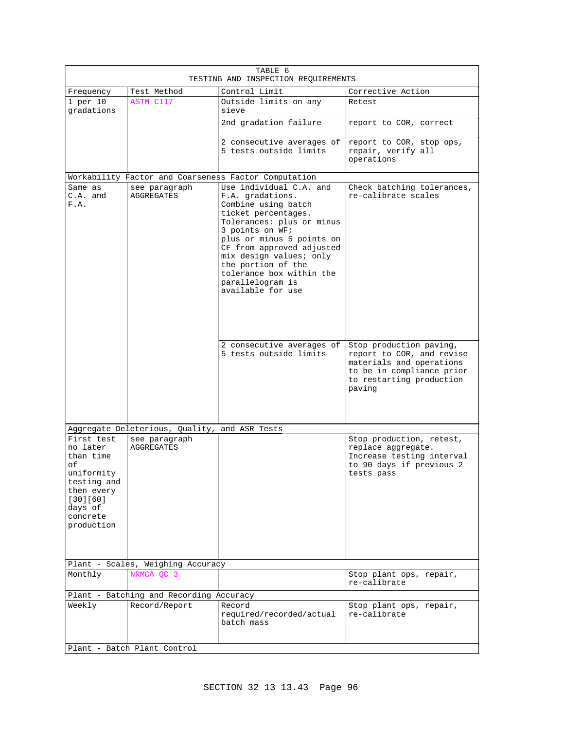| TABLE 6 TESTING AND INSPECTION REQUIREMENTS | | | |
|---|---|---|---|
| Frequency | Test Method | Control Limit | Corrective Action |
| 1 per 10 gradations | ASTM C117 | Outside limits on any sieve | Retest |
| | | 2nd gradation failure | report to COR, correct |
| | | 2 consecutive averages of 5 tests outside limits | report to COR, stop ops, repair, verify all operations |
| Workability Factor and Coarseness Factor Computation | | | |
| Same as C.A. and F.A. | see paragraph AGGREGATES | Use individual C.A. and F.A. gradations. Combine using batch ticket percentages. Tolerances: plus or minus 3 points on WF; plus or minus 5 points on CF from approved adjusted mix design values; only the portion of the tolerance box within the parallelogram is available for use | Check batching tolerances, re-calibrate scales |
| | | 2 consecutive averages of 5 tests outside limits | Stop production paving, report to COR, and revise materials and operations to be in compliance prior to restarting production paving |
| Aggregate Deleterious, Quality, and ASR Tests | | | |
| First test no later than time of uniformity testing and then every [30][60] days of concrete production | see paragraph AGGREGATES | | Stop production, retest, replace aggregate. Increase testing interval to 90 days if previous 2 tests pass |
| Plant - Scales, Weighing Accuracy | | | |
| Monthly | NRMCA QC 3 | | Stop plant ops, repair, re-calibrate |
| Plant - Batching and Recording Accuracy | | | |
| Weekly | Record/Report | Record required/recorded/actual batch mass | Stop plant ops, repair, re-calibrate |
| Plant - Batch Plant Control | | | |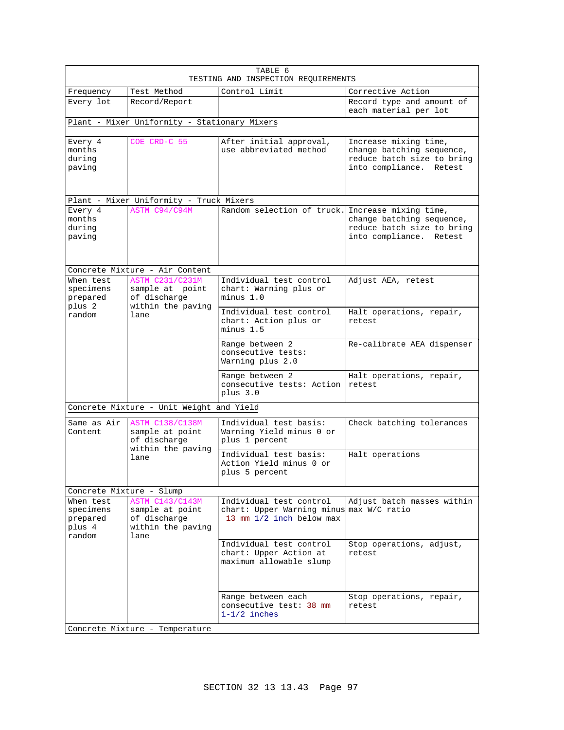TABLE 6
TESTING AND INSPECTION REQUIREMENTS

| Frequency | Test Method | Control Limit | Corrective Action |
|---|---|---|---|
| Every lot | Record/Report | | Record type and amount of each material per lot |
| **Plant - Mixer Uniformity - Stationary Mixers** | | | |
| Every 4 months during paving | COE CRD-C 55 | After initial approval, use abbreviated method | Increase mixing time, change batching sequence, reduce batch size to bring into compliance. Retest |
| **Plant - Mixer Uniformity - Truck Mixers** | | | |
| Every 4 months during paving | ASTM C94/C94M | Random selection of truck. | Increase mixing time, change batching sequence, reduce batch size to bring into compliance. Retest |
| **Concrete Mixture - Air Content** | | | |
| When test specimens prepared plus 2 random | ASTM C231/C231M sample at point of discharge within the paving lane | Individual test control chart: Warning plus or minus 1.0 | Adjust AEA, retest |
| | | Individual test control chart: Action plus or minus 1.5 | Halt operations, repair, retest |
| | | Range between 2 consecutive tests: Warning plus 2.0 | Re-calibrate AEA dispenser |
| | | Range between 2 consecutive tests: Action plus 3.0 | Halt operations, repair, retest |
| **Concrete Mixture - Unit Weight and Yield** | | | |
| Same as Air Content | ASTM C138/C138M sample at point of discharge within the paving lane | Individual test basis: Warning Yield minus 0 or plus 1 percent | Check batching tolerances |
| | | Individual test basis: Action Yield minus 0 or plus 5 percent | Halt operations |
| **Concrete Mixture - Slump** | | | |
| When test specimens prepared plus 4 random | ASTM C143/C143M sample at point of discharge within the paving lane | Individual test control chart: Upper Warning minus 13 mm 1/2 inch below max | Adjust batch masses within max W/C ratio |
| | | Individual test control chart: Upper Action at maximum allowable slump | Stop operations, adjust, retest |
| | | Range between each consecutive test: 38 mm 1-1/2 inches | Stop operations, repair, retest |
| **Concrete Mixture - Temperature** | | | |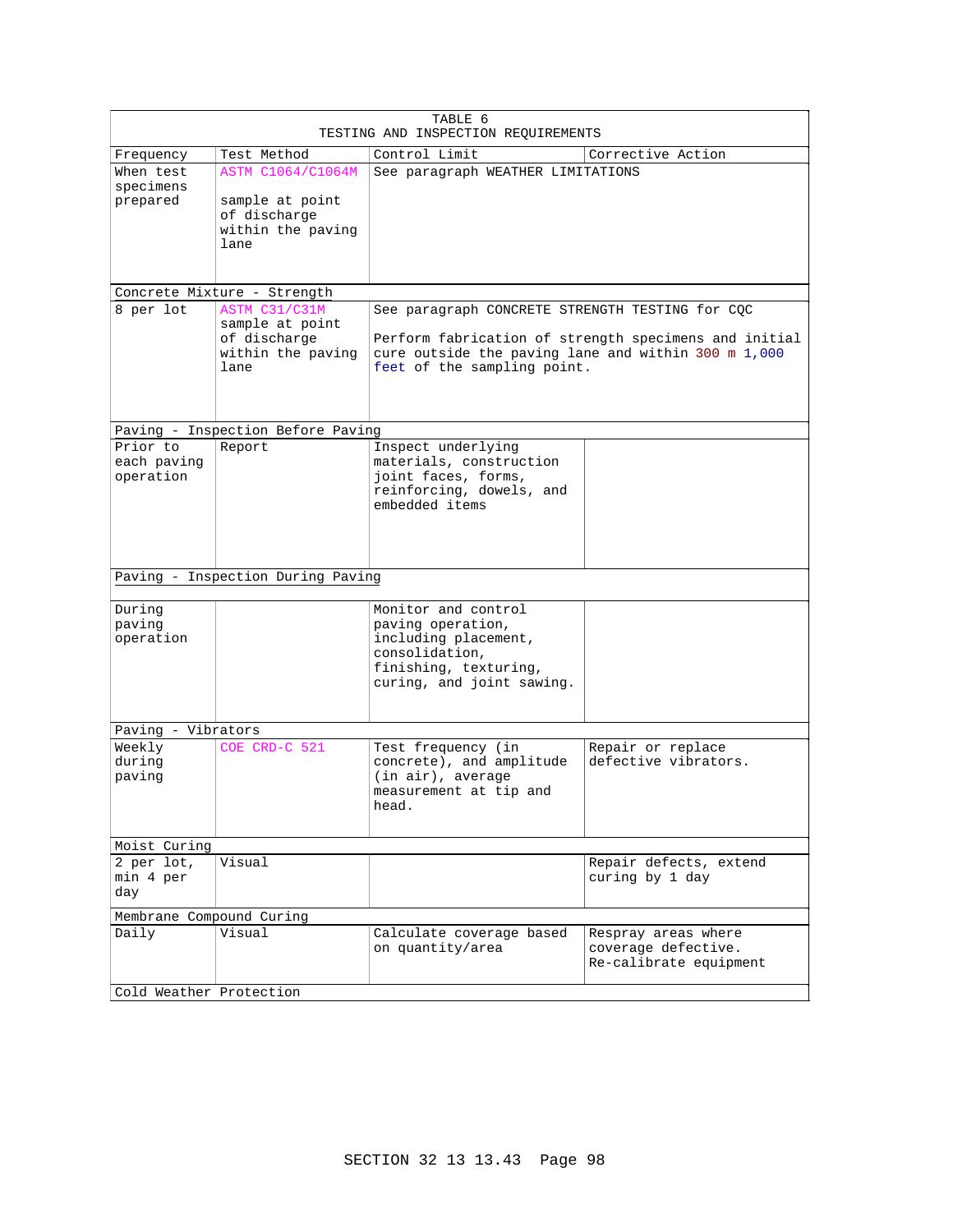TABLE 6
TESTING AND INSPECTION REQUIREMENTS

| Frequency | Test Method | Control Limit | Corrective Action |
|---|---|---|---|
| When test specimens prepared | ASTM C1064/C1064M sample at point of discharge within the paving lane | See paragraph WEATHER LIMITATIONS | |
| Concrete Mixture - Strength | | | |
| 8 per lot | ASTM C31/C31M sample at point of discharge within the paving lane | See paragraph CONCRETE STRENGTH TESTING for CQC<br><br>Perform fabrication of strength specimens and initial cure outside the paving lane and within 300 m 1,000 feet of the sampling point. | |
| Paving - Inspection Before Paving | | | |
| Prior to each paving operation | Report | Inspect underlying materials, construction joint faces, forms, reinforcing, dowels, and embedded items | |
| Paving - Inspection During Paving | | | |
| During paving operation | | Monitor and control paving operation, including placement, consolidation, finishing, texturing, curing, and joint sawing. | |
| Paving - Vibrators | | | |
| Weekly during paving | COE CRD-C 521 | Test frequency (in concrete), and amplitude (in air), average measurement at tip and head. | Repair or replace defective vibrators. |
| Moist Curing | | | |
| 2 per lot, min 4 per day | Visual | | Repair defects, extend curing by 1 day |
| Membrane Compound Curing | | | |
| Daily | Visual | Calculate coverage based on quantity/area | Respray areas where coverage defective. Re-calibrate equipment |
| Cold Weather Protection | | | |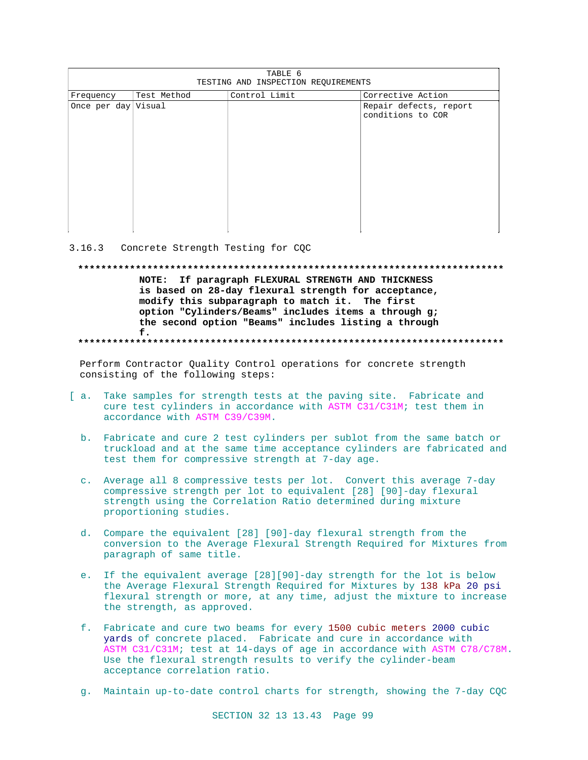| TABLE 6<br>TESTING AND INSPECTION REQUIREMENTS | | | |
|---|---|---|---|
| Frequency | Test Method | Control Limit | Corrective Action |
| Once per day | Visual | | Repair defects, report conditions to COR |

### 3.16.3 Concrete Strength Testing for CQC

**************************************************************************

**NOTE: If paragraph FLEXURAL STRENGTH AND THICKNESS is based on 28-day flexural strength for acceptance, modify this subparagraph to match it. The first option "Cylinders/Beams" includes items a through g; the second option "Beams" includes listing a through f.**

**************************************************************************

Perform Contractor Quality Control operations for concrete strength consisting of the following steps:

[ a. Take samples for strength tests at the paving site. Fabricate and cure test cylinders in accordance with ASTM C31/C31M; test them in accordance with ASTM C39/C39M.

b. Fabricate and cure 2 test cylinders per sublot from the same batch or truckload and at the same time acceptance cylinders are fabricated and test them for compressive strength at 7-day age.

c. Average all 8 compressive tests per lot. Convert this average 7-day compressive strength per lot to equivalent [28] [90]-day flexural strength using the Correlation Ratio determined during mixture proportioning studies.

d. Compare the equivalent [28] [90]-day flexural strength from the conversion to the Average Flexural Strength Required for Mixtures from paragraph of same title.

e. If the equivalent average [28][90]-day strength for the lot is below the Average Flexural Strength Required for Mixtures by 138 kPa 20 psi flexural strength or more, at any time, adjust the mixture to increase the strength, as approved.

f. Fabricate and cure two beams for every 1500 cubic meters 2000 cubic yards of concrete placed. Fabricate and cure in accordance with ASTM C31/C31M; test at 14-days of age in accordance with ASTM C78/C78M. Use the flexural strength results to verify the cylinder-beam acceptance correlation ratio.

g. Maintain up-to-date control charts for strength, showing the 7-day CQC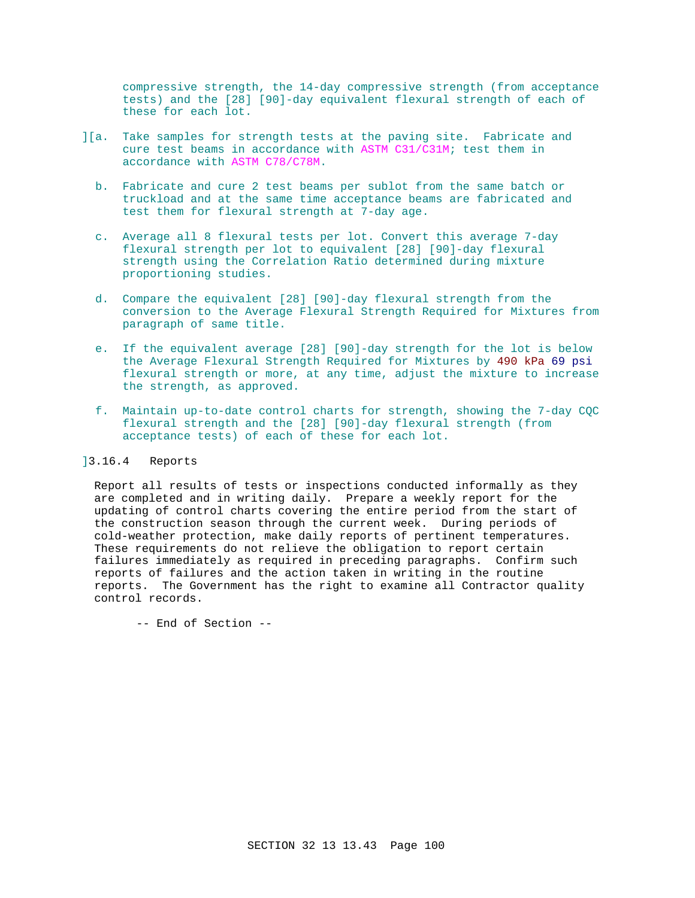compressive strength, the 14-day compressive strength (from acceptance tests) and the [28] [90]-day equivalent flexural strength of each of these for each lot.

][a. Take samples for strength tests at the paving site. Fabricate and cure test beams in accordance with ASTM C31/C31M; test them in accordance with ASTM C78/C78M.

b. Fabricate and cure 2 test beams per sublot from the same batch or truckload and at the same time acceptance beams are fabricated and test them for flexural strength at 7-day age.

c. Average all 8 flexural tests per lot. Convert this average 7-day flexural strength per lot to equivalent [28] [90]-day flexural strength using the Correlation Ratio determined during mixture proportioning studies.

d. Compare the equivalent [28] [90]-day flexural strength from the conversion to the Average Flexural Strength Required for Mixtures from paragraph of same title.

e. If the equivalent average [28] [90]-day strength for the lot is below the Average Flexural Strength Required for Mixtures by 490 kPa 69 psi flexural strength or more, at any time, adjust the mixture to increase the strength, as approved.

f. Maintain up-to-date control charts for strength, showing the 7-day CQC flexural strength and the [28] [90]-day flexural strength (from acceptance tests) of each of these for each lot.

]3.16.4 Reports

Report all results of tests or inspections conducted informally as they are completed and in writing daily. Prepare a weekly report for the updating of control charts covering the entire period from the start of the construction season through the current week. During periods of cold-weather protection, make daily reports of pertinent temperatures. These requirements do not relieve the obligation to report certain failures immediately as required in preceding paragraphs. Confirm such reports of failures and the action taken in writing in the routine reports. The Government has the right to examine all Contractor quality control records.

-- End of Section --